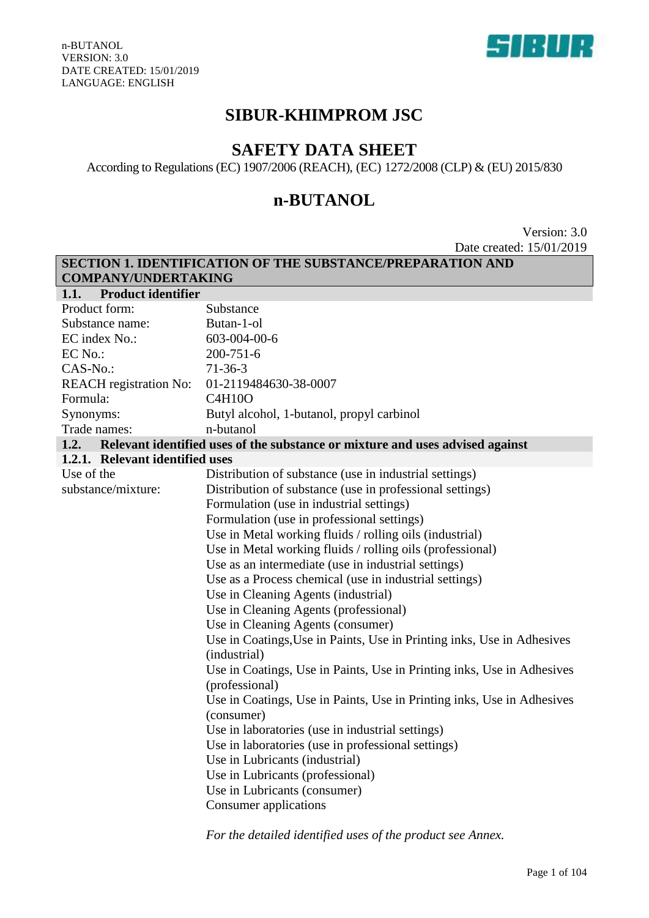# SIBUR-KHIMPROM JSC

## SAFETY DATA SHEET

According to Regulations (EC) 1907/2006 (REACH), (EC) 1272/2008 (CLP) & (EU) 2015/830

# n-BUTANOL

Version: 3.0
Date created: 15/01/2019

## SECTION 1. IDENTIFICATION OF THE SUBSTANCE/PREPARATION AND COMPANY/UNDERTAKING

### 1.1. Product identifier

| | |
|---|---|
| Product form: | Substance |
| Substance name: | Butan-1-ol |
| EC index No.: | 603-004-00-6 |
| EC No.: | 200-751-6 |
| CAS-No.: | 71-36-3 |
| REACH registration No: | 01-2119484630-38-0007 |
| Formula: | $C_4H_{10}O$ |
| Synonyms: | Butyl alcohol, 1-butanol, propyl carbinol |
| Trade names: | n-butanol |

### 1.2. Relevant identified uses of the substance or mixture and uses advised against

#### 1.2.1. Relevant identified uses

Use of the substance/mixture:

- Distribution of substance (use in industrial settings)
- Distribution of substance (use in professional settings)
- Formulation (use in industrial settings)
- Formulation (use in professional settings)
- Use in Metal working fluids / rolling oils (industrial)
- Use in Metal working fluids / rolling oils (professional)
- Use as an intermediate (use in industrial settings)
- Use as a Process chemical (use in industrial settings)
- Use in Cleaning Agents (industrial)
- Use in Cleaning Agents (professional)
- Use in Cleaning Agents (consumer)
- Use in Coatings,Use in Paints, Use in Printing inks, Use in Adhesives (industrial)
- Use in Coatings, Use in Paints, Use in Printing inks, Use in Adhesives (professional)
- Use in Coatings, Use in Paints, Use in Printing inks, Use in Adhesives (consumer)
- Use in laboratories (use in industrial settings)
- Use in laboratories (use in professional settings)
- Use in Lubricants (industrial)
- Use in Lubricants (professional)
- Use in Lubricants (consumer)
- Consumer applications

*For the detailed identified uses of the product see Annex.*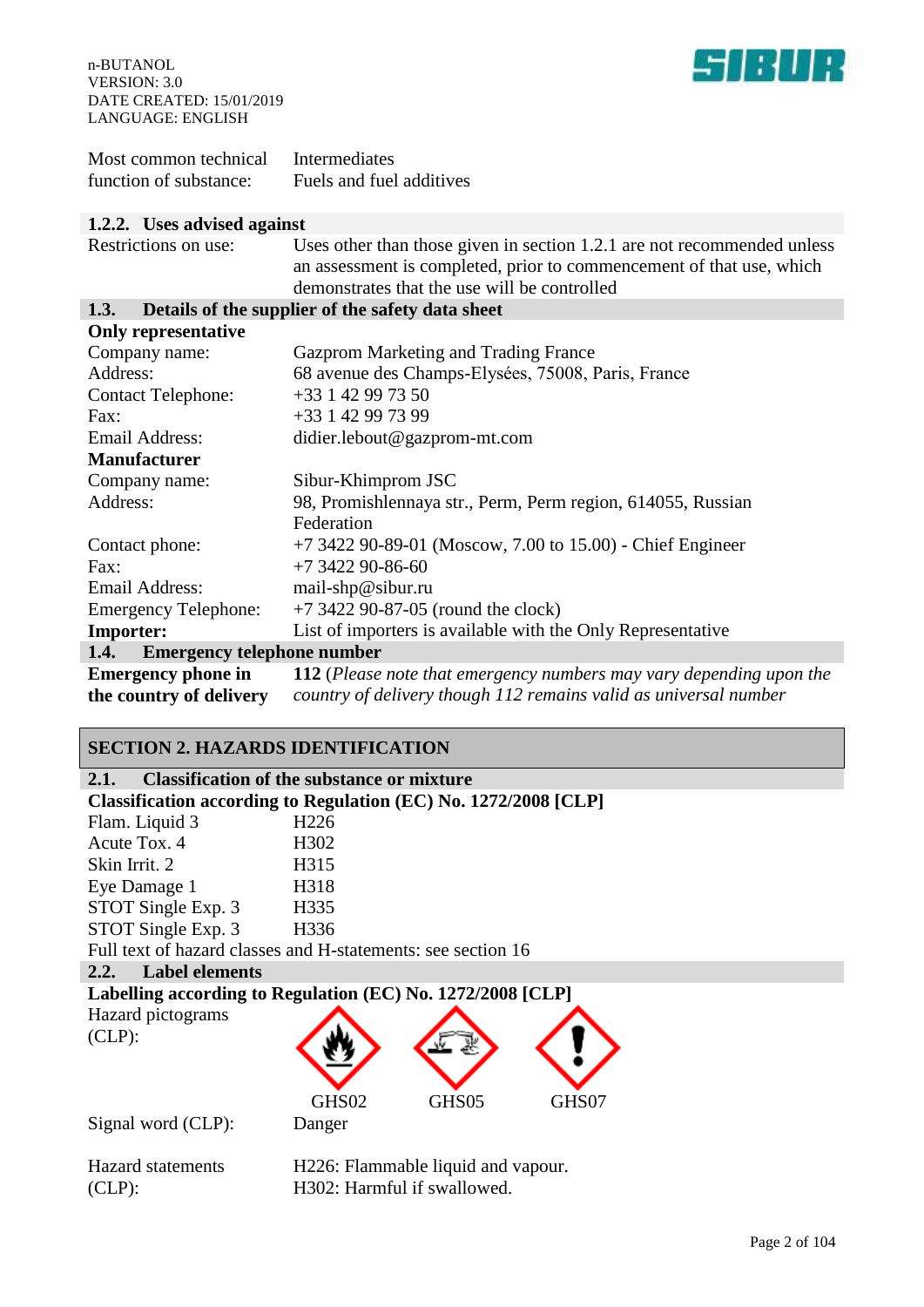| | |
|---|---|
| Most common technical function of substance: | Intermediates<br>Fuels and fuel additives |

### 1.2.2. Uses advised against

| | |
|---|---|
| Restrictions on use: | Uses other than those given in section 1.2.1 are not recommended unless an assessment is completed, prior to commencement of that use, which demonstrates that the use will be controlled |

### 1.3. Details of the supplier of the safety data sheet

**Only representative**

| | |
|---|---|
| Company name: | Gazprom Marketing and Trading France |
| Address: | 68 avenue des Champs-Elysées, 75008, Paris, France |
| Contact Telephone: | +33 1 42 99 73 50 |
| Fax: | +33 1 42 99 73 99 |
| Email Address: | didier.lebout@gazprom-mt.com |

**Manufacturer**

| | |
|---|---|
| Company name: | Sibur-Khimprom JSC |
| Address: | 98, Promishlennaya str., Perm, Perm region, 614055, Russian Federation |
| Contact phone: | +7 3422 90-89-01 (Moscow, 7.00 to 15.00) - Chief Engineer |
| Fax: | +7 3422 90-86-60 |
| Email Address: | mail-shp@sibur.ru |
| Emergency Telephone: | +7 3422 90-87-05 (round the clock) |
| **Importer:** | List of importers is available with the Only Representative |

### 1.4. Emergency telephone number

| | |
|---|---|
| **Emergency phone in the country of delivery** | **112** (*Please note that emergency numbers may vary depending upon the country of delivery though 112 remains valid as universal number* |

## SECTION 2. HAZARDS IDENTIFICATION

### 2.1. Classification of the substance or mixture

**Classification according to Regulation (EC) No. 1272/2008 [CLP]**

| | |
|---|---|
| Flam. Liquid 3 | H226 |
| Acute Tox. 4 | H302 |
| Skin Irrit. 2 | H315 |
| Eye Damage 1 | H318 |
| STOT Single Exp. 3 | H335 |
| STOT Single Exp. 3 | H336 |

Full text of hazard classes and H-statements: see section 16

### 2.2. Label elements

**Labelling according to Regulation (EC) No. 1272/2008 [CLP]**

Hazard pictograms (CLP): GHS02 GHS05 GHS07

Signal word (CLP): Danger

Hazard statements (CLP):
H226: Flammable liquid and vapour.
H302: Harmful if swallowed.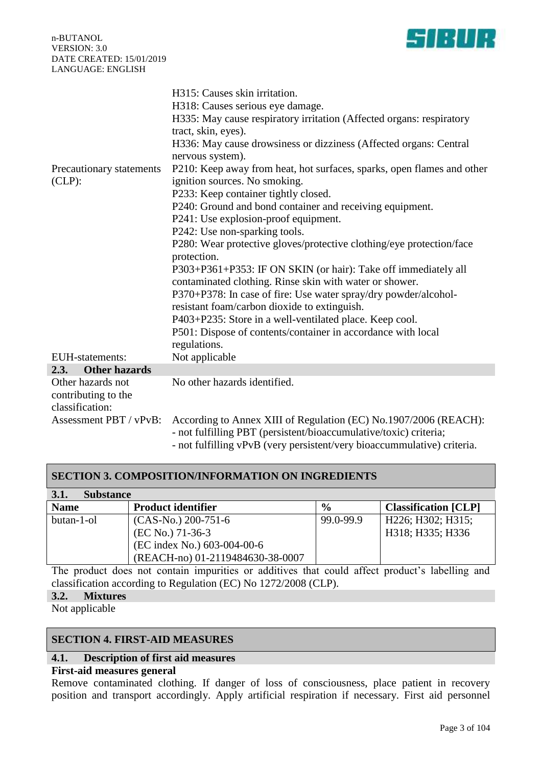| | |
|---|---|
| | H315: Causes skin irritation.<br>H318: Causes serious eye damage.<br>H335: May cause respiratory irritation (Affected organs: respiratory tract, skin, eyes).<br>H336: May cause drowsiness or dizziness (Affected organs: Central nervous system). |
| Precautionary statements (CLP): | P210: Keep away from heat, hot surfaces, sparks, open flames and other ignition sources. No smoking.<br>P233: Keep container tightly closed.<br>P240: Ground and bond container and receiving equipment.<br>P241: Use explosion-proof equipment.<br>P242: Use non-sparking tools.<br>P280: Wear protective gloves/protective clothing/eye protection/face protection.<br>P303+P361+P353: IF ON SKIN (or hair): Take off immediately all contaminated clothing. Rinse skin with water or shower.<br>P370+P378: In case of fire: Use water spray/dry powder/alcohol-resistant foam/carbon dioxide to extinguish.<br>P403+P235: Store in a well-ventilated place. Keep cool.<br>P501: Dispose of contents/container in accordance with local regulations. |
| EUH-statements: | Not applicable |

### 2.3. Other hazards

| | |
|---|---|
| Other hazards not contributing to the classification: | No other hazards identified. |
| Assessment PBT / vPvB: | According to Annex XIII of Regulation (EC) No.1907/2006 (REACH):<br>- not fulfilling PBT (persistent/bioaccumulative/toxic) criteria;<br>- not fulfilling vPvB (very persistent/very bioaccummulative) criteria. |

## SECTION 3. COMPOSITION/INFORMATION ON INGREDIENTS

### 3.1. Substance

| Name | Product identifier | % | Classification [CLP] |
|---|---|---|---|
| butan-1-ol | (CAS-No.) 200-751-6<br>(EC No.) 71-36-3<br>(EC index No.) 603-004-00-6<br>(REACH-no) 01-2119484630-38-0007 | 99.0-99.9 | H226; H302; H315; H318; H335; H336 |

The product does not contain impurities or additives that could affect product's labelling and classification according to Regulation (EC) No 1272/2008 (CLP).

### 3.2. Mixtures

Not applicable

## SECTION 4. FIRST-AID MEASURES

### 4.1. Description of first aid measures

**First-aid measures general**

Remove contaminated clothing. If danger of loss of consciousness, place patient in recovery position and transport accordingly. Apply artificial respiration if necessary. First aid personnel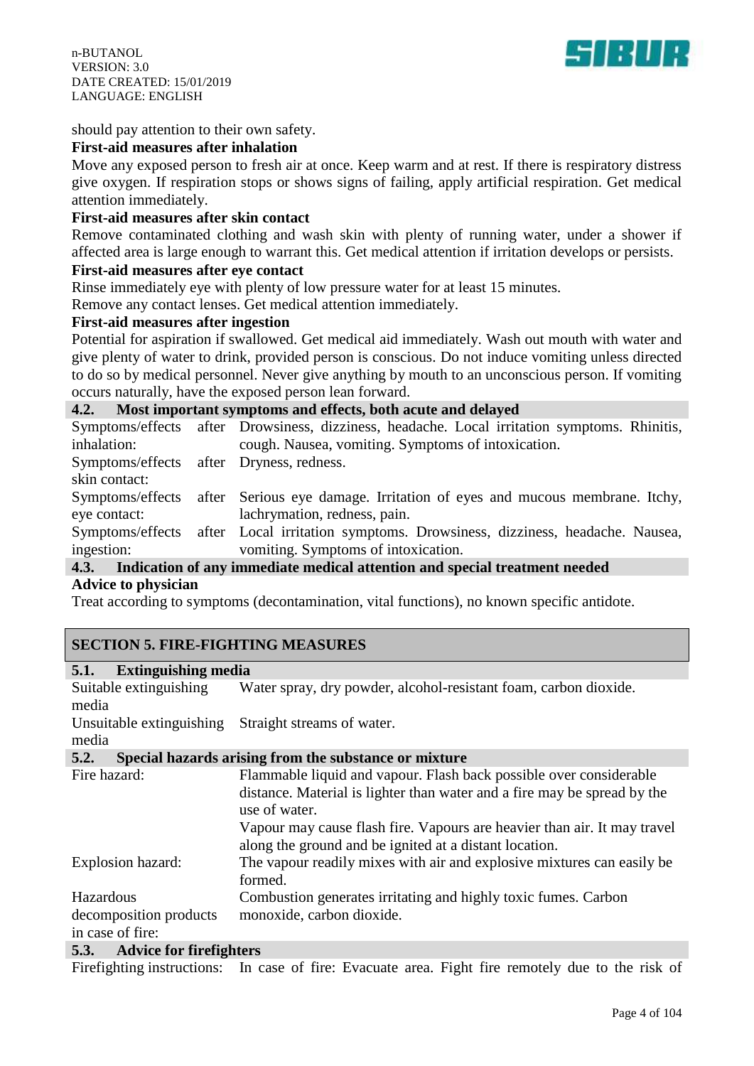should pay attention to their own safety.

**First-aid measures after inhalation**

Move any exposed person to fresh air at once. Keep warm and at rest. If there is respiratory distress give oxygen. If respiration stops or shows signs of failing, apply artificial respiration. Get medical attention immediately.

**First-aid measures after skin contact**

Remove contaminated clothing and wash skin with plenty of running water, under a shower if affected area is large enough to warrant this. Get medical attention if irritation develops or persists.

**First-aid measures after eye contact**

Rinse immediately eye with plenty of low pressure water for at least 15 minutes.
Remove any contact lenses. Get medical attention immediately.

**First-aid measures after ingestion**

Potential for aspiration if swallowed. Get medical aid immediately. Wash out mouth with water and give plenty of water to drink, provided person is conscious. Do not induce vomiting unless directed to do so by medical personnel. Never give anything by mouth to an unconscious person. If vomiting occurs naturally, have the exposed person lean forward.

### 4.2. Most important symptoms and effects, both acute and delayed

| | |
|---|---|
| Symptoms/effects after inhalation: | Drowsiness, dizziness, headache. Local irritation symptoms. Rhinitis, cough. Nausea, vomiting. Symptoms of intoxication. |
| Symptoms/effects after skin contact: | Dryness, redness. |
| Symptoms/effects after eye contact: | Serious eye damage. Irritation of eyes and mucous membrane. Itchy, lachrymation, redness, pain. |
| Symptoms/effects after ingestion: | Local irritation symptoms. Drowsiness, dizziness, headache. Nausea, vomiting. Symptoms of intoxication. |

### 4.3. Indication of any immediate medical attention and special treatment needed

**Advice to physician**

Treat according to symptoms (decontamination, vital functions), no known specific antidote.

## SECTION 5. FIRE-FIGHTING MEASURES

### 5.1. Extinguishing media

| | |
|---|---|
| Suitable extinguishing media | Water spray, dry powder, alcohol-resistant foam, carbon dioxide. |
| Unsuitable extinguishing media | Straight streams of water. |

### 5.2. Special hazards arising from the substance or mixture

| | |
|---|---|
| Fire hazard: | Flammable liquid and vapour. Flash back possible over considerable distance. Material is lighter than water and a fire may be spread by the use of water.<br>Vapour may cause flash fire. Vapours are heavier than air. It may travel along the ground and be ignited at a distant location. |
| Explosion hazard: | The vapour readily mixes with air and explosive mixtures can easily be formed. |
| Hazardous decomposition products in case of fire: | Combustion generates irritating and highly toxic fumes. Carbon monoxide, carbon dioxide. |

### 5.3. Advice for firefighters

| | |
|---|---|
| Firefighting instructions: | In case of fire: Evacuate area. Fight fire remotely due to the risk of |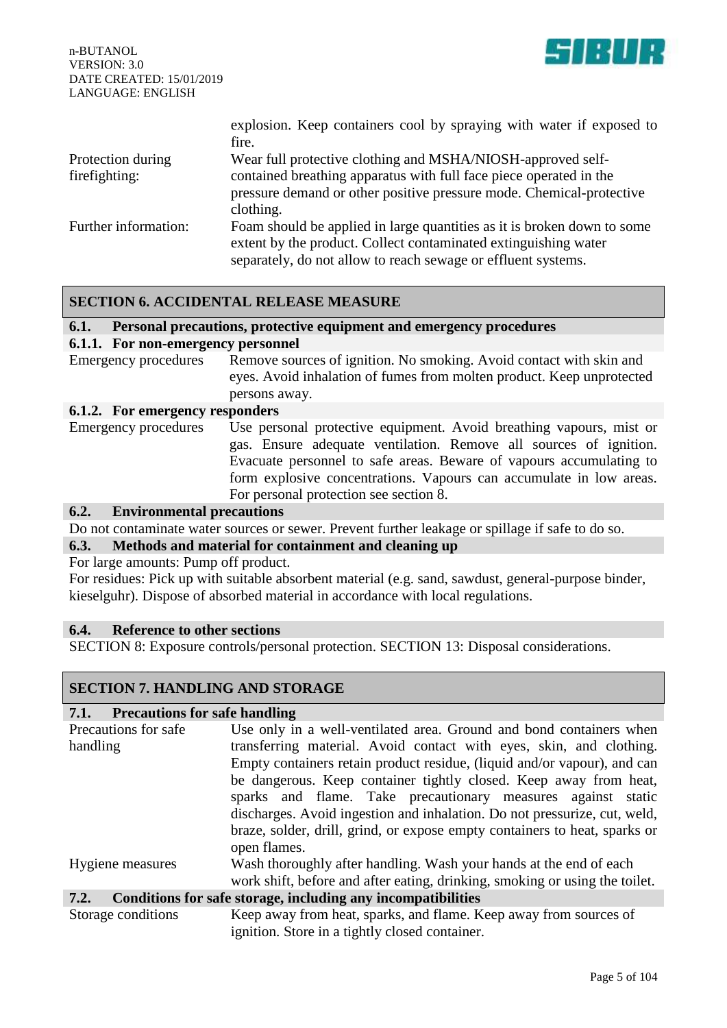| | |
|---|---|
| | explosion. Keep containers cool by spraying with water if exposed to fire. |
| Protection during firefighting: | Wear full protective clothing and MSHA/NIOSH-approved self-contained breathing apparatus with full face piece operated in the pressure demand or other positive pressure mode. Chemical-protective clothing. |
| Further information: | Foam should be applied in large quantities as it is broken down to some extent by the product. Collect contaminated extinguishing water separately, do not allow to reach sewage or effluent systems. |

## SECTION 6. ACCIDENTAL RELEASE MEASURE

### 6.1. Personal precautions, protective equipment and emergency procedures

#### 6.1.1. For non-emergency personnel

| | |
|---|---|
| Emergency procedures | Remove sources of ignition. No smoking. Avoid contact with skin and eyes. Avoid inhalation of fumes from molten product. Keep unprotected persons away. |

#### 6.1.2. For emergency responders

| | |
|---|---|
| Emergency procedures | Use personal protective equipment. Avoid breathing vapours, mist or gas. Ensure adequate ventilation. Remove all sources of ignition. Evacuate personnel to safe areas. Beware of vapours accumulating to form explosive concentrations. Vapours can accumulate in low areas. For personal protection see section 8. |

### 6.2. Environmental precautions

Do not contaminate water sources or sewer. Prevent further leakage or spillage if safe to do so.

### 6.3. Methods and material for containment and cleaning up

For large amounts: Pump off product.

For residues: Pick up with suitable absorbent material (e.g. sand, sawdust, general-purpose binder, kieselguhr). Dispose of absorbed material in accordance with local regulations.

### 6.4. Reference to other sections

SECTION 8: Exposure controls/personal protection. SECTION 13: Disposal considerations.

## SECTION 7. HANDLING AND STORAGE

### 7.1. Precautions for safe handling

| | |
|---|---|
| Precautions for safe handling | Use only in a well-ventilated area. Ground and bond containers when transferring material. Avoid contact with eyes, skin, and clothing. Empty containers retain product residue, (liquid and/or vapour), and can be dangerous. Keep container tightly closed. Keep away from heat, sparks and flame. Take precautionary measures against static discharges. Avoid ingestion and inhalation. Do not pressurize, cut, weld, braze, solder, drill, grind, or expose empty containers to heat, sparks or open flames. |
| Hygiene measures | Wash thoroughly after handling. Wash your hands at the end of each work shift, before and after eating, drinking, smoking or using the toilet. |

### 7.2. Conditions for safe storage, including any incompatibilities

| | |
|---|---|
| Storage conditions | Keep away from heat, sparks, and flame. Keep away from sources of ignition. Store in a tightly closed container. |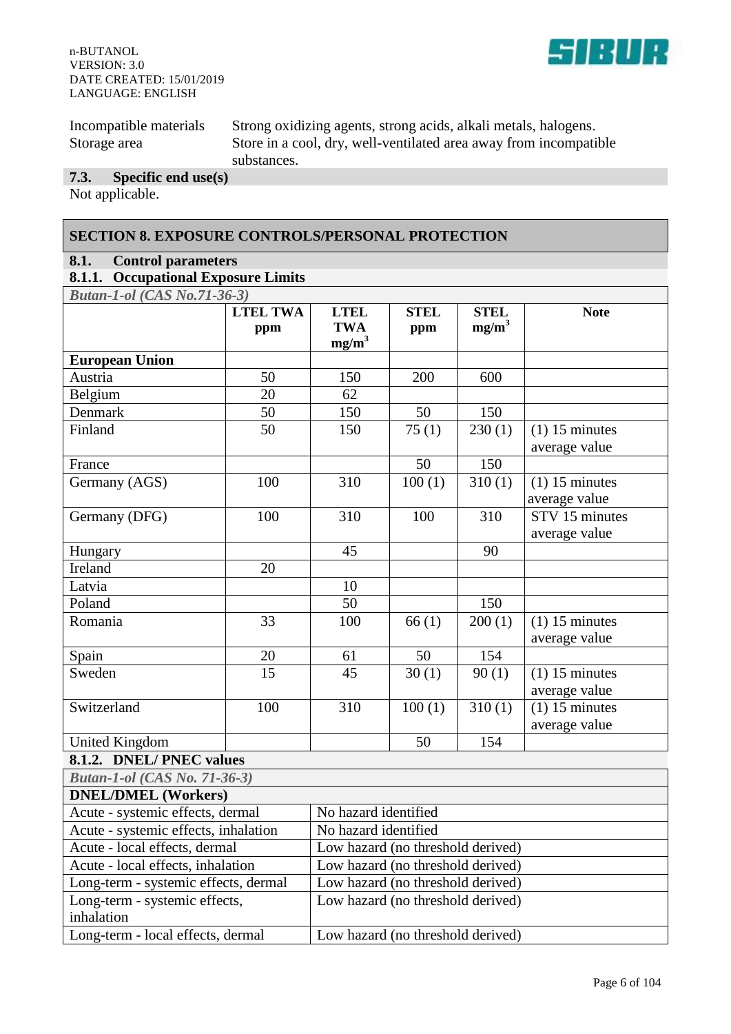| | |
|---|---|
| Incompatible materials | Strong oxidizing agents, strong acids, alkali metals, halogens. |
| Storage area | Store in a cool, dry, well-ventilated area away from incompatible substances. |

### 7.3. Specific end use(s)

Not applicable.

## SECTION 8. EXPOSURE CONTROLS/PERSONAL PROTECTION

### 8.1. Control parameters

#### 8.1.1. Occupational Exposure Limits

*Butan-1-ol (CAS No.71-36-3)*

| | LTEL TWA ppm | LTEL TWA $mg/m^3$ | STEL ppm | STEL $mg/m^3$ | Note |
|---|---|---|---|---|---|
| **European Union** | | | | | |
| Austria | 50 | 150 | 200 | 600 | |
| Belgium | 20 | 62 | | | |
| Denmark | 50 | 150 | 50 | 150 | |
| Finland | 50 | 150 | 75 (1) | 230 (1) | (1) 15 minutes average value |
| France | | | 50 | 150 | |
| Germany (AGS) | 100 | 310 | 100 (1) | 310 (1) | (1) 15 minutes average value |
| Germany (DFG) | 100 | 310 | 100 | 310 | STV 15 minutes average value |
| Hungary | | 45 | | 90 | |
| Ireland | 20 | | | | |
| Latvia | | 10 | | | |
| Poland | | 50 | | 150 | |
| Romania | 33 | 100 | 66 (1) | 200 (1) | (1) 15 minutes average value |
| Spain | 20 | 61 | 50 | 154 | |
| Sweden | 15 | 45 | 30 (1) | 90 (1) | (1) 15 minutes average value |
| Switzerland | 100 | 310 | 100 (1) | 310 (1) | (1) 15 minutes average value |
| United Kingdom | | | 50 | 154 | |

#### 8.1.2. DNEL/ PNEC values

*Butan-1-ol (CAS No. 71-36-3)*

| **DNEL/DMEL (Workers)** | |
|---|---|
| Acute - systemic effects, dermal | No hazard identified |
| Acute - systemic effects, inhalation | No hazard identified |
| Acute - local effects, dermal | Low hazard (no threshold derived) |
| Acute - local effects, inhalation | Low hazard (no threshold derived) |
| Long-term - systemic effects, dermal | Low hazard (no threshold derived) |
| Long-term - systemic effects, inhalation | Low hazard (no threshold derived) |
| Long-term - local effects, dermal | Low hazard (no threshold derived) |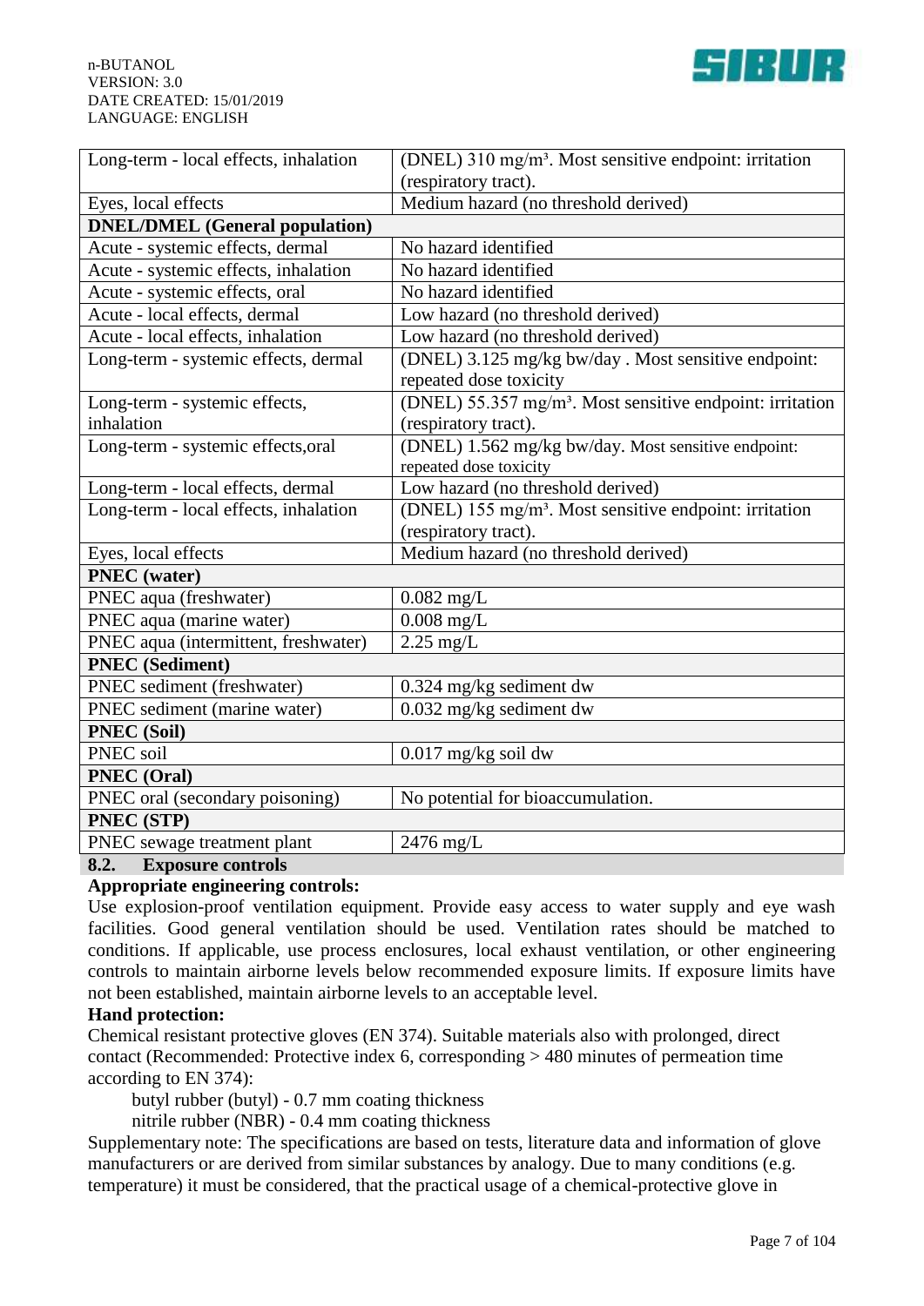| | |
|---|---|
| Long-term - local effects, inhalation | (DNEL) 310 mg/m³. Most sensitive endpoint: irritation (respiratory tract). |
| Eyes, local effects | Medium hazard (no threshold derived) |
| **DNEL/DMEL (General population)** | |
| Acute - systemic effects, dermal | No hazard identified |
| Acute - systemic effects, inhalation | No hazard identified |
| Acute - systemic effects, oral | No hazard identified |
| Acute - local effects, dermal | Low hazard (no threshold derived) |
| Acute - local effects, inhalation | Low hazard (no threshold derived) |
| Long-term - systemic effects, dermal | (DNEL) 3.125 mg/kg bw/day . Most sensitive endpoint: repeated dose toxicity |
| Long-term - systemic effects, inhalation | (DNEL) 55.357 mg/m³. Most sensitive endpoint: irritation (respiratory tract). |
| Long-term - systemic effects,oral | (DNEL) 1.562 mg/kg bw/day. Most sensitive endpoint: repeated dose toxicity |
| Long-term - local effects, dermal | Low hazard (no threshold derived) |
| Long-term - local effects, inhalation | (DNEL) 155 mg/m³. Most sensitive endpoint: irritation (respiratory tract). |
| Eyes, local effects | Medium hazard (no threshold derived) |
| **PNEC (water)** | |
| PNEC aqua (freshwater) | 0.082 mg/L |
| PNEC aqua (marine water) | 0.008 mg/L |
| PNEC aqua (intermittent, freshwater) | 2.25 mg/L |
| **PNEC (Sediment)** | |
| PNEC sediment (freshwater) | 0.324 mg/kg sediment dw |
| PNEC sediment (marine water) | 0.032 mg/kg sediment dw |
| **PNEC (Soil)** | |
| PNEC soil | 0.017 mg/kg soil dw |
| **PNEC (Oral)** | |
| PNEC oral (secondary poisoning) | No potential for bioaccumulation. |
| **PNEC (STP)** | |
| PNEC sewage treatment plant | 2476 mg/L |

## 8.2. Exposure controls

**Appropriate engineering controls:**

Use explosion-proof ventilation equipment. Provide easy access to water supply and eye wash facilities. Good general ventilation should be used. Ventilation rates should be matched to conditions. If applicable, use process enclosures, local exhaust ventilation, or other engineering controls to maintain airborne levels below recommended exposure limits. If exposure limits have not been established, maintain airborne levels to an acceptable level.

**Hand protection:**

Chemical resistant protective gloves (EN 374). Suitable materials also with prolonged, direct contact (Recommended: Protective index 6, corresponding > 480 minutes of permeation time according to EN 374):

butyl rubber (butyl) - 0.7 mm coating thickness
nitrile rubber (NBR) - 0.4 mm coating thickness

Supplementary note: The specifications are based on tests, literature data and information of glove manufacturers or are derived from similar substances by analogy. Due to many conditions (e.g. temperature) it must be considered, that the practical usage of a chemical-protective glove in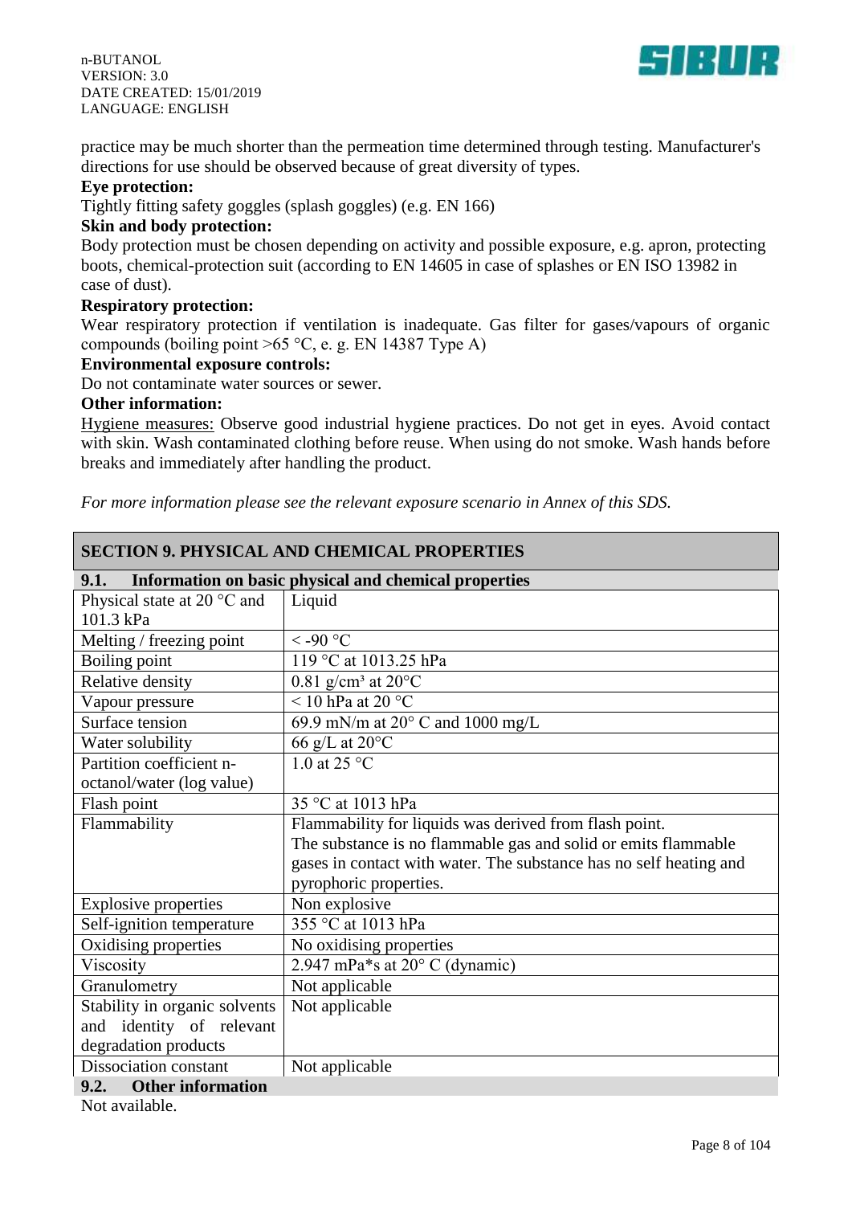practice may be much shorter than the permeation time determined through testing. Manufacturer's directions for use should be observed because of great diversity of types.

**Eye protection:**

Tightly fitting safety goggles (splash goggles) (e.g. EN 166)

**Skin and body protection:**

Body protection must be chosen depending on activity and possible exposure, e.g. apron, protecting boots, chemical-protection suit (according to EN 14605 in case of splashes or EN ISO 13982 in case of dust).

**Respiratory protection:**

Wear respiratory protection if ventilation is inadequate. Gas filter for gases/vapours of organic compounds (boiling point >65 °C, e. g. EN 14387 Type A)

**Environmental exposure controls:**

Do not contaminate water sources or sewer.

**Other information:**

Hygiene measures: Observe good industrial hygiene practices. Do not get in eyes. Avoid contact with skin. Wash contaminated clothing before reuse. When using do not smoke. Wash hands before breaks and immediately after handling the product.

*For more information please see the relevant exposure scenario in Annex of this SDS.*

## SECTION 9. PHYSICAL AND CHEMICAL PROPERTIES

### 9.1. Information on basic physical and chemical properties

| Property | Value |
|---|---|
| Physical state at 20 °C and 101.3 kPa | Liquid |
| Melting / freezing point | < -90 °C |
| Boiling point | 119 °C at 1013.25 hPa |
| Relative density | 0.81 g/cm³ at 20°C |
| Vapour pressure | < 10 hPa at 20 °C |
| Surface tension | 69.9 mN/m at 20° C and 1000 mg/L |
| Water solubility | 66 g/L at 20°C |
| Partition coefficient n-octanol/water (log value) | 1.0 at 25 °C |
| Flash point | 35 °C at 1013 hPa |
| Flammability | Flammability for liquids was derived from flash point. The substance is no flammable gas and solid or emits flammable gases in contact with water. The substance has no self heating and pyrophoric properties. |
| Explosive properties | Non explosive |
| Self-ignition temperature | 355 °C at 1013 hPa |
| Oxidising properties | No oxidising properties |
| Viscosity | 2.947 mPa*s at 20° C (dynamic) |
| Granulometry | Not applicable |
| Stability in organic solvents and identity of relevant degradation products | Not applicable |
| Dissociation constant | Not applicable |

### 9.2. Other information

Not available.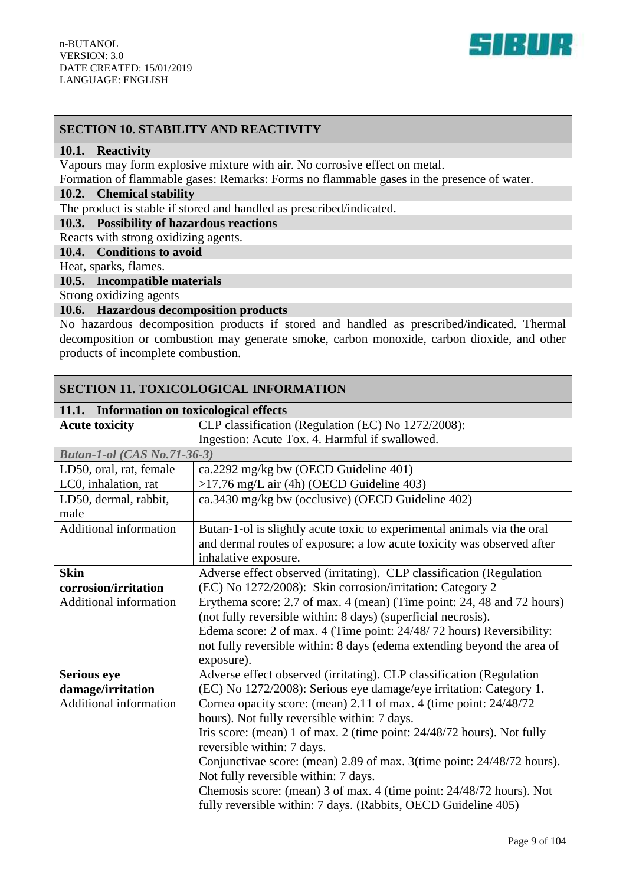## SECTION 10. STABILITY AND REACTIVITY

### 10.1. Reactivity

Vapours may form explosive mixture with air. No corrosive effect on metal.

Formation of flammable gases: Remarks: Forms no flammable gases in the presence of water.

### 10.2. Chemical stability

The product is stable if stored and handled as prescribed/indicated.

### 10.3. Possibility of hazardous reactions

Reacts with strong oxidizing agents.

### 10.4. Conditions to avoid

Heat, sparks, flames.

### 10.5. Incompatible materials

Strong oxidizing agents

### 10.6. Hazardous decomposition products

No hazardous decomposition products if stored and handled as prescribed/indicated. Thermal decomposition or combustion may generate smoke, carbon monoxide, carbon dioxide, and other products of incomplete combustion.

## SECTION 11. TOXICOLOGICAL INFORMATION

### 11.1. Information on toxicological effects

**Acute toxicity** — CLP classification (Regulation (EC) No 1272/2008): Ingestion: Acute Tox. 4. Harmful if swallowed.

| *Butan-1-ol (CAS No.71-36-3)* | |
|---|---|
| LD50, oral, rat, female | ca.2292 mg/kg bw (OECD Guideline 401) |
| LC0, inhalation, rat | >17.76 mg/L air (4h) (OECD Guideline 403) |
| LD50, dermal, rabbit, male | ca.3430 mg/kg bw (occlusive) (OECD Guideline 402) |
| Additional information | Butan-1-ol is slightly acute toxic to experimental animals via the oral and dermal routes of exposure; a low acute toxicity was observed after inhalative exposure. |

**Skin corrosion/irritation**

Adverse effect observed (irritating). CLP classification (Regulation (EC) No 1272/2008): Skin corrosion/irritation: Category 2

Additional information: Erythema score: 2.7 of max. 4 (mean) (Time point: 24, 48 and 72 hours) (not fully reversible within: 8 days) (superficial necrosis).
Edema score: 2 of max. 4 (Time point: 24/48/ 72 hours) Reversibility: not fully reversible within: 8 days (edema extending beyond the area of exposure).

**Serious eye damage/irritation**

Adverse effect observed (irritating). CLP classification (Regulation (EC) No 1272/2008): Serious eye damage/eye irritation: Category 1.

Additional information: Cornea opacity score: (mean) 2.11 of max. 4 (time point: 24/48/72 hours). Not fully reversible within: 7 days.
Iris score: (mean) 1 of max. 2 (time point: 24/48/72 hours). Not fully reversible within: 7 days.
Conjunctivae score: (mean) 2.89 of max. 3(time point: 24/48/72 hours). Not fully reversible within: 7 days.
Chemosis score: (mean) 3 of max. 4 (time point: 24/48/72 hours). Not fully reversible within: 7 days. (Rabbits, OECD Guideline 405)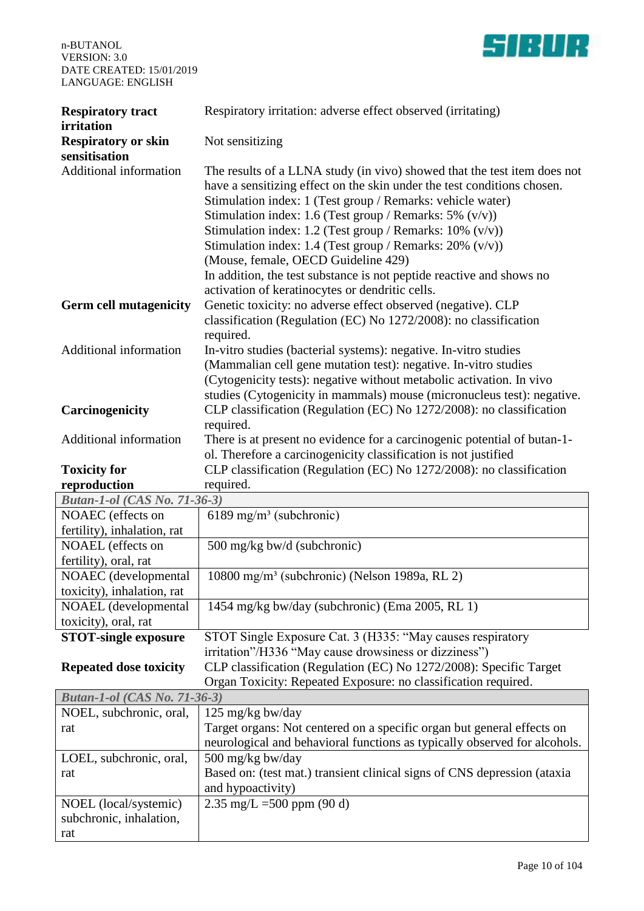| | |
|---|---|
| **Respiratory tract irritation** | Respiratory irritation: adverse effect observed (irritating) |
| **Respiratory or skin sensitisation** | Not sensitizing |
| Additional information | The results of a LLNA study (in vivo) showed that the test item does not have a sensitizing effect on the skin under the test conditions chosen.<br>Stimulation index: 1 (Test group / Remarks: vehicle water)<br>Stimulation index: 1.6 (Test group / Remarks: 5% (v/v))<br>Stimulation index: 1.2 (Test group / Remarks: 10% (v/v))<br>Stimulation index: 1.4 (Test group / Remarks: 20% (v/v))<br>(Mouse, female, OECD Guideline 429)<br>In addition, the test substance is not peptide reactive and shows no activation of keratinocytes or dendritic cells. |
| **Germ cell mutagenicity** | Genetic toxicity: no adverse effect observed (negative). CLP classification (Regulation (EC) No 1272/2008): no classification required. |
| Additional information | In-vitro studies (bacterial systems): negative. In-vitro studies (Mammalian cell gene mutation test): negative. In-vitro studies (Cytogenicity tests): negative without metabolic activation. In vivo studies (Cytogenicity in mammals) mouse (micronucleus test): negative. |
| **Carcinogenicity** | CLP classification (Regulation (EC) No 1272/2008): no classification required. |
| Additional information | There is at present no evidence for a carcinogenic potential of butan-1-ol. Therefore a carcinogenicity classification is not justified |
| **Toxicity for reproduction** | CLP classification (Regulation (EC) No 1272/2008): no classification required. |

| *Butan-1-ol (CAS No. 71-36-3)* | |
|---|---|
| NOAEC (effects on fertility), inhalation, rat | 6189 mg/m³ (subchronic) |
| NOAEL (effects on fertility), oral, rat | 500 mg/kg bw/d (subchronic) |
| NOAEC (developmental toxicity), inhalation, rat | 10800 mg/m³ (subchronic) (Nelson 1989a, RL 2) |
| NOAEL (developmental toxicity), oral, rat | 1454 mg/kg bw/day (subchronic) (Ema 2005, RL 1) |

| | |
|---|---|
| **STOT-single exposure** | STOT Single Exposure Cat. 3 (H335: "May causes respiratory irritation"/H336 "May cause drowsiness or dizziness") |
| **Repeated dose toxicity** | CLP classification (Regulation (EC) No 1272/2008): Specific Target Organ Toxicity: Repeated Exposure: no classification required. |

| *Butan-1-ol (CAS No. 71-36-3)* | |
|---|---|
| NOEL, subchronic, oral, rat | 125 mg/kg bw/day<br>Target organs: Not centered on a specific organ but general effects on neurological and behavioral functions as typically observed for alcohols. |
| LOEL, subchronic, oral, rat | 500 mg/kg bw/day<br>Based on: (test mat.) transient clinical signs of CNS depression (ataxia and hypoactivity) |
| NOEL (local/systemic) subchronic, inhalation, rat | 2.35 mg/L =500 ppm (90 d) |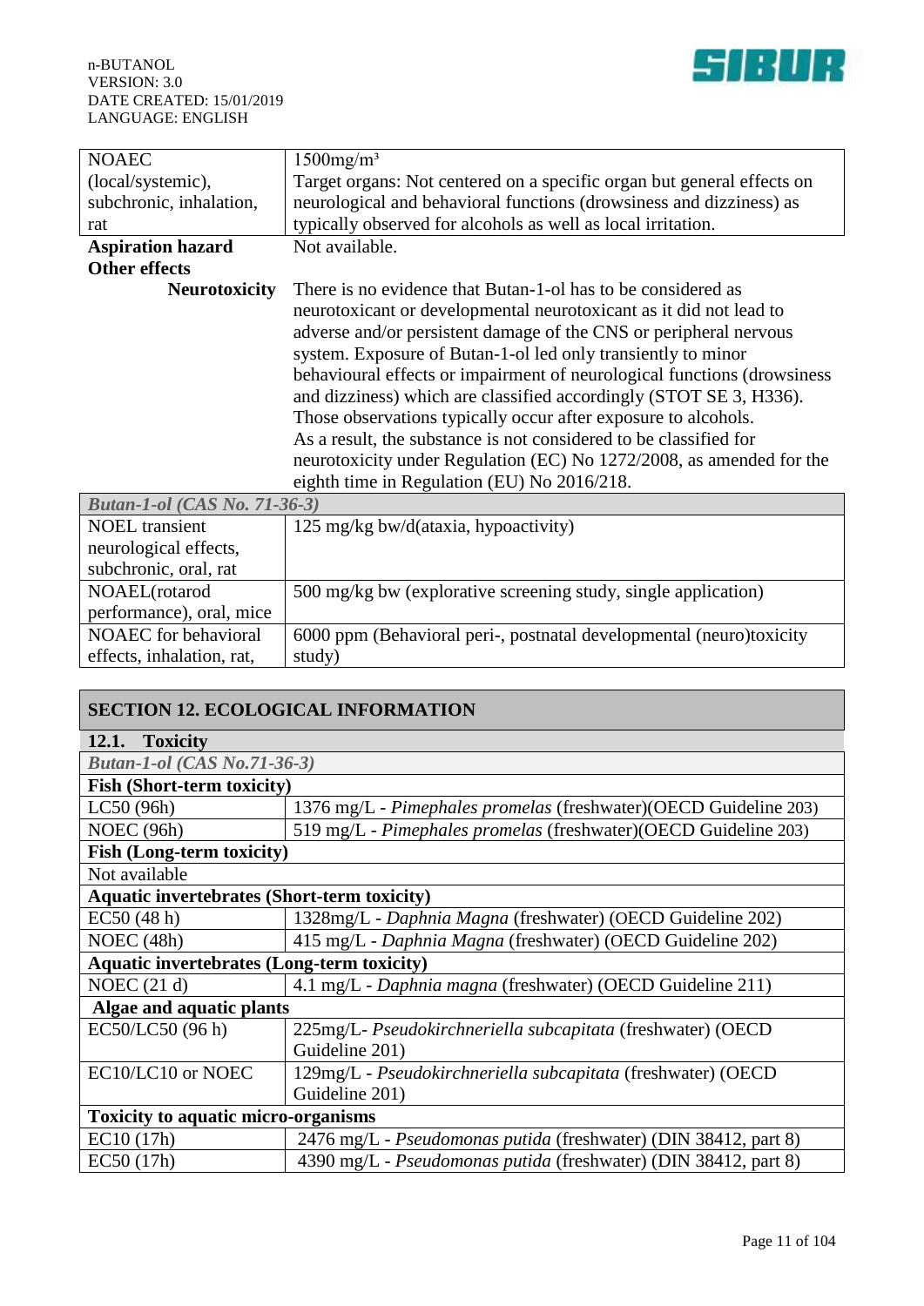| | |
|---|---|
| NOAEC (local/systemic), subchronic, inhalation, rat | 1500mg/m³<br>Target organs: Not centered on a specific organ but general effects on neurological and behavioral functions (drowsiness and dizziness) as typically observed for alcohols as well as local irritation. |
| **Aspiration hazard** | Not available. |
| **Other effects** | |
| **Neurotoxicity** | There is no evidence that Butan-1-ol has to be considered as neurotoxicant or developmental neurotoxicant as it did not lead to adverse and/or persistent damage of the CNS or peripheral nervous system. Exposure of Butan-1-ol led only transiently to minor behavioural effects or impairment of neurological functions (drowsiness and dizziness) which are classified accordingly (STOT SE 3, H336). Those observations typically occur after exposure to alcohols.<br>As a result, the substance is not considered to be classified for neurotoxicity under Regulation (EC) No 1272/2008, as amended for the eighth time in Regulation (EU) No 2016/218. |
| ***Butan-1-ol (CAS No. 71-36-3)*** | |
| NOEL transient neurological effects, subchronic, oral, rat | 125 mg/kg bw/d(ataxia, hypoactivity) |
| NOAEL(rotarod performance), oral, mice | 500 mg/kg bw (explorative screening study, single application) |
| NOAEC for behavioral effects, inhalation, rat, | 6000 ppm (Behavioral peri-, postnatal developmental (neuro)toxicity study) |

## SECTION 12. ECOLOGICAL INFORMATION

### 12.1. Toxicity

| | |
|---|---|
| ***Butan-1-ol (CAS No.71-36-3)*** | |
| **Fish (Short-term toxicity)** | |
| LC50 (96h) | 1376 mg/L - *Pimephales promelas* (freshwater)(OECD Guideline 203) |
| NOEC (96h) | 519 mg/L - *Pimephales promelas* (freshwater)(OECD Guideline 203) |
| **Fish (Long-term toxicity)** | |
| Not available | |
| **Aquatic invertebrates (Short-term toxicity)** | |
| EC50 (48 h) | 1328mg/L - *Daphnia Magna* (freshwater) (OECD Guideline 202) |
| NOEC (48h) | 415 mg/L - *Daphnia Magna* (freshwater) (OECD Guideline 202) |
| **Aquatic invertebrates (Long-term toxicity)** | |
| NOEC (21 d) | 4.1 mg/L - *Daphnia magna* (freshwater) (OECD Guideline 211) |
| **Algae and aquatic plants** | |
| EC50/LC50 (96 h) | 225mg/L- *Pseudokirchneriella subcapitata* (freshwater) (OECD Guideline 201) |
| EC10/LC10 or NOEC | 129mg/L - *Pseudokirchneriella subcapitata* (freshwater) (OECD Guideline 201) |
| **Toxicity to aquatic micro-organisms** | |
| EC10 (17h) | 2476 mg/L - *Pseudomonas putida* (freshwater) (DIN 38412, part 8) |
| EC50 (17h) | 4390 mg/L - *Pseudomonas putida* (freshwater) (DIN 38412, part 8) |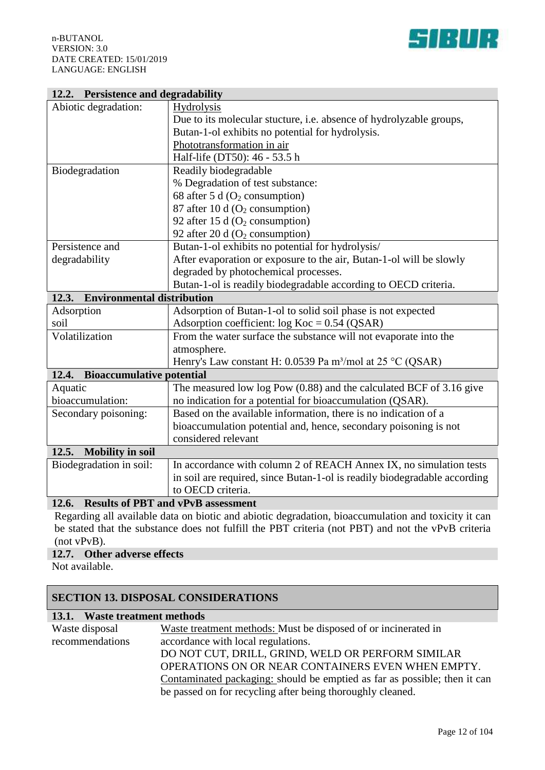### 12.2. Persistence and degradability

| | |
|---|---|
| Abiotic degradation: | Hydrolysis<br>Due to its molecular stucture, i.e. absence of hydrolyzable groups, Butan-1-ol exhibits no potential for hydrolysis.<br>Phototransformation in air<br>Half-life (DT50): 46 - 53.5 h |
| Biodegradation | Readily biodegradable<br>% Degradation of test substance:<br>68 after 5 d ($O_2$ consumption)<br>87 after 10 d ($O_2$ consumption)<br>92 after 15 d ($O_2$ consumption)<br>92 after 20 d ($O_2$ consumption) |
| Persistence and degradability | Butan-1-ol exhibits no potential for hydrolysis/<br>After evaporation or exposure to the air, Butan-1-ol will be slowly degraded by photochemical processes.<br>Butan-1-ol is readily biodegradable according to OECD criteria. |

### 12.3. Environmental distribution

| | |
|---|---|
| Adsorption soil | Adsorption of Butan-1-ol to solid soil phase is not expected<br>Adsorption coefficient: log Koc = 0.54 (QSAR) |
| Volatilization | From the water surface the substance will not evaporate into the atmosphere.<br>Henry's Law constant H: 0.0539 Pa $m^3$/mol at 25 °C (QSAR) |

### 12.4. Bioaccumulative potential

| | |
|---|---|
| Aquatic bioaccumulation: | The measured low log Pow (0.88) and the calculated BCF of 3.16 give no indication for a potential for bioaccumulation (QSAR). |
| Secondary poisoning: | Based on the available information, there is no indication of a bioaccumulation potential and, hence, secondary poisoning is not considered relevant |

### 12.5. Mobility in soil

| | |
|---|---|
| Biodegradation in soil: | In accordance with column 2 of REACH Annex IX, no simulation tests in soil are required, since Butan-1-ol is readily biodegradable according to OECD criteria. |

### 12.6. Results of PBT and vPvB assessment

Regarding all available data on biotic and abiotic degradation, bioaccumulation and toxicity it can be stated that the substance does not fulfill the PBT criteria (not PBT) and not the vPvB criteria (not vPvB).

### 12.7. Other adverse effects

Not available.

## SECTION 13. DISPOSAL CONSIDERATIONS

### 13.1. Waste treatment methods

| | |
|---|---|
| Waste disposal recommendations | Waste treatment methods: Must be disposed of or incinerated in accordance with local regulations.<br>DO NOT CUT, DRILL, GRIND, WELD OR PERFORM SIMILAR OPERATIONS ON OR NEAR CONTAINERS EVEN WHEN EMPTY.<br>Contaminated packaging: should be emptied as far as possible; then it can be passed on for recycling after being thoroughly cleaned. |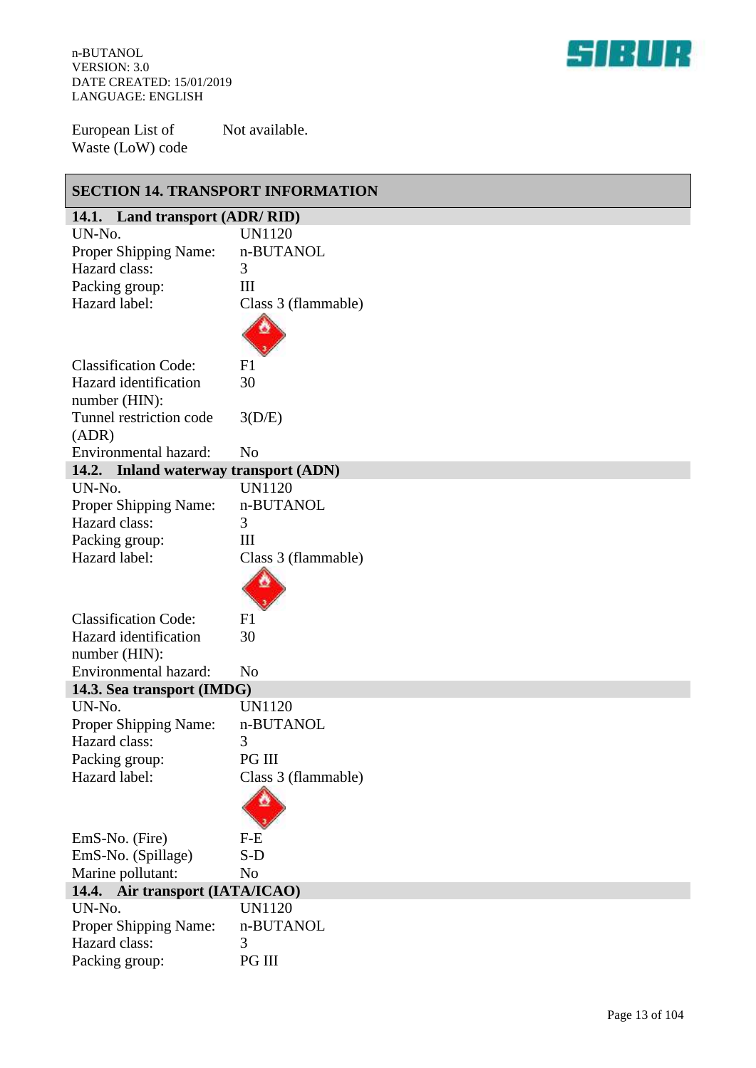| | |
|---|---|
| European List of Waste (LoW) code | Not available. |

## SECTION 14. TRANSPORT INFORMATION

### 14.1. Land transport (ADR/ RID)

| | |
|---|---|
| UN-No. | UN1120 |
| Proper Shipping Name: | n-BUTANOL |
| Hazard class: | 3 |
| Packing group: | III |
| Hazard label: | Class 3 (flammable) |
| Classification Code: | F1 |
| Hazard identification number (HIN): | 30 |
| Tunnel restriction code (ADR) | 3(D/E) |
| Environmental hazard: | No |

### 14.2. Inland waterway transport (ADN)

| | |
|---|---|
| UN-No. | UN1120 |
| Proper Shipping Name: | n-BUTANOL |
| Hazard class: | 3 |
| Packing group: | III |
| Hazard label: | Class 3 (flammable) |
| Classification Code: | F1 |
| Hazard identification number (HIN): | 30 |
| Environmental hazard: | No |

### 14.3. Sea transport (IMDG)

| | |
|---|---|
| UN-No. | UN1120 |
| Proper Shipping Name: | n-BUTANOL |
| Hazard class: | 3 |
| Packing group: | PG III |
| Hazard label: | Class 3 (flammable) |
| EmS-No. (Fire) | F-E |
| EmS-No. (Spillage) | S-D |
| Marine pollutant: | No |

### 14.4. Air transport (IATA/ICAO)

| | |
|---|---|
| UN-No. | UN1120 |
| Proper Shipping Name: | n-BUTANOL |
| Hazard class: | 3 |
| Packing group: | PG III |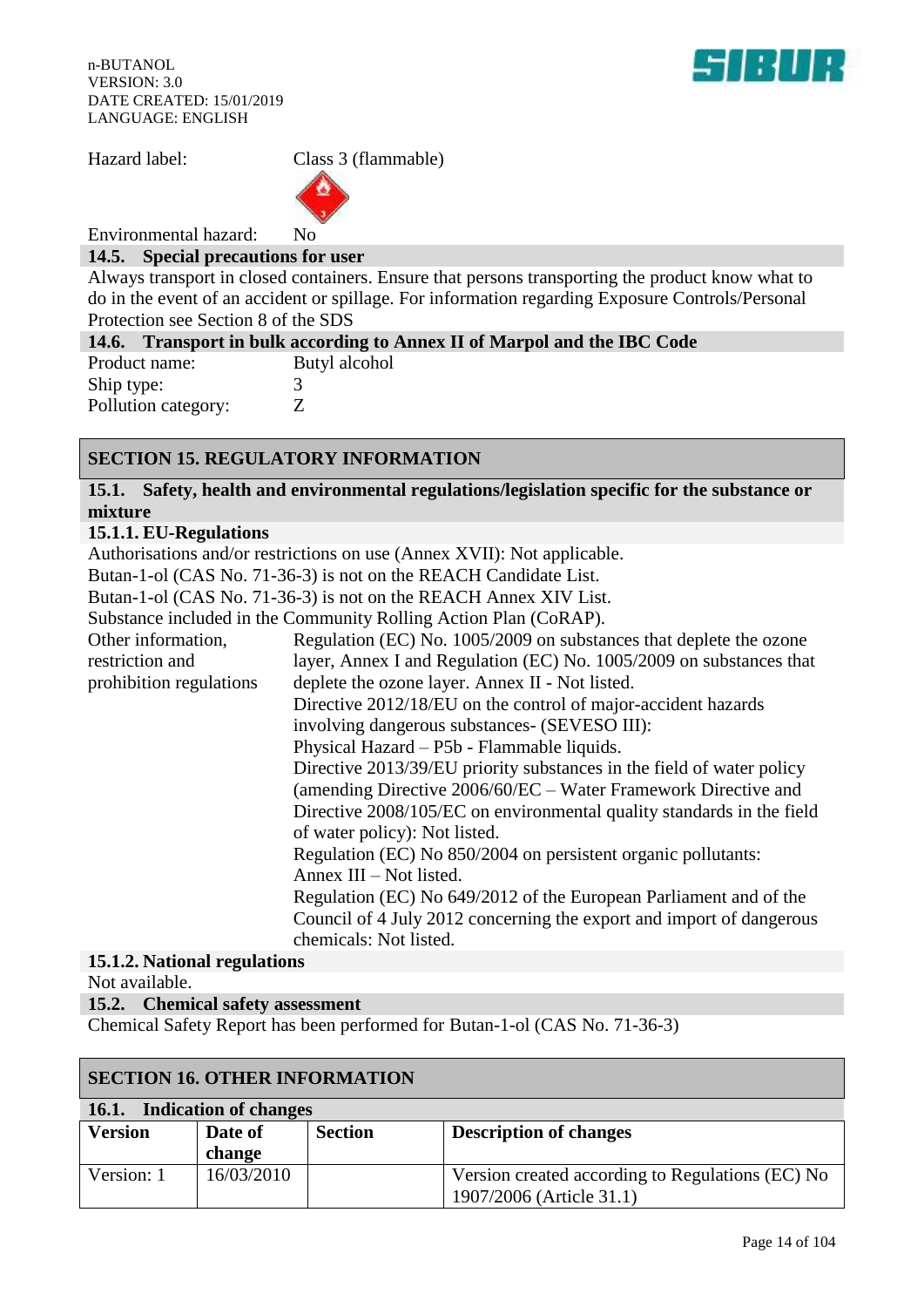Hazard label: Class 3 (flammable)

Environmental hazard: No

### 14.5. Special precautions for user

Always transport in closed containers. Ensure that persons transporting the product know what to do in the event of an accident or spillage. For information regarding Exposure Controls/Personal Protection see Section 8 of the SDS

### 14.6. Transport in bulk according to Annex II of Marpol and the IBC Code

Product name: Butyl alcohol

Ship type: 3

Pollution category: Z

## SECTION 15. REGULATORY INFORMATION

### 15.1. Safety, health and environmental regulations/legislation specific for the substance or mixture

#### 15.1.1. EU-Regulations

Authorisations and/or restrictions on use (Annex XVII): Not applicable.

Butan-1-ol (CAS No. 71-36-3) is not on the REACH Candidate List.

Butan-1-ol (CAS No. 71-36-3) is not on the REACH Annex XIV List.

Substance included in the Community Rolling Action Plan (CoRAP).

Other information, restriction and prohibition regulations:

Regulation (EC) No. 1005/2009 on substances that deplete the ozone layer, Annex I and Regulation (EC) No. 1005/2009 on substances that deplete the ozone layer. Annex II - Not listed.

Directive 2012/18/EU on the control of major-accident hazards involving dangerous substances- (SEVESO III):
Physical Hazard – P5b - Flammable liquids.

Directive 2013/39/EU priority substances in the field of water policy (amending Directive 2006/60/EC – Water Framework Directive and Directive 2008/105/EC on environmental quality standards in the field of water policy): Not listed.

Regulation (EC) No 850/2004 on persistent organic pollutants: Annex III – Not listed.

Regulation (EC) No 649/2012 of the European Parliament and of the Council of 4 July 2012 concerning the export and import of dangerous chemicals: Not listed.

#### 15.1.2. National regulations

Not available.

### 15.2. Chemical safety assessment

Chemical Safety Report has been performed for Butan-1-ol (CAS No. 71-36-3)

## SECTION 16. OTHER INFORMATION

### 16.1. Indication of changes

| Version | Date of change | Section | Description of changes |
|---|---|---|---|
| Version: 1 | 16/03/2010 | | Version created according to Regulations (EC) No 1907/2006 (Article 31.1) |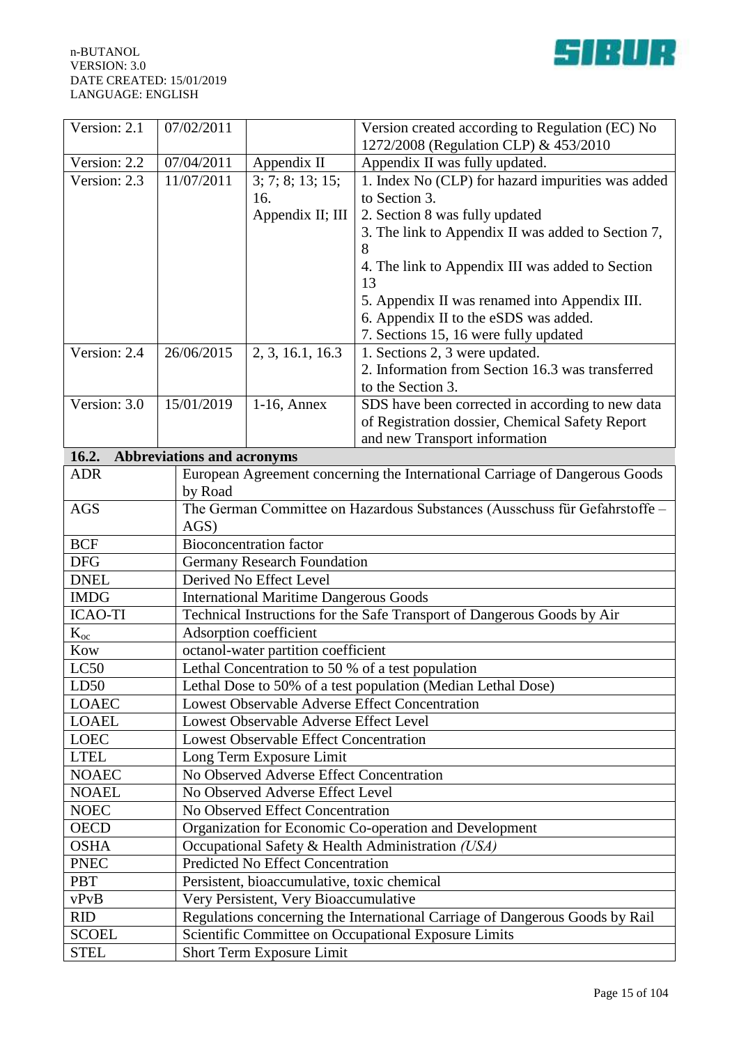| | | | |
|---|---|---|---|
| Version: 2.1 | 07/02/2011 | | Version created according to Regulation (EC) No 1272/2008 (Regulation CLP) & 453/2010 |
| Version: 2.2 | 07/04/2011 | Appendix II | Appendix II was fully updated. |
| Version: 2.3 | 11/07/2011 | 3; 7; 8; 13; 15; 16. Appendix II; III | 1. Index No (CLP) for hazard impurities was added to Section 3.<br>2. Section 8 was fully updated<br>3. The link to Appendix II was added to Section 7, 8<br>4. The link to Appendix III was added to Section 13<br>5. Appendix II was renamed into Appendix III.<br>6. Appendix II to the eSDS was added.<br>7. Sections 15, 16 were fully updated |
| Version: 2.4 | 26/06/2015 | 2, 3, 16.1, 16.3 | 1. Sections 2, 3 were updated.<br>2. Information from Section 16.3 was transferred to the Section 3. |
| Version: 3.0 | 15/01/2019 | 1-16, Annex | SDS have been corrected in according to new data of Registration dossier, Chemical Safety Report and new Transport information |

## 16.2. Abbreviations and acronyms

| | |
|---|---|
| ADR | European Agreement concerning the International Carriage of Dangerous Goods by Road |
| AGS | The German Committee on Hazardous Substances (Ausschuss für Gefahrstoffe – AGS) |
| BCF | Bioconcentration factor |
| DFG | Germany Research Foundation |
| DNEL | Derived No Effect Level |
| IMDG | International Maritime Dangerous Goods |
| ICAO-TI | Technical Instructions for the Safe Transport of Dangerous Goods by Air |
| $K_{oc}$ | Adsorption coefficient |
| Kow | octanol-water partition coefficient |
| LC50 | Lethal Concentration to 50 % of a test population |
| LD50 | Lethal Dose to 50% of a test population (Median Lethal Dose) |
| LOAEC | Lowest Observable Adverse Effect Concentration |
| LOAEL | Lowest Observable Adverse Effect Level |
| LOEC | Lowest Observable Effect Concentration |
| LTEL | Long Term Exposure Limit |
| NOAEC | No Observed Adverse Effect Concentration |
| NOAEL | No Observed Adverse Effect Level |
| NOEC | No Observed Effect Concentration |
| OECD | Organization for Economic Co-operation and Development |
| OSHA | Occupational Safety & Health Administration *(USA)* |
| PNEC | Predicted No Effect Concentration |
| PBT | Persistent, bioaccumulative, toxic chemical |
| vPvB | Very Persistent, Very Bioaccumulative |
| RID | Regulations concerning the International Carriage of Dangerous Goods by Rail |
| SCOEL | Scientific Committee on Occupational Exposure Limits |
| STEL | Short Term Exposure Limit |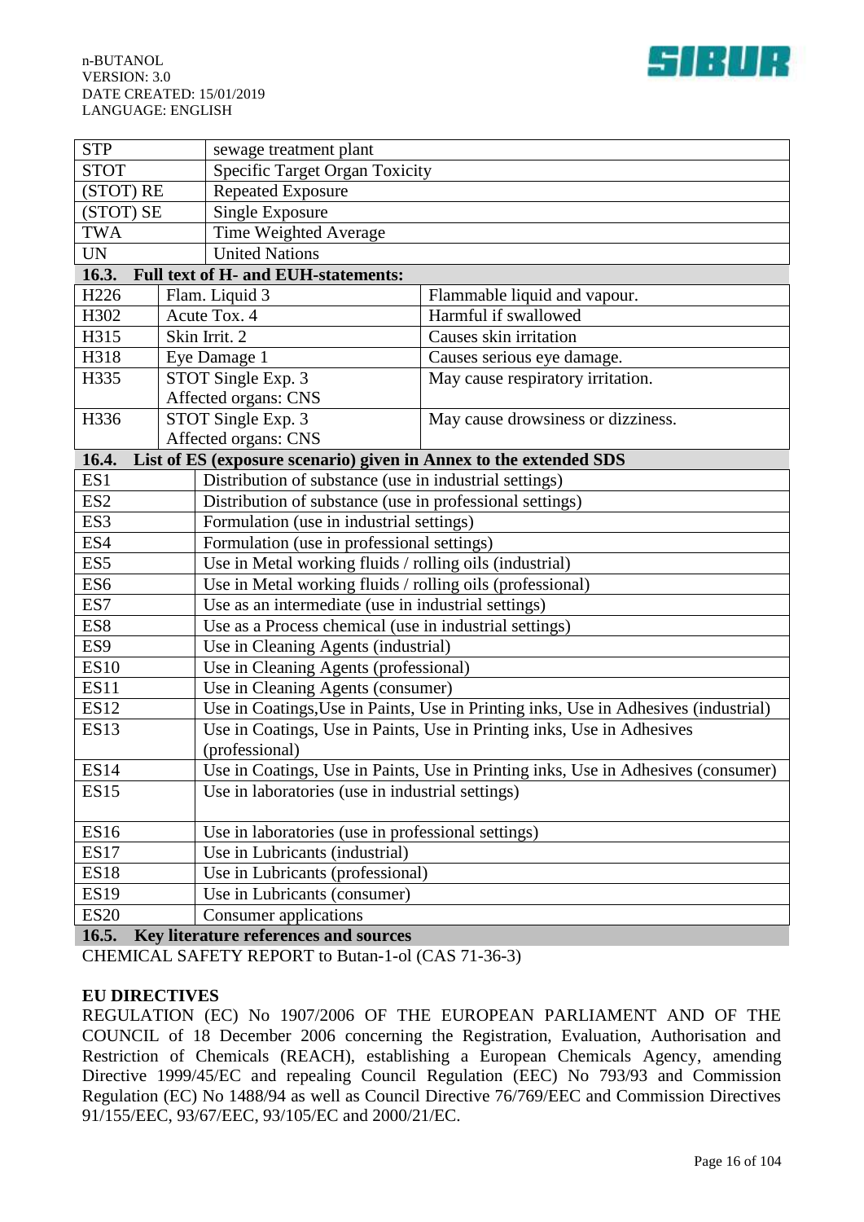| STP | sewage treatment plant |
|---|---|
| STOT | Specific Target Organ Toxicity |
| (STOT) RE | Repeated Exposure |
| (STOT) SE | Single Exposure |
| TWA | Time Weighted Average |
| UN | United Nations |

## 16.3. Full text of H- and EUH-statements:

| H226 | Flam. Liquid 3 | Flammable liquid and vapour. |
|---|---|---|
| H302 | Acute Tox. 4 | Harmful if swallowed |
| H315 | Skin Irrit. 2 | Causes skin irritation |
| H318 | Eye Damage 1 | Causes serious eye damage. |
| H335 | STOT Single Exp. 3<br>Affected organs: CNS | May cause respiratory irritation. |
| H336 | STOT Single Exp. 3<br>Affected organs: CNS | May cause drowsiness or dizziness. |

## 16.4. List of ES (exposure scenario) given in Annex to the extended SDS

| ES1 | Distribution of substance (use in industrial settings) |
|---|---|
| ES2 | Distribution of substance (use in professional settings) |
| ES3 | Formulation (use in industrial settings) |
| ES4 | Formulation (use in professional settings) |
| ES5 | Use in Metal working fluids / rolling oils (industrial) |
| ES6 | Use in Metal working fluids / rolling oils (professional) |
| ES7 | Use as an intermediate (use in industrial settings) |
| ES8 | Use as a Process chemical (use in industrial settings) |
| ES9 | Use in Cleaning Agents (industrial) |
| ES10 | Use in Cleaning Agents (professional) |
| ES11 | Use in Cleaning Agents (consumer) |
| ES12 | Use in Coatings,Use in Paints, Use in Printing inks, Use in Adhesives (industrial) |
| ES13 | Use in Coatings, Use in Paints, Use in Printing inks, Use in Adhesives (professional) |
| ES14 | Use in Coatings, Use in Paints, Use in Printing inks, Use in Adhesives (consumer) |
| ES15 | Use in laboratories (use in industrial settings) |
| ES16 | Use in laboratories (use in professional settings) |
| ES17 | Use in Lubricants (industrial) |
| ES18 | Use in Lubricants (professional) |
| ES19 | Use in Lubricants (consumer) |
| ES20 | Consumer applications |

## 16.5. Key literature references and sources

CHEMICAL SAFETY REPORT to Butan-1-ol (CAS 71-36-3)

**EU DIRECTIVES**

REGULATION (EC) No 1907/2006 OF THE EUROPEAN PARLIAMENT AND OF THE COUNCIL of 18 December 2006 concerning the Registration, Evaluation, Authorisation and Restriction of Chemicals (REACH), establishing a European Chemicals Agency, amending Directive 1999/45/EC and repealing Council Regulation (EEC) No 793/93 and Commission Regulation (EC) No 1488/94 as well as Council Directive 76/769/EEC and Commission Directives 91/155/EEC, 93/67/EEC, 93/105/EC and 2000/21/EC.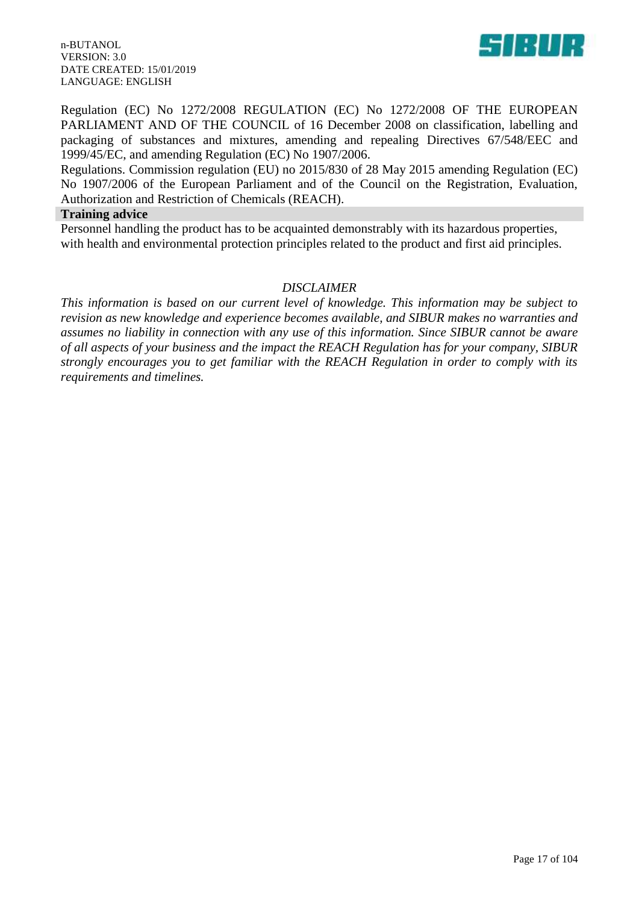Regulation (EC) No 1272/2008 REGULATION (EC) No 1272/2008 OF THE EUROPEAN PARLIAMENT AND OF THE COUNCIL of 16 December 2008 on classification, labelling and packaging of substances and mixtures, amending and repealing Directives 67/548/EEC and 1999/45/EC, and amending Regulation (EC) No 1907/2006.

Regulations. Commission regulation (EU) no 2015/830 of 28 May 2015 amending Regulation (EC) No 1907/2006 of the European Parliament and of the Council on the Registration, Evaluation, Authorization and Restriction of Chemicals (REACH).

**Training advice**

Personnel handling the product has to be acquainted demonstrably with its hazardous properties, with health and environmental protection principles related to the product and first aid principles.

*DISCLAIMER*

*This information is based on our current level of knowledge. This information may be subject to revision as new knowledge and experience becomes available, and SIBUR makes no warranties and assumes no liability in connection with any use of this information. Since SIBUR cannot be aware of all aspects of your business and the impact the REACH Regulation has for your company, SIBUR strongly encourages you to get familiar with the REACH Regulation in order to comply with its requirements and timelines.*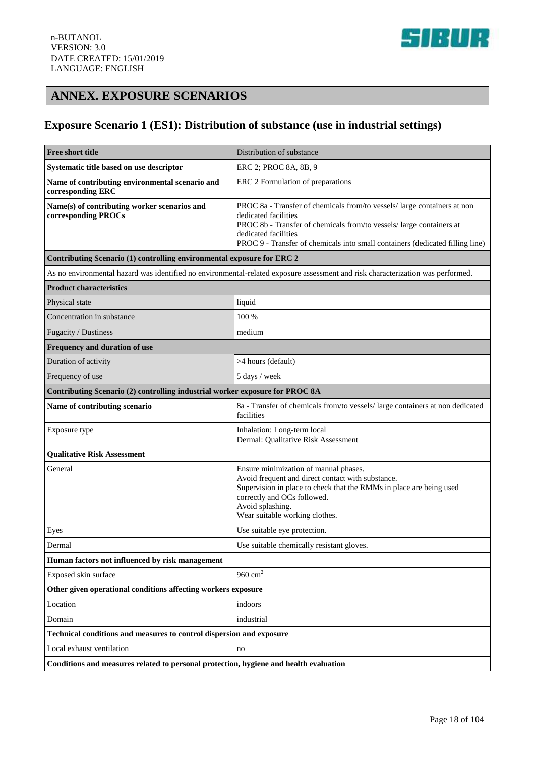## ANNEX. EXPOSURE SCENARIOS

### Exposure Scenario 1 (ES1): Distribution of substance (use in industrial settings)

| **Free short title** | Distribution of substance |
|---|---|
| **Systematic title based on use descriptor** | ERC 2; PROC 8A, 8B, 9 |
| **Name of contributing environmental scenario and corresponding ERC** | ERC 2 Formulation of preparations |
| **Name(s) of contributing worker scenarios and corresponding PROCs** | PROC 8a - Transfer of chemicals from/to vessels/ large containers at non dedicated facilities<br>PROC 8b - Transfer of chemicals from/to vessels/ large containers at dedicated facilities<br>PROC 9 - Transfer of chemicals into small containers (dedicated filling line) |
| **Contributing Scenario (1) controlling environmental exposure for ERC 2** | |
| As no environmental hazard was identified no environmental-related exposure assessment and risk characterization was performed. | |
| **Product characteristics** | |
| Physical state | liquid |
| Concentration in substance | 100 % |
| Fugacity / Dustiness | medium |
| **Frequency and duration of use** | |
| Duration of activity | >4 hours (default) |
| Frequency of use | 5 days / week |
| **Contributing Scenario (2) controlling industrial worker exposure for PROC 8A** | |
| **Name of contributing scenario** | 8a - Transfer of chemicals from/to vessels/ large containers at non dedicated facilities |
| Exposure type | Inhalation: Long-term local<br>Dermal: Qualitative Risk Assessment |
| **Qualitative Risk Assessment** | |
| General | Ensure minimization of manual phases.<br>Avoid frequent and direct contact with substance.<br>Supervision in place to check that the RMMs in place are being used correctly and OCs followed.<br>Avoid splashing.<br>Wear suitable working clothes. |
| Eyes | Use suitable eye protection. |
| Dermal | Use suitable chemically resistant gloves. |
| **Human factors not influenced by risk management** | |
| Exposed skin surface | 960 $cm^2$ |
| **Other given operational conditions affecting workers exposure** | |
| Location | indoors |
| Domain | industrial |
| **Technical conditions and measures to control dispersion and exposure** | |
| Local exhaust ventilation | no |
| **Conditions and measures related to personal protection, hygiene and health evaluation** | |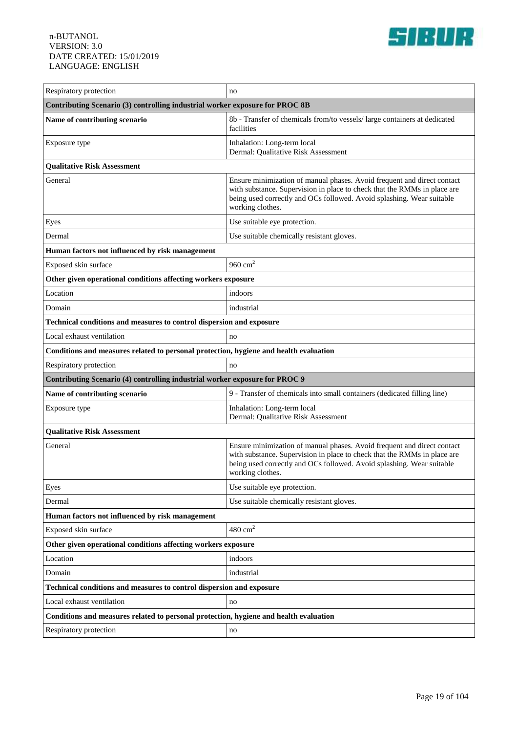| | |
|---|---|
| Respiratory protection | no |
| **Contributing Scenario (3) controlling industrial worker exposure for PROC 8B** | |
| **Name of contributing scenario** | 8b - Transfer of chemicals from/to vessels/ large containers at dedicated facilities |
| Exposure type | Inhalation: Long-term local<br>Dermal: Qualitative Risk Assessment |
| **Qualitative Risk Assessment** | |
| General | Ensure minimization of manual phases. Avoid frequent and direct contact with substance. Supervision in place to check that the RMMs in place are being used correctly and OCs followed. Avoid splashing. Wear suitable working clothes. |
| Eyes | Use suitable eye protection. |
| Dermal | Use suitable chemically resistant gloves. |
| **Human factors not influenced by risk management** | |
| Exposed skin surface | 960 $cm^2$ |
| **Other given operational conditions affecting workers exposure** | |
| Location | indoors |
| Domain | industrial |
| **Technical conditions and measures to control dispersion and exposure** | |
| Local exhaust ventilation | no |
| **Conditions and measures related to personal protection, hygiene and health evaluation** | |
| Respiratory protection | no |
| **Contributing Scenario (4) controlling industrial worker exposure for PROC 9** | |
| **Name of contributing scenario** | 9 - Transfer of chemicals into small containers (dedicated filling line) |
| Exposure type | Inhalation: Long-term local<br>Dermal: Qualitative Risk Assessment |
| **Qualitative Risk Assessment** | |
| General | Ensure minimization of manual phases. Avoid frequent and direct contact with substance. Supervision in place to check that the RMMs in place are being used correctly and OCs followed. Avoid splashing. Wear suitable working clothes. |
| Eyes | Use suitable eye protection. |
| Dermal | Use suitable chemically resistant gloves. |
| **Human factors not influenced by risk management** | |
| Exposed skin surface | 480 $cm^2$ |
| **Other given operational conditions affecting workers exposure** | |
| Location | indoors |
| Domain | industrial |
| **Technical conditions and measures to control dispersion and exposure** | |
| Local exhaust ventilation | no |
| **Conditions and measures related to personal protection, hygiene and health evaluation** | |
| Respiratory protection | no |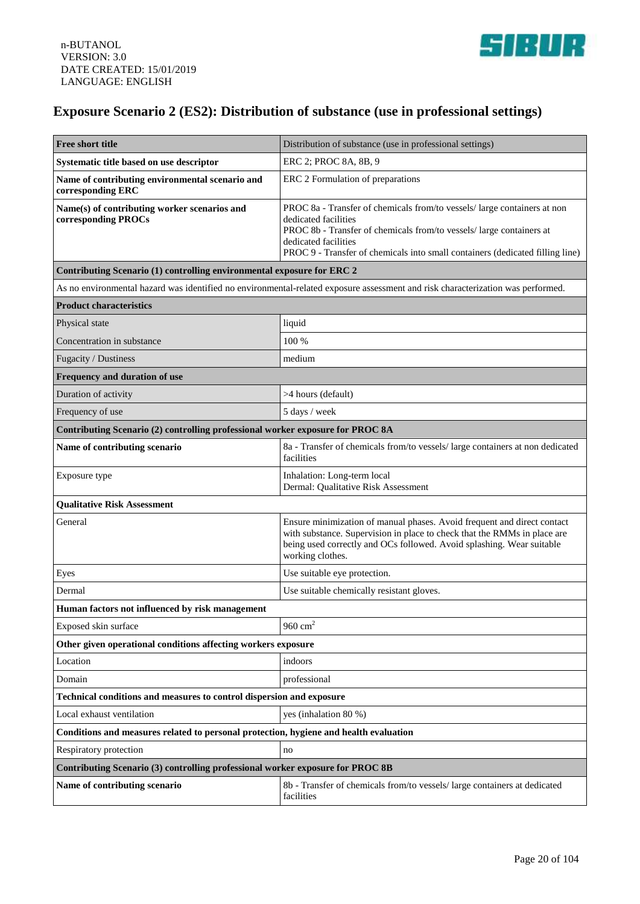# Exposure Scenario 2 (ES2): Distribution of substance (use in professional settings)

| **Free short title** | Distribution of substance (use in professional settings) |
|---|---|
| **Systematic title based on use descriptor** | ERC 2; PROC 8A, 8B, 9 |
| **Name of contributing environmental scenario and corresponding ERC** | ERC 2 Formulation of preparations |
| **Name(s) of contributing worker scenarios and corresponding PROCs** | PROC 8a - Transfer of chemicals from/to vessels/ large containers at non dedicated facilities<br>PROC 8b - Transfer of chemicals from/to vessels/ large containers at dedicated facilities<br>PROC 9 - Transfer of chemicals into small containers (dedicated filling line) |
| **Contributing Scenario (1) controlling environmental exposure for ERC 2** | |
| As no environmental hazard was identified no environmental-related exposure assessment and risk characterization was performed. | |
| **Product characteristics** | |
| Physical state | liquid |
| Concentration in substance | 100 % |
| Fugacity / Dustiness | medium |
| **Frequency and duration of use** | |
| Duration of activity | >4 hours (default) |
| Frequency of use | 5 days / week |
| **Contributing Scenario (2) controlling professional worker exposure for PROC 8A** | |
| **Name of contributing scenario** | 8a - Transfer of chemicals from/to vessels/ large containers at non dedicated facilities |
| Exposure type | Inhalation: Long-term local<br>Dermal: Qualitative Risk Assessment |
| **Qualitative Risk Assessment** | |
| General | Ensure minimization of manual phases. Avoid frequent and direct contact with substance. Supervision in place to check that the RMMs in place are being used correctly and OCs followed. Avoid splashing. Wear suitable working clothes. |
| Eyes | Use suitable eye protection. |
| Dermal | Use suitable chemically resistant gloves. |
| **Human factors not influenced by risk management** | |
| Exposed skin surface | 960 $cm^2$ |
| **Other given operational conditions affecting workers exposure** | |
| Location | indoors |
| Domain | professional |
| **Technical conditions and measures to control dispersion and exposure** | |
| Local exhaust ventilation | yes (inhalation 80 %) |
| **Conditions and measures related to personal protection, hygiene and health evaluation** | |
| Respiratory protection | no |
| **Contributing Scenario (3) controlling professional worker exposure for PROC 8B** | |
| **Name of contributing scenario** | 8b - Transfer of chemicals from/to vessels/ large containers at dedicated facilities |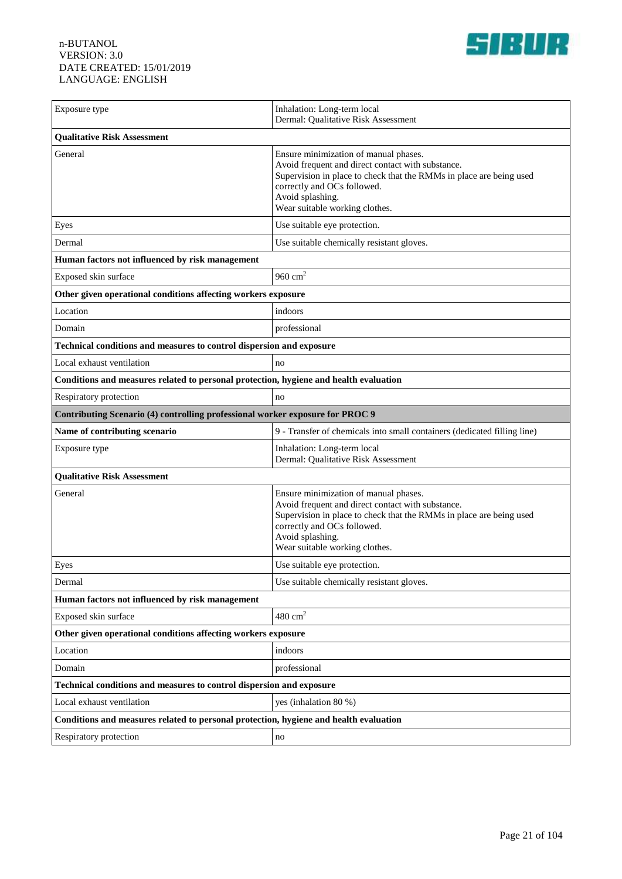| Exposure type | Inhalation: Long-term local<br>Dermal: Qualitative Risk Assessment |
|---|---|
| **Qualitative Risk Assessment** | |
| General | Ensure minimization of manual phases.<br>Avoid frequent and direct contact with substance.<br>Supervision in place to check that the RMMs in place are being used correctly and OCs followed.<br>Avoid splashing.<br>Wear suitable working clothes. |
| Eyes | Use suitable eye protection. |
| Dermal | Use suitable chemically resistant gloves. |
| **Human factors not influenced by risk management** | |
| Exposed skin surface | 960 $cm^2$ |
| **Other given operational conditions affecting workers exposure** | |
| Location | indoors |
| Domain | professional |
| **Technical conditions and measures to control dispersion and exposure** | |
| Local exhaust ventilation | no |
| **Conditions and measures related to personal protection, hygiene and health evaluation** | |
| Respiratory protection | no |
| **Contributing Scenario (4) controlling professional worker exposure for PROC 9** | |
| **Name of contributing scenario** | 9 - Transfer of chemicals into small containers (dedicated filling line) |
| Exposure type | Inhalation: Long-term local<br>Dermal: Qualitative Risk Assessment |
| **Qualitative Risk Assessment** | |
| General | Ensure minimization of manual phases.<br>Avoid frequent and direct contact with substance.<br>Supervision in place to check that the RMMs in place are being used correctly and OCs followed.<br>Avoid splashing.<br>Wear suitable working clothes. |
| Eyes | Use suitable eye protection. |
| Dermal | Use suitable chemically resistant gloves. |
| **Human factors not influenced by risk management** | |
| Exposed skin surface | 480 $cm^2$ |
| **Other given operational conditions affecting workers exposure** | |
| Location | indoors |
| Domain | professional |
| **Technical conditions and measures to control dispersion and exposure** | |
| Local exhaust ventilation | yes (inhalation 80 %) |
| **Conditions and measures related to personal protection, hygiene and health evaluation** | |
| Respiratory protection | no |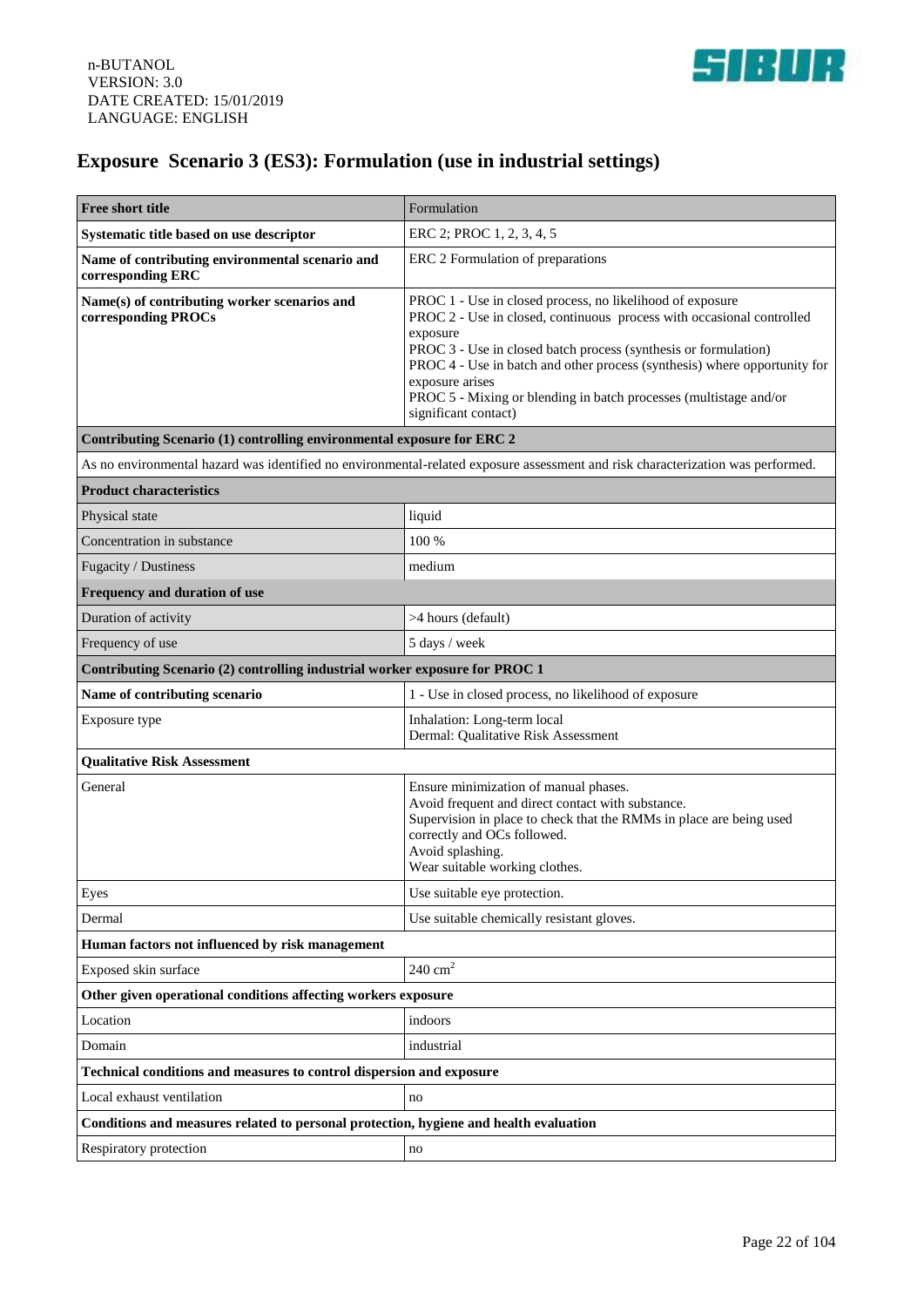# Exposure Scenario 3 (ES3): Formulation (use in industrial settings)

| **Free short title** | Formulation |
|---|---|
| **Systematic title based on use descriptor** | ERC 2; PROC 1, 2, 3, 4, 5 |
| **Name of contributing environmental scenario and corresponding ERC** | ERC 2 Formulation of preparations |
| **Name(s) of contributing worker scenarios and corresponding PROCs** | PROC 1 - Use in closed process, no likelihood of exposure<br>PROC 2 - Use in closed, continuous process with occasional controlled exposure<br>PROC 3 - Use in closed batch process (synthesis or formulation)<br>PROC 4 - Use in batch and other process (synthesis) where opportunity for exposure arises<br>PROC 5 - Mixing or blending in batch processes (multistage and/or significant contact) |
| **Contributing Scenario (1) controlling environmental exposure for ERC 2** | |
| As no environmental hazard was identified no environmental-related exposure assessment and risk characterization was performed. | |
| **Product characteristics** | |
| Physical state | liquid |
| Concentration in substance | 100 % |
| Fugacity / Dustiness | medium |
| **Frequency and duration of use** | |
| Duration of activity | >4 hours (default) |
| Frequency of use | 5 days / week |
| **Contributing Scenario (2) controlling industrial worker exposure for PROC 1** | |
| **Name of contributing scenario** | 1 - Use in closed process, no likelihood of exposure |
| Exposure type | Inhalation: Long-term local<br>Dermal: Qualitative Risk Assessment |
| **Qualitative Risk Assessment** | |
| General | Ensure minimization of manual phases.<br>Avoid frequent and direct contact with substance.<br>Supervision in place to check that the RMMs in place are being used correctly and OCs followed.<br>Avoid splashing.<br>Wear suitable working clothes. |
| Eyes | Use suitable eye protection. |
| Dermal | Use suitable chemically resistant gloves. |
| **Human factors not influenced by risk management** | |
| Exposed skin surface | 240 $cm^2$ |
| **Other given operational conditions affecting workers exposure** | |
| Location | indoors |
| Domain | industrial |
| **Technical conditions and measures to control dispersion and exposure** | |
| Local exhaust ventilation | no |
| **Conditions and measures related to personal protection, hygiene and health evaluation** | |
| Respiratory protection | no |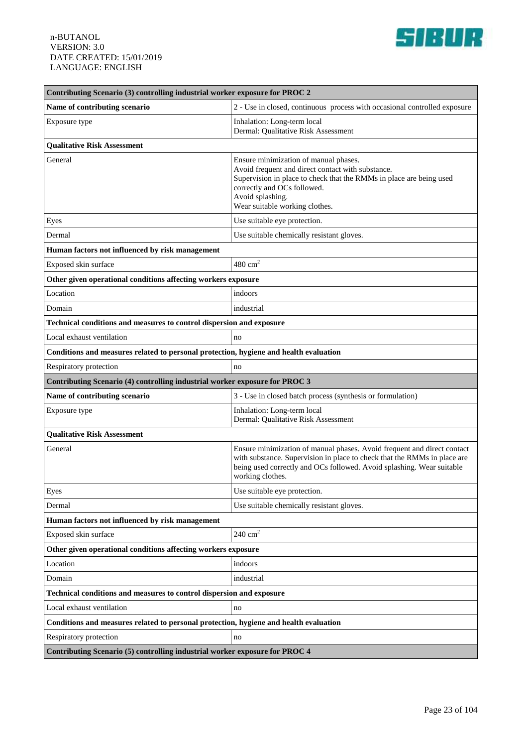| Contributing Scenario (3) controlling industrial worker exposure for PROC 2 | |
|---|---|
| **Name of contributing scenario** | 2 - Use in closed, continuous process with occasional controlled exposure |
| Exposure type | Inhalation: Long-term local<br>Dermal: Qualitative Risk Assessment |
| **Qualitative Risk Assessment** | |
| General | Ensure minimization of manual phases.<br>Avoid frequent and direct contact with substance.<br>Supervision in place to check that the RMMs in place are being used correctly and OCs followed.<br>Avoid splashing.<br>Wear suitable working clothes. |
| Eyes | Use suitable eye protection. |
| Dermal | Use suitable chemically resistant gloves. |
| **Human factors not influenced by risk management** | |
| Exposed skin surface | 480 $cm^2$ |
| **Other given operational conditions affecting workers exposure** | |
| Location | indoors |
| Domain | industrial |
| **Technical conditions and measures to control dispersion and exposure** | |
| Local exhaust ventilation | no |
| **Conditions and measures related to personal protection, hygiene and health evaluation** | |
| Respiratory protection | no |
| **Contributing Scenario (4) controlling industrial worker exposure for PROC 3** | |
| **Name of contributing scenario** | 3 - Use in closed batch process (synthesis or formulation) |
| Exposure type | Inhalation: Long-term local<br>Dermal: Qualitative Risk Assessment |
| **Qualitative Risk Assessment** | |
| General | Ensure minimization of manual phases. Avoid frequent and direct contact with substance. Supervision in place to check that the RMMs in place are being used correctly and OCs followed. Avoid splashing. Wear suitable working clothes. |
| Eyes | Use suitable eye protection. |
| Dermal | Use suitable chemically resistant gloves. |
| **Human factors not influenced by risk management** | |
| Exposed skin surface | 240 $cm^2$ |
| **Other given operational conditions affecting workers exposure** | |
| Location | indoors |
| Domain | industrial |
| **Technical conditions and measures to control dispersion and exposure** | |
| Local exhaust ventilation | no |
| **Conditions and measures related to personal protection, hygiene and health evaluation** | |
| Respiratory protection | no |
| **Contributing Scenario (5) controlling industrial worker exposure for PROC 4** | |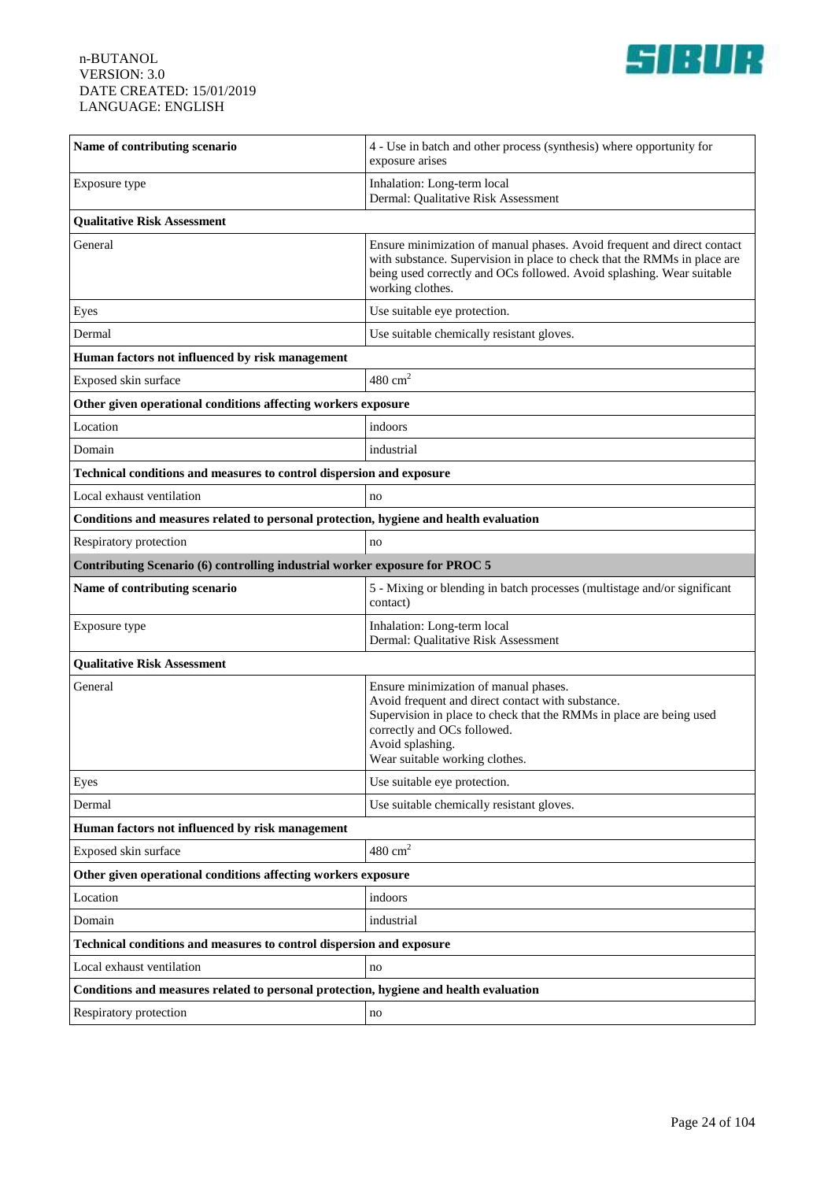| Name of contributing scenario | 4 - Use in batch and other process (synthesis) where opportunity for exposure arises |
|---|---|
| Exposure type | Inhalation: Long-term local<br>Dermal: Qualitative Risk Assessment |
| **Qualitative Risk Assessment** | |
| General | Ensure minimization of manual phases. Avoid frequent and direct contact with substance. Supervision in place to check that the RMMs in place are being used correctly and OCs followed. Avoid splashing. Wear suitable working clothes. |
| Eyes | Use suitable eye protection. |
| Dermal | Use suitable chemically resistant gloves. |
| **Human factors not influenced by risk management** | |
| Exposed skin surface | 480 $cm^2$ |
| **Other given operational conditions affecting workers exposure** | |
| Location | indoors |
| Domain | industrial |
| **Technical conditions and measures to control dispersion and exposure** | |
| Local exhaust ventilation | no |
| **Conditions and measures related to personal protection, hygiene and health evaluation** | |
| Respiratory protection | no |
| **Contributing Scenario (6) controlling industrial worker exposure for PROC 5** | |
| **Name of contributing scenario** | 5 - Mixing or blending in batch processes (multistage and/or significant contact) |
| Exposure type | Inhalation: Long-term local<br>Dermal: Qualitative Risk Assessment |
| **Qualitative Risk Assessment** | |
| General | Ensure minimization of manual phases.<br>Avoid frequent and direct contact with substance.<br>Supervision in place to check that the RMMs in place are being used correctly and OCs followed.<br>Avoid splashing.<br>Wear suitable working clothes. |
| Eyes | Use suitable eye protection. |
| Dermal | Use suitable chemically resistant gloves. |
| **Human factors not influenced by risk management** | |
| Exposed skin surface | 480 $cm^2$ |
| **Other given operational conditions affecting workers exposure** | |
| Location | indoors |
| Domain | industrial |
| **Technical conditions and measures to control dispersion and exposure** | |
| Local exhaust ventilation | no |
| **Conditions and measures related to personal protection, hygiene and health evaluation** | |
| Respiratory protection | no |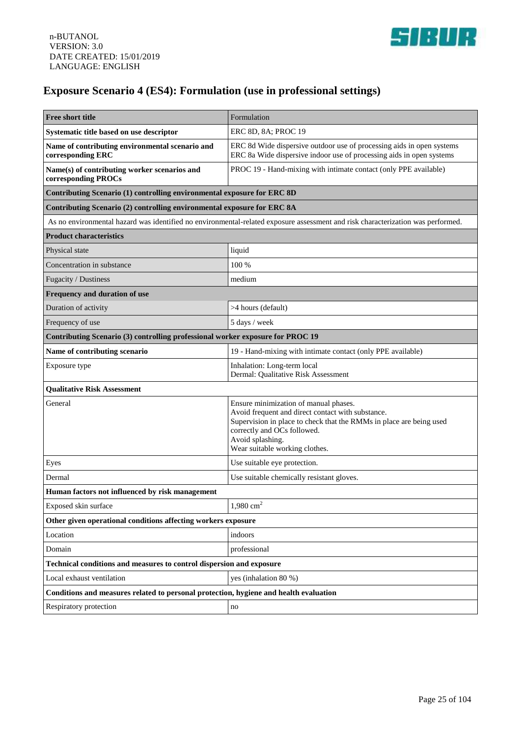## Exposure Scenario 4 (ES4): Formulation (use in professional settings)

| **Free short title** | Formulation |
|---|---|
| **Systematic title based on use descriptor** | ERC 8D, 8A; PROC 19 |
| **Name of contributing environmental scenario and corresponding ERC** | ERC 8d Wide dispersive outdoor use of processing aids in open systems<br>ERC 8a Wide dispersive indoor use of processing aids in open systems |
| **Name(s) of contributing worker scenarios and corresponding PROCs** | PROC 19 - Hand-mixing with intimate contact (only PPE available) |
| **Contributing Scenario (1) controlling environmental exposure for ERC 8D** | |
| **Contributing Scenario (2) controlling environmental exposure for ERC 8A** | |
| As no environmental hazard was identified no environmental-related exposure assessment and risk characterization was performed. | |
| **Product characteristics** | |
| Physical state | liquid |
| Concentration in substance | 100 % |
| Fugacity / Dustiness | medium |
| **Frequency and duration of use** | |
| Duration of activity | >4 hours (default) |
| Frequency of use | 5 days / week |
| **Contributing Scenario (3) controlling professional worker exposure for PROC 19** | |
| **Name of contributing scenario** | 19 - Hand-mixing with intimate contact (only PPE available) |
| Exposure type | Inhalation: Long-term local<br>Dermal: Qualitative Risk Assessment |
| **Qualitative Risk Assessment** | |
| General | Ensure minimization of manual phases.<br>Avoid frequent and direct contact with substance.<br>Supervision in place to check that the RMMs in place are being used correctly and OCs followed.<br>Avoid splashing.<br>Wear suitable working clothes. |
| Eyes | Use suitable eye protection. |
| Dermal | Use suitable chemically resistant gloves. |
| **Human factors not influenced by risk management** | |
| Exposed skin surface | 1,980 $cm^2$ |
| **Other given operational conditions affecting workers exposure** | |
| Location | indoors |
| Domain | professional |
| **Technical conditions and measures to control dispersion and exposure** | |
| Local exhaust ventilation | yes (inhalation 80 %) |
| **Conditions and measures related to personal protection, hygiene and health evaluation** | |
| Respiratory protection | no |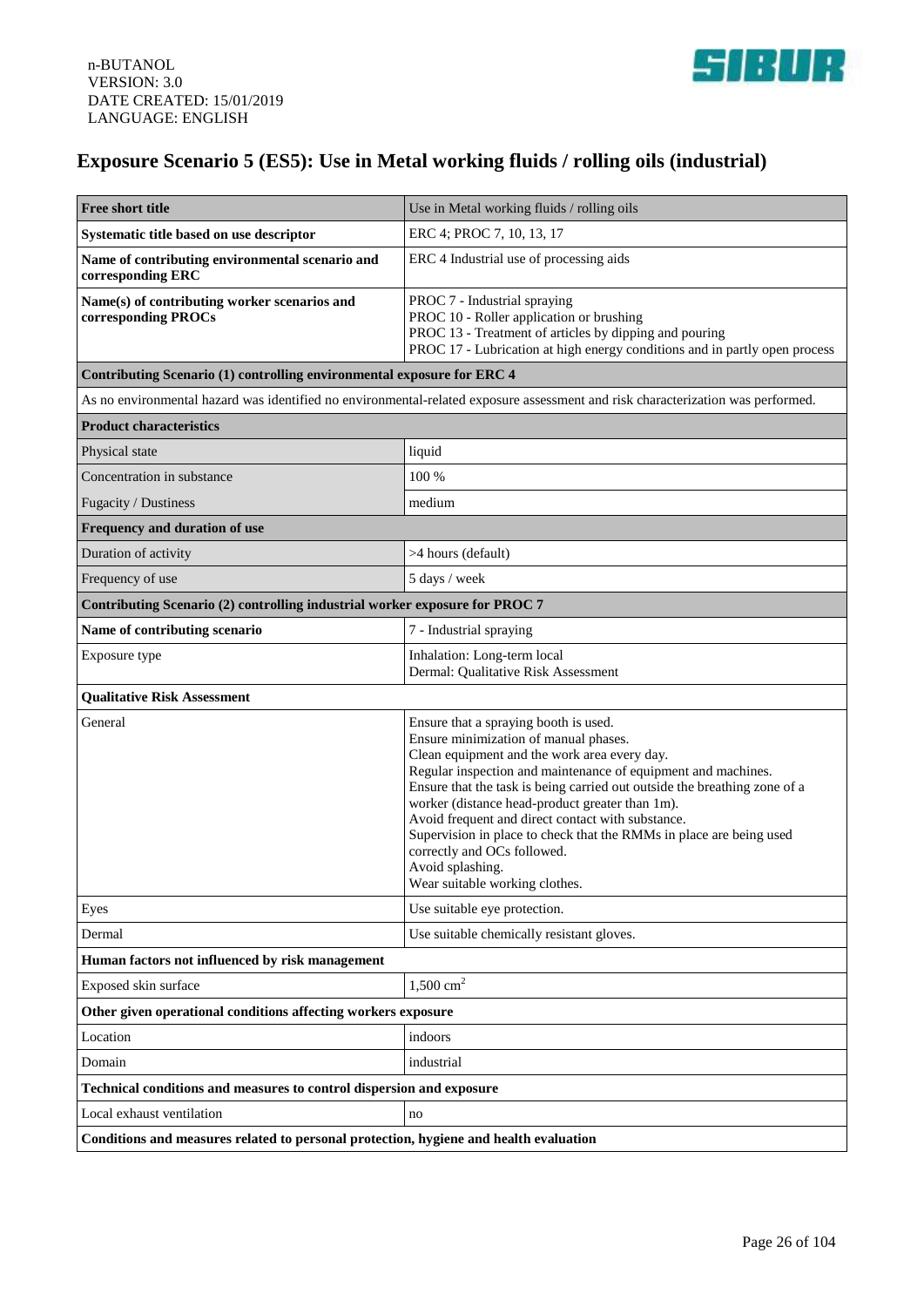# Exposure Scenario 5 (ES5): Use in Metal working fluids / rolling oils (industrial)

| **Free short title** | Use in Metal working fluids / rolling oils |
|---|---|
| **Systematic title based on use descriptor** | ERC 4; PROC 7, 10, 13, 17 |
| **Name of contributing environmental scenario and corresponding ERC** | ERC 4 Industrial use of processing aids |
| **Name(s) of contributing worker scenarios and corresponding PROCs** | PROC 7 - Industrial spraying<br>PROC 10 - Roller application or brushing<br>PROC 13 - Treatment of articles by dipping and pouring<br>PROC 17 - Lubrication at high energy conditions and in partly open process |
| **Contributing Scenario (1) controlling environmental exposure for ERC 4** | |
| As no environmental hazard was identified no environmental-related exposure assessment and risk characterization was performed. | |
| **Product characteristics** | |
| Physical state | liquid |
| Concentration in substance | 100 % |
| Fugacity / Dustiness | medium |
| **Frequency and duration of use** | |
| Duration of activity | >4 hours (default) |
| Frequency of use | 5 days / week |
| **Contributing Scenario (2) controlling industrial worker exposure for PROC 7** | |
| **Name of contributing scenario** | 7 - Industrial spraying |
| Exposure type | Inhalation: Long-term local<br>Dermal: Qualitative Risk Assessment |
| **Qualitative Risk Assessment** | |
| General | Ensure that a spraying booth is used.<br>Ensure minimization of manual phases.<br>Clean equipment and the work area every day.<br>Regular inspection and maintenance of equipment and machines.<br>Ensure that the task is being carried out outside the breathing zone of a worker (distance head-product greater than 1m).<br>Avoid frequent and direct contact with substance.<br>Supervision in place to check that the RMMs in place are being used correctly and OCs followed.<br>Avoid splashing.<br>Wear suitable working clothes. |
| Eyes | Use suitable eye protection. |
| Dermal | Use suitable chemically resistant gloves. |
| **Human factors not influenced by risk management** | |
| Exposed skin surface | 1,500 $cm^2$ |
| **Other given operational conditions affecting workers exposure** | |
| Location | indoors |
| Domain | industrial |
| **Technical conditions and measures to control dispersion and exposure** | |
| Local exhaust ventilation | no |
| **Conditions and measures related to personal protection, hygiene and health evaluation** | |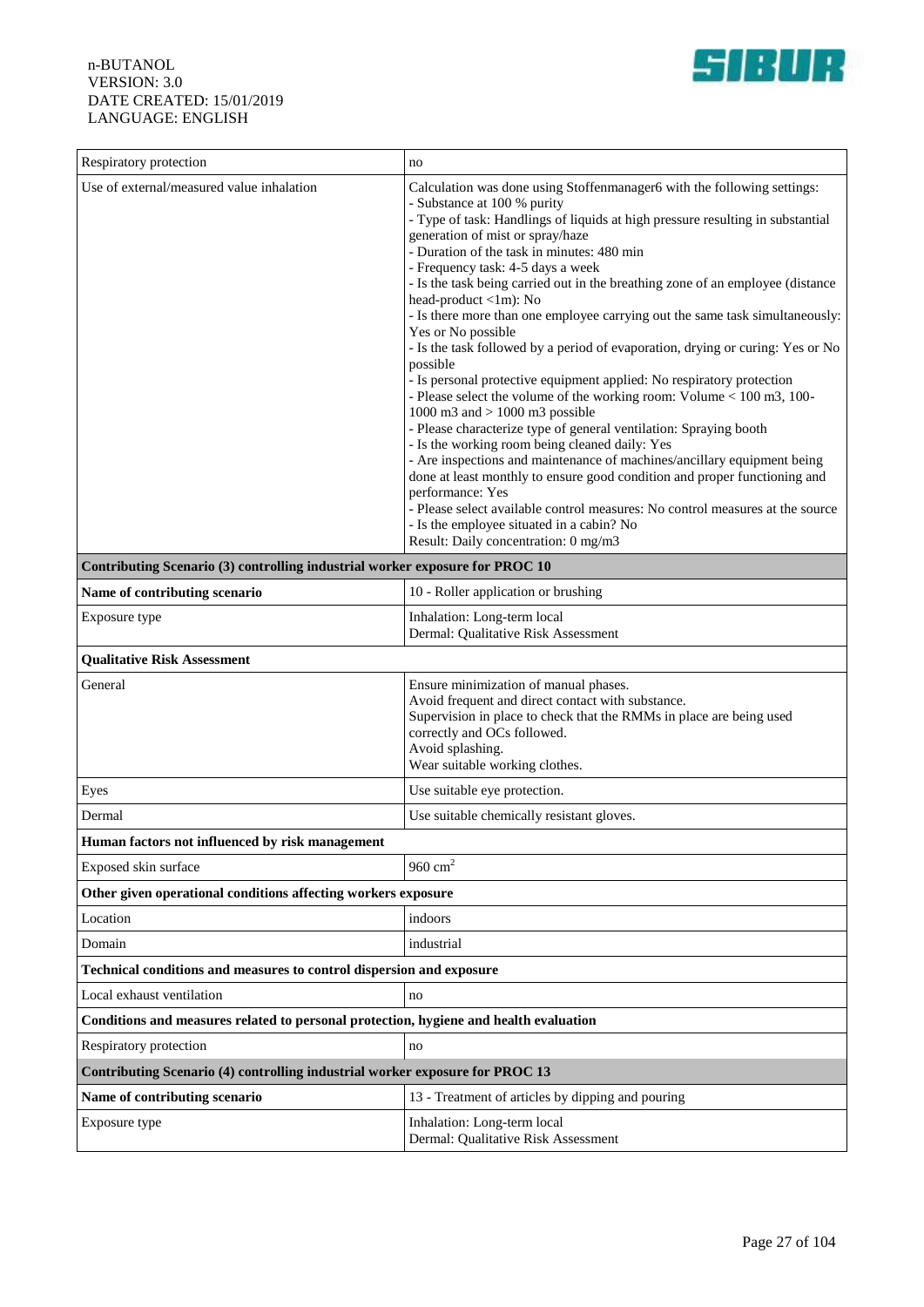| | |
|---|---|
| Respiratory protection | no |
| Use of external/measured value inhalation | Calculation was done using Stoffenmanager6 with the following settings:<br>- Substance at 100 % purity<br>- Type of task: Handlings of liquids at high pressure resulting in substantial generation of mist or spray/haze<br>- Duration of the task in minutes: 480 min<br>- Frequency task: 4-5 days a week<br>- Is the task being carried out in the breathing zone of an employee (distance head-product <1m): No<br>- Is there more than one employee carrying out the same task simultaneously: Yes or No possible<br>- Is the task followed by a period of evaporation, drying or curing: Yes or No possible<br>- Is personal protective equipment applied: No respiratory protection<br>- Please select the volume of the working room: Volume < 100 m3, 100-1000 m3 and > 1000 m3 possible<br>- Please characterize type of general ventilation: Spraying booth<br>- Is the working room being cleaned daily: Yes<br>- Are inspections and maintenance of machines/ancillary equipment being done at least monthly to ensure good condition and proper functioning and performance: Yes<br>- Please select available control measures: No control measures at the source<br>- Is the employee situated in a cabin? No<br>Result: Daily concentration: 0 mg/m3 |
| **Contributing Scenario (3) controlling industrial worker exposure for PROC 10** | |
| **Name of contributing scenario** | 10 - Roller application or brushing |
| Exposure type | Inhalation: Long-term local<br>Dermal: Qualitative Risk Assessment |
| **Qualitative Risk Assessment** | |
| General | Ensure minimization of manual phases.<br>Avoid frequent and direct contact with substance.<br>Supervision in place to check that the RMMs in place are being used correctly and OCs followed.<br>Avoid splashing.<br>Wear suitable working clothes. |
| Eyes | Use suitable eye protection. |
| Dermal | Use suitable chemically resistant gloves. |
| **Human factors not influenced by risk management** | |
| Exposed skin surface | 960 $cm^2$ |
| **Other given operational conditions affecting workers exposure** | |
| Location | indoors |
| Domain | industrial |
| **Technical conditions and measures to control dispersion and exposure** | |
| Local exhaust ventilation | no |
| **Conditions and measures related to personal protection, hygiene and health evaluation** | |
| Respiratory protection | no |
| **Contributing Scenario (4) controlling industrial worker exposure for PROC 13** | |
| **Name of contributing scenario** | 13 - Treatment of articles by dipping and pouring |
| Exposure type | Inhalation: Long-term local<br>Dermal: Qualitative Risk Assessment |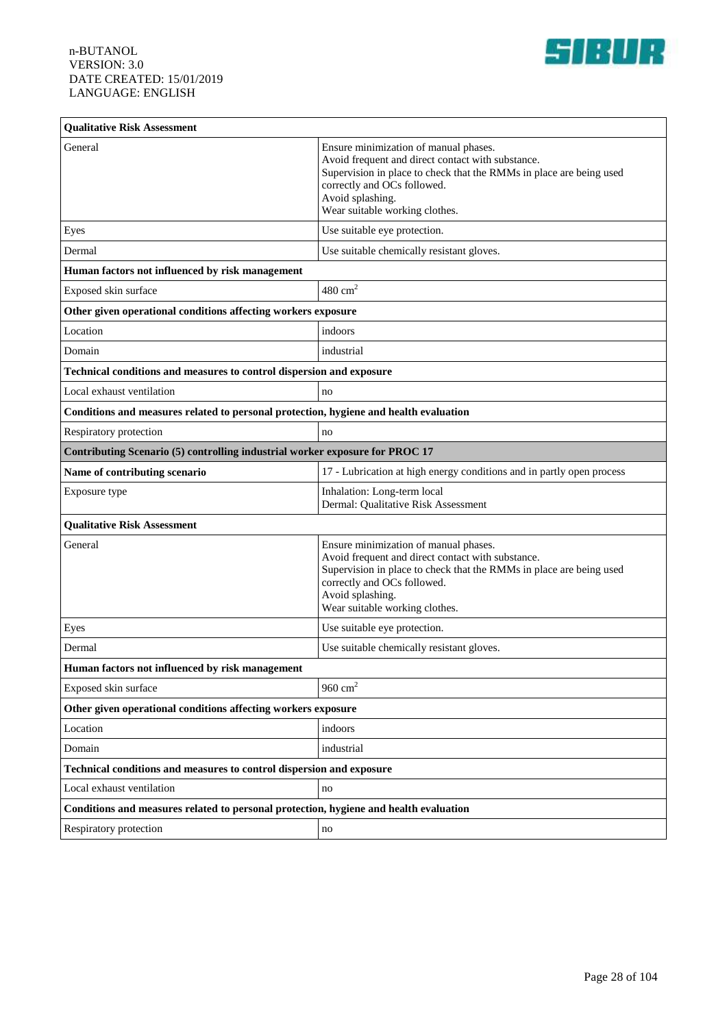| Qualitative Risk Assessment | |
|---|---|
| General | Ensure minimization of manual phases.<br>Avoid frequent and direct contact with substance.<br>Supervision in place to check that the RMMs in place are being used correctly and OCs followed.<br>Avoid splashing.<br>Wear suitable working clothes. |
| Eyes | Use suitable eye protection. |
| Dermal | Use suitable chemically resistant gloves. |
| **Human factors not influenced by risk management** | |
| Exposed skin surface | 480 $cm^2$ |
| **Other given operational conditions affecting workers exposure** | |
| Location | indoors |
| Domain | industrial |
| **Technical conditions and measures to control dispersion and exposure** | |
| Local exhaust ventilation | no |
| **Conditions and measures related to personal protection, hygiene and health evaluation** | |
| Respiratory protection | no |
| **Contributing Scenario (5) controlling industrial worker exposure for PROC 17** | |
| **Name of contributing scenario** | 17 - Lubrication at high energy conditions and in partly open process |
| Exposure type | Inhalation: Long-term local<br>Dermal: Qualitative Risk Assessment |
| **Qualitative Risk Assessment** | |
| General | Ensure minimization of manual phases.<br>Avoid frequent and direct contact with substance.<br>Supervision in place to check that the RMMs in place are being used correctly and OCs followed.<br>Avoid splashing.<br>Wear suitable working clothes. |
| Eyes | Use suitable eye protection. |
| Dermal | Use suitable chemically resistant gloves. |
| **Human factors not influenced by risk management** | |
| Exposed skin surface | 960 $cm^2$ |
| **Other given operational conditions affecting workers exposure** | |
| Location | indoors |
| Domain | industrial |
| **Technical conditions and measures to control dispersion and exposure** | |
| Local exhaust ventilation | no |
| **Conditions and measures related to personal protection, hygiene and health evaluation** | |
| Respiratory protection | no |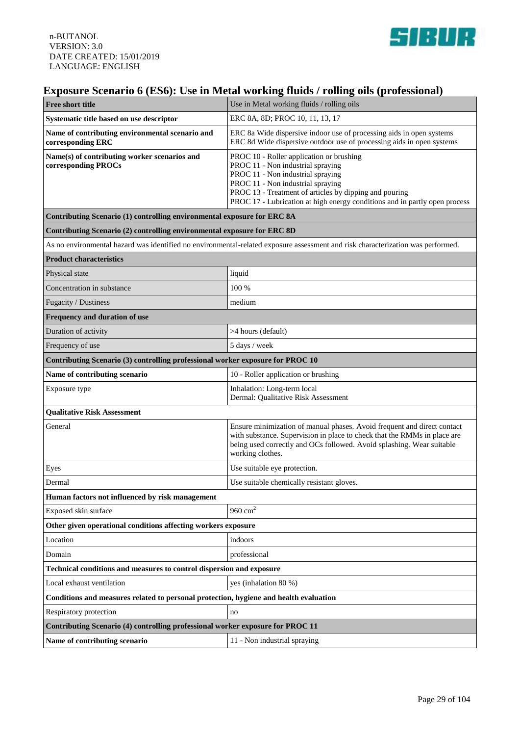# Exposure Scenario 6 (ES6): Use in Metal working fluids / rolling oils (professional)

| Free short title | Use in Metal working fluids / rolling oils |
|---|---|
| **Systematic title based on use descriptor** | ERC 8A, 8D; PROC 10, 11, 13, 17 |
| **Name of contributing environmental scenario and corresponding ERC** | ERC 8a Wide dispersive indoor use of processing aids in open systems<br>ERC 8d Wide dispersive outdoor use of processing aids in open systems |
| **Name(s) of contributing worker scenarios and corresponding PROCs** | PROC 10 - Roller application or brushing<br>PROC 11 - Non industrial spraying<br>PROC 11 - Non industrial spraying<br>PROC 11 - Non industrial spraying<br>PROC 13 - Treatment of articles by dipping and pouring<br>PROC 17 - Lubrication at high energy conditions and in partly open process |
| **Contributing Scenario (1) controlling environmental exposure for ERC 8A** | |
| **Contributing Scenario (2) controlling environmental exposure for ERC 8D** | |
| As no environmental hazard was identified no environmental-related exposure assessment and risk characterization was performed. | |
| **Product characteristics** | |
| Physical state | liquid |
| Concentration in substance | 100 % |
| Fugacity / Dustiness | medium |
| **Frequency and duration of use** | |
| Duration of activity | >4 hours (default) |
| Frequency of use | 5 days / week |
| **Contributing Scenario (3) controlling professional worker exposure for PROC 10** | |
| **Name of contributing scenario** | 10 - Roller application or brushing |
| Exposure type | Inhalation: Long-term local<br>Dermal: Qualitative Risk Assessment |
| **Qualitative Risk Assessment** | |
| General | Ensure minimization of manual phases. Avoid frequent and direct contact with substance. Supervision in place to check that the RMMs in place are being used correctly and OCs followed. Avoid splashing. Wear suitable working clothes. |
| Eyes | Use suitable eye protection. |
| Dermal | Use suitable chemically resistant gloves. |
| **Human factors not influenced by risk management** | |
| Exposed skin surface | 960 $cm^2$ |
| **Other given operational conditions affecting workers exposure** | |
| Location | indoors |
| Domain | professional |
| **Technical conditions and measures to control dispersion and exposure** | |
| Local exhaust ventilation | yes (inhalation 80 %) |
| **Conditions and measures related to personal protection, hygiene and health evaluation** | |
| Respiratory protection | no |
| **Contributing Scenario (4) controlling professional worker exposure for PROC 11** | |
| **Name of contributing scenario** | 11 - Non industrial spraying |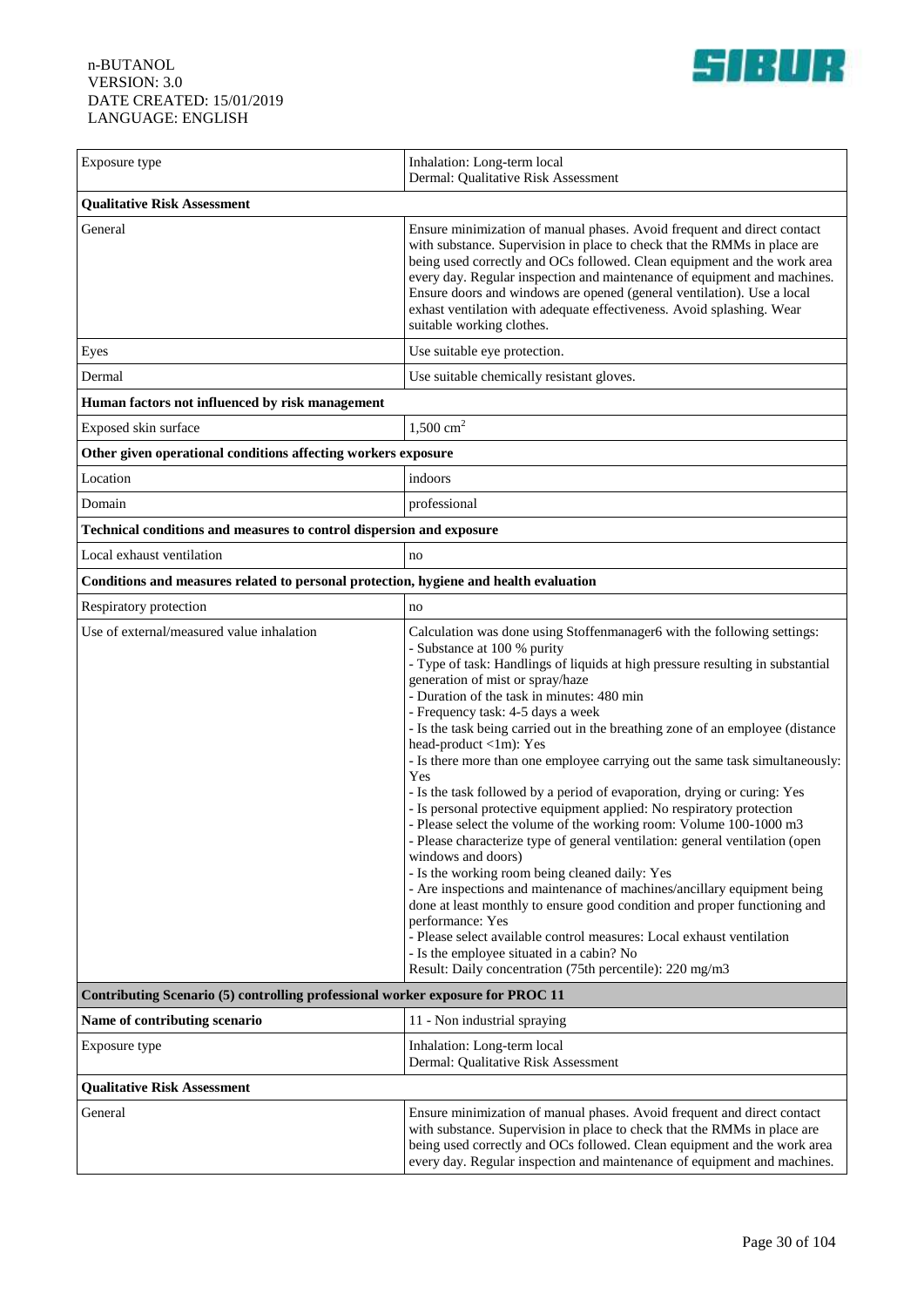| Exposure type | Inhalation: Long-term local<br>Dermal: Qualitative Risk Assessment |
|---|---|
| **Qualitative Risk Assessment** | |
| General | Ensure minimization of manual phases. Avoid frequent and direct contact with substance. Supervision in place to check that the RMMs in place are being used correctly and OCs followed. Clean equipment and the work area every day. Regular inspection and maintenance of equipment and machines. Ensure doors and windows are opened (general ventilation). Use a local exhaust ventilation with adequate effectiveness. Avoid splashing. Wear suitable working clothes. |
| Eyes | Use suitable eye protection. |
| Dermal | Use suitable chemically resistant gloves. |
| **Human factors not influenced by risk management** | |
| Exposed skin surface | 1,500 $cm^2$ |
| **Other given operational conditions affecting workers exposure** | |
| Location | indoors |
| Domain | professional |
| **Technical conditions and measures to control dispersion and exposure** | |
| Local exhaust ventilation | no |
| **Conditions and measures related to personal protection, hygiene and health evaluation** | |
| Respiratory protection | no |
| Use of external/measured value inhalation | Calculation was done using Stoffenmanager6 with the following settings:<br>- Substance at 100 % purity<br>- Type of task: Handlings of liquids at high pressure resulting in substantial generation of mist or spray/haze<br>- Duration of the task in minutes: 480 min<br>- Frequency task: 4-5 days a week<br>- Is the task being carried out in the breathing zone of an employee (distance head-product <1m): Yes<br>- Is there more than one employee carrying out the same task simultaneously: Yes<br>- Is the task followed by a period of evaporation, drying or curing: Yes<br>- Is personal protective equipment applied: No respiratory protection<br>- Please select the volume of the working room: Volume 100-1000 m3<br>- Please characterize type of general ventilation: general ventilation (open windows and doors)<br>- Is the working room being cleaned daily: Yes<br>- Are inspections and maintenance of machines/ancillary equipment being done at least monthly to ensure good condition and proper functioning and performance: Yes<br>- Please select available control measures: Local exhaust ventilation<br>- Is the employee situated in a cabin? No<br>Result: Daily concentration (75th percentile): 220 mg/m3 |
| **Contributing Scenario (5) controlling professional worker exposure for PROC 11** | |
| **Name of contributing scenario** | 11 - Non industrial spraying |
| Exposure type | Inhalation: Long-term local<br>Dermal: Qualitative Risk Assessment |
| **Qualitative Risk Assessment** | |
| General | Ensure minimization of manual phases. Avoid frequent and direct contact with substance. Supervision in place to check that the RMMs in place are being used correctly and OCs followed. Clean equipment and the work area every day. Regular inspection and maintenance of equipment and machines. |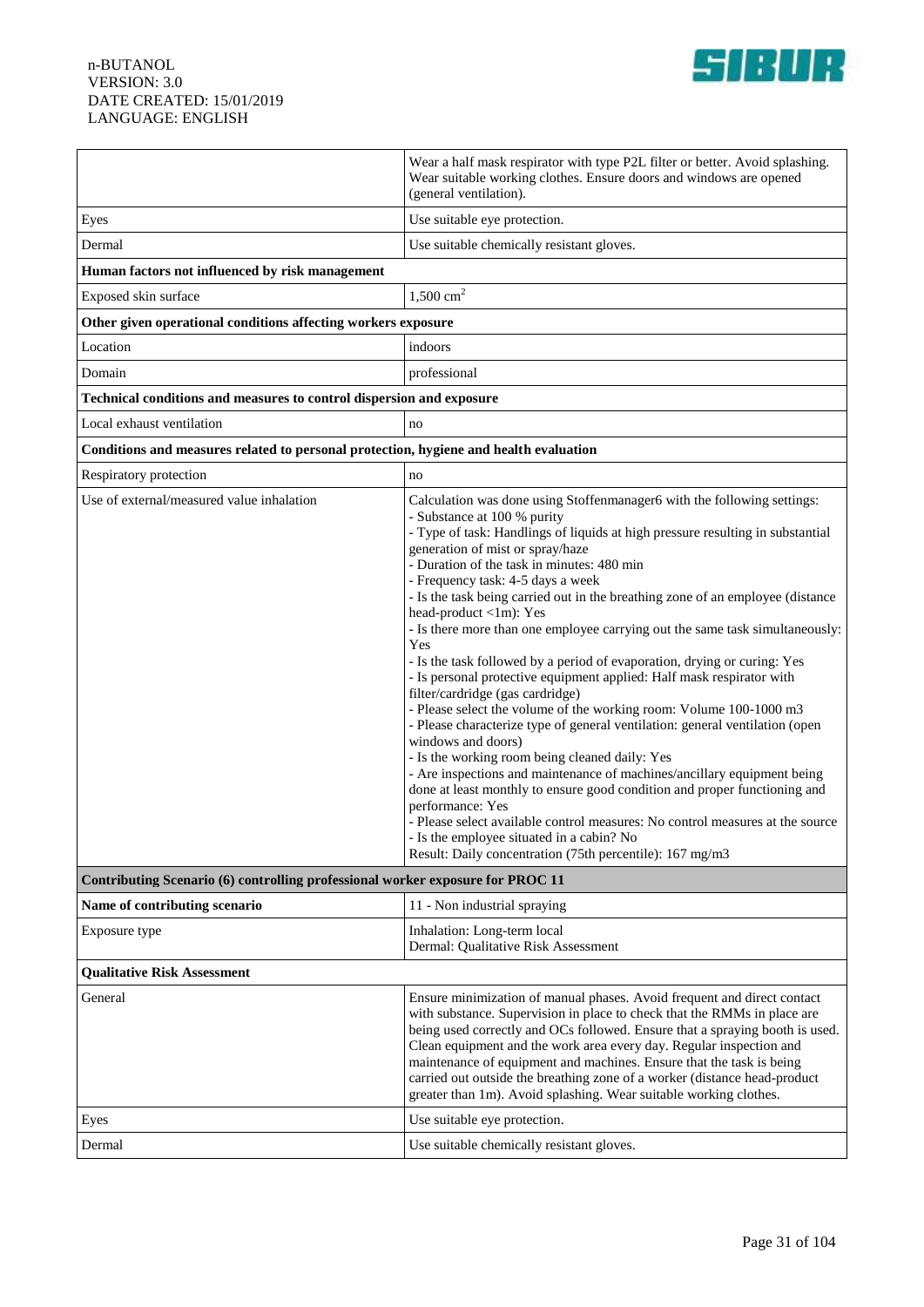| | |
|---|---|
| | Wear a half mask respirator with type P2L filter or better. Avoid splashing. Wear suitable working clothes. Ensure doors and windows are opened (general ventilation). |
| Eyes | Use suitable eye protection. |
| Dermal | Use suitable chemically resistant gloves. |
| **Human factors not influenced by risk management** | |
| Exposed skin surface | 1,500 $cm^2$ |
| **Other given operational conditions affecting workers exposure** | |
| Location | indoors |
| Domain | professional |
| **Technical conditions and measures to control dispersion and exposure** | |
| Local exhaust ventilation | no |
| **Conditions and measures related to personal protection, hygiene and health evaluation** | |
| Respiratory protection | no |
| Use of external/measured value inhalation | Calculation was done using Stoffenmanager6 with the following settings:<br>- Substance at 100 % purity<br>- Type of task: Handlings of liquids at high pressure resulting in substantial generation of mist or spray/haze<br>- Duration of the task in minutes: 480 min<br>- Frequency task: 4-5 days a week<br>- Is the task being carried out in the breathing zone of an employee (distance head-product <1m): Yes<br>- Is there more than one employee carrying out the same task simultaneously: Yes<br>- Is the task followed by a period of evaporation, drying or curing: Yes<br>- Is personal protective equipment applied: Half mask respirator with filter/cardridge (gas cartridge)<br>- Please select the volume of the working room: Volume 100-1000 m3<br>- Please characterize type of general ventilation: general ventilation (open windows and doors)<br>- Is the working room being cleaned daily: Yes<br>- Are inspections and maintenance of machines/ancillary equipment being done at least monthly to ensure good condition and proper functioning and performance: Yes<br>- Please select available control measures: No control measures at the source<br>- Is the employee situated in a cabin? No<br>Result: Daily concentration (75th percentile): 167 mg/m3 |
| **Contributing Scenario (6) controlling professional worker exposure for PROC 11** | |
| **Name of contributing scenario** | 11 - Non industrial spraying |
| Exposure type | Inhalation: Long-term local<br>Dermal: Qualitative Risk Assessment |
| **Qualitative Risk Assessment** | |
| General | Ensure minimization of manual phases. Avoid frequent and direct contact with substance. Supervision in place to check that the RMMs in place are being used correctly and OCs followed. Ensure that a spraying booth is used. Clean equipment and the work area every day. Regular inspection and maintenance of equipment and machines. Ensure that the task is being carried out outside the breathing zone of a worker (distance head-product greater than 1m). Avoid splashing. Wear suitable working clothes. |
| Eyes | Use suitable eye protection. |
| Dermal | Use suitable chemically resistant gloves. |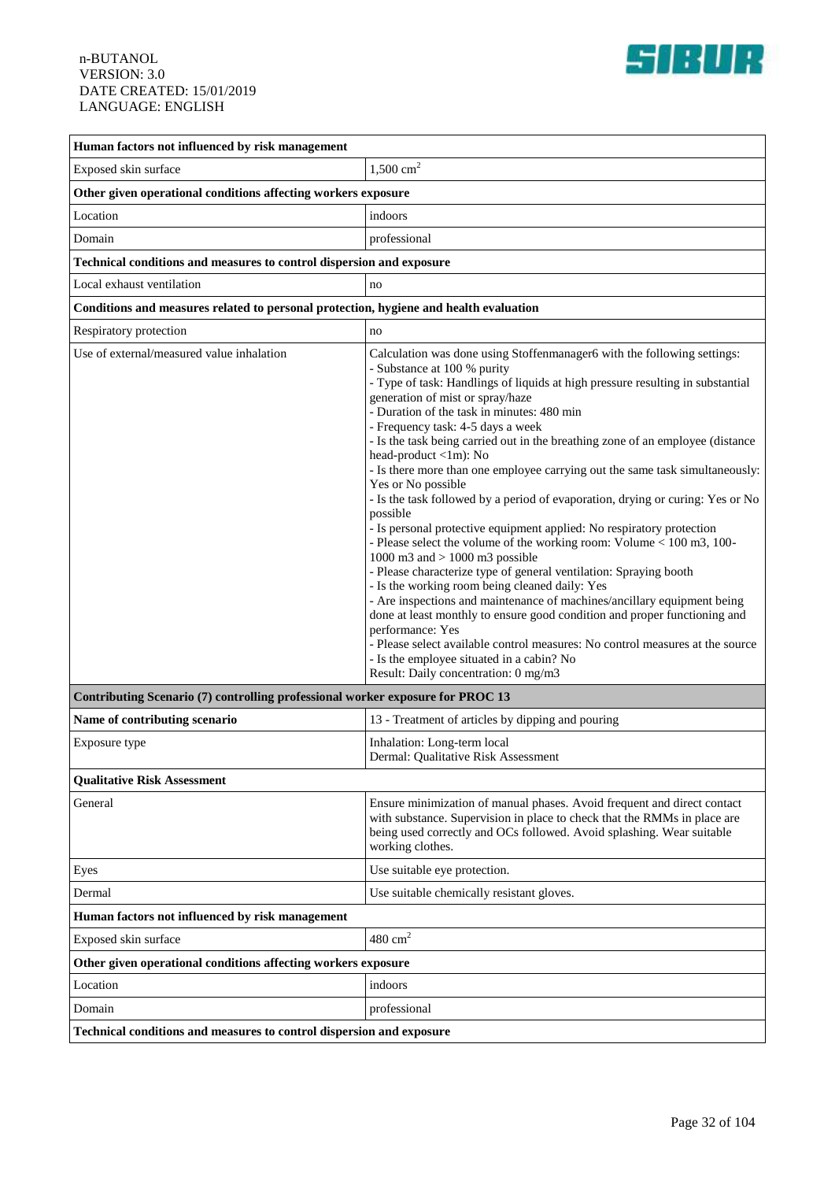| Human factors not influenced by risk management | |
|---|---|
| Exposed skin surface | 1,500 $cm^2$ |
| **Other given operational conditions affecting workers exposure** | |
| Location | indoors |
| Domain | professional |
| **Technical conditions and measures to control dispersion and exposure** | |
| Local exhaust ventilation | no |
| **Conditions and measures related to personal protection, hygiene and health evaluation** | |
| Respiratory protection | no |
| Use of external/measured value inhalation | Calculation was done using Stoffenmanager6 with the following settings:<br>- Substance at 100 % purity<br>- Type of task: Handlings of liquids at high pressure resulting in substantial generation of mist or spray/haze<br>- Duration of the task in minutes: 480 min<br>- Frequency task: 4-5 days a week<br>- Is the task being carried out in the breathing zone of an employee (distance head-product <1m): No<br>- Is there more than one employee carrying out the same task simultaneously: Yes or No possible<br>- Is the task followed by a period of evaporation, drying or curing: Yes or No possible<br>- Is personal protective equipment applied: No respiratory protection<br>- Please select the volume of the working room: Volume < 100 m3, 100-1000 m3 and > 1000 m3 possible<br>- Please characterize type of general ventilation: Spraying booth<br>- Is the working room being cleaned daily: Yes<br>- Are inspections and maintenance of machines/ancillary equipment being done at least monthly to ensure good condition and proper functioning and performance: Yes<br>- Please select available control measures: No control measures at the source<br>- Is the employee situated in a cabin? No<br>Result: Daily concentration: 0 mg/m3 |
| **Contributing Scenario (7) controlling professional worker exposure for PROC 13** | |
| **Name of contributing scenario** | 13 - Treatment of articles by dipping and pouring |
| Exposure type | Inhalation: Long-term local<br>Dermal: Qualitative Risk Assessment |
| **Qualitative Risk Assessment** | |
| General | Ensure minimization of manual phases. Avoid frequent and direct contact with substance. Supervision in place to check that the RMMs in place are being used correctly and OCs followed. Avoid splashing. Wear suitable working clothes. |
| Eyes | Use suitable eye protection. |
| Dermal | Use suitable chemically resistant gloves. |
| **Human factors not influenced by risk management** | |
| Exposed skin surface | 480 $cm^2$ |
| **Other given operational conditions affecting workers exposure** | |
| Location | indoors |
| Domain | professional |
| **Technical conditions and measures to control dispersion and exposure** | |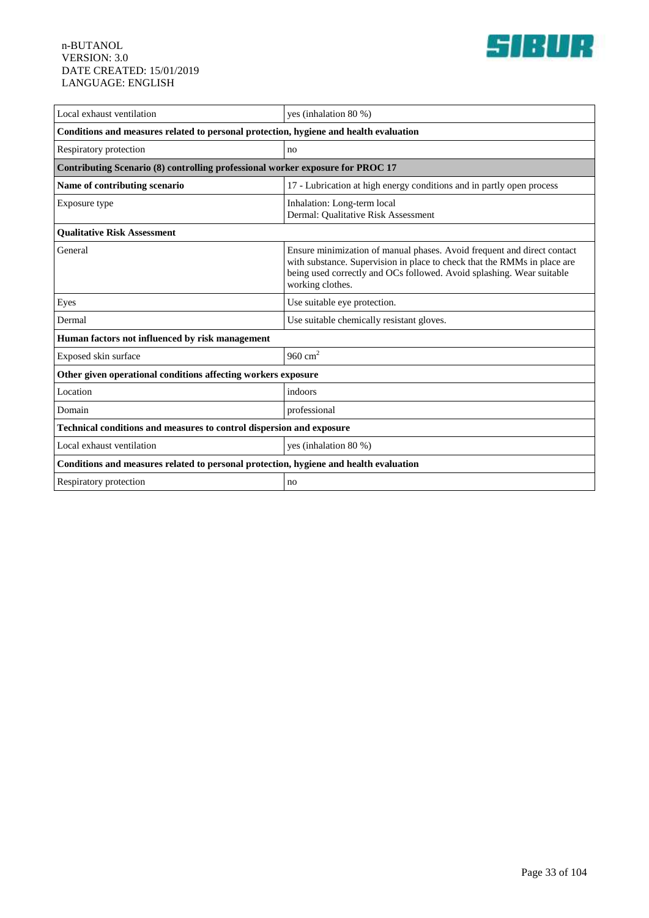| Local exhaust ventilation | yes (inhalation 80 %) |
|---|---|
| **Conditions and measures related to personal protection, hygiene and health evaluation** | |
| Respiratory protection | no |
| **Contributing Scenario (8) controlling professional worker exposure for PROC 17** | |
| **Name of contributing scenario** | 17 - Lubrication at high energy conditions and in partly open process |
| Exposure type | Inhalation: Long-term local<br>Dermal: Qualitative Risk Assessment |
| **Qualitative Risk Assessment** | |
| General | Ensure minimization of manual phases. Avoid frequent and direct contact with substance. Supervision in place to check that the RMMs in place are being used correctly and OCs followed. Avoid splashing. Wear suitable working clothes. |
| Eyes | Use suitable eye protection. |
| Dermal | Use suitable chemically resistant gloves. |
| **Human factors not influenced by risk management** | |
| Exposed skin surface | 960 $cm^2$ |
| **Other given operational conditions affecting workers exposure** | |
| Location | indoors |
| Domain | professional |
| **Technical conditions and measures to control dispersion and exposure** | |
| Local exhaust ventilation | yes (inhalation 80 %) |
| **Conditions and measures related to personal protection, hygiene and health evaluation** | |
| Respiratory protection | no |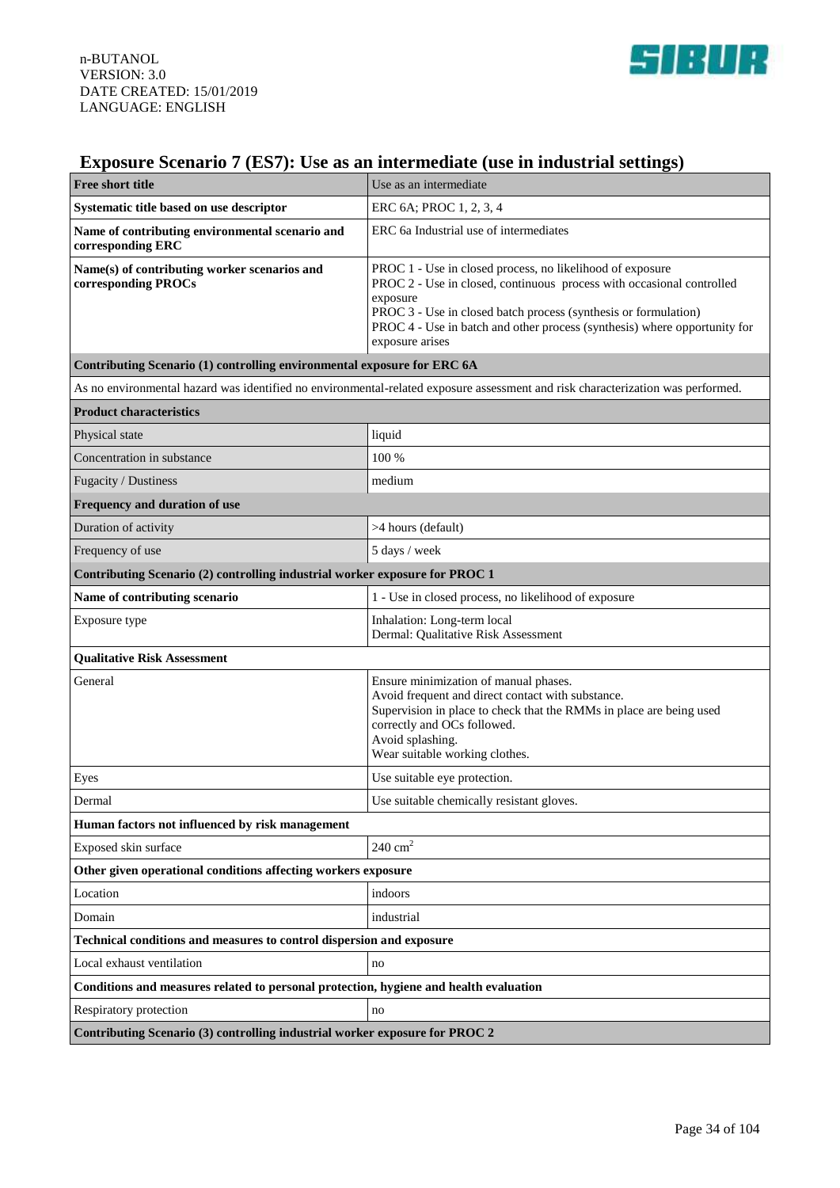## Exposure Scenario 7 (ES7): Use as an intermediate (use in industrial settings)

| Free short title | Use as an intermediate |
|---|---|
| **Systematic title based on use descriptor** | ERC 6A; PROC 1, 2, 3, 4 |
| **Name of contributing environmental scenario and corresponding ERC** | ERC 6a Industrial use of intermediates |
| **Name(s) of contributing worker scenarios and corresponding PROCs** | PROC 1 - Use in closed process, no likelihood of exposure<br>PROC 2 - Use in closed, continuous process with occasional controlled exposure<br>PROC 3 - Use in closed batch process (synthesis or formulation)<br>PROC 4 - Use in batch and other process (synthesis) where opportunity for exposure arises |
| **Contributing Scenario (1) controlling environmental exposure for ERC 6A** | |
| As no environmental hazard was identified no environmental-related exposure assessment and risk characterization was performed. | |
| **Product characteristics** | |
| Physical state | liquid |
| Concentration in substance | 100 % |
| Fugacity / Dustiness | medium |
| **Frequency and duration of use** | |
| Duration of activity | >4 hours (default) |
| Frequency of use | 5 days / week |
| **Contributing Scenario (2) controlling industrial worker exposure for PROC 1** | |
| **Name of contributing scenario** | 1 - Use in closed process, no likelihood of exposure |
| Exposure type | Inhalation: Long-term local<br>Dermal: Qualitative Risk Assessment |
| **Qualitative Risk Assessment** | |
| General | Ensure minimization of manual phases.<br>Avoid frequent and direct contact with substance.<br>Supervision in place to check that the RMMs in place are being used correctly and OCs followed.<br>Avoid splashing.<br>Wear suitable working clothes. |
| Eyes | Use suitable eye protection. |
| Dermal | Use suitable chemically resistant gloves. |
| **Human factors not influenced by risk management** | |
| Exposed skin surface | 240 $cm^2$ |
| **Other given operational conditions affecting workers exposure** | |
| Location | indoors |
| Domain | industrial |
| **Technical conditions and measures to control dispersion and exposure** | |
| Local exhaust ventilation | no |
| **Conditions and measures related to personal protection, hygiene and health evaluation** | |
| Respiratory protection | no |
| **Contributing Scenario (3) controlling industrial worker exposure for PROC 2** | |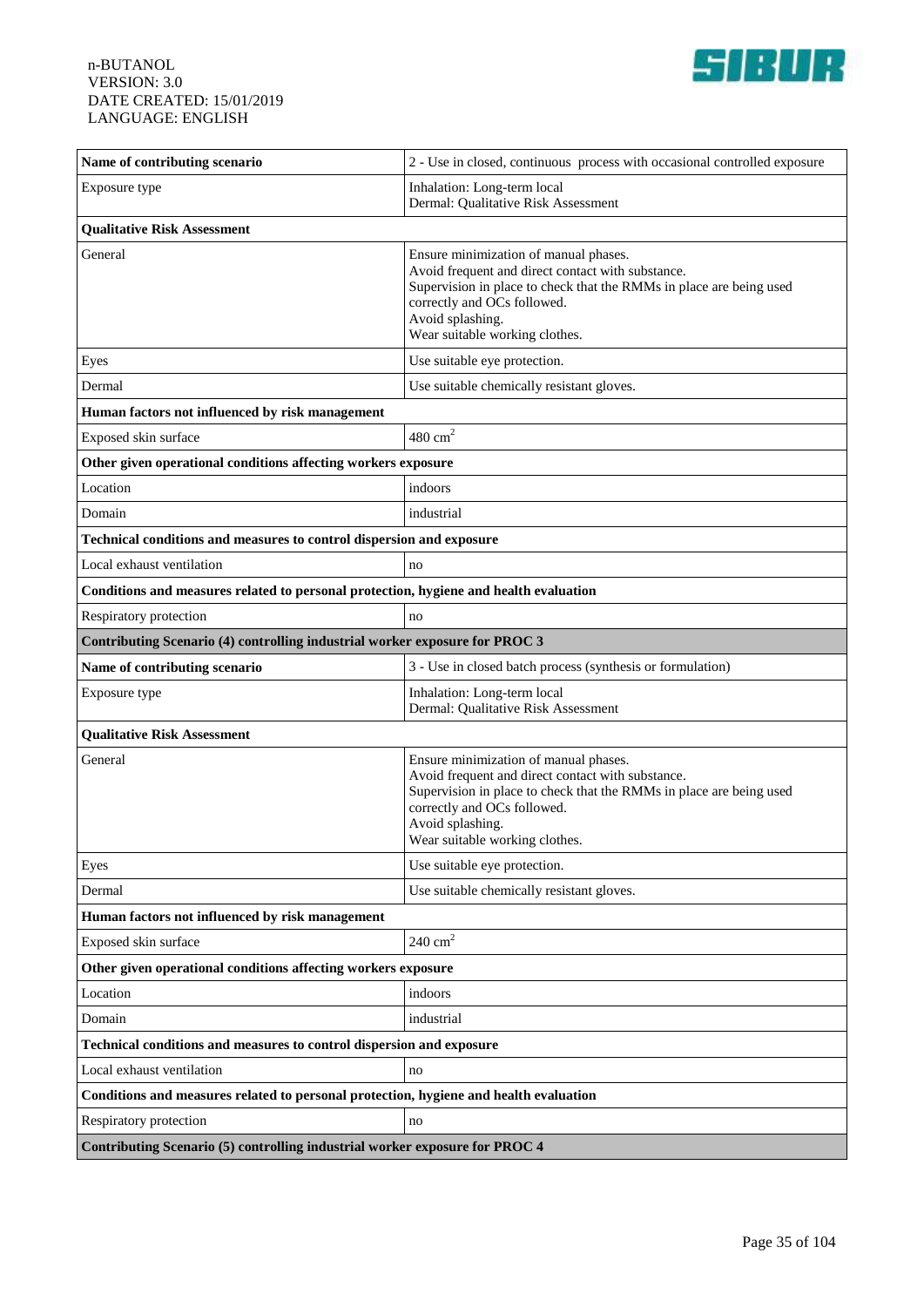| Name of contributing scenario | 2 - Use in closed, continuous process with occasional controlled exposure |
|---|---|
| Exposure type | Inhalation: Long-term local<br>Dermal: Qualitative Risk Assessment |
| **Qualitative Risk Assessment** | |
| General | Ensure minimization of manual phases.<br>Avoid frequent and direct contact with substance.<br>Supervision in place to check that the RMMs in place are being used correctly and OCs followed.<br>Avoid splashing.<br>Wear suitable working clothes. |
| Eyes | Use suitable eye protection. |
| Dermal | Use suitable chemically resistant gloves. |
| **Human factors not influenced by risk management** | |
| Exposed skin surface | 480 $cm^2$ |
| **Other given operational conditions affecting workers exposure** | |
| Location | indoors |
| Domain | industrial |
| **Technical conditions and measures to control dispersion and exposure** | |
| Local exhaust ventilation | no |
| **Conditions and measures related to personal protection, hygiene and health evaluation** | |
| Respiratory protection | no |
| **Contributing Scenario (4) controlling industrial worker exposure for PROC 3** | |
| **Name of contributing scenario** | 3 - Use in closed batch process (synthesis or formulation) |
| Exposure type | Inhalation: Long-term local<br>Dermal: Qualitative Risk Assessment |
| **Qualitative Risk Assessment** | |
| General | Ensure minimization of manual phases.<br>Avoid frequent and direct contact with substance.<br>Supervision in place to check that the RMMs in place are being used correctly and OCs followed.<br>Avoid splashing.<br>Wear suitable working clothes. |
| Eyes | Use suitable eye protection. |
| Dermal | Use suitable chemically resistant gloves. |
| **Human factors not influenced by risk management** | |
| Exposed skin surface | 240 $cm^2$ |
| **Other given operational conditions affecting workers exposure** | |
| Location | indoors |
| Domain | industrial |
| **Technical conditions and measures to control dispersion and exposure** | |
| Local exhaust ventilation | no |
| **Conditions and measures related to personal protection, hygiene and health evaluation** | |
| Respiratory protection | no |
| **Contributing Scenario (5) controlling industrial worker exposure for PROC 4** | |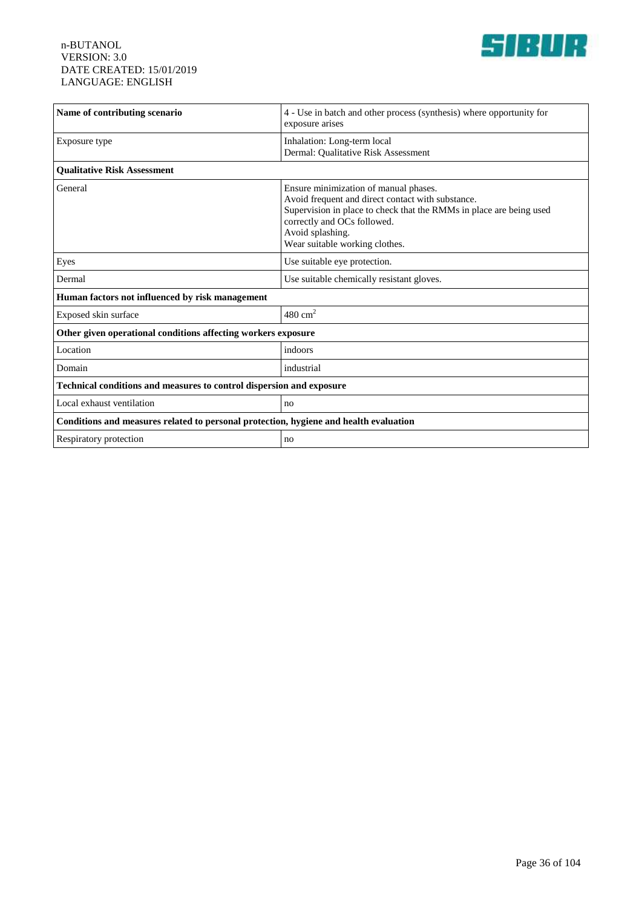| Name of contributing scenario | 4 - Use in batch and other process (synthesis) where opportunity for exposure arises |
| --- | --- |
| Exposure type | Inhalation: Long-term local<br>Dermal: Qualitative Risk Assessment |
| **Qualitative Risk Assessment** | |
| General | Ensure minimization of manual phases.<br>Avoid frequent and direct contact with substance.<br>Supervision in place to check that the RMMs in place are being used correctly and OCs followed.<br>Avoid splashing.<br>Wear suitable working clothes. |
| Eyes | Use suitable eye protection. |
| Dermal | Use suitable chemically resistant gloves. |
| **Human factors not influenced by risk management** | |
| Exposed skin surface | 480 $cm^2$ |
| **Other given operational conditions affecting workers exposure** | |
| Location | indoors |
| Domain | industrial |
| **Technical conditions and measures to control dispersion and exposure** | |
| Local exhaust ventilation | no |
| **Conditions and measures related to personal protection, hygiene and health evaluation** | |
| Respiratory protection | no |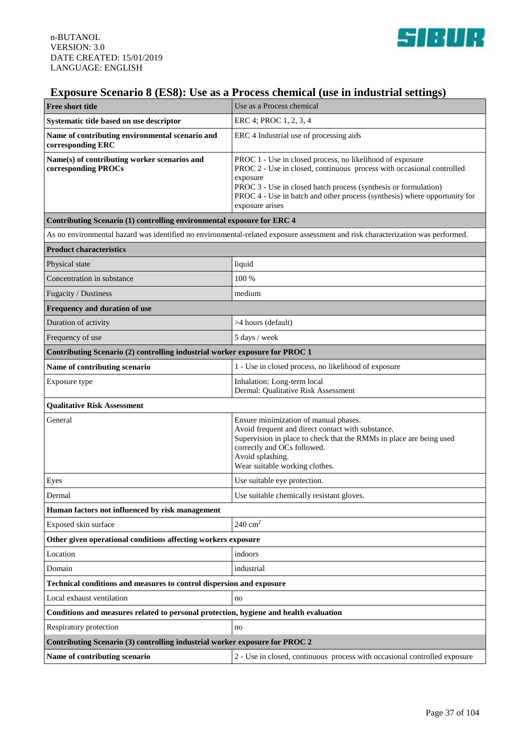# Exposure Scenario 8 (ES8): Use as a Process chemical (use in industrial settings)

| **Free short title** | Use as a Process chemical |
|---|---|
| **Systematic title based on use descriptor** | ERC 4; PROC 1, 2, 3, 4 |
| **Name of contributing environmental scenario and corresponding ERC** | ERC 4 Industrial use of processing aids |
| **Name(s) of contributing worker scenarios and corresponding PROCs** | PROC 1 - Use in closed process, no likelihood of exposure<br>PROC 2 - Use in closed, continuous process with occasional controlled exposure<br>PROC 3 - Use in closed batch process (synthesis or formulation)<br>PROC 4 - Use in batch and other process (synthesis) where opportunity for exposure arises |
| **Contributing Scenario (1) controlling environmental exposure for ERC 4** | |
| As no environmental hazard was identified no environmental-related exposure assessment and risk characterization was performed. | |
| **Product characteristics** | |
| Physical state | liquid |
| Concentration in substance | 100 % |
| Fugacity / Dustiness | medium |
| **Frequency and duration of use** | |
| Duration of activity | >4 hours (default) |
| Frequency of use | 5 days / week |
| **Contributing Scenario (2) controlling industrial worker exposure for PROC 1** | |
| **Name of contributing scenario** | 1 - Use in closed process, no likelihood of exposure |
| Exposure type | Inhalation: Long-term local<br>Dermal: Qualitative Risk Assessment |
| **Qualitative Risk Assessment** | |
| General | Ensure minimization of manual phases.<br>Avoid frequent and direct contact with substance.<br>Supervision in place to check that the RMMs in place are being used correctly and OCs followed.<br>Avoid splashing.<br>Wear suitable working clothes. |
| Eyes | Use suitable eye protection. |
| Dermal | Use suitable chemically resistant gloves. |
| **Human factors not influenced by risk management** | |
| Exposed skin surface | 240 $cm^2$ |
| **Other given operational conditions affecting workers exposure** | |
| Location | indoors |
| Domain | industrial |
| **Technical conditions and measures to control dispersion and exposure** | |
| Local exhaust ventilation | no |
| **Conditions and measures related to personal protection, hygiene and health evaluation** | |
| Respiratory protection | no |
| **Contributing Scenario (3) controlling industrial worker exposure for PROC 2** | |
| **Name of contributing scenario** | 2 - Use in closed, continuous process with occasional controlled exposure |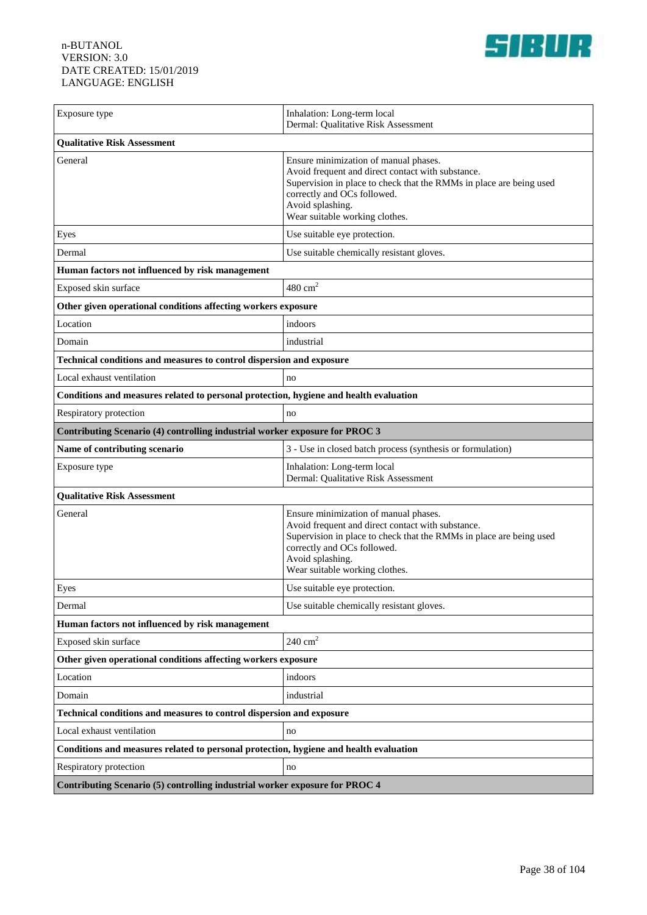| Exposure type | Inhalation: Long-term local<br>Dermal: Qualitative Risk Assessment |
|---|---|
| **Qualitative Risk Assessment** | |
| General | Ensure minimization of manual phases.<br>Avoid frequent and direct contact with substance.<br>Supervision in place to check that the RMMs in place are being used correctly and OCs followed.<br>Avoid splashing.<br>Wear suitable working clothes. |
| Eyes | Use suitable eye protection. |
| Dermal | Use suitable chemically resistant gloves. |
| **Human factors not influenced by risk management** | |
| Exposed skin surface | 480 $cm^2$ |
| **Other given operational conditions affecting workers exposure** | |
| Location | indoors |
| Domain | industrial |
| **Technical conditions and measures to control dispersion and exposure** | |
| Local exhaust ventilation | no |
| **Conditions and measures related to personal protection, hygiene and health evaluation** | |
| Respiratory protection | no |
| **Contributing Scenario (4) controlling industrial worker exposure for PROC 3** | |
| **Name of contributing scenario** | 3 - Use in closed batch process (synthesis or formulation) |
| Exposure type | Inhalation: Long-term local<br>Dermal: Qualitative Risk Assessment |
| **Qualitative Risk Assessment** | |
| General | Ensure minimization of manual phases.<br>Avoid frequent and direct contact with substance.<br>Supervision in place to check that the RMMs in place are being used correctly and OCs followed.<br>Avoid splashing.<br>Wear suitable working clothes. |
| Eyes | Use suitable eye protection. |
| Dermal | Use suitable chemically resistant gloves. |
| **Human factors not influenced by risk management** | |
| Exposed skin surface | 240 $cm^2$ |
| **Other given operational conditions affecting workers exposure** | |
| Location | indoors |
| Domain | industrial |
| **Technical conditions and measures to control dispersion and exposure** | |
| Local exhaust ventilation | no |
| **Conditions and measures related to personal protection, hygiene and health evaluation** | |
| Respiratory protection | no |
| **Contributing Scenario (5) controlling industrial worker exposure for PROC 4** | |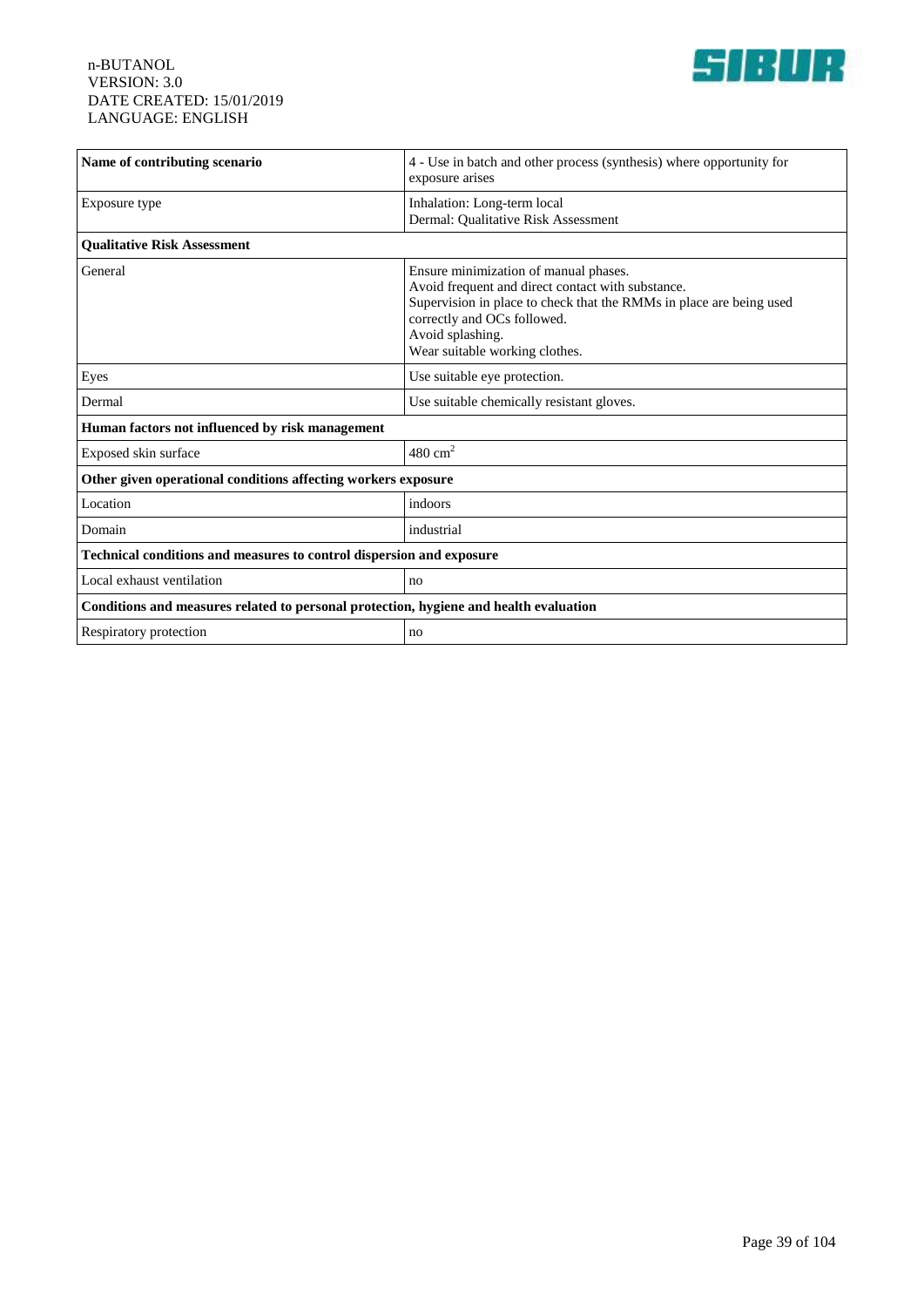| Name of contributing scenario | 4 - Use in batch and other process (synthesis) where opportunity for exposure arises |
|---|---|
| Exposure type | Inhalation: Long-term local<br>Dermal: Qualitative Risk Assessment |
| **Qualitative Risk Assessment** | |
| General | Ensure minimization of manual phases.<br>Avoid frequent and direct contact with substance.<br>Supervision in place to check that the RMMs in place are being used correctly and OCs followed.<br>Avoid splashing.<br>Wear suitable working clothes. |
| Eyes | Use suitable eye protection. |
| Dermal | Use suitable chemically resistant gloves. |
| **Human factors not influenced by risk management** | |
| Exposed skin surface | 480 $cm^2$ |
| **Other given operational conditions affecting workers exposure** | |
| Location | indoors |
| Domain | industrial |
| **Technical conditions and measures to control dispersion and exposure** | |
| Local exhaust ventilation | no |
| **Conditions and measures related to personal protection, hygiene and health evaluation** | |
| Respiratory protection | no |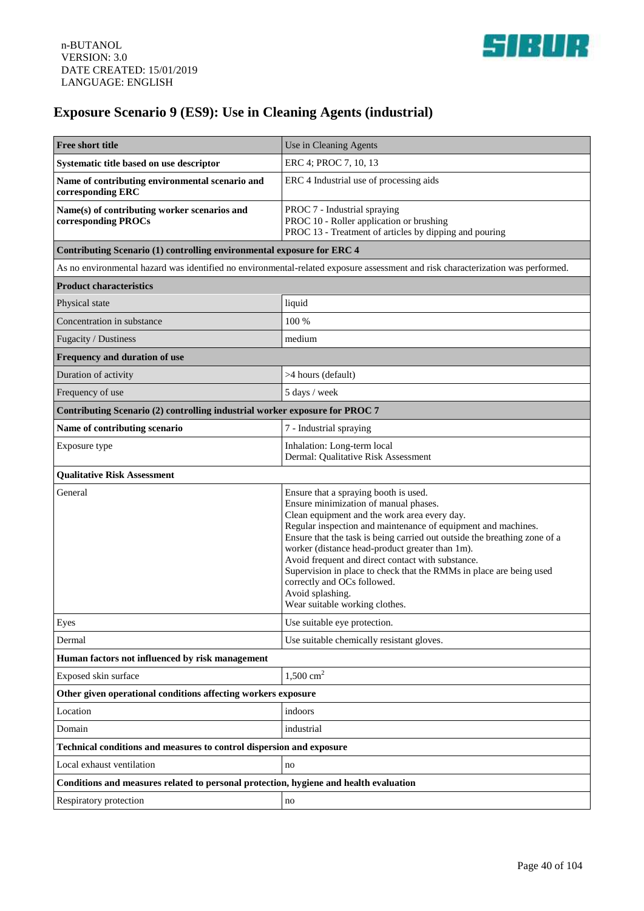# Exposure Scenario 9 (ES9): Use in Cleaning Agents (industrial)

| **Free short title** | Use in Cleaning Agents |
|---|---|
| **Systematic title based on use descriptor** | ERC 4; PROC 7, 10, 13 |
| **Name of contributing environmental scenario and corresponding ERC** | ERC 4 Industrial use of processing aids |
| **Name(s) of contributing worker scenarios and corresponding PROCs** | PROC 7 - Industrial spraying<br>PROC 10 - Roller application or brushing<br>PROC 13 - Treatment of articles by dipping and pouring |
| **Contributing Scenario (1) controlling environmental exposure for ERC 4** | |
| As no environmental hazard was identified no environmental-related exposure assessment and risk characterization was performed. | |
| **Product characteristics** | |
| Physical state | liquid |
| Concentration in substance | 100 % |
| Fugacity / Dustiness | medium |
| **Frequency and duration of use** | |
| Duration of activity | >4 hours (default) |
| Frequency of use | 5 days / week |
| **Contributing Scenario (2) controlling industrial worker exposure for PROC 7** | |
| **Name of contributing scenario** | 7 - Industrial spraying |
| Exposure type | Inhalation: Long-term local<br>Dermal: Qualitative Risk Assessment |
| **Qualitative Risk Assessment** | |
| General | Ensure that a spraying booth is used.<br>Ensure minimization of manual phases.<br>Clean equipment and the work area every day.<br>Regular inspection and maintenance of equipment and machines.<br>Ensure that the task is being carried out outside the breathing zone of a worker (distance head-product greater than 1m).<br>Avoid frequent and direct contact with substance.<br>Supervision in place to check that the RMMs in place are being used correctly and OCs followed.<br>Avoid splashing.<br>Wear suitable working clothes. |
| Eyes | Use suitable eye protection. |
| Dermal | Use suitable chemically resistant gloves. |
| **Human factors not influenced by risk management** | |
| Exposed skin surface | 1,500 $cm^2$ |
| **Other given operational conditions affecting workers exposure** | |
| Location | indoors |
| Domain | industrial |
| **Technical conditions and measures to control dispersion and exposure** | |
| Local exhaust ventilation | no |
| **Conditions and measures related to personal protection, hygiene and health evaluation** | |
| Respiratory protection | no |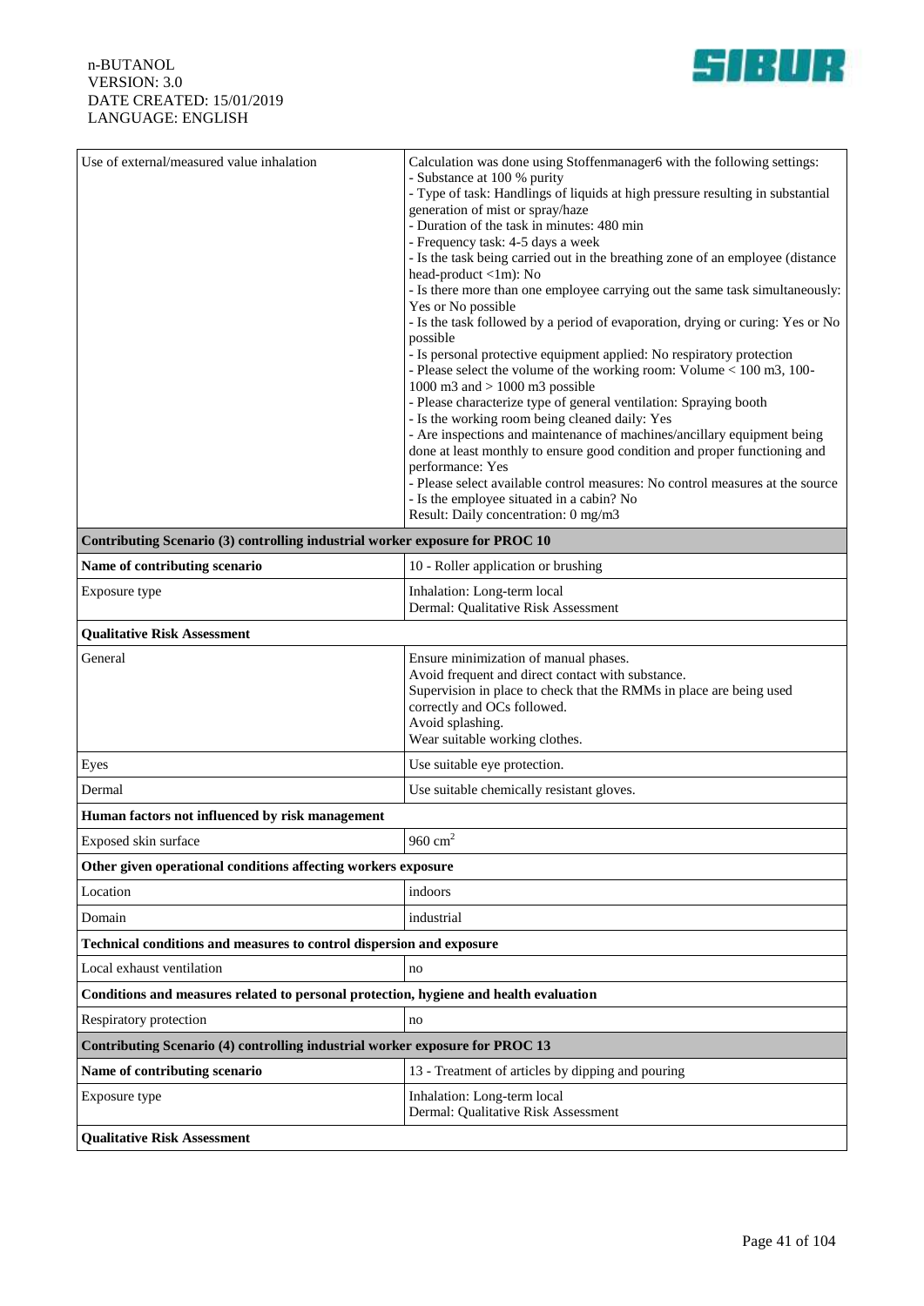| | |
|---|---|
| Use of external/measured value inhalation | Calculation was done using Stoffenmanager6 with the following settings:<br>- Substance at 100 % purity<br>- Type of task: Handlings of liquids at high pressure resulting in substantial generation of mist or spray/haze<br>- Duration of the task in minutes: 480 min<br>- Frequency task: 4-5 days a week<br>- Is the task being carried out in the breathing zone of an employee (distance head-product <1m): No<br>- Is there more than one employee carrying out the same task simultaneously: Yes or No possible<br>- Is the task followed by a period of evaporation, drying or curing: Yes or No possible<br>- Is personal protective equipment applied: No respiratory protection<br>- Please select the volume of the working room: Volume < 100 m3, 100-1000 m3 and > 1000 m3 possible<br>- Please characterize type of general ventilation: Spraying booth<br>- Is the working room being cleaned daily: Yes<br>- Are inspections and maintenance of machines/ancillary equipment being done at least monthly to ensure good condition and proper functioning and performance: Yes<br>- Please select available control measures: No control measures at the source<br>- Is the employee situated in a cabin? No<br>Result: Daily concentration: 0 mg/m3 |
| **Contributing Scenario (3) controlling industrial worker exposure for PROC 10** | |
| **Name of contributing scenario** | 10 - Roller application or brushing |
| Exposure type | Inhalation: Long-term local<br>Dermal: Qualitative Risk Assessment |
| **Qualitative Risk Assessment** | |
| General | Ensure minimization of manual phases.<br>Avoid frequent and direct contact with substance.<br>Supervision in place to check that the RMMs in place are being used correctly and OCs followed.<br>Avoid splashing.<br>Wear suitable working clothes. |
| Eyes | Use suitable eye protection. |
| Dermal | Use suitable chemically resistant gloves. |
| **Human factors not influenced by risk management** | |
| Exposed skin surface | 960 $cm^2$ |
| **Other given operational conditions affecting workers exposure** | |
| Location | indoors |
| Domain | industrial |
| **Technical conditions and measures to control dispersion and exposure** | |
| Local exhaust ventilation | no |
| **Conditions and measures related to personal protection, hygiene and health evaluation** | |
| Respiratory protection | no |
| **Contributing Scenario (4) controlling industrial worker exposure for PROC 13** | |
| **Name of contributing scenario** | 13 - Treatment of articles by dipping and pouring |
| Exposure type | Inhalation: Long-term local<br>Dermal: Qualitative Risk Assessment |
| **Qualitative Risk Assessment** | |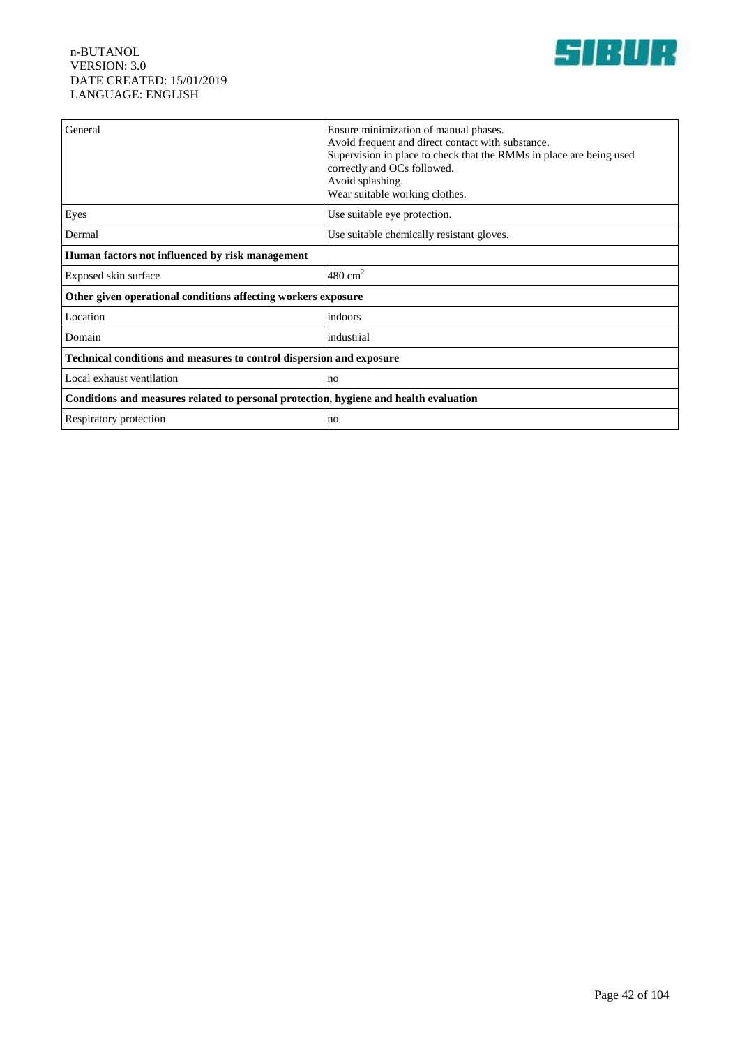| | |
|---|---|
| General | Ensure minimization of manual phases.<br>Avoid frequent and direct contact with substance.<br>Supervision in place to check that the RMMs in place are being used correctly and OCs followed.<br>Avoid splashing.<br>Wear suitable working clothes. |
| Eyes | Use suitable eye protection. |
| Dermal | Use suitable chemically resistant gloves. |
| **Human factors not influenced by risk management** | |
| Exposed skin surface | 480 $cm^2$ |
| **Other given operational conditions affecting workers exposure** | |
| Location | indoors |
| Domain | industrial |
| **Technical conditions and measures to control dispersion and exposure** | |
| Local exhaust ventilation | no |
| **Conditions and measures related to personal protection, hygiene and health evaluation** | |
| Respiratory protection | no |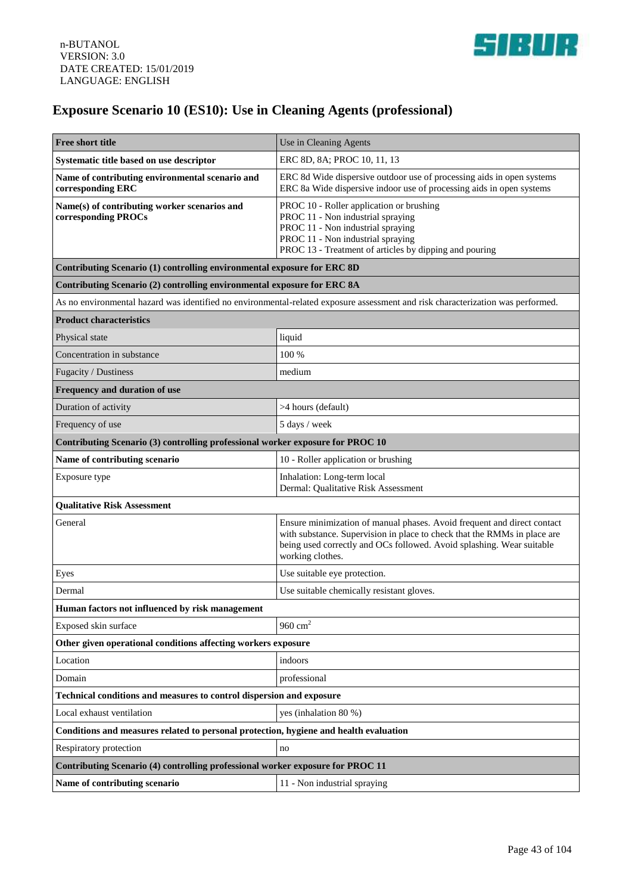# Exposure Scenario 10 (ES10): Use in Cleaning Agents (professional)

| **Free short title** | Use in Cleaning Agents |
|---|---|
| **Systematic title based on use descriptor** | ERC 8D, 8A; PROC 10, 11, 13 |
| **Name of contributing environmental scenario and corresponding ERC** | ERC 8d Wide dispersive outdoor use of processing aids in open systems<br>ERC 8a Wide dispersive indoor use of processing aids in open systems |
| **Name(s) of contributing worker scenarios and corresponding PROCs** | PROC 10 - Roller application or brushing<br>PROC 11 - Non industrial spraying<br>PROC 11 - Non industrial spraying<br>PROC 11 - Non industrial spraying<br>PROC 13 - Treatment of articles by dipping and pouring |
| **Contributing Scenario (1) controlling environmental exposure for ERC 8D** | |
| **Contributing Scenario (2) controlling environmental exposure for ERC 8A** | |
| As no environmental hazard was identified no environmental-related exposure assessment and risk characterization was performed. | |
| **Product characteristics** | |
| Physical state | liquid |
| Concentration in substance | 100 % |
| Fugacity / Dustiness | medium |
| **Frequency and duration of use** | |
| Duration of activity | >4 hours (default) |
| Frequency of use | 5 days / week |
| **Contributing Scenario (3) controlling professional worker exposure for PROC 10** | |
| **Name of contributing scenario** | 10 - Roller application or brushing |
| Exposure type | Inhalation: Long-term local<br>Dermal: Qualitative Risk Assessment |
| **Qualitative Risk Assessment** | |
| General | Ensure minimization of manual phases. Avoid frequent and direct contact with substance. Supervision in place to check that the RMMs in place are being used correctly and OCs followed. Avoid splashing. Wear suitable working clothes. |
| Eyes | Use suitable eye protection. |
| Dermal | Use suitable chemically resistant gloves. |
| **Human factors not influenced by risk management** | |
| Exposed skin surface | 960 $cm^2$ |
| **Other given operational conditions affecting workers exposure** | |
| Location | indoors |
| Domain | professional |
| **Technical conditions and measures to control dispersion and exposure** | |
| Local exhaust ventilation | yes (inhalation 80 %) |
| **Conditions and measures related to personal protection, hygiene and health evaluation** | |
| Respiratory protection | no |
| **Contributing Scenario (4) controlling professional worker exposure for PROC 11** | |
| **Name of contributing scenario** | 11 - Non industrial spraying |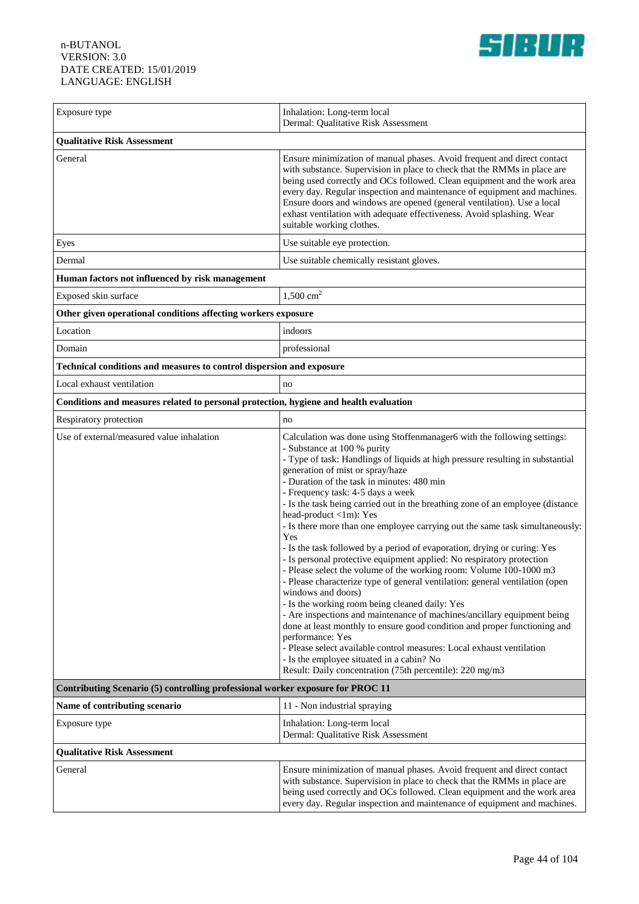| Exposure type | Inhalation: Long-term local<br>Dermal: Qualitative Risk Assessment |
|---|---|
| **Qualitative Risk Assessment** | |
| General | Ensure minimization of manual phases. Avoid frequent and direct contact with substance. Supervision in place to check that the RMMs in place are being used correctly and OCs followed. Clean equipment and the work area every day. Regular inspection and maintenance of equipment and machines. Ensure doors and windows are opened (general ventilation). Use a local exhaust ventilation with adequate effectiveness. Avoid splashing. Wear suitable working clothes. |
| Eyes | Use suitable eye protection. |
| Dermal | Use suitable chemically resistant gloves. |
| **Human factors not influenced by risk management** | |
| Exposed skin surface | 1,500 $cm^2$ |
| **Other given operational conditions affecting workers exposure** | |
| Location | indoors |
| Domain | professional |
| **Technical conditions and measures to control dispersion and exposure** | |
| Local exhaust ventilation | no |
| **Conditions and measures related to personal protection, hygiene and health evaluation** | |
| Respiratory protection | no |
| Use of external/measured value inhalation | Calculation was done using Stoffenmanager6 with the following settings:<br>- Substance at 100 % purity<br>- Type of task: Handlings of liquids at high pressure resulting in substantial generation of mist or spray/haze<br>- Duration of the task in minutes: 480 min<br>- Frequency task: 4-5 days a week<br>- Is the task being carried out in the breathing zone of an employee (distance head-product <1m): Yes<br>- Is there more than one employee carrying out the same task simultaneously: Yes<br>- Is the task followed by a period of evaporation, drying or curing: Yes<br>- Is personal protective equipment applied: No respiratory protection<br>- Please select the volume of the working room: Volume 100-1000 m3<br>- Please characterize type of general ventilation: general ventilation (open windows and doors)<br>- Is the working room being cleaned daily: Yes<br>- Are inspections and maintenance of machines/ancillary equipment being done at least monthly to ensure good condition and proper functioning and performance: Yes<br>- Please select available control measures: Local exhaust ventilation<br>- Is the employee situated in a cabin? No<br>Result: Daily concentration (75th percentile): 220 mg/m3 |
| **Contributing Scenario (5) controlling professional worker exposure for PROC 11** | |
| **Name of contributing scenario** | 11 - Non industrial spraying |
| Exposure type | Inhalation: Long-term local<br>Dermal: Qualitative Risk Assessment |
| **Qualitative Risk Assessment** | |
| General | Ensure minimization of manual phases. Avoid frequent and direct contact with substance. Supervision in place to check that the RMMs in place are being used correctly and OCs followed. Clean equipment and the work area every day. Regular inspection and maintenance of equipment and machines. |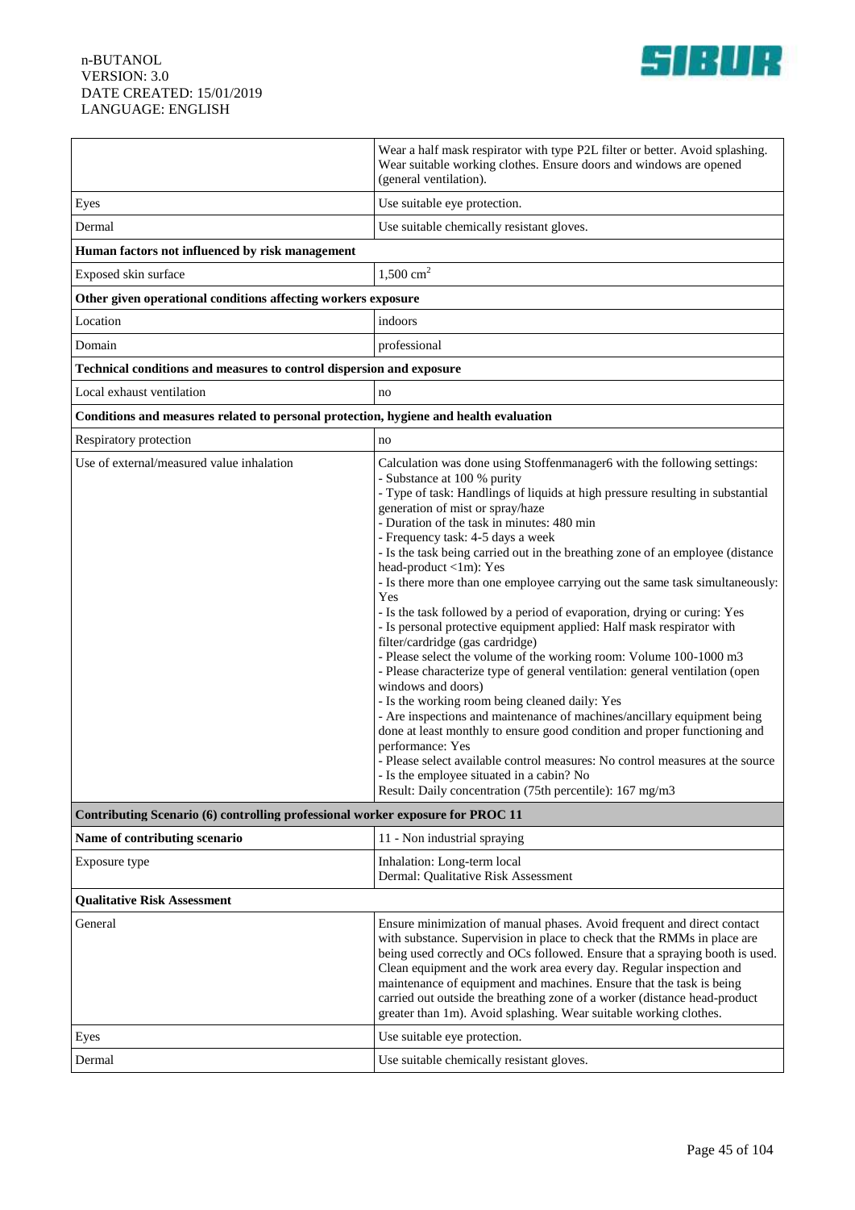| | |
|---|---|
| | Wear a half mask respirator with type P2L filter or better. Avoid splashing. Wear suitable working clothes. Ensure doors and windows are opened (general ventilation). |
| Eyes | Use suitable eye protection. |
| Dermal | Use suitable chemically resistant gloves. |
| **Human factors not influenced by risk management** | |
| Exposed skin surface | 1,500 $cm^2$ |
| **Other given operational conditions affecting workers exposure** | |
| Location | indoors |
| Domain | professional |
| **Technical conditions and measures to control dispersion and exposure** | |
| Local exhaust ventilation | no |
| **Conditions and measures related to personal protection, hygiene and health evaluation** | |
| Respiratory protection | no |
| Use of external/measured value inhalation | Calculation was done using Stoffenmanager6 with the following settings:<br>- Substance at 100 % purity<br>- Type of task: Handlings of liquids at high pressure resulting in substantial generation of mist or spray/haze<br>- Duration of the task in minutes: 480 min<br>- Frequency task: 4-5 days a week<br>- Is the task being carried out in the breathing zone of an employee (distance head-product <1m): Yes<br>- Is there more than one employee carrying out the same task simultaneously: Yes<br>- Is the task followed by a period of evaporation, drying or curing: Yes<br>- Is personal protective equipment applied: Half mask respirator with filter/cardridge (gas cardridge)<br>- Please select the volume of the working room: Volume 100-1000 m3<br>- Please characterize type of general ventilation: general ventilation (open windows and doors)<br>- Is the working room being cleaned daily: Yes<br>- Are inspections and maintenance of machines/ancillary equipment being done at least monthly to ensure good condition and proper functioning and performance: Yes<br>- Please select available control measures: No control measures at the source<br>- Is the employee situated in a cabin? No<br>Result: Daily concentration (75th percentile): 167 mg/m3 |
| **Contributing Scenario (6) controlling professional worker exposure for PROC 11** | |
| **Name of contributing scenario** | 11 - Non industrial spraying |
| Exposure type | Inhalation: Long-term local<br>Dermal: Qualitative Risk Assessment |
| **Qualitative Risk Assessment** | |
| General | Ensure minimization of manual phases. Avoid frequent and direct contact with substance. Supervision in place to check that the RMMs in place are being used correctly and OCs followed. Ensure that a spraying booth is used. Clean equipment and the work area every day. Regular inspection and maintenance of equipment and machines. Ensure that the task is being carried out outside the breathing zone of a worker (distance head-product greater than 1m). Avoid splashing. Wear suitable working clothes. |
| Eyes | Use suitable eye protection. |
| Dermal | Use suitable chemically resistant gloves. |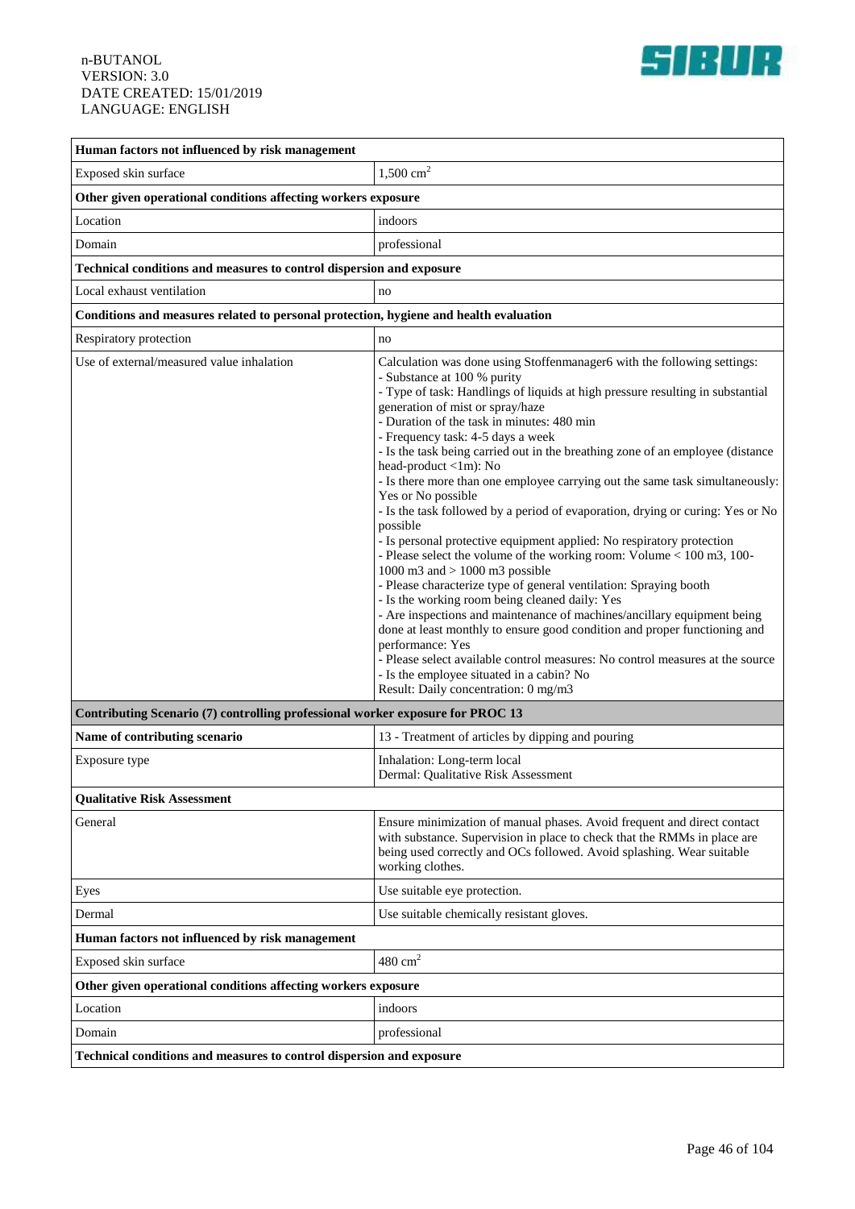| Human factors not influenced by risk management | |
|---|---|
| Exposed skin surface | 1,500 $cm^2$ |
| **Other given operational conditions affecting workers exposure** | |
| Location | indoors |
| Domain | professional |
| **Technical conditions and measures to control dispersion and exposure** | |
| Local exhaust ventilation | no |
| **Conditions and measures related to personal protection, hygiene and health evaluation** | |
| Respiratory protection | no |
| Use of external/measured value inhalation | Calculation was done using Stoffenmanager6 with the following settings:<br>- Substance at 100 % purity<br>- Type of task: Handlings of liquids at high pressure resulting in substantial generation of mist or spray/haze<br>- Duration of the task in minutes: 480 min<br>- Frequency task: 4-5 days a week<br>- Is the task being carried out in the breathing zone of an employee (distance head-product <1m): No<br>- Is there more than one employee carrying out the same task simultaneously: Yes or No possible<br>- Is the task followed by a period of evaporation, drying or curing: Yes or No possible<br>- Is personal protective equipment applied: No respiratory protection<br>- Please select the volume of the working room: Volume < 100 m3, 100-1000 m3 and > 1000 m3 possible<br>- Please characterize type of general ventilation: Spraying booth<br>- Is the working room being cleaned daily: Yes<br>- Are inspections and maintenance of machines/ancillary equipment being done at least monthly to ensure good condition and proper functioning and performance: Yes<br>- Please select available control measures: No control measures at the source<br>- Is the employee situated in a cabin? No<br>Result: Daily concentration: 0 mg/m3 |
| **Contributing Scenario (7) controlling professional worker exposure for PROC 13** | |
| **Name of contributing scenario** | 13 - Treatment of articles by dipping and pouring |
| Exposure type | Inhalation: Long-term local<br>Dermal: Qualitative Risk Assessment |
| **Qualitative Risk Assessment** | |
| General | Ensure minimization of manual phases. Avoid frequent and direct contact with substance. Supervision in place to check that the RMMs in place are being used correctly and OCs followed. Avoid splashing. Wear suitable working clothes. |
| Eyes | Use suitable eye protection. |
| Dermal | Use suitable chemically resistant gloves. |
| **Human factors not influenced by risk management** | |
| Exposed skin surface | 480 $cm^2$ |
| **Other given operational conditions affecting workers exposure** | |
| Location | indoors |
| Domain | professional |
| **Technical conditions and measures to control dispersion and exposure** | |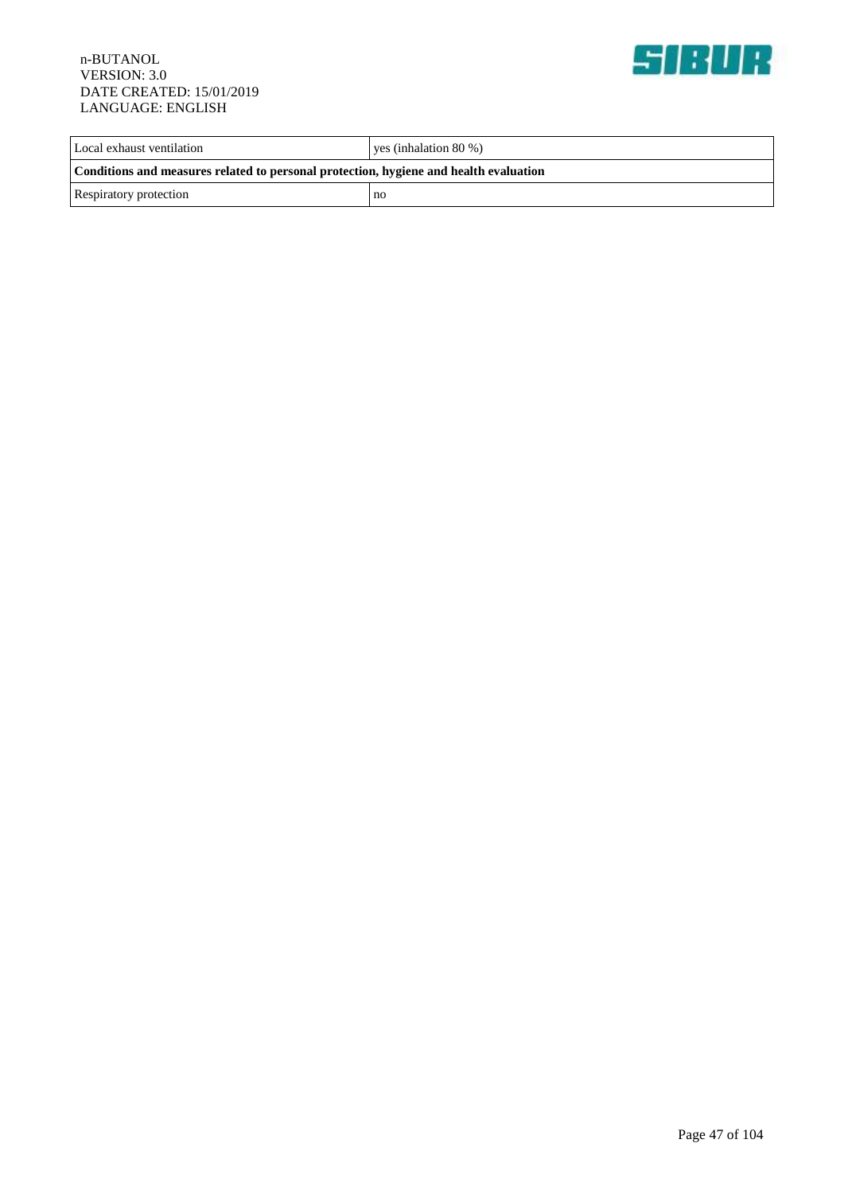| Local exhaust ventilation | yes (inhalation 80 %) |
|---|---|
| **Conditions and measures related to personal protection, hygiene and health evaluation** | |
| Respiratory protection | no |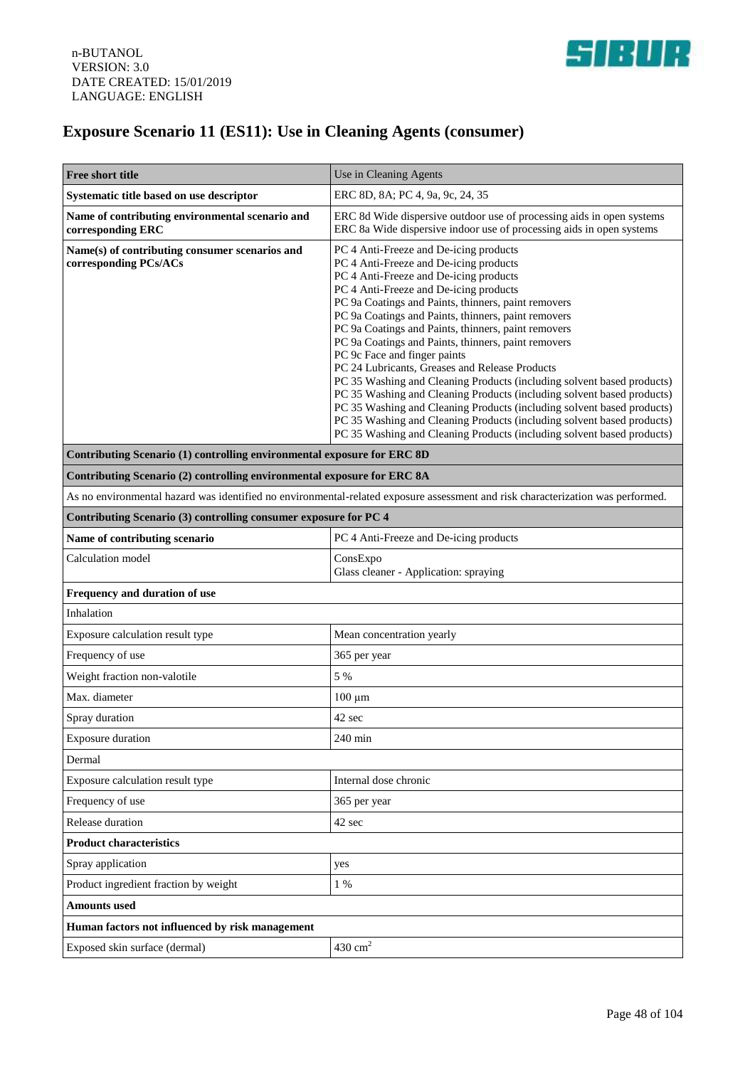# Exposure Scenario 11 (ES11): Use in Cleaning Agents (consumer)

| **Free short title** | Use in Cleaning Agents |
|---|---|
| **Systematic title based on use descriptor** | ERC 8D, 8A; PC 4, 9a, 9c, 24, 35 |
| **Name of contributing environmental scenario and corresponding ERC** | ERC 8d Wide dispersive outdoor use of processing aids in open systems<br>ERC 8a Wide dispersive indoor use of processing aids in open systems |
| **Name(s) of contributing consumer scenarios and corresponding PCs/ACs** | PC 4 Anti-Freeze and De-icing products<br>PC 4 Anti-Freeze and De-icing products<br>PC 4 Anti-Freeze and De-icing products<br>PC 4 Anti-Freeze and De-icing products<br>PC 9a Coatings and Paints, thinners, paint removers<br>PC 9a Coatings and Paints, thinners, paint removers<br>PC 9a Coatings and Paints, thinners, paint removers<br>PC 9a Coatings and Paints, thinners, paint removers<br>PC 9c Face and finger paints<br>PC 24 Lubricants, Greases and Release Products<br>PC 35 Washing and Cleaning Products (including solvent based products)<br>PC 35 Washing and Cleaning Products (including solvent based products)<br>PC 35 Washing and Cleaning Products (including solvent based products)<br>PC 35 Washing and Cleaning Products (including solvent based products)<br>PC 35 Washing and Cleaning Products (including solvent based products) |
| **Contributing Scenario (1) controlling environmental exposure for ERC 8D** | |
| **Contributing Scenario (2) controlling environmental exposure for ERC 8A** | |
| As no environmental hazard was identified no environmental-related exposure assessment and risk characterization was performed. | |
| **Contributing Scenario (3) controlling consumer exposure for PC 4** | |
| **Name of contributing scenario** | PC 4 Anti-Freeze and De-icing products |
| Calculation model | ConsExpo<br>Glass cleaner - Application: spraying |
| **Frequency and duration of use** | |
| Inhalation | |
| Exposure calculation result type | Mean concentration yearly |
| Frequency of use | 365 per year |
| Weight fraction non-valotile | 5 % |
| Max. diameter | 100 µm |
| Spray duration | 42 sec |
| Exposure duration | 240 min |
| Dermal | |
| Exposure calculation result type | Internal dose chronic |
| Frequency of use | 365 per year |
| Release duration | 42 sec |
| **Product characteristics** | |
| Spray application | yes |
| Product ingredient fraction by weight | 1 % |
| **Amounts used** | |
| **Human factors not influenced by risk management** | |
| Exposed skin surface (dermal) | 430 $cm^2$ |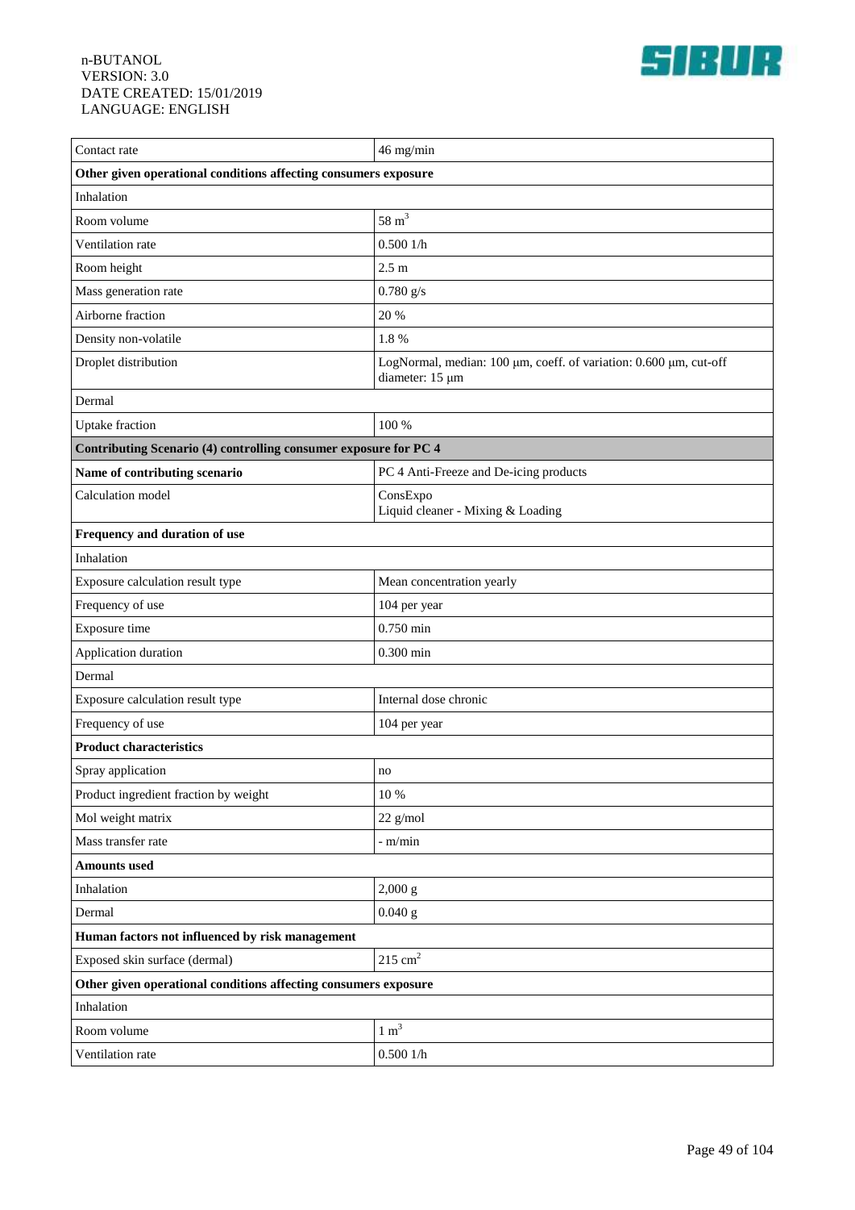| | |
|---|---|
| Contact rate | 46 mg/min |
| **Other given operational conditions affecting consumers exposure** | |
| Inhalation | |
| Room volume | 58 $m^3$ |
| Ventilation rate | 0.500 1/h |
| Room height | 2.5 m |
| Mass generation rate | 0.780 g/s |
| Airborne fraction | 20 % |
| Density non-volatile | 1.8 % |
| Droplet distribution | LogNormal, median: 100 µm, coeff. of variation: 0.600 µm, cut-off diameter: 15 µm |
| Dermal | |
| Uptake fraction | 100 % |
| **Contributing Scenario (4) controlling consumer exposure for PC 4** | |
| **Name of contributing scenario** | PC 4 Anti-Freeze and De-icing products |
| Calculation model | ConsExpo<br>Liquid cleaner - Mixing & Loading |
| **Frequency and duration of use** | |
| Inhalation | |
| Exposure calculation result type | Mean concentration yearly |
| Frequency of use | 104 per year |
| Exposure time | 0.750 min |
| Application duration | 0.300 min |
| Dermal | |
| Exposure calculation result type | Internal dose chronic |
| Frequency of use | 104 per year |
| **Product characteristics** | |
| Spray application | no |
| Product ingredient fraction by weight | 10 % |
| Mol weight matrix | 22 g/mol |
| Mass transfer rate | - m/min |
| **Amounts used** | |
| Inhalation | 2,000 g |
| Dermal | 0.040 g |
| **Human factors not influenced by risk management** | |
| Exposed skin surface (dermal) | 215 $cm^2$ |
| **Other given operational conditions affecting consumers exposure** | |
| Inhalation | |
| Room volume | 1 $m^3$ |
| Ventilation rate | 0.500 1/h |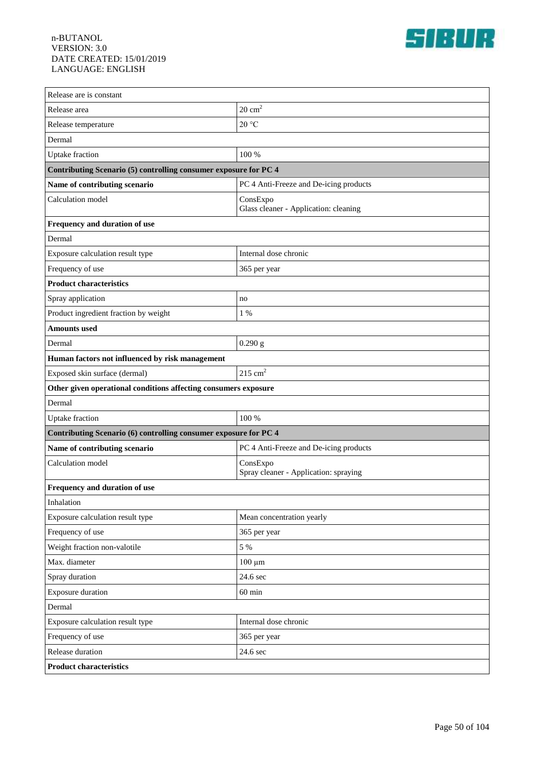| Release are is constant | |
|---|---|
| Release area | 20 $cm^2$ |
| Release temperature | 20 °C |
| Dermal | |
| Uptake fraction | 100 % |
| **Contributing Scenario (5) controlling consumer exposure for PC 4** | |
| **Name of contributing scenario** | PC 4 Anti-Freeze and De-icing products |
| Calculation model | ConsExpo<br>Glass cleaner - Application: cleaning |
| **Frequency and duration of use** | |
| Dermal | |
| Exposure calculation result type | Internal dose chronic |
| Frequency of use | 365 per year |
| **Product characteristics** | |
| Spray application | no |
| Product ingredient fraction by weight | 1 % |
| **Amounts used** | |
| Dermal | 0.290 g |
| **Human factors not influenced by risk management** | |
| Exposed skin surface (dermal) | 215 $cm^2$ |
| **Other given operational conditions affecting consumers exposure** | |
| Dermal | |
| Uptake fraction | 100 % |
| **Contributing Scenario (6) controlling consumer exposure for PC 4** | |
| **Name of contributing scenario** | PC 4 Anti-Freeze and De-icing products |
| Calculation model | ConsExpo<br>Spray cleaner - Application: spraying |
| **Frequency and duration of use** | |
| Inhalation | |
| Exposure calculation result type | Mean concentration yearly |
| Frequency of use | 365 per year |
| Weight fraction non-valotile | 5 % |
| Max. diameter | 100 µm |
| Spray duration | 24.6 sec |
| Exposure duration | 60 min |
| Dermal | |
| Exposure calculation result type | Internal dose chronic |
| Frequency of use | 365 per year |
| Release duration | 24.6 sec |
| **Product characteristics** | |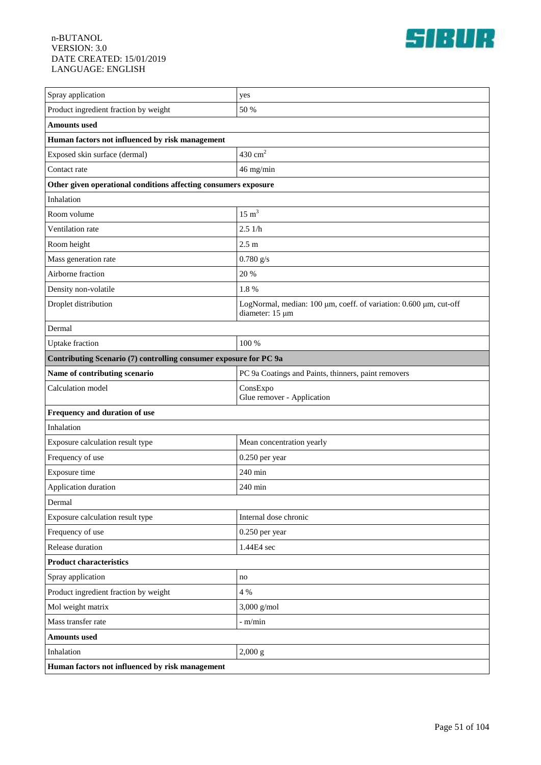| | |
|---|---|
| Spray application | yes |
| Product ingredient fraction by weight | 50 % |
| **Amounts used** | |
| **Human factors not influenced by risk management** | |
| Exposed skin surface (dermal) | 430 $cm^2$ |
| Contact rate | 46 mg/min |
| **Other given operational conditions affecting consumers exposure** | |
| Inhalation | |
| Room volume | 15 $m^3$ |
| Ventilation rate | 2.5 1/h |
| Room height | 2.5 m |
| Mass generation rate | 0.780 g/s |
| Airborne fraction | 20 % |
| Density non-volatile | 1.8 % |
| Droplet distribution | LogNormal, median: 100 µm, coeff. of variation: 0.600 µm, cut-off diameter: 15 µm |
| Dermal | |
| Uptake fraction | 100 % |
| **Contributing Scenario (7) controlling consumer exposure for PC 9a** | |
| **Name of contributing scenario** | PC 9a Coatings and Paints, thinners, paint removers |
| Calculation model | ConsExpo<br>Glue remover - Application |
| **Frequency and duration of use** | |
| Inhalation | |
| Exposure calculation result type | Mean concentration yearly |
| Frequency of use | 0.250 per year |
| Exposure time | 240 min |
| Application duration | 240 min |
| Dermal | |
| Exposure calculation result type | Internal dose chronic |
| Frequency of use | 0.250 per year |
| Release duration | 1.44E4 sec |
| **Product characteristics** | |
| Spray application | no |
| Product ingredient fraction by weight | 4 % |
| Mol weight matrix | 3,000 g/mol |
| Mass transfer rate | - m/min |
| **Amounts used** | |
| Inhalation | 2,000 g |
| **Human factors not influenced by risk management** | |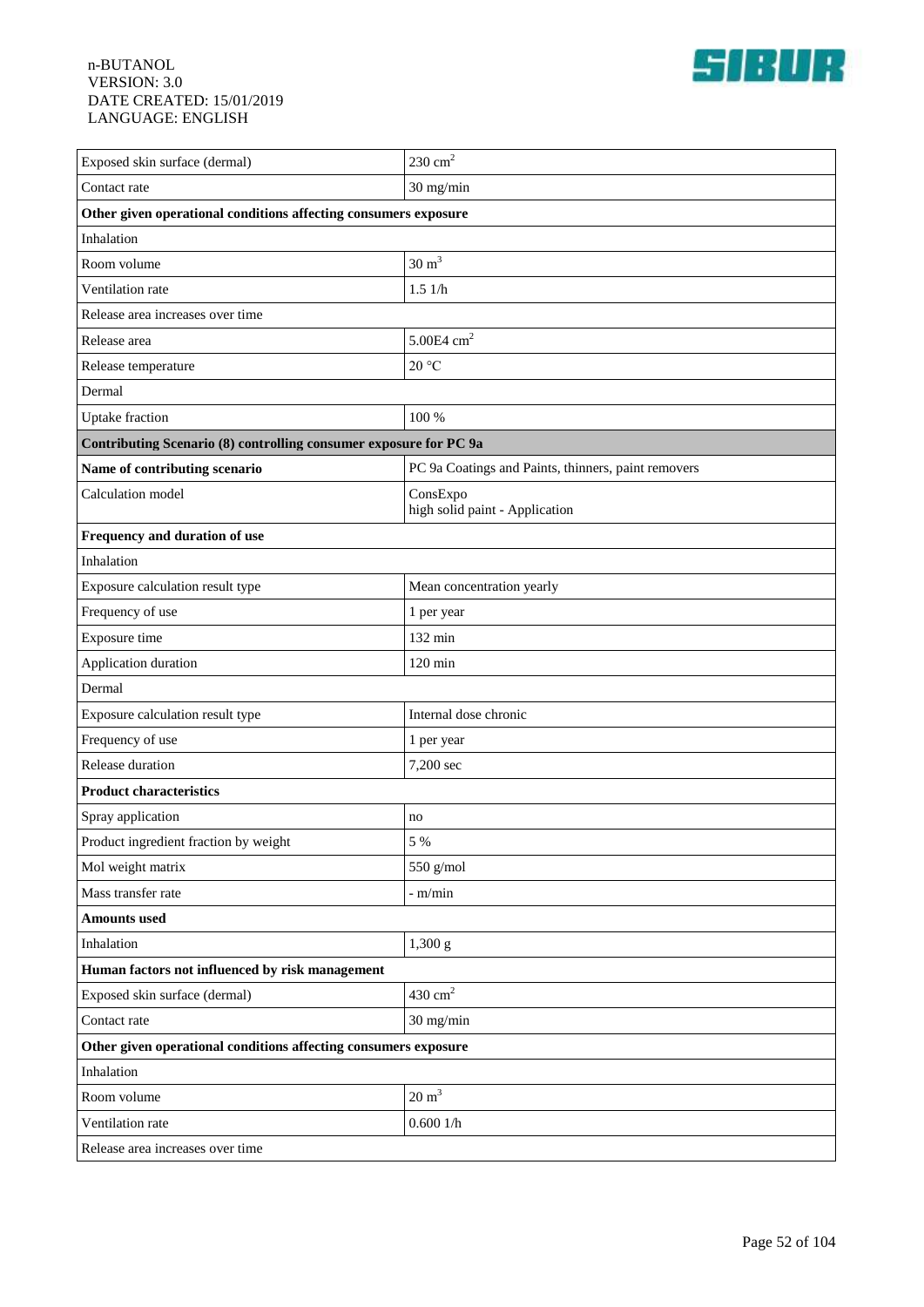| | |
|---|---|
| Exposed skin surface (dermal) | 230 $cm^2$ |
| Contact rate | 30 mg/min |
| **Other given operational conditions affecting consumers exposure** | |
| Inhalation | |
| Room volume | 30 $m^3$ |
| Ventilation rate | 1.5 1/h |
| Release area increases over time | |
| Release area | 5.00E4 $cm^2$ |
| Release temperature | 20 °C |
| Dermal | |
| Uptake fraction | 100 % |
| **Contributing Scenario (8) controlling consumer exposure for PC 9a** | |
| **Name of contributing scenario** | PC 9a Coatings and Paints, thinners, paint removers |
| Calculation model | ConsExpo<br>high solid paint - Application |
| **Frequency and duration of use** | |
| Inhalation | |
| Exposure calculation result type | Mean concentration yearly |
| Frequency of use | 1 per year |
| Exposure time | 132 min |
| Application duration | 120 min |
| Dermal | |
| Exposure calculation result type | Internal dose chronic |
| Frequency of use | 1 per year |
| Release duration | 7,200 sec |
| **Product characteristics** | |
| Spray application | no |
| Product ingredient fraction by weight | 5 % |
| Mol weight matrix | 550 g/mol |
| Mass transfer rate | - m/min |
| **Amounts used** | |
| Inhalation | 1,300 g |
| **Human factors not influenced by risk management** | |
| Exposed skin surface (dermal) | 430 $cm^2$ |
| Contact rate | 30 mg/min |
| **Other given operational conditions affecting consumers exposure** | |
| Inhalation | |
| Room volume | 20 $m^3$ |
| Ventilation rate | 0.600 1/h |
| Release area increases over time | |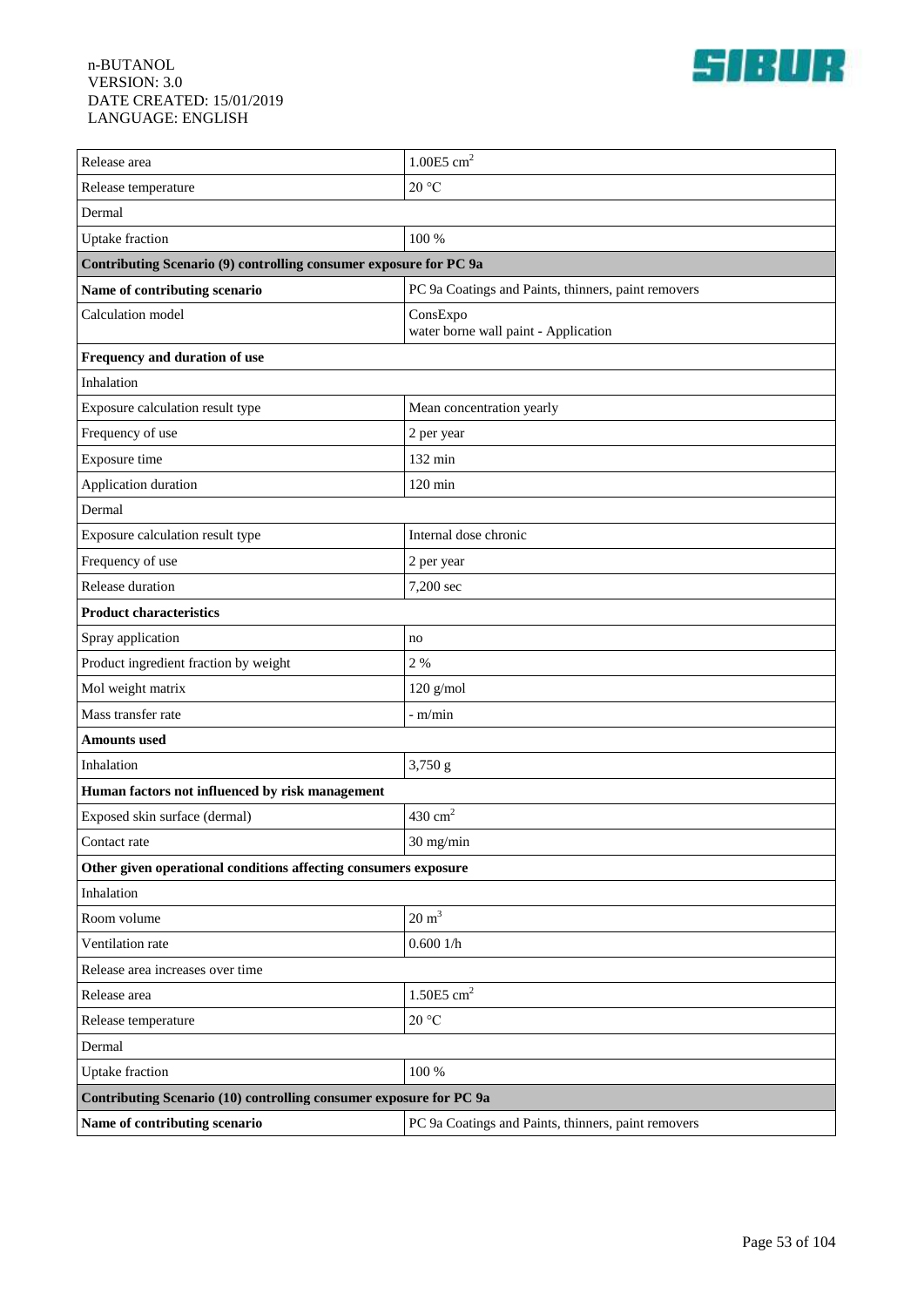| Release area | 1.00E5 $cm^2$ |
|---|---|
| Release temperature | 20 °C |
| Dermal | |
| Uptake fraction | 100 % |
| **Contributing Scenario (9) controlling consumer exposure for PC 9a** | |
| **Name of contributing scenario** | PC 9a Coatings and Paints, thinners, paint removers |
| Calculation model | ConsExpo<br>water borne wall paint - Application |
| **Frequency and duration of use** | |
| Inhalation | |
| Exposure calculation result type | Mean concentration yearly |
| Frequency of use | 2 per year |
| Exposure time | 132 min |
| Application duration | 120 min |
| Dermal | |
| Exposure calculation result type | Internal dose chronic |
| Frequency of use | 2 per year |
| Release duration | 7,200 sec |
| **Product characteristics** | |
| Spray application | no |
| Product ingredient fraction by weight | 2 % |
| Mol weight matrix | 120 g/mol |
| Mass transfer rate | - m/min |
| **Amounts used** | |
| Inhalation | 3,750 g |
| **Human factors not influenced by risk management** | |
| Exposed skin surface (dermal) | 430 $cm^2$ |
| Contact rate | 30 mg/min |
| **Other given operational conditions affecting consumers exposure** | |
| Inhalation | |
| Room volume | 20 $m^3$ |
| Ventilation rate | 0.600 1/h |
| Release area increases over time | |
| Release area | 1.50E5 $cm^2$ |
| Release temperature | 20 °C |
| Dermal | |
| Uptake fraction | 100 % |
| **Contributing Scenario (10) controlling consumer exposure for PC 9a** | |
| **Name of contributing scenario** | PC 9a Coatings and Paints, thinners, paint removers |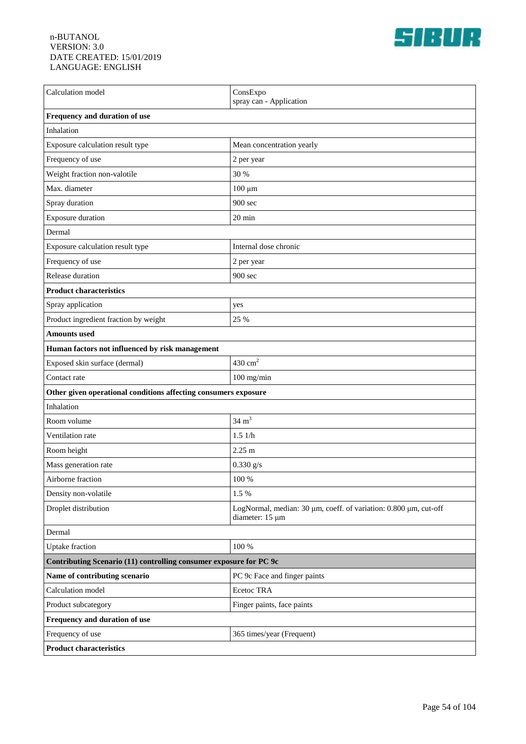| Calculation model | ConsExpo<br>spray can - Application |
|---|---|
| **Frequency and duration of use** | |
| Inhalation | |
| Exposure calculation result type | Mean concentration yearly |
| Frequency of use | 2 per year |
| Weight fraction non-valotile | 30 % |
| Max. diameter | 100 µm |
| Spray duration | 900 sec |
| Exposure duration | 20 min |
| Dermal | |
| Exposure calculation result type | Internal dose chronic |
| Frequency of use | 2 per year |
| Release duration | 900 sec |
| **Product characteristics** | |
| Spray application | yes |
| Product ingredient fraction by weight | 25 % |
| **Amounts used** | |
| **Human factors not influenced by risk management** | |
| Exposed skin surface (dermal) | 430 $cm^2$ |
| Contact rate | 100 mg/min |
| **Other given operational conditions affecting consumers exposure** | |
| Inhalation | |
| Room volume | 34 $m^3$ |
| Ventilation rate | 1.5 1/h |
| Room height | 2.25 m |
| Mass generation rate | 0.330 g/s |
| Airborne fraction | 100 % |
| Density non-volatile | 1.5 % |
| Droplet distribution | LogNormal, median: 30 µm, coeff. of variation: 0.800 µm, cut-off diameter: 15 µm |
| Dermal | |
| Uptake fraction | 100 % |
| **Contributing Scenario (11) controlling consumer exposure for PC 9c** | |
| **Name of contributing scenario** | PC 9c Face and finger paints |
| Calculation model | Ecetoc TRA |
| Product subcategory | Finger paints, face paints |
| **Frequency and duration of use** | |
| Frequency of use | 365 times/year (Frequent) |
| **Product characteristics** | |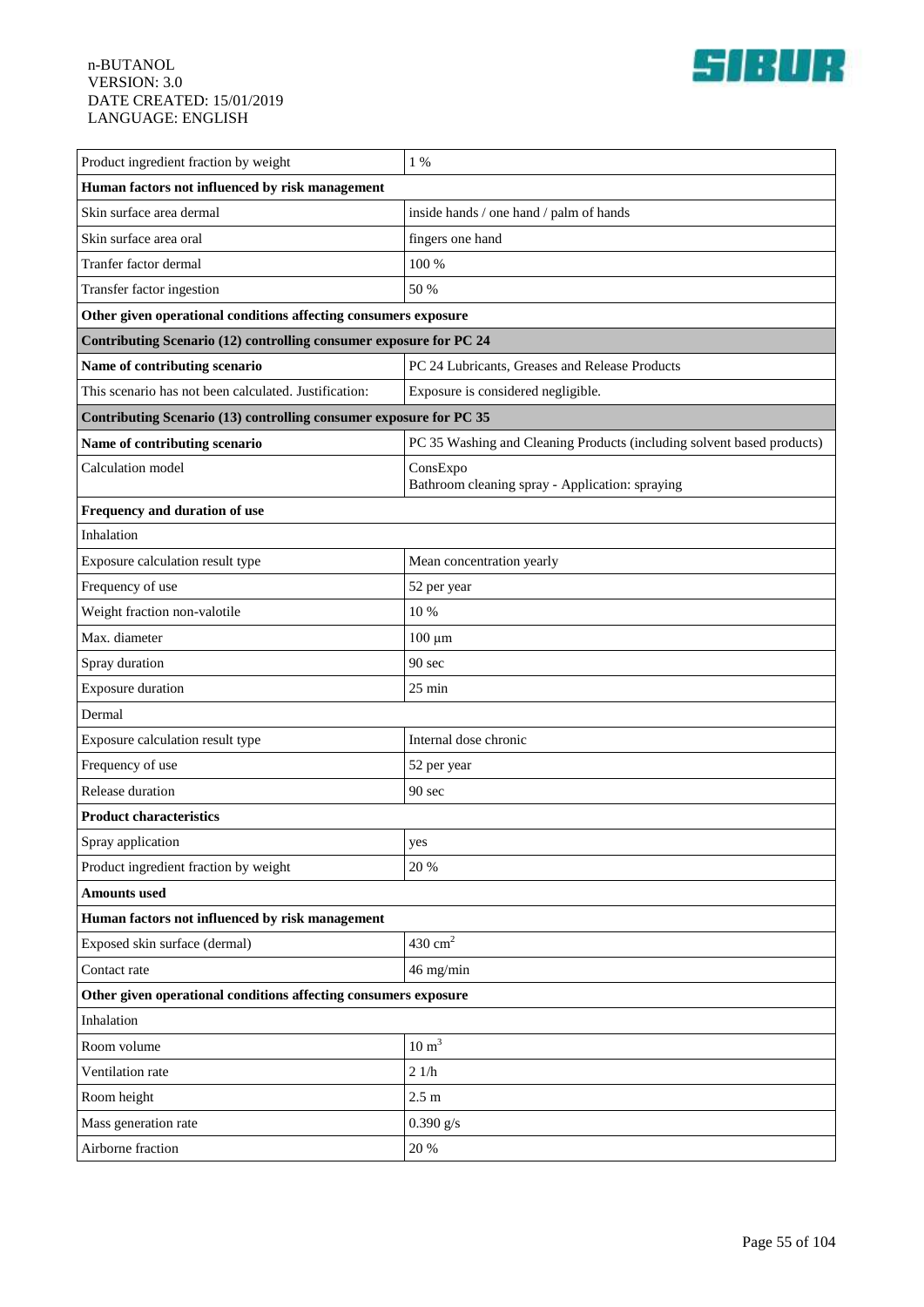| | |
|---|---|
| Product ingredient fraction by weight | 1 % |
| **Human factors not influenced by risk management** | |
| Skin surface area dermal | inside hands / one hand / palm of hands |
| Skin surface area oral | fingers one hand |
| Tranfer factor dermal | 100 % |
| Transfer factor ingestion | 50 % |
| **Other given operational conditions affecting consumers exposure** | |
| **Contributing Scenario (12) controlling consumer exposure for PC 24** | |
| **Name of contributing scenario** | PC 24 Lubricants, Greases and Release Products |
| This scenario has not been calculated. Justification: | Exposure is considered negligible. |
| **Contributing Scenario (13) controlling consumer exposure for PC 35** | |
| **Name of contributing scenario** | PC 35 Washing and Cleaning Products (including solvent based products) |
| Calculation model | ConsExpo<br>Bathroom cleaning spray - Application: spraying |
| **Frequency and duration of use** | |
| Inhalation | |
| Exposure calculation result type | Mean concentration yearly |
| Frequency of use | 52 per year |
| Weight fraction non-valotile | 10 % |
| Max. diameter | 100 µm |
| Spray duration | 90 sec |
| Exposure duration | 25 min |
| Dermal | |
| Exposure calculation result type | Internal dose chronic |
| Frequency of use | 52 per year |
| Release duration | 90 sec |
| **Product characteristics** | |
| Spray application | yes |
| Product ingredient fraction by weight | 20 % |
| **Amounts used** | |
| **Human factors not influenced by risk management** | |
| Exposed skin surface (dermal) | 430 $cm^2$ |
| Contact rate | 46 mg/min |
| **Other given operational conditions affecting consumers exposure** | |
| Inhalation | |
| Room volume | 10 $m^3$ |
| Ventilation rate | 2 1/h |
| Room height | 2.5 m |
| Mass generation rate | 0.390 g/s |
| Airborne fraction | 20 % |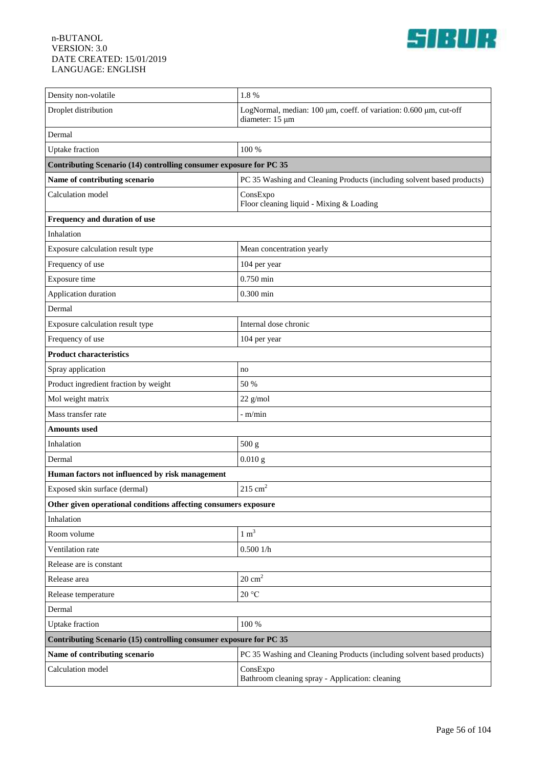| | |
|---|---|
| Density non-volatile | 1.8 % |
| Droplet distribution | LogNormal, median: 100 µm, coeff. of variation: 0.600 µm, cut-off diameter: 15 µm |
| Dermal | |
| Uptake fraction | 100 % |
| **Contributing Scenario (14) controlling consumer exposure for PC 35** | |
| **Name of contributing scenario** | PC 35 Washing and Cleaning Products (including solvent based products) |
| Calculation model | ConsExpo<br>Floor cleaning liquid - Mixing & Loading |
| **Frequency and duration of use** | |
| Inhalation | |
| Exposure calculation result type | Mean concentration yearly |
| Frequency of use | 104 per year |
| Exposure time | 0.750 min |
| Application duration | 0.300 min |
| Dermal | |
| Exposure calculation result type | Internal dose chronic |
| Frequency of use | 104 per year |
| **Product characteristics** | |
| Spray application | no |
| Product ingredient fraction by weight | 50 % |
| Mol weight matrix | 22 g/mol |
| Mass transfer rate | - m/min |
| **Amounts used** | |
| Inhalation | 500 g |
| Dermal | 0.010 g |
| **Human factors not influenced by risk management** | |
| Exposed skin surface (dermal) | 215 $cm^2$ |
| **Other given operational conditions affecting consumers exposure** | |
| Inhalation | |
| Room volume | 1 $m^3$ |
| Ventilation rate | 0.500 1/h |
| Release are is constant | |
| Release area | 20 $cm^2$ |
| Release temperature | 20 °C |
| Dermal | |
| Uptake fraction | 100 % |
| **Contributing Scenario (15) controlling consumer exposure for PC 35** | |
| **Name of contributing scenario** | PC 35 Washing and Cleaning Products (including solvent based products) |
| Calculation model | ConsExpo<br>Bathroom cleaning spray - Application: cleaning |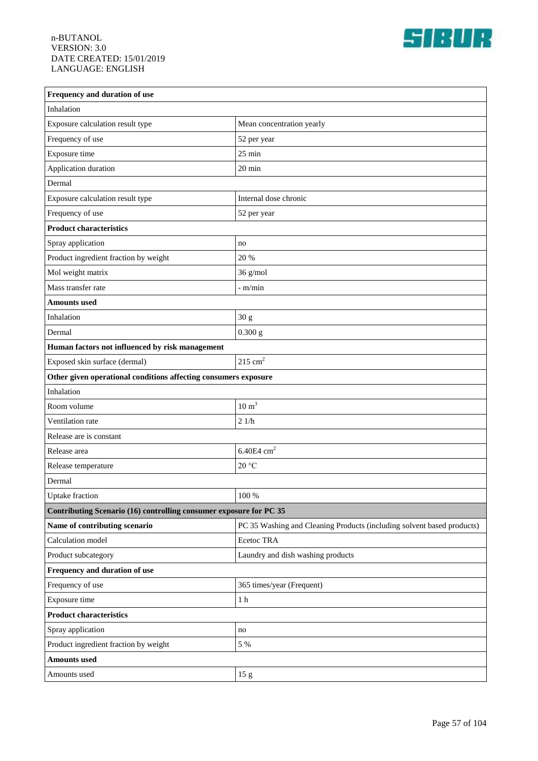| Frequency and duration of use | |
|---|---|
| Inhalation | |
| Exposure calculation result type | Mean concentration yearly |
| Frequency of use | 52 per year |
| Exposure time | 25 min |
| Application duration | 20 min |
| Dermal | |
| Exposure calculation result type | Internal dose chronic |
| Frequency of use | 52 per year |
| **Product characteristics** | |
| Spray application | no |
| Product ingredient fraction by weight | 20 % |
| Mol weight matrix | 36 g/mol |
| Mass transfer rate | - m/min |
| **Amounts used** | |
| Inhalation | 30 g |
| Dermal | 0.300 g |
| **Human factors not influenced by risk management** | |
| Exposed skin surface (dermal) | 215 $cm^2$ |
| **Other given operational conditions affecting consumers exposure** | |
| Inhalation | |
| Room volume | 10 $m^3$ |
| Ventilation rate | 2 1/h |
| Release are is constant | |
| Release area | 6.40E4 $cm^2$ |
| Release temperature | 20 °C |
| Dermal | |
| Uptake fraction | 100 % |
| **Contributing Scenario (16) controlling consumer exposure for PC 35** | |
| **Name of contributing scenario** | PC 35 Washing and Cleaning Products (including solvent based products) |
| Calculation model | Ecetoc TRA |
| Product subcategory | Laundry and dish washing products |
| **Frequency and duration of use** | |
| Frequency of use | 365 times/year (Frequent) |
| Exposure time | 1 h |
| **Product characteristics** | |
| Spray application | no |
| Product ingredient fraction by weight | 5 % |
| **Amounts used** | |
| Amounts used | 15 g |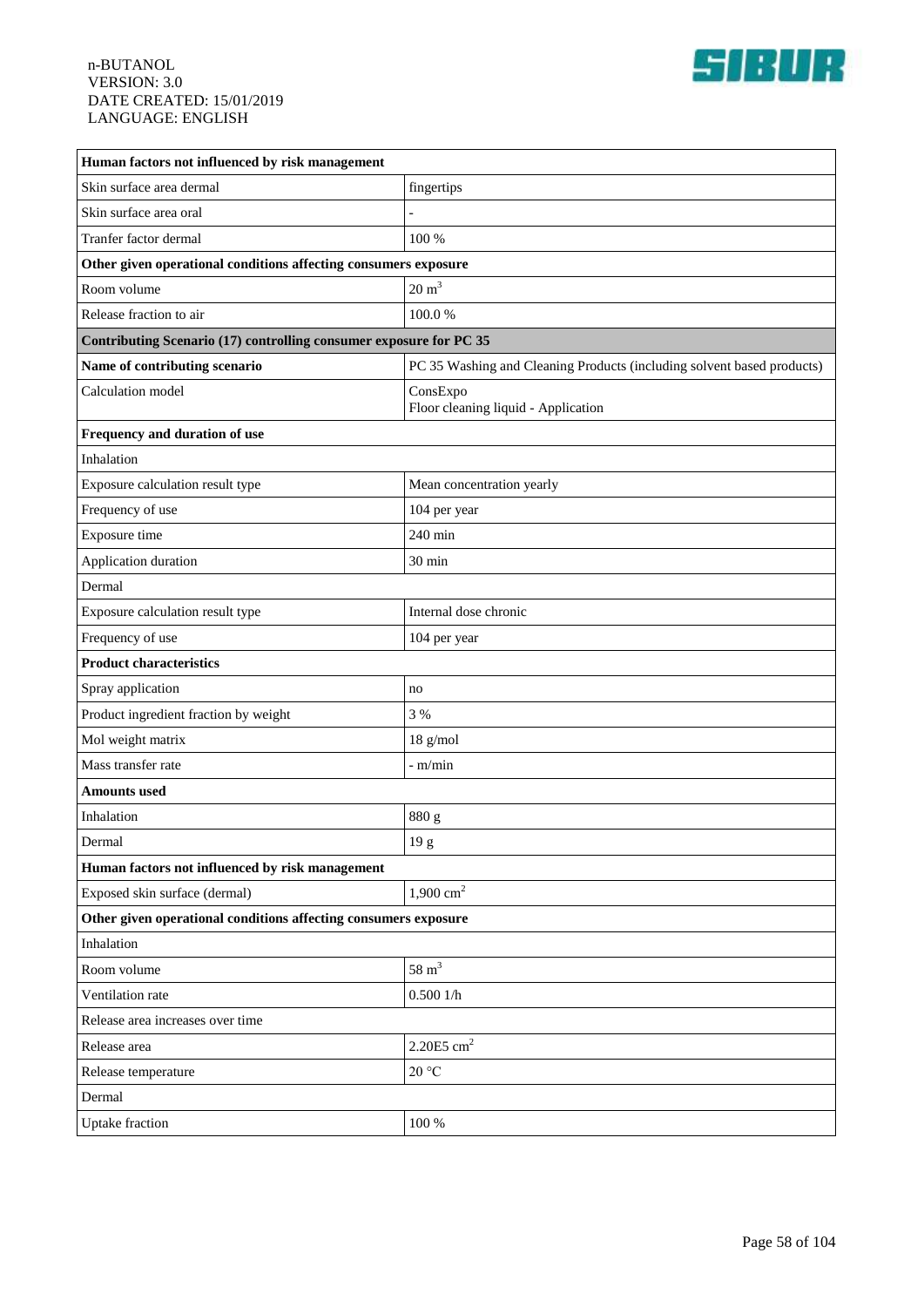| Human factors not influenced by risk management | |
|---|---|
| Skin surface area dermal | fingertips |
| Skin surface area oral | - |
| Tranfer factor dermal | 100 % |
| **Other given operational conditions affecting consumers exposure** | |
| Room volume | 20 $m^3$ |
| Release fraction to air | 100.0 % |
| **Contributing Scenario (17) controlling consumer exposure for PC 35** | |
| **Name of contributing scenario** | PC 35 Washing and Cleaning Products (including solvent based products) |
| Calculation model | ConsExpo<br>Floor cleaning liquid - Application |
| **Frequency and duration of use** | |
| Inhalation | |
| Exposure calculation result type | Mean concentration yearly |
| Frequency of use | 104 per year |
| Exposure time | 240 min |
| Application duration | 30 min |
| Dermal | |
| Exposure calculation result type | Internal dose chronic |
| Frequency of use | 104 per year |
| **Product characteristics** | |
| Spray application | no |
| Product ingredient fraction by weight | 3 % |
| Mol weight matrix | 18 g/mol |
| Mass transfer rate | - m/min |
| **Amounts used** | |
| Inhalation | 880 g |
| Dermal | 19 g |
| **Human factors not influenced by risk management** | |
| Exposed skin surface (dermal) | 1,900 $cm^2$ |
| **Other given operational conditions affecting consumers exposure** | |
| Inhalation | |
| Room volume | 58 $m^3$ |
| Ventilation rate | 0.500 1/h |
| Release area increases over time | |
| Release area | 2.20E5 $cm^2$ |
| Release temperature | 20 °C |
| Dermal | |
| Uptake fraction | 100 % |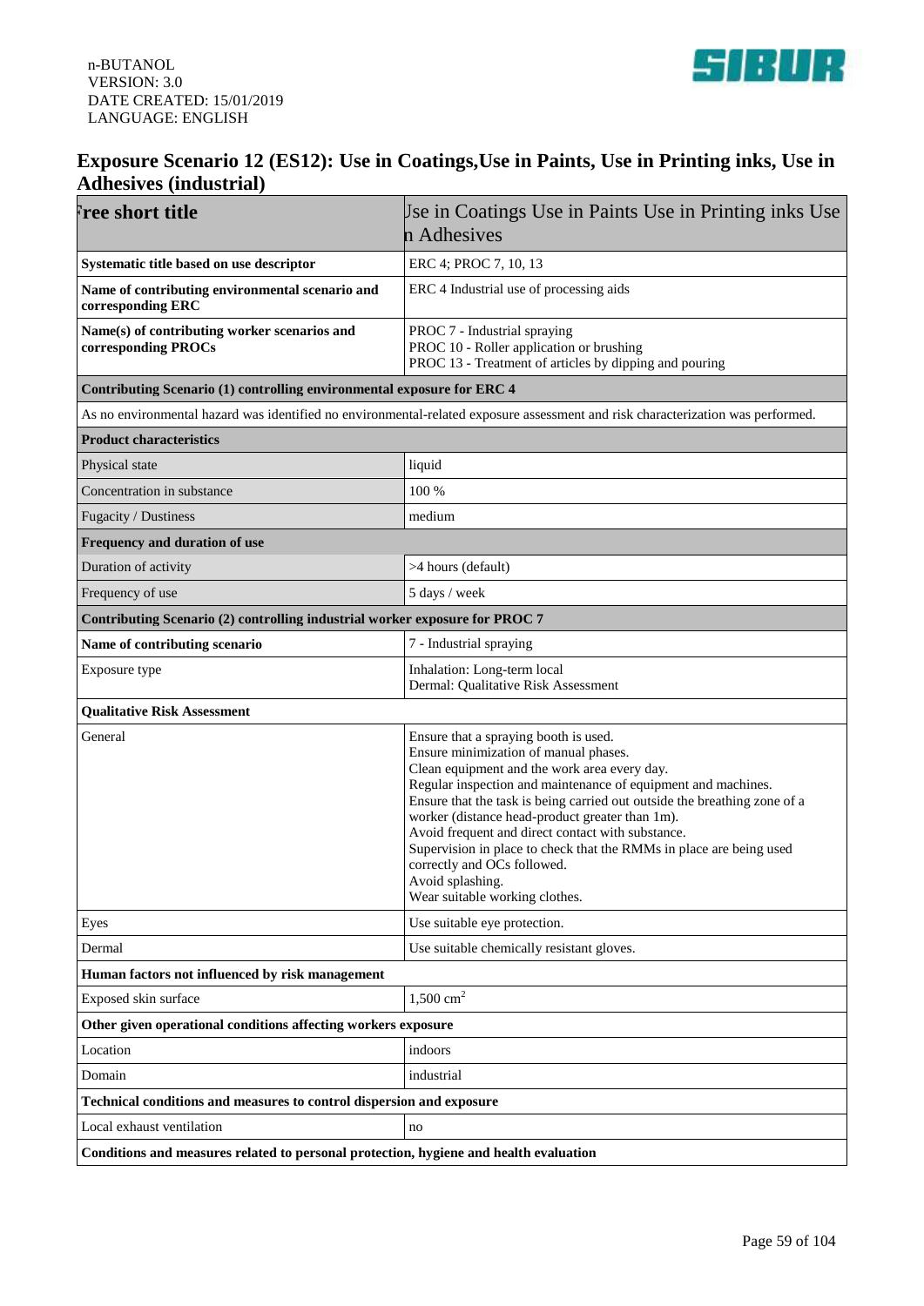## Exposure Scenario 12 (ES12): Use in Coatings,Use in Paints, Use in Printing inks, Use in Adhesives (industrial)

| Free short title | Use in Coatings Use in Paints Use in Printing inks Use in Adhesives |
|---|---|
| **Systematic title based on use descriptor** | ERC 4; PROC 7, 10, 13 |
| **Name of contributing environmental scenario and corresponding ERC** | ERC 4 Industrial use of processing aids |
| **Name(s) of contributing worker scenarios and corresponding PROCs** | PROC 7 - Industrial spraying<br>PROC 10 - Roller application or brushing<br>PROC 13 - Treatment of articles by dipping and pouring |
| **Contributing Scenario (1) controlling environmental exposure for ERC 4** | |
| As no environmental hazard was identified no environmental-related exposure assessment and risk characterization was performed. | |
| **Product characteristics** | |
| Physical state | liquid |
| Concentration in substance | 100 % |
| Fugacity / Dustiness | medium |
| **Frequency and duration of use** | |
| Duration of activity | >4 hours (default) |
| Frequency of use | 5 days / week |
| **Contributing Scenario (2) controlling industrial worker exposure for PROC 7** | |
| **Name of contributing scenario** | 7 - Industrial spraying |
| Exposure type | Inhalation: Long-term local<br>Dermal: Qualitative Risk Assessment |
| **Qualitative Risk Assessment** | |
| General | Ensure that a spraying booth is used.<br>Ensure minimization of manual phases.<br>Clean equipment and the work area every day.<br>Regular inspection and maintenance of equipment and machines.<br>Ensure that the task is being carried out outside the breathing zone of a worker (distance head-product greater than 1m).<br>Avoid frequent and direct contact with substance.<br>Supervision in place to check that the RMMs in place are being used correctly and OCs followed.<br>Avoid splashing.<br>Wear suitable working clothes. |
| Eyes | Use suitable eye protection. |
| Dermal | Use suitable chemically resistant gloves. |
| **Human factors not influenced by risk management** | |
| Exposed skin surface | 1,500 $cm^2$ |
| **Other given operational conditions affecting workers exposure** | |
| Location | indoors |
| Domain | industrial |
| **Technical conditions and measures to control dispersion and exposure** | |
| Local exhaust ventilation | no |
| **Conditions and measures related to personal protection, hygiene and health evaluation** | |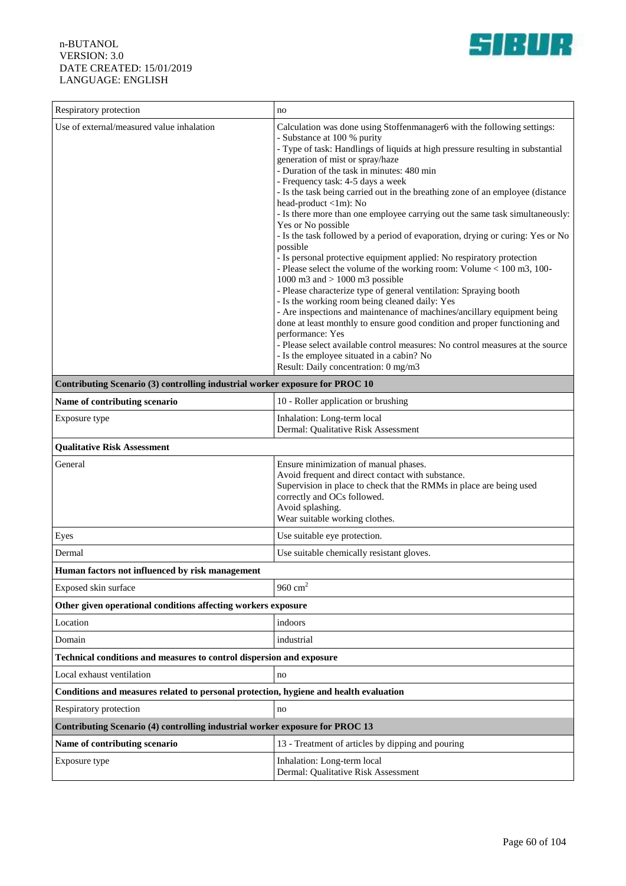| | |
|---|---|
| Respiratory protection | no |
| Use of external/measured value inhalation | Calculation was done using Stoffenmanager6 with the following settings:<br>- Substance at 100 % purity<br>- Type of task: Handlings of liquids at high pressure resulting in substantial generation of mist or spray/haze<br>- Duration of the task in minutes: 480 min<br>- Frequency task: 4-5 days a week<br>- Is the task being carried out in the breathing zone of an employee (distance head-product <1m): No<br>- Is there more than one employee carrying out the same task simultaneously: Yes or No possible<br>- Is the task followed by a period of evaporation, drying or curing: Yes or No possible<br>- Is personal protective equipment applied: No respiratory protection<br>- Please select the volume of the working room: Volume < 100 m3, 100-1000 m3 and > 1000 m3 possible<br>- Please characterize type of general ventilation: Spraying booth<br>- Is the working room being cleaned daily: Yes<br>- Are inspections and maintenance of machines/ancillary equipment being done at least monthly to ensure good condition and proper functioning and performance: Yes<br>- Please select available control measures: No control measures at the source<br>- Is the employee situated in a cabin? No<br>Result: Daily concentration: 0 mg/m3 |
| **Contributing Scenario (3) controlling industrial worker exposure for PROC 10** | |
| **Name of contributing scenario** | 10 - Roller application or brushing |
| Exposure type | Inhalation: Long-term local<br>Dermal: Qualitative Risk Assessment |
| **Qualitative Risk Assessment** | |
| General | Ensure minimization of manual phases.<br>Avoid frequent and direct contact with substance.<br>Supervision in place to check that the RMMs in place are being used correctly and OCs followed.<br>Avoid splashing.<br>Wear suitable working clothes. |
| Eyes | Use suitable eye protection. |
| Dermal | Use suitable chemically resistant gloves. |
| **Human factors not influenced by risk management** | |
| Exposed skin surface | 960 $cm^2$ |
| **Other given operational conditions affecting workers exposure** | |
| Location | indoors |
| Domain | industrial |
| **Technical conditions and measures to control dispersion and exposure** | |
| Local exhaust ventilation | no |
| **Conditions and measures related to personal protection, hygiene and health evaluation** | |
| Respiratory protection | no |
| **Contributing Scenario (4) controlling industrial worker exposure for PROC 13** | |
| **Name of contributing scenario** | 13 - Treatment of articles by dipping and pouring |
| Exposure type | Inhalation: Long-term local<br>Dermal: Qualitative Risk Assessment |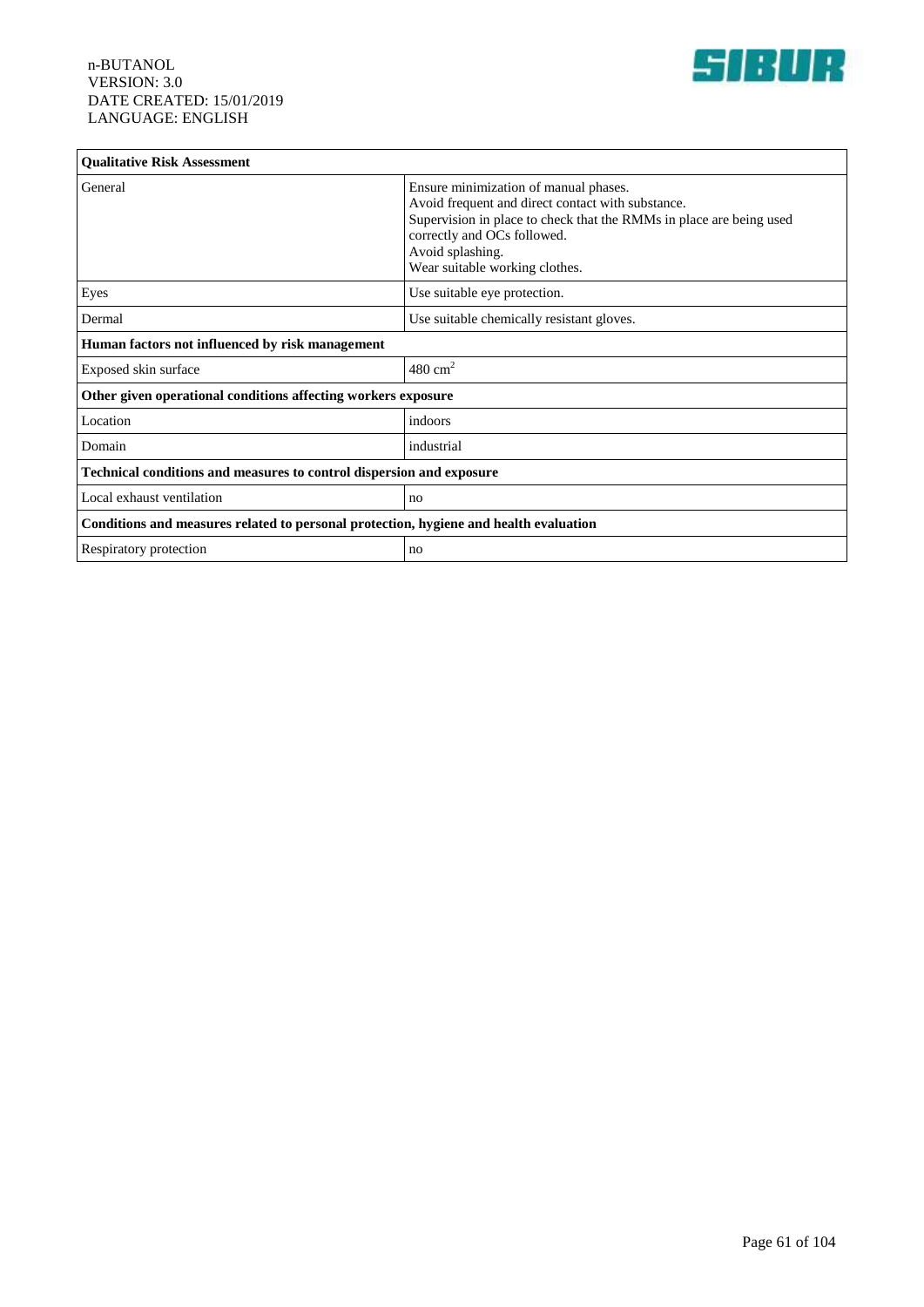| **Qualitative Risk Assessment** | |
|---|---|
| General | Ensure minimization of manual phases.<br>Avoid frequent and direct contact with substance.<br>Supervision in place to check that the RMMs in place are being used correctly and OCs followed.<br>Avoid splashing.<br>Wear suitable working clothes. |
| Eyes | Use suitable eye protection. |
| Dermal | Use suitable chemically resistant gloves. |
| **Human factors not influenced by risk management** | |
| Exposed skin surface | 480 $cm^2$ |
| **Other given operational conditions affecting workers exposure** | |
| Location | indoors |
| Domain | industrial |
| **Technical conditions and measures to control dispersion and exposure** | |
| Local exhaust ventilation | no |
| **Conditions and measures related to personal protection, hygiene and health evaluation** | |
| Respiratory protection | no |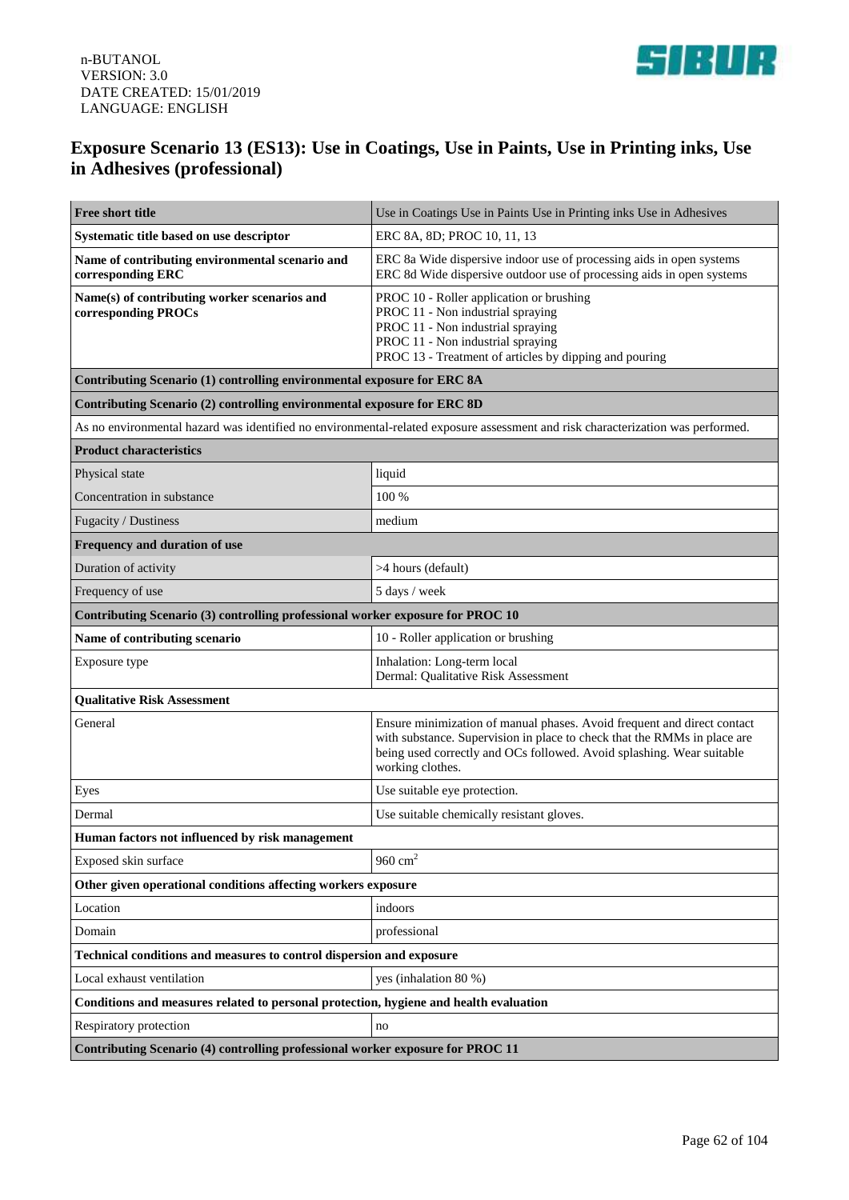n-BUTANOL
VERSION: 3.0
DATE CREATED: 15/01/2019
LANGUAGE: ENGLISH

## Exposure Scenario 13 (ES13): Use in Coatings, Use in Paints, Use in Printing inks, Use in Adhesives (professional)

| **Free short title** | Use in Coatings Use in Paints Use in Printing inks Use in Adhesives |
|---|---|
| **Systematic title based on use descriptor** | ERC 8A, 8D; PROC 10, 11, 13 |
| **Name of contributing environmental scenario and corresponding ERC** | ERC 8a Wide dispersive indoor use of processing aids in open systems<br>ERC 8d Wide dispersive outdoor use of processing aids in open systems |
| **Name(s) of contributing worker scenarios and corresponding PROCs** | PROC 10 - Roller application or brushing<br>PROC 11 - Non industrial spraying<br>PROC 11 - Non industrial spraying<br>PROC 11 - Non industrial spraying<br>PROC 13 - Treatment of articles by dipping and pouring |
| **Contributing Scenario (1) controlling environmental exposure for ERC 8A** | |
| **Contributing Scenario (2) controlling environmental exposure for ERC 8D** | |
| As no environmental hazard was identified no environmental-related exposure assessment and risk characterization was performed. | |
| **Product characteristics** | |
| Physical state | liquid |
| Concentration in substance | 100 % |
| Fugacity / Dustiness | medium |
| **Frequency and duration of use** | |
| Duration of activity | >4 hours (default) |
| Frequency of use | 5 days / week |
| **Contributing Scenario (3) controlling professional worker exposure for PROC 10** | |
| **Name of contributing scenario** | 10 - Roller application or brushing |
| Exposure type | Inhalation: Long-term local<br>Dermal: Qualitative Risk Assessment |
| **Qualitative Risk Assessment** | |
| General | Ensure minimization of manual phases. Avoid frequent and direct contact with substance. Supervision in place to check that the RMMs in place are being used correctly and OCs followed. Avoid splashing. Wear suitable working clothes. |
| Eyes | Use suitable eye protection. |
| Dermal | Use suitable chemically resistant gloves. |
| **Human factors not influenced by risk management** | |
| Exposed skin surface | 960 $cm^2$ |
| **Other given operational conditions affecting workers exposure** | |
| Location | indoors |
| Domain | professional |
| **Technical conditions and measures to control dispersion and exposure** | |
| Local exhaust ventilation | yes (inhalation 80 %) |
| **Conditions and measures related to personal protection, hygiene and health evaluation** | |
| Respiratory protection | no |
| **Contributing Scenario (4) controlling professional worker exposure for PROC 11** | |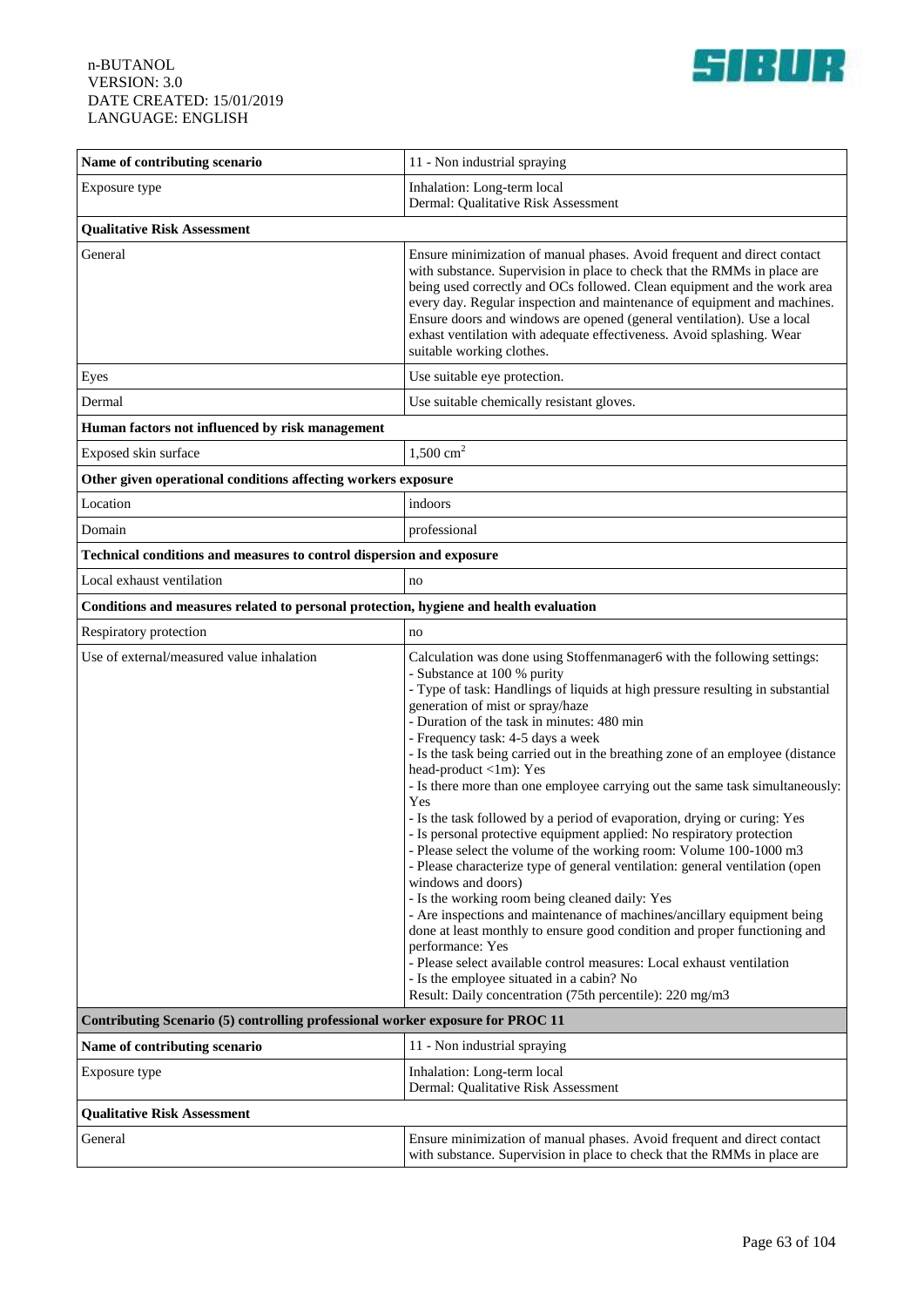| Name of contributing scenario | 11 - Non industrial spraying |
|---|---|
| Exposure type | Inhalation: Long-term local<br>Dermal: Qualitative Risk Assessment |
| **Qualitative Risk Assessment** | |
| General | Ensure minimization of manual phases. Avoid frequent and direct contact with substance. Supervision in place to check that the RMMs in place are being used correctly and OCs followed. Clean equipment and the work area every day. Regular inspection and maintenance of equipment and machines. Ensure doors and windows are opened (general ventilation). Use a local exhaust ventilation with adequate effectiveness. Avoid splashing. Wear suitable working clothes. |
| Eyes | Use suitable eye protection. |
| Dermal | Use suitable chemically resistant gloves. |
| **Human factors not influenced by risk management** | |
| Exposed skin surface | 1,500 $cm^2$ |
| **Other given operational conditions affecting workers exposure** | |
| Location | indoors |
| Domain | professional |
| **Technical conditions and measures to control dispersion and exposure** | |
| Local exhaust ventilation | no |
| **Conditions and measures related to personal protection, hygiene and health evaluation** | |
| Respiratory protection | no |
| Use of external/measured value inhalation | Calculation was done using Stoffenmanager6 with the following settings:<br>- Substance at 100 % purity<br>- Type of task: Handlings of liquids at high pressure resulting in substantial generation of mist or spray/haze<br>- Duration of the task in minutes: 480 min<br>- Frequency task: 4-5 days a week<br>- Is the task being carried out in the breathing zone of an employee (distance head-product <1m): Yes<br>- Is there more than one employee carrying out the same task simultaneously: Yes<br>- Is the task followed by a period of evaporation, drying or curing: Yes<br>- Is personal protective equipment applied: No respiratory protection<br>- Please select the volume of the working room: Volume 100-1000 m3<br>- Please characterize type of general ventilation: general ventilation (open windows and doors)<br>- Is the working room being cleaned daily: Yes<br>- Are inspections and maintenance of machines/ancillary equipment being done at least monthly to ensure good condition and proper functioning and performance: Yes<br>- Please select available control measures: Local exhaust ventilation<br>- Is the employee situated in a cabin? No<br>Result: Daily concentration (75th percentile): 220 mg/m3 |

| **Contributing Scenario (5) controlling professional worker exposure for PROC 11** | |
|---|---|
| **Name of contributing scenario** | 11 - Non industrial spraying |
| Exposure type | Inhalation: Long-term local<br>Dermal: Qualitative Risk Assessment |
| **Qualitative Risk Assessment** | |
| General | Ensure minimization of manual phases. Avoid frequent and direct contact with substance. Supervision in place to check that the RMMs in place are |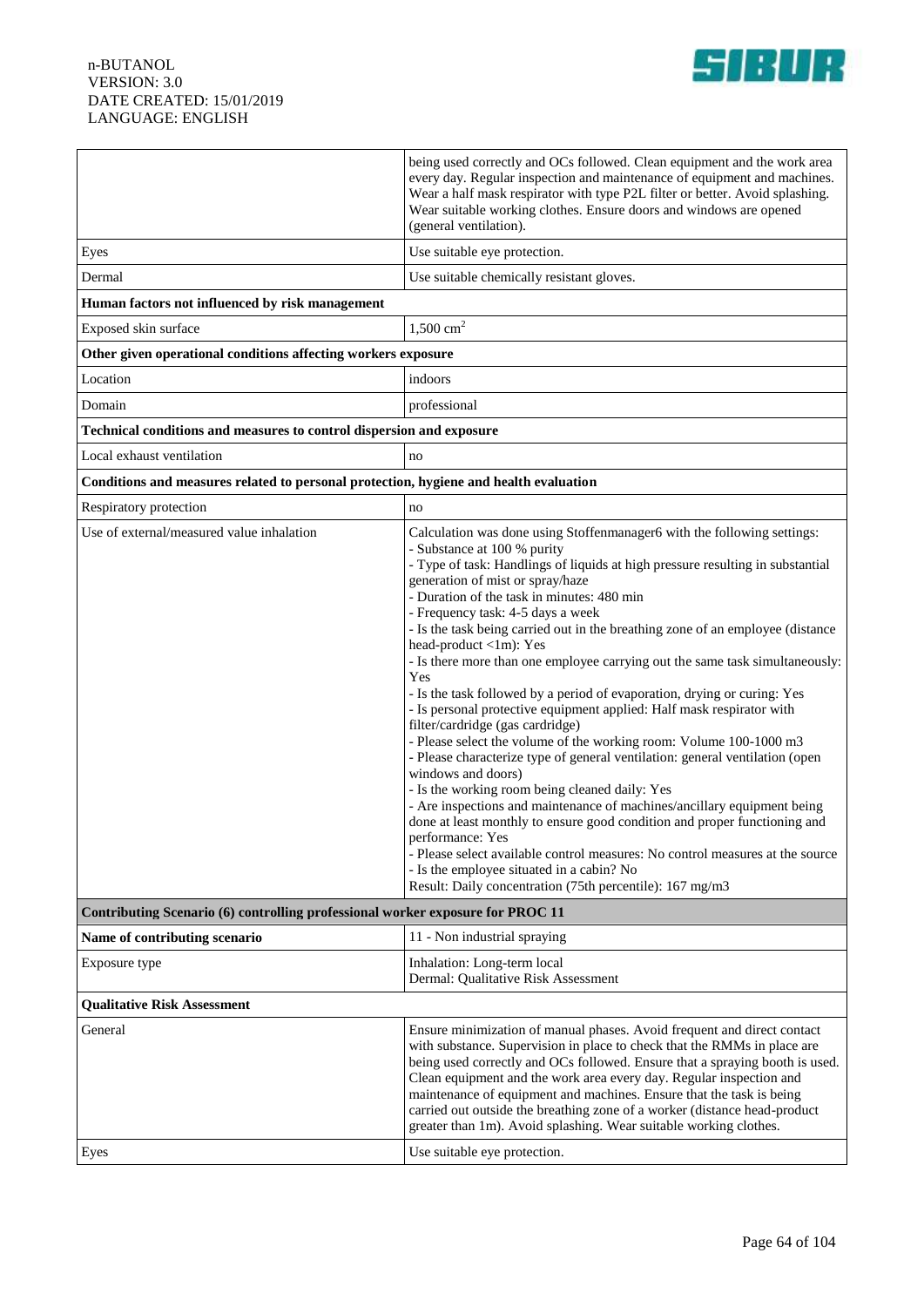| | |
|---|---|
| | being used correctly and OCs followed. Clean equipment and the work area every day. Regular inspection and maintenance of equipment and machines. Wear a half mask respirator with type P2L filter or better. Avoid splashing. Wear suitable working clothes. Ensure doors and windows are opened (general ventilation). |
| Eyes | Use suitable eye protection. |
| Dermal | Use suitable chemically resistant gloves. |
| **Human factors not influenced by risk management** | |
| Exposed skin surface | 1,500 $cm^2$ |
| **Other given operational conditions affecting workers exposure** | |
| Location | indoors |
| Domain | professional |
| **Technical conditions and measures to control dispersion and exposure** | |
| Local exhaust ventilation | no |
| **Conditions and measures related to personal protection, hygiene and health evaluation** | |
| Respiratory protection | no |
| Use of external/measured value inhalation | Calculation was done using Stoffenmanager6 with the following settings:<br>- Substance at 100 % purity<br>- Type of task: Handlings of liquids at high pressure resulting in substantial generation of mist or spray/haze<br>- Duration of the task in minutes: 480 min<br>- Frequency task: 4-5 days a week<br>- Is the task being carried out in the breathing zone of an employee (distance head-product <1m): Yes<br>- Is there more than one employee carrying out the same task simultaneously: Yes<br>- Is the task followed by a period of evaporation, drying or curing: Yes<br>- Is personal protective equipment applied: Half mask respirator with filter/cardridge (gas cardridge)<br>- Please select the volume of the working room: Volume 100-1000 m3<br>- Please characterize type of general ventilation: general ventilation (open windows and doors)<br>- Is the working room being cleaned daily: Yes<br>- Are inspections and maintenance of machines/ancillary equipment being done at least monthly to ensure good condition and proper functioning and performance: Yes<br>- Please select available control measures: No control measures at the source<br>- Is the employee situated in a cabin? No<br>Result: Daily concentration (75th percentile): 167 mg/m3 |
| **Contributing Scenario (6) controlling professional worker exposure for PROC 11** | |
| **Name of contributing scenario** | 11 - Non industrial spraying |
| Exposure type | Inhalation: Long-term local<br>Dermal: Qualitative Risk Assessment |
| **Qualitative Risk Assessment** | |
| General | Ensure minimization of manual phases. Avoid frequent and direct contact with substance. Supervision in place to check that the RMMs in place are being used correctly and OCs followed. Ensure that a spraying booth is used. Clean equipment and the work area every day. Regular inspection and maintenance of equipment and machines. Ensure that the task is being carried out outside the breathing zone of a worker (distance head-product greater than 1m). Avoid splashing. Wear suitable working clothes. |
| Eyes | Use suitable eye protection. |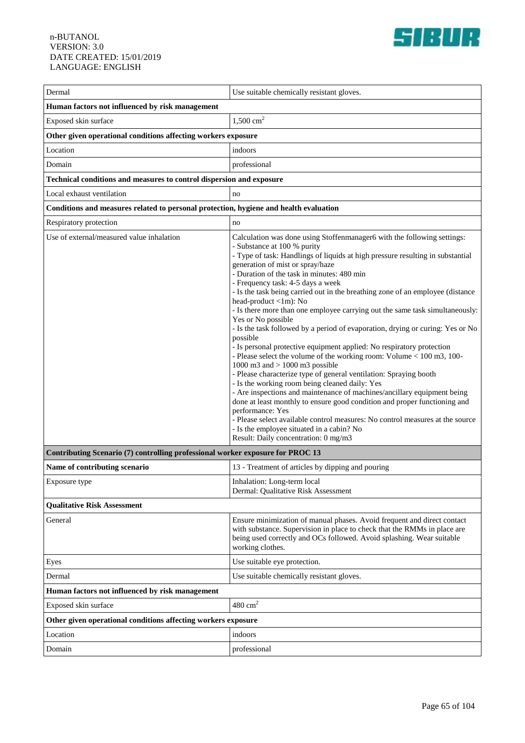| | |
|---|---|
| Dermal | Use suitable chemically resistant gloves. |
| **Human factors not influenced by risk management** | |
| Exposed skin surface | 1,500 $cm^2$ |
| **Other given operational conditions affecting workers exposure** | |
| Location | indoors |
| Domain | professional |
| **Technical conditions and measures to control dispersion and exposure** | |
| Local exhaust ventilation | no |
| **Conditions and measures related to personal protection, hygiene and health evaluation** | |
| Respiratory protection | no |
| Use of external/measured value inhalation | Calculation was done using Stoffenmanager6 with the following settings:<br>- Substance at 100 % purity<br>- Type of task: Handlings of liquids at high pressure resulting in substantial generation of mist or spray/haze<br>- Duration of the task in minutes: 480 min<br>- Frequency task: 4-5 days a week<br>- Is the task being carried out in the breathing zone of an employee (distance head-product <1m): No<br>- Is there more than one employee carrying out the same task simultaneously: Yes or No possible<br>- Is the task followed by a period of evaporation, drying or curing: Yes or No possible<br>- Is personal protective equipment applied: No respiratory protection<br>- Please select the volume of the working room: Volume < 100 m3, 100-1000 m3 and > 1000 m3 possible<br>- Please characterize type of general ventilation: Spraying booth<br>- Is the working room being cleaned daily: Yes<br>- Are inspections and maintenance of machines/ancillary equipment being done at least monthly to ensure good condition and proper functioning and performance: Yes<br>- Please select available control measures: No control measures at the source<br>- Is the employee situated in a cabin? No<br>Result: Daily concentration: 0 mg/m3 |
| **Contributing Scenario (7) controlling professional worker exposure for PROC 13** | |
| **Name of contributing scenario** | 13 - Treatment of articles by dipping and pouring |
| Exposure type | Inhalation: Long-term local<br>Dermal: Qualitative Risk Assessment |
| **Qualitative Risk Assessment** | |
| General | Ensure minimization of manual phases. Avoid frequent and direct contact with substance. Supervision in place to check that the RMMs in place are being used correctly and OCs followed. Avoid splashing. Wear suitable working clothes. |
| Eyes | Use suitable eye protection. |
| Dermal | Use suitable chemically resistant gloves. |
| **Human factors not influenced by risk management** | |
| Exposed skin surface | 480 $cm^2$ |
| **Other given operational conditions affecting workers exposure** | |
| Location | indoors |
| Domain | professional |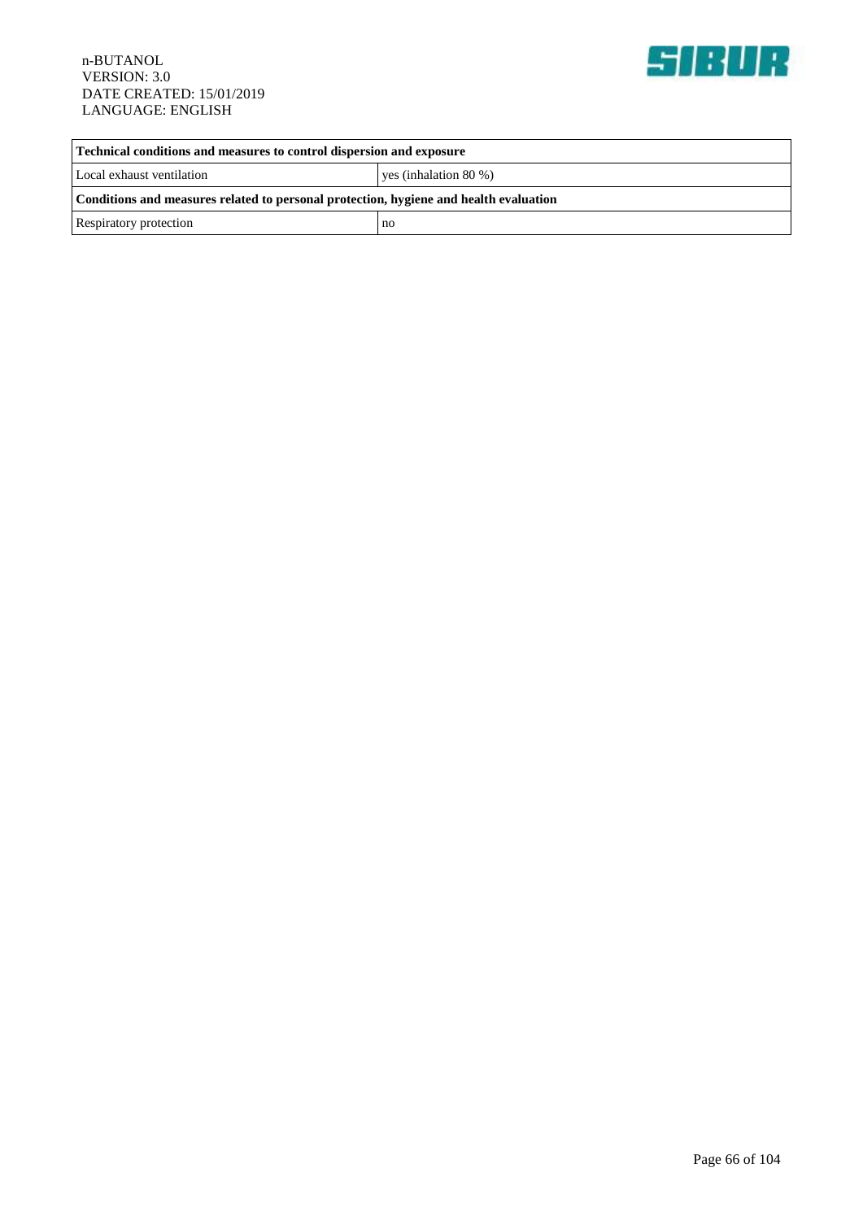| Technical conditions and measures to control dispersion and exposure | |
|---|---|
| Local exhaust ventilation | yes (inhalation 80 %) |
| **Conditions and measures related to personal protection, hygiene and health evaluation** | |
| Respiratory protection | no |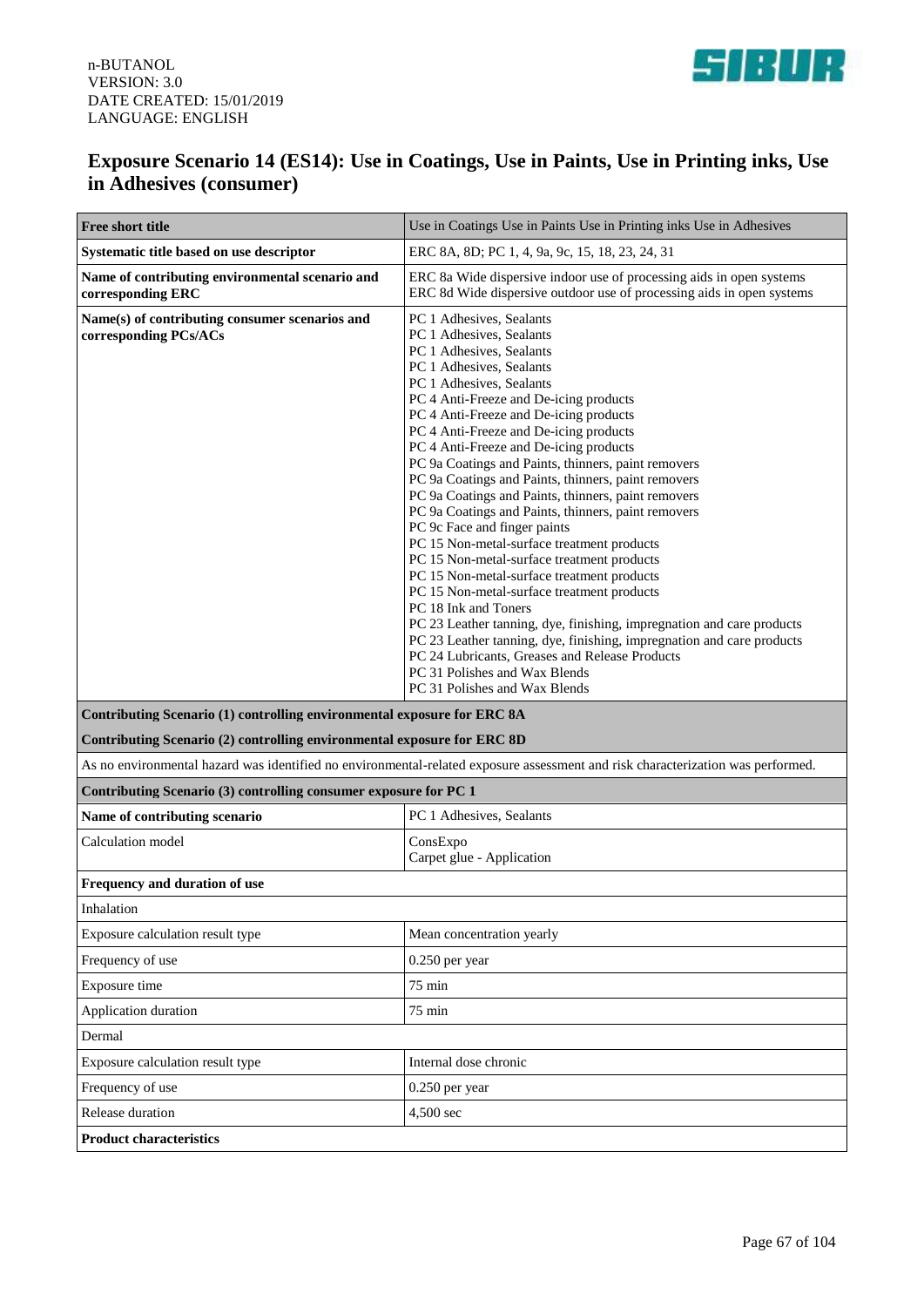# Exposure Scenario 14 (ES14): Use in Coatings, Use in Paints, Use in Printing inks, Use in Adhesives (consumer)

| **Free short title** | Use in Coatings Use in Paints Use in Printing inks Use in Adhesives |
|---|---|
| **Systematic title based on use descriptor** | ERC 8A, 8D; PC 1, 4, 9a, 9c, 15, 18, 23, 24, 31 |
| **Name of contributing environmental scenario and corresponding ERC** | ERC 8a Wide dispersive indoor use of processing aids in open systems<br>ERC 8d Wide dispersive outdoor use of processing aids in open systems |
| **Name(s) of contributing consumer scenarios and corresponding PCs/ACs** | PC 1 Adhesives, Sealants<br>PC 1 Adhesives, Sealants<br>PC 1 Adhesives, Sealants<br>PC 1 Adhesives, Sealants<br>PC 1 Adhesives, Sealants<br>PC 4 Anti-Freeze and De-icing products<br>PC 4 Anti-Freeze and De-icing products<br>PC 4 Anti-Freeze and De-icing products<br>PC 4 Anti-Freeze and De-icing products<br>PC 9a Coatings and Paints, thinners, paint removers<br>PC 9a Coatings and Paints, thinners, paint removers<br>PC 9a Coatings and Paints, thinners, paint removers<br>PC 9a Coatings and Paints, thinners, paint removers<br>PC 9c Face and finger paints<br>PC 15 Non-metal-surface treatment products<br>PC 15 Non-metal-surface treatment products<br>PC 15 Non-metal-surface treatment products<br>PC 15 Non-metal-surface treatment products<br>PC 18 Ink and Toners<br>PC 23 Leather tanning, dye, finishing, impregnation and care products<br>PC 23 Leather tanning, dye, finishing, impregnation and care products<br>PC 24 Lubricants, Greases and Release Products<br>PC 31 Polishes and Wax Blends<br>PC 31 Polishes and Wax Blends |
| **Contributing Scenario (1) controlling environmental exposure for ERC 8A** | |
| **Contributing Scenario (2) controlling environmental exposure for ERC 8D** | |
| As no environmental hazard was identified no environmental-related exposure assessment and risk characterization was performed. | |
| **Contributing Scenario (3) controlling consumer exposure for PC 1** | |
| **Name of contributing scenario** | PC 1 Adhesives, Sealants |
| Calculation model | ConsExpo<br>Carpet glue - Application |
| **Frequency and duration of use** | |
| Inhalation | |
| Exposure calculation result type | Mean concentration yearly |
| Frequency of use | 0.250 per year |
| Exposure time | 75 min |
| Application duration | 75 min |
| Dermal | |
| Exposure calculation result type | Internal dose chronic |
| Frequency of use | 0.250 per year |
| Release duration | 4,500 sec |
| **Product characteristics** | |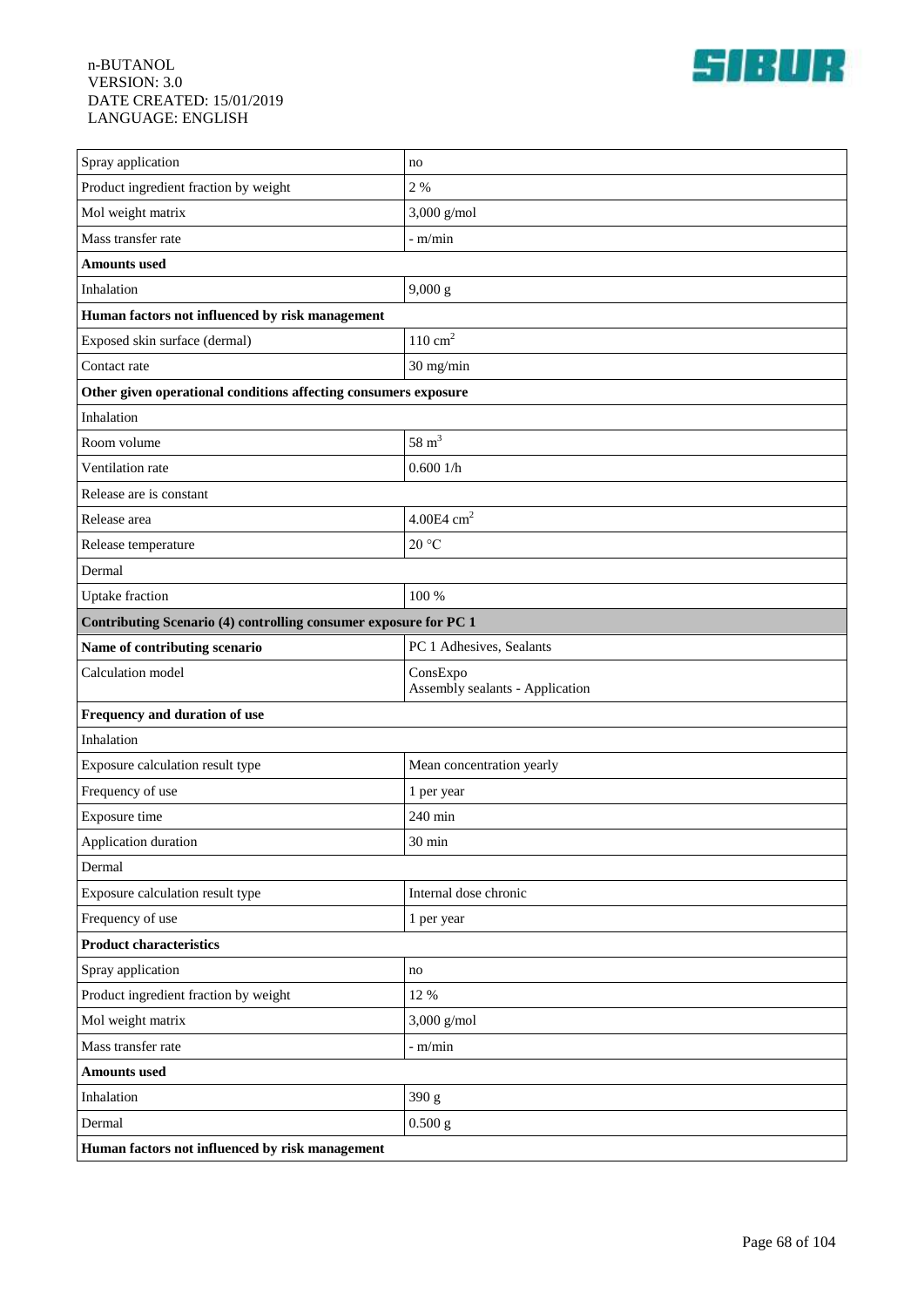| | |
|---|---|
| Spray application | no |
| Product ingredient fraction by weight | 2 % |
| Mol weight matrix | 3,000 g/mol |
| Mass transfer rate | - m/min |
| **Amounts used** | |
| Inhalation | 9,000 g |
| **Human factors not influenced by risk management** | |
| Exposed skin surface (dermal) | 110 $cm^2$ |
| Contact rate | 30 mg/min |
| **Other given operational conditions affecting consumers exposure** | |
| Inhalation | |
| Room volume | 58 $m^3$ |
| Ventilation rate | 0.600 1/h |
| Release are is constant | |
| Release area | 4.00E4 $cm^2$ |
| Release temperature | 20 °C |
| Dermal | |
| Uptake fraction | 100 % |
| **Contributing Scenario (4) controlling consumer exposure for PC 1** | |
| **Name of contributing scenario** | PC 1 Adhesives, Sealants |
| Calculation model | ConsExpo<br>Assembly sealants - Application |
| **Frequency and duration of use** | |
| Inhalation | |
| Exposure calculation result type | Mean concentration yearly |
| Frequency of use | 1 per year |
| Exposure time | 240 min |
| Application duration | 30 min |
| Dermal | |
| Exposure calculation result type | Internal dose chronic |
| Frequency of use | 1 per year |
| **Product characteristics** | |
| Spray application | no |
| Product ingredient fraction by weight | 12 % |
| Mol weight matrix | 3,000 g/mol |
| Mass transfer rate | - m/min |
| **Amounts used** | |
| Inhalation | 390 g |
| Dermal | 0.500 g |
| **Human factors not influenced by risk management** | |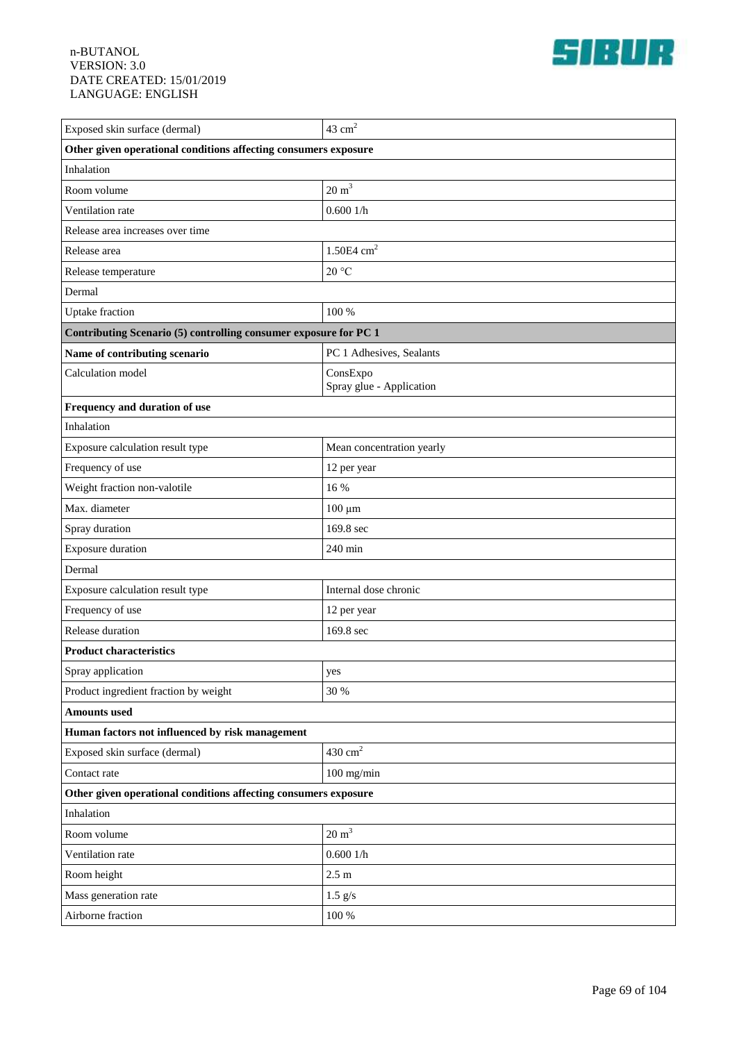| Exposed skin surface (dermal) | 43 $cm^2$ |
|---|---|
| **Other given operational conditions affecting consumers exposure** | |
| Inhalation | |
| Room volume | 20 $m^3$ |
| Ventilation rate | 0.600 1/h |
| Release area increases over time | |
| Release area | 1.50E4 $cm^2$ |
| Release temperature | 20 °C |
| Dermal | |
| Uptake fraction | 100 % |
| **Contributing Scenario (5) controlling consumer exposure for PC 1** | |
| **Name of contributing scenario** | PC 1 Adhesives, Sealants |
| Calculation model | ConsExpo<br>Spray glue - Application |
| **Frequency and duration of use** | |
| Inhalation | |
| Exposure calculation result type | Mean concentration yearly |
| Frequency of use | 12 per year |
| Weight fraction non-valotile | 16 % |
| Max. diameter | 100 µm |
| Spray duration | 169.8 sec |
| Exposure duration | 240 min |
| Dermal | |
| Exposure calculation result type | Internal dose chronic |
| Frequency of use | 12 per year |
| Release duration | 169.8 sec |
| **Product characteristics** | |
| Spray application | yes |
| Product ingredient fraction by weight | 30 % |
| **Amounts used** | |
| **Human factors not influenced by risk management** | |
| Exposed skin surface (dermal) | 430 $cm^2$ |
| Contact rate | 100 mg/min |
| **Other given operational conditions affecting consumers exposure** | |
| Inhalation | |
| Room volume | 20 $m^3$ |
| Ventilation rate | 0.600 1/h |
| Room height | 2.5 m |
| Mass generation rate | 1.5 g/s |
| Airborne fraction | 100 % |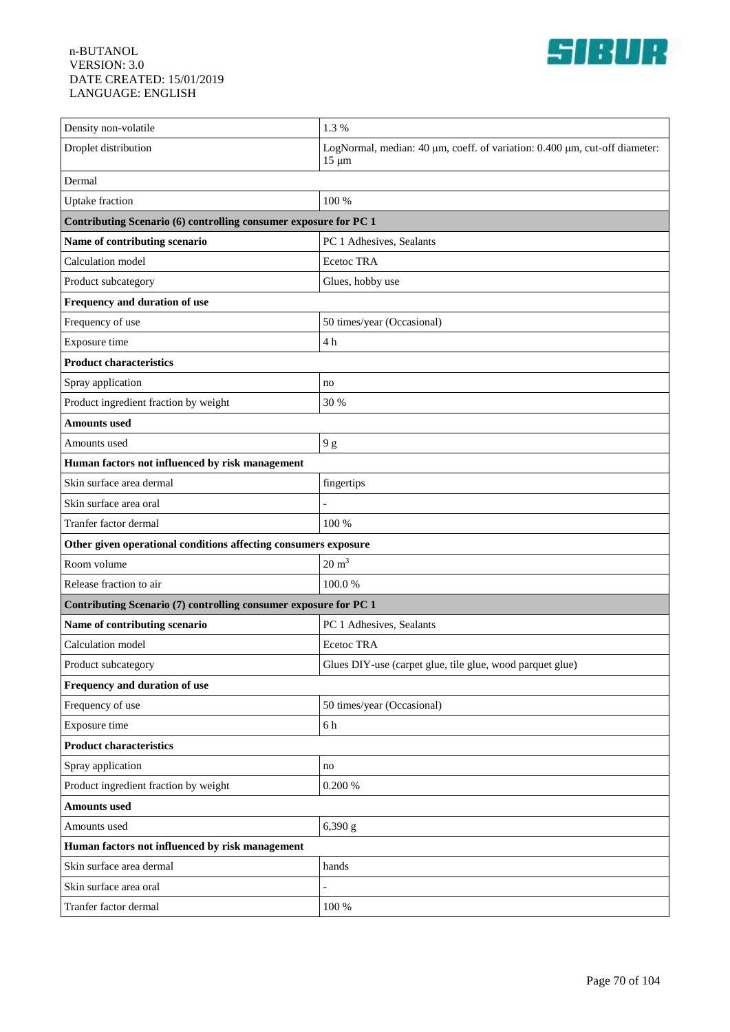| | |
|---|---|
| Density non-volatile | 1.3 % |
| Droplet distribution | LogNormal, median: 40 µm, coeff. of variation: 0.400 µm, cut-off diameter: 15 µm |
| Dermal | |
| Uptake fraction | 100 % |
| **Contributing Scenario (6) controlling consumer exposure for PC 1** | |
| **Name of contributing scenario** | PC 1 Adhesives, Sealants |
| Calculation model | Ecetoc TRA |
| Product subcategory | Glues, hobby use |
| **Frequency and duration of use** | |
| Frequency of use | 50 times/year (Occasional) |
| Exposure time | 4 h |
| **Product characteristics** | |
| Spray application | no |
| Product ingredient fraction by weight | 30 % |
| **Amounts used** | |
| Amounts used | 9 g |
| **Human factors not influenced by risk management** | |
| Skin surface area dermal | fingertips |
| Skin surface area oral | - |
| Tranfer factor dermal | 100 % |
| **Other given operational conditions affecting consumers exposure** | |
| Room volume | 20 $m^3$ |
| Release fraction to air | 100.0 % |
| **Contributing Scenario (7) controlling consumer exposure for PC 1** | |
| **Name of contributing scenario** | PC 1 Adhesives, Sealants |
| Calculation model | Ecetoc TRA |
| Product subcategory | Glues DIY-use (carpet glue, tile glue, wood parquet glue) |
| **Frequency and duration of use** | |
| Frequency of use | 50 times/year (Occasional) |
| Exposure time | 6 h |
| **Product characteristics** | |
| Spray application | no |
| Product ingredient fraction by weight | 0.200 % |
| **Amounts used** | |
| Amounts used | 6,390 g |
| **Human factors not influenced by risk management** | |
| Skin surface area dermal | hands |
| Skin surface area oral | - |
| Tranfer factor dermal | 100 % |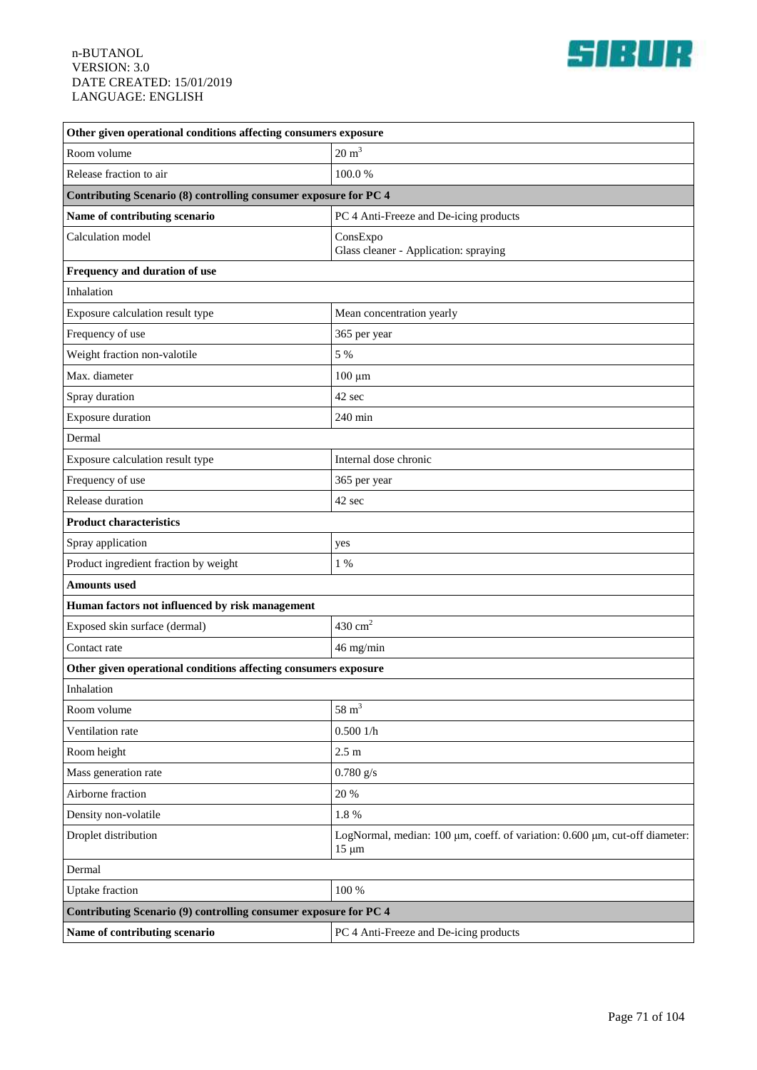| Other given operational conditions affecting consumers exposure | |
|---|---|
| Room volume | 20 $m^3$ |
| Release fraction to air | 100.0 % |
| **Contributing Scenario (8) controlling consumer exposure for PC 4** | |
| **Name of contributing scenario** | PC 4 Anti-Freeze and De-icing products |
| Calculation model | ConsExpo<br>Glass cleaner - Application: spraying |
| **Frequency and duration of use** | |
| Inhalation | |
| Exposure calculation result type | Mean concentration yearly |
| Frequency of use | 365 per year |
| Weight fraction non-valotile | 5 % |
| Max. diameter | 100 µm |
| Spray duration | 42 sec |
| Exposure duration | 240 min |
| Dermal | |
| Exposure calculation result type | Internal dose chronic |
| Frequency of use | 365 per year |
| Release duration | 42 sec |
| **Product characteristics** | |
| Spray application | yes |
| Product ingredient fraction by weight | 1 % |
| **Amounts used** | |
| **Human factors not influenced by risk management** | |
| Exposed skin surface (dermal) | 430 $cm^2$ |
| Contact rate | 46 mg/min |
| **Other given operational conditions affecting consumers exposure** | |
| Inhalation | |
| Room volume | 58 $m^3$ |
| Ventilation rate | 0.500 1/h |
| Room height | 2.5 m |
| Mass generation rate | 0.780 g/s |
| Airborne fraction | 20 % |
| Density non-volatile | 1.8 % |
| Droplet distribution | LogNormal, median: 100 µm, coeff. of variation: 0.600 µm, cut-off diameter: 15 µm |
| Dermal | |
| Uptake fraction | 100 % |
| **Contributing Scenario (9) controlling consumer exposure for PC 4** | |
| **Name of contributing scenario** | PC 4 Anti-Freeze and De-icing products |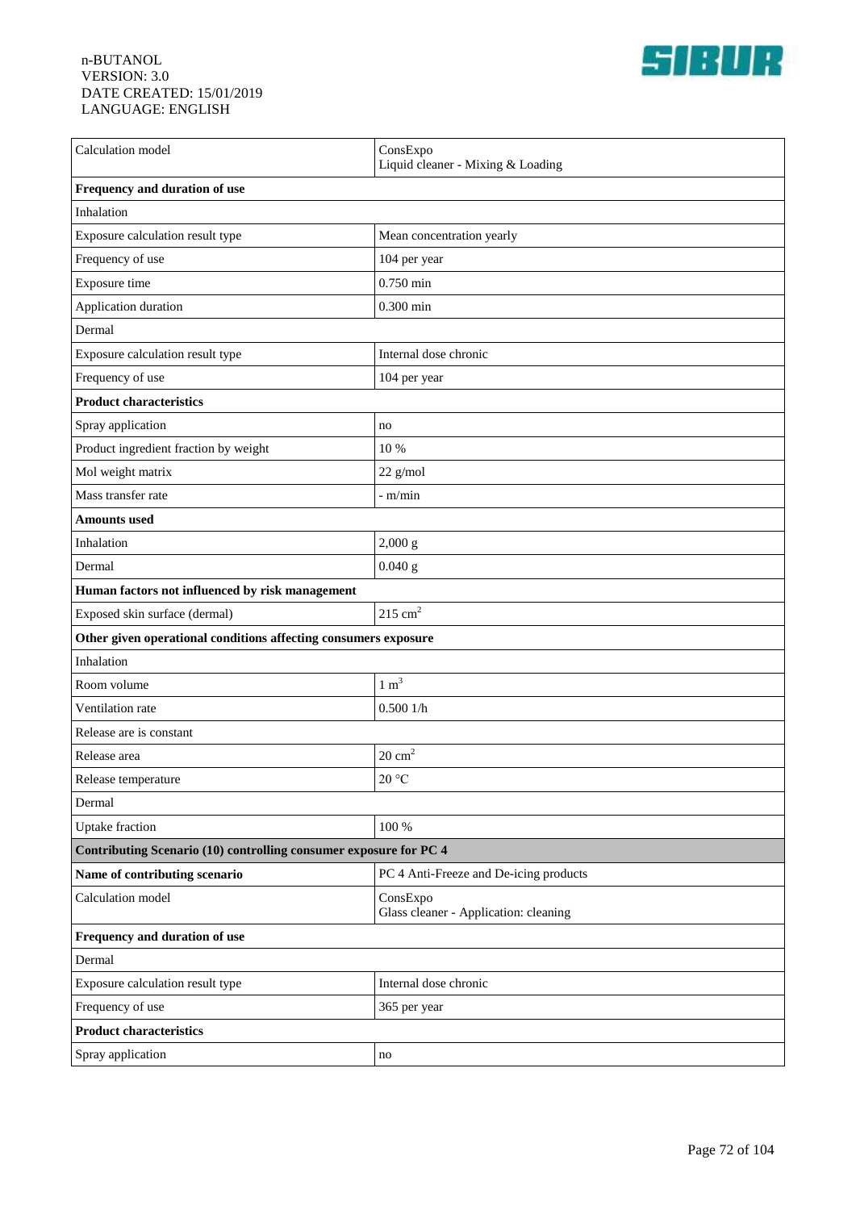| Calculation model | ConsExpo<br>Liquid cleaner - Mixing & Loading |
|---|---|
| **Frequency and duration of use** | |
| Inhalation | |
| Exposure calculation result type | Mean concentration yearly |
| Frequency of use | 104 per year |
| Exposure time | 0.750 min |
| Application duration | 0.300 min |
| Dermal | |
| Exposure calculation result type | Internal dose chronic |
| Frequency of use | 104 per year |
| **Product characteristics** | |
| Spray application | no |
| Product ingredient fraction by weight | 10 % |
| Mol weight matrix | 22 g/mol |
| Mass transfer rate | - m/min |
| **Amounts used** | |
| Inhalation | 2,000 g |
| Dermal | 0.040 g |
| **Human factors not influenced by risk management** | |
| Exposed skin surface (dermal) | 215 $cm^2$ |
| **Other given operational conditions affecting consumers exposure** | |
| Inhalation | |
| Room volume | 1 $m^3$ |
| Ventilation rate | 0.500 1/h |
| Release are is constant | |
| Release area | 20 $cm^2$ |
| Release temperature | 20 °C |
| Dermal | |
| Uptake fraction | 100 % |
| **Contributing Scenario (10) controlling consumer exposure for PC 4** | |
| **Name of contributing scenario** | PC 4 Anti-Freeze and De-icing products |
| Calculation model | ConsExpo<br>Glass cleaner - Application: cleaning |
| **Frequency and duration of use** | |
| Dermal | |
| Exposure calculation result type | Internal dose chronic |
| Frequency of use | 365 per year |
| **Product characteristics** | |
| Spray application | no |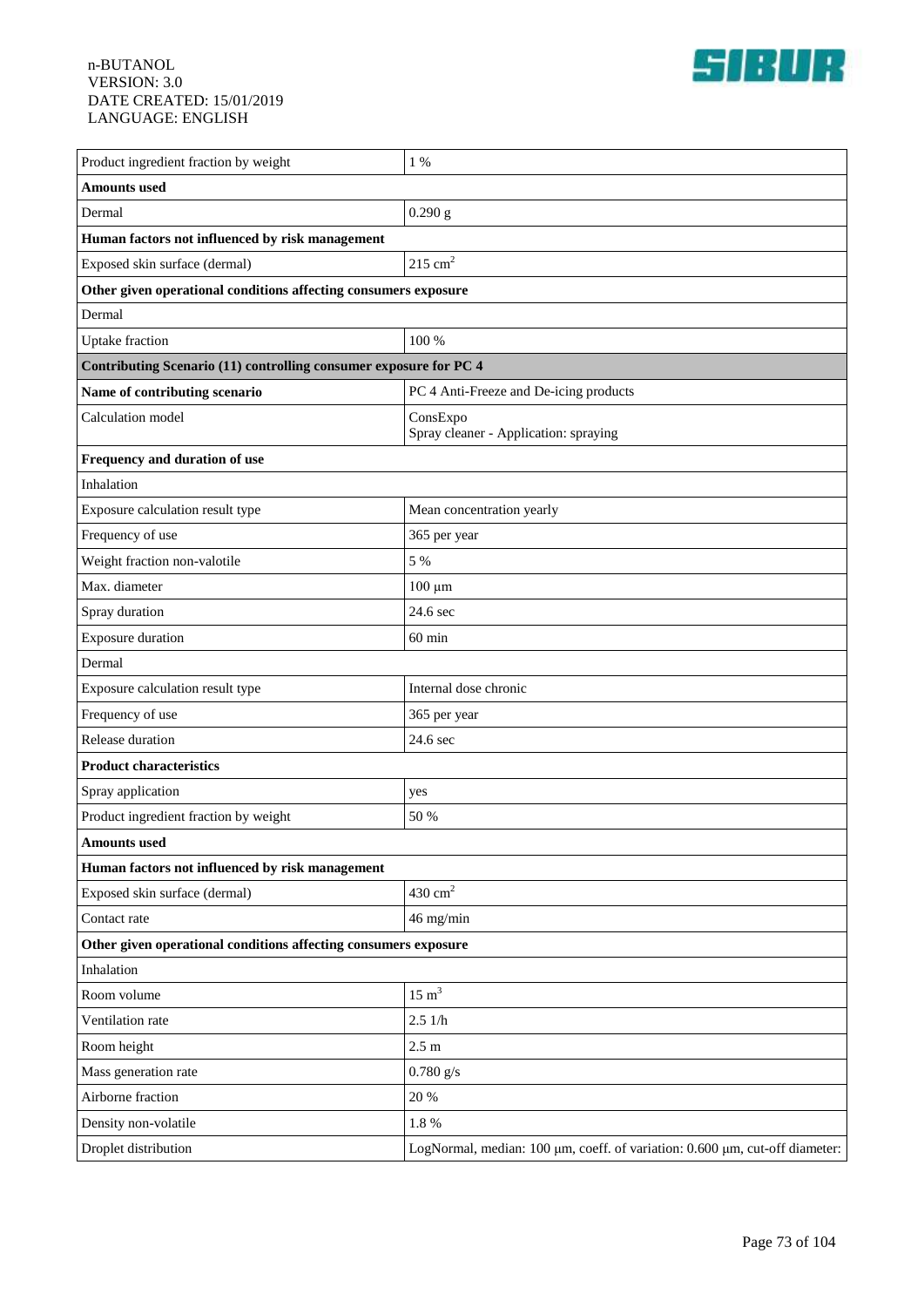| | |
|---|---|
| Product ingredient fraction by weight | 1 % |
| **Amounts used** | |
| Dermal | 0.290 g |
| **Human factors not influenced by risk management** | |
| Exposed skin surface (dermal) | 215 $cm^2$ |
| **Other given operational conditions affecting consumers exposure** | |
| Dermal | |
| Uptake fraction | 100 % |
| **Contributing Scenario (11) controlling consumer exposure for PC 4** | |
| **Name of contributing scenario** | PC 4 Anti-Freeze and De-icing products |
| Calculation model | ConsExpo<br>Spray cleaner - Application: spraying |
| **Frequency and duration of use** | |
| Inhalation | |
| Exposure calculation result type | Mean concentration yearly |
| Frequency of use | 365 per year |
| Weight fraction non-valotile | 5 % |
| Max. diameter | 100 µm |
| Spray duration | 24.6 sec |
| Exposure duration | 60 min |
| Dermal | |
| Exposure calculation result type | Internal dose chronic |
| Frequency of use | 365 per year |
| Release duration | 24.6 sec |
| **Product characteristics** | |
| Spray application | yes |
| Product ingredient fraction by weight | 50 % |
| **Amounts used** | |
| **Human factors not influenced by risk management** | |
| Exposed skin surface (dermal) | 430 $cm^2$ |
| Contact rate | 46 mg/min |
| **Other given operational conditions affecting consumers exposure** | |
| Inhalation | |
| Room volume | 15 $m^3$ |
| Ventilation rate | 2.5 1/h |
| Room height | 2.5 m |
| Mass generation rate | 0.780 g/s |
| Airborne fraction | 20 % |
| Density non-volatile | 1.8 % |
| Droplet distribution | LogNormal, median: 100 µm, coeff. of variation: 0.600 µm, cut-off diameter: |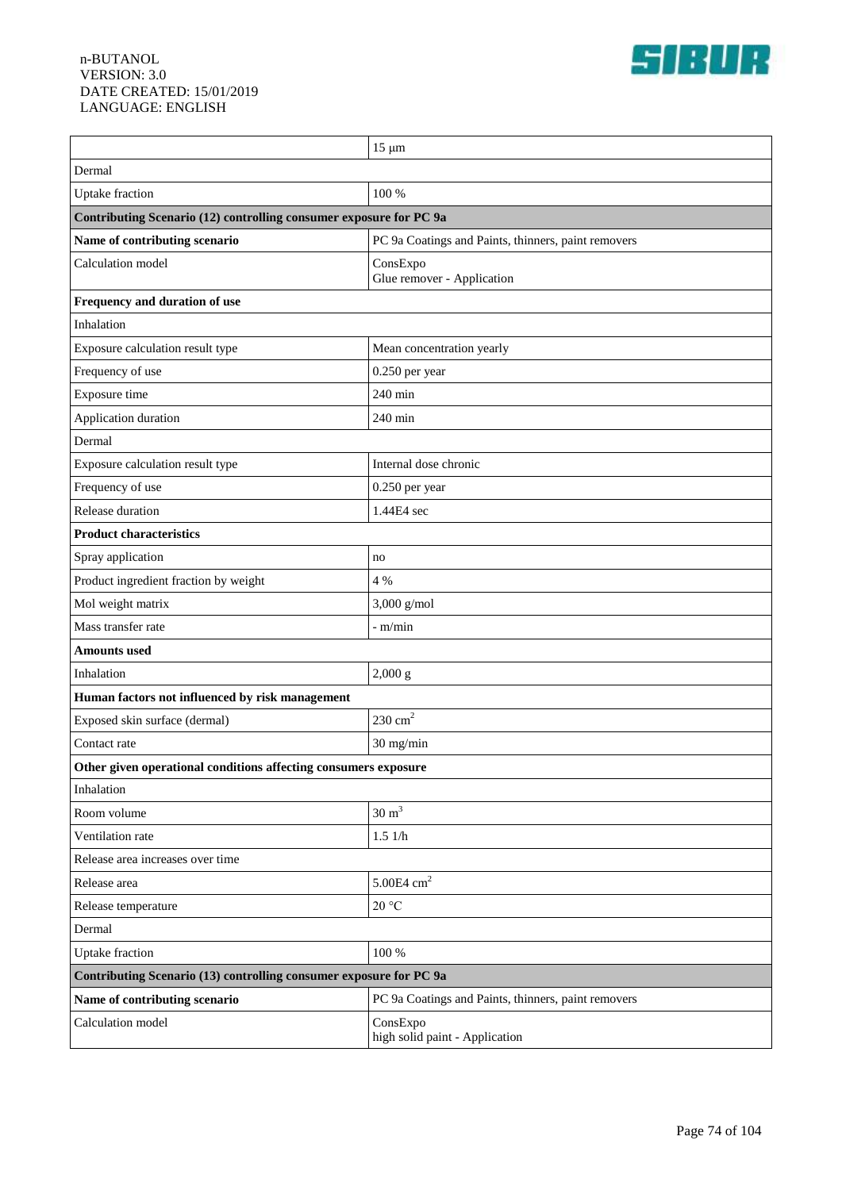| | |
|---|---|
| | 15 µm |
| Dermal | |
| Uptake fraction | 100 % |
| **Contributing Scenario (12) controlling consumer exposure for PC 9a** | |
| **Name of contributing scenario** | PC 9a Coatings and Paints, thinners, paint removers |
| Calculation model | ConsExpo<br>Glue remover - Application |
| **Frequency and duration of use** | |
| Inhalation | |
| Exposure calculation result type | Mean concentration yearly |
| Frequency of use | 0.250 per year |
| Exposure time | 240 min |
| Application duration | 240 min |
| Dermal | |
| Exposure calculation result type | Internal dose chronic |
| Frequency of use | 0.250 per year |
| Release duration | 1.44E4 sec |
| **Product characteristics** | |
| Spray application | no |
| Product ingredient fraction by weight | 4 % |
| Mol weight matrix | 3,000 g/mol |
| Mass transfer rate | - m/min |
| **Amounts used** | |
| Inhalation | 2,000 g |
| **Human factors not influenced by risk management** | |
| Exposed skin surface (dermal) | 230 $cm^2$ |
| Contact rate | 30 mg/min |
| **Other given operational conditions affecting consumers exposure** | |
| Inhalation | |
| Room volume | 30 $m^3$ |
| Ventilation rate | 1.5 1/h |
| Release area increases over time | |
| Release area | 5.00E4 $cm^2$ |
| Release temperature | 20 °C |
| Dermal | |
| Uptake fraction | 100 % |
| **Contributing Scenario (13) controlling consumer exposure for PC 9a** | |
| **Name of contributing scenario** | PC 9a Coatings and Paints, thinners, paint removers |
| Calculation model | ConsExpo<br>high solid paint - Application |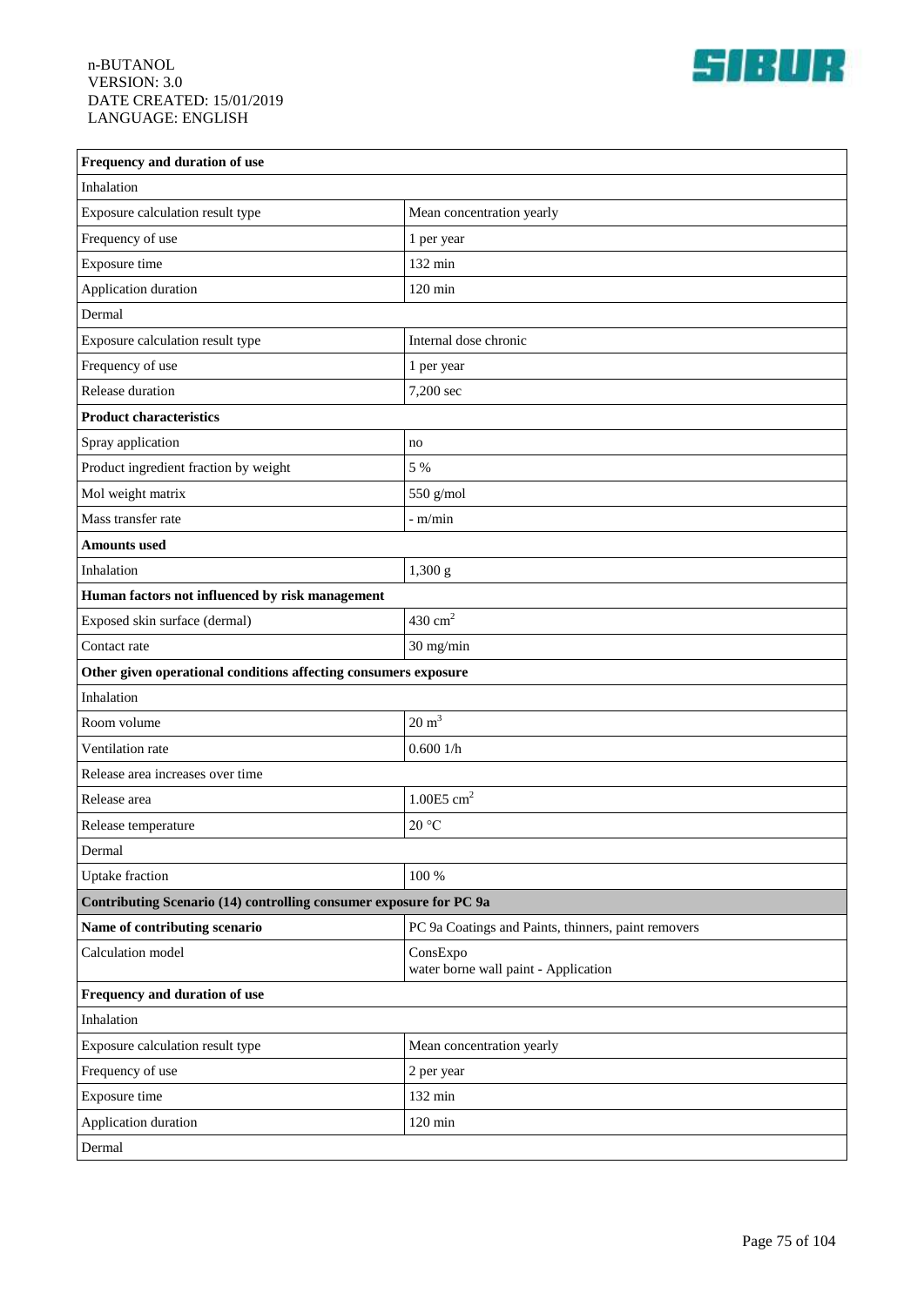| Frequency and duration of use | |
|---|---|
| Inhalation | |
| Exposure calculation result type | Mean concentration yearly |
| Frequency of use | 1 per year |
| Exposure time | 132 min |
| Application duration | 120 min |
| Dermal | |
| Exposure calculation result type | Internal dose chronic |
| Frequency of use | 1 per year |
| Release duration | 7,200 sec |
| **Product characteristics** | |
| Spray application | no |
| Product ingredient fraction by weight | 5 % |
| Mol weight matrix | 550 g/mol |
| Mass transfer rate | - m/min |
| **Amounts used** | |
| Inhalation | 1,300 g |
| **Human factors not influenced by risk management** | |
| Exposed skin surface (dermal) | 430 $cm^2$ |
| Contact rate | 30 mg/min |
| **Other given operational conditions affecting consumers exposure** | |
| Inhalation | |
| Room volume | 20 $m^3$ |
| Ventilation rate | 0.600 1/h |
| Release area increases over time | |
| Release area | 1.00E5 $cm^2$ |
| Release temperature | 20 °C |
| Dermal | |
| Uptake fraction | 100 % |
| **Contributing Scenario (14) controlling consumer exposure for PC 9a** | |
| **Name of contributing scenario** | PC 9a Coatings and Paints, thinners, paint removers |
| Calculation model | ConsExpo<br>water borne wall paint - Application |
| **Frequency and duration of use** | |
| Inhalation | |
| Exposure calculation result type | Mean concentration yearly |
| Frequency of use | 2 per year |
| Exposure time | 132 min |
| Application duration | 120 min |
| Dermal | |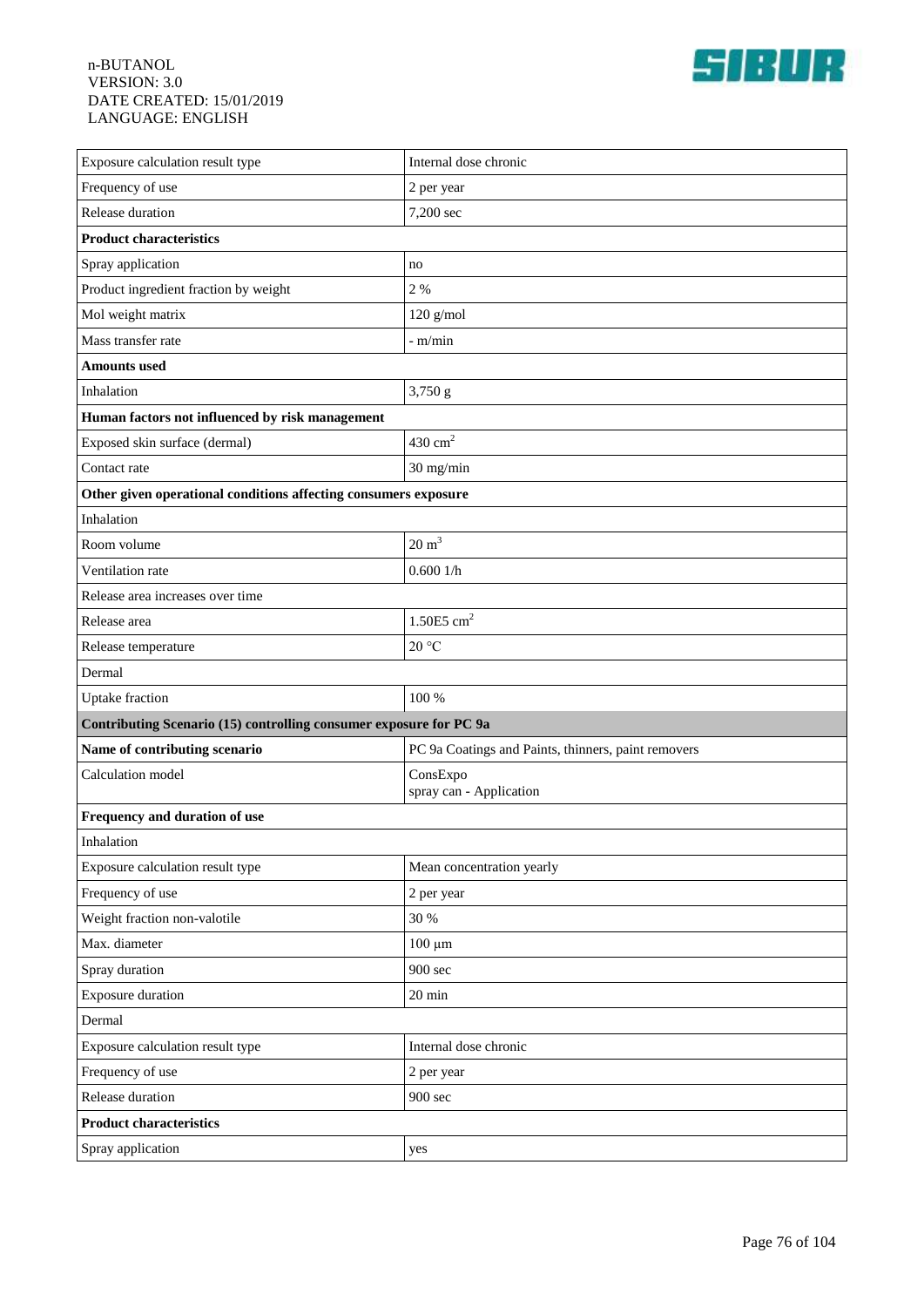| Exposure calculation result type | Internal dose chronic |
|---|---|
| Frequency of use | 2 per year |
| Release duration | 7,200 sec |
| **Product characteristics** | |
| Spray application | no |
| Product ingredient fraction by weight | 2 % |
| Mol weight matrix | 120 g/mol |
| Mass transfer rate | - m/min |
| **Amounts used** | |
| Inhalation | 3,750 g |
| **Human factors not influenced by risk management** | |
| Exposed skin surface (dermal) | 430 $cm^2$ |
| Contact rate | 30 mg/min |
| **Other given operational conditions affecting consumers exposure** | |
| Inhalation | |
| Room volume | 20 $m^3$ |
| Ventilation rate | 0.600 1/h |
| Release area increases over time | |
| Release area | 1.50E5 $cm^2$ |
| Release temperature | 20 °C |
| Dermal | |
| Uptake fraction | 100 % |
| **Contributing Scenario (15) controlling consumer exposure for PC 9a** | |
| **Name of contributing scenario** | PC 9a Coatings and Paints, thinners, paint removers |
| Calculation model | ConsExpo<br>spray can - Application |
| **Frequency and duration of use** | |
| Inhalation | |
| Exposure calculation result type | Mean concentration yearly |
| Frequency of use | 2 per year |
| Weight fraction non-valotile | 30 % |
| Max. diameter | 100 µm |
| Spray duration | 900 sec |
| Exposure duration | 20 min |
| Dermal | |
| Exposure calculation result type | Internal dose chronic |
| Frequency of use | 2 per year |
| Release duration | 900 sec |
| **Product characteristics** | |
| Spray application | yes |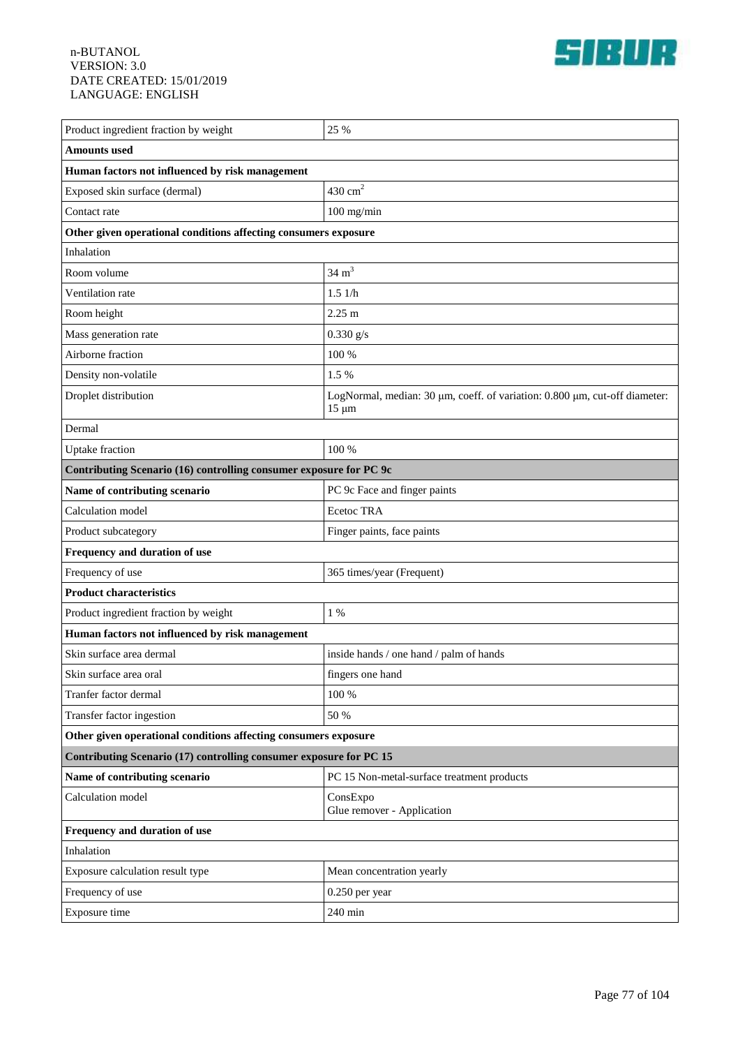| Product ingredient fraction by weight | 25 % |
|---|---|
| **Amounts used** | |
| **Human factors not influenced by risk management** | |
| Exposed skin surface (dermal) | 430 $cm^2$ |
| Contact rate | 100 mg/min |
| **Other given operational conditions affecting consumers exposure** | |
| Inhalation | |
| Room volume | 34 $m^3$ |
| Ventilation rate | 1.5 1/h |
| Room height | 2.25 m |
| Mass generation rate | 0.330 g/s |
| Airborne fraction | 100 % |
| Density non-volatile | 1.5 % |
| Droplet distribution | LogNormal, median: 30 µm, coeff. of variation: 0.800 µm, cut-off diameter: 15 µm |
| Dermal | |
| Uptake fraction | 100 % |
| **Contributing Scenario (16) controlling consumer exposure for PC 9c** | |
| **Name of contributing scenario** | PC 9c Face and finger paints |
| Calculation model | Ecetoc TRA |
| Product subcategory | Finger paints, face paints |
| **Frequency and duration of use** | |
| Frequency of use | 365 times/year (Frequent) |
| **Product characteristics** | |
| Product ingredient fraction by weight | 1 % |
| **Human factors not influenced by risk management** | |
| Skin surface area dermal | inside hands / one hand / palm of hands |
| Skin surface area oral | fingers one hand |
| Tranfer factor dermal | 100 % |
| Transfer factor ingestion | 50 % |
| **Other given operational conditions affecting consumers exposure** | |
| **Contributing Scenario (17) controlling consumer exposure for PC 15** | |
| **Name of contributing scenario** | PC 15 Non-metal-surface treatment products |
| Calculation model | ConsExpo<br>Glue remover - Application |
| **Frequency and duration of use** | |
| Inhalation | |
| Exposure calculation result type | Mean concentration yearly |
| Frequency of use | 0.250 per year |
| Exposure time | 240 min |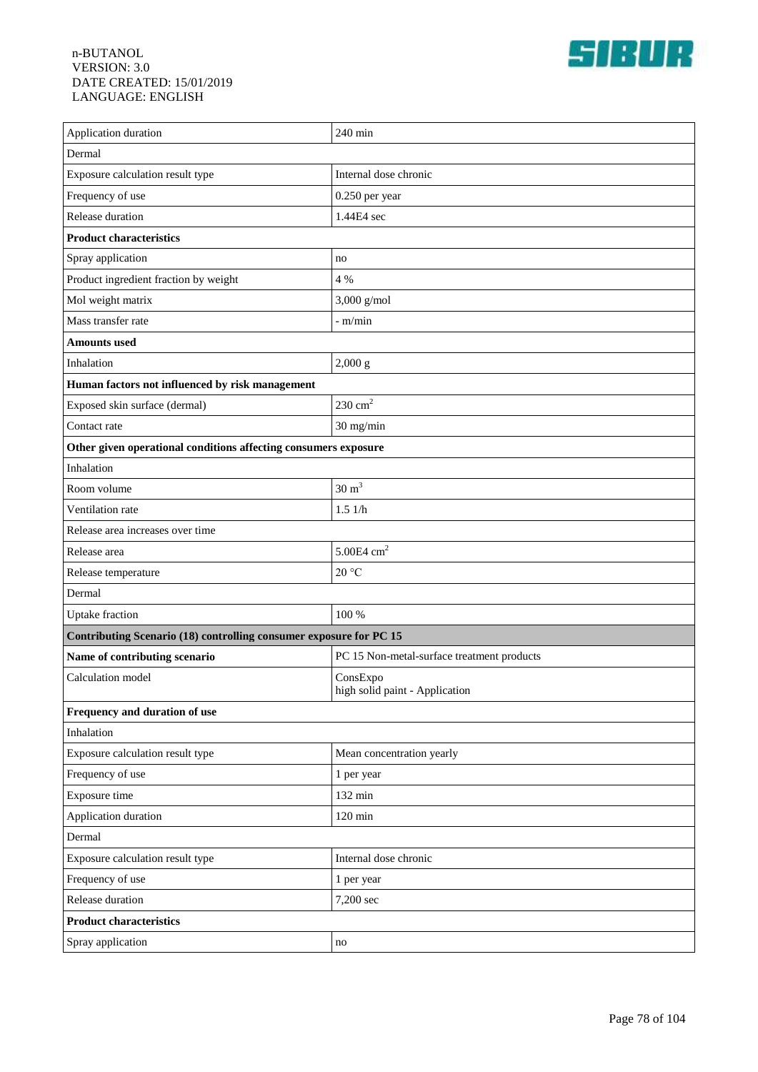| | |
|---|---|
| Application duration | 240 min |
| Dermal | |
| Exposure calculation result type | Internal dose chronic |
| Frequency of use | 0.250 per year |
| Release duration | 1.44E4 sec |
| **Product characteristics** | |
| Spray application | no |
| Product ingredient fraction by weight | 4 % |
| Mol weight matrix | 3,000 g/mol |
| Mass transfer rate | - m/min |
| **Amounts used** | |
| Inhalation | 2,000 g |
| **Human factors not influenced by risk management** | |
| Exposed skin surface (dermal) | 230 $cm^2$ |
| Contact rate | 30 mg/min |
| **Other given operational conditions affecting consumers exposure** | |
| Inhalation | |
| Room volume | 30 $m^3$ |
| Ventilation rate | 1.5 1/h |
| Release area increases over time | |
| Release area | 5.00E4 $cm^2$ |
| Release temperature | 20 °C |
| Dermal | |
| Uptake fraction | 100 % |
| **Contributing Scenario (18) controlling consumer exposure for PC 15** | |
| **Name of contributing scenario** | PC 15 Non-metal-surface treatment products |
| Calculation model | ConsExpo<br>high solid paint - Application |
| **Frequency and duration of use** | |
| Inhalation | |
| Exposure calculation result type | Mean concentration yearly |
| Frequency of use | 1 per year |
| Exposure time | 132 min |
| Application duration | 120 min |
| Dermal | |
| Exposure calculation result type | Internal dose chronic |
| Frequency of use | 1 per year |
| Release duration | 7,200 sec |
| **Product characteristics** | |
| Spray application | no |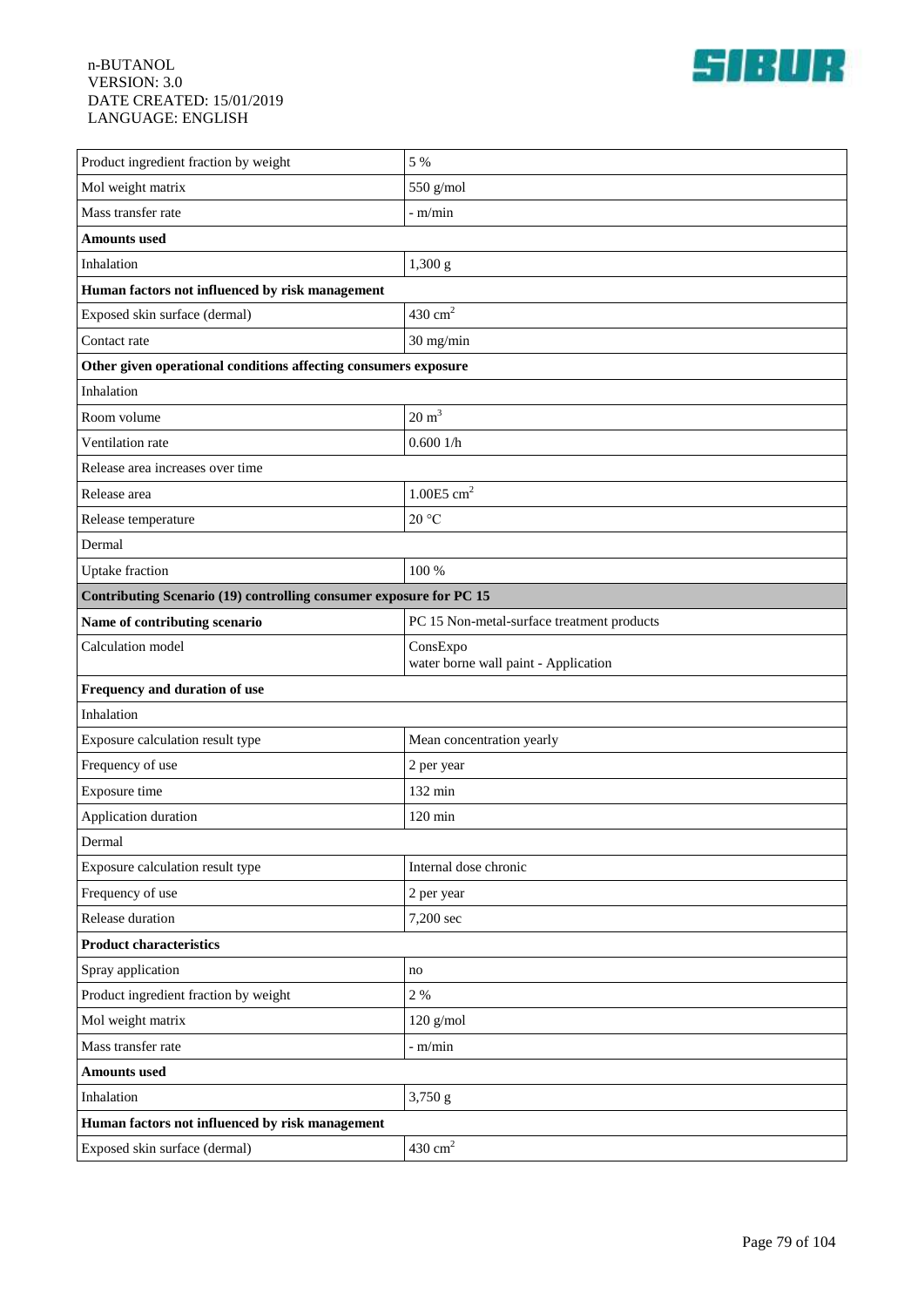| | |
|---|---|
| Product ingredient fraction by weight | 5 % |
| Mol weight matrix | 550 g/mol |
| Mass transfer rate | - m/min |
| **Amounts used** | |
| Inhalation | 1,300 g |
| **Human factors not influenced by risk management** | |
| Exposed skin surface (dermal) | 430 $cm^2$ |
| Contact rate | 30 mg/min |
| **Other given operational conditions affecting consumers exposure** | |
| Inhalation | |
| Room volume | 20 $m^3$ |
| Ventilation rate | 0.600 1/h |
| Release area increases over time | |
| Release area | 1.00E5 $cm^2$ |
| Release temperature | 20 °C |
| Dermal | |
| Uptake fraction | 100 % |
| **Contributing Scenario (19) controlling consumer exposure for PC 15** | |
| **Name of contributing scenario** | PC 15 Non-metal-surface treatment products |
| Calculation model | ConsExpo<br>water borne wall paint - Application |
| **Frequency and duration of use** | |
| Inhalation | |
| Exposure calculation result type | Mean concentration yearly |
| Frequency of use | 2 per year |
| Exposure time | 132 min |
| Application duration | 120 min |
| Dermal | |
| Exposure calculation result type | Internal dose chronic |
| Frequency of use | 2 per year |
| Release duration | 7,200 sec |
| **Product characteristics** | |
| Spray application | no |
| Product ingredient fraction by weight | 2 % |
| Mol weight matrix | 120 g/mol |
| Mass transfer rate | - m/min |
| **Amounts used** | |
| Inhalation | 3,750 g |
| **Human factors not influenced by risk management** | |
| Exposed skin surface (dermal) | 430 $cm^2$ |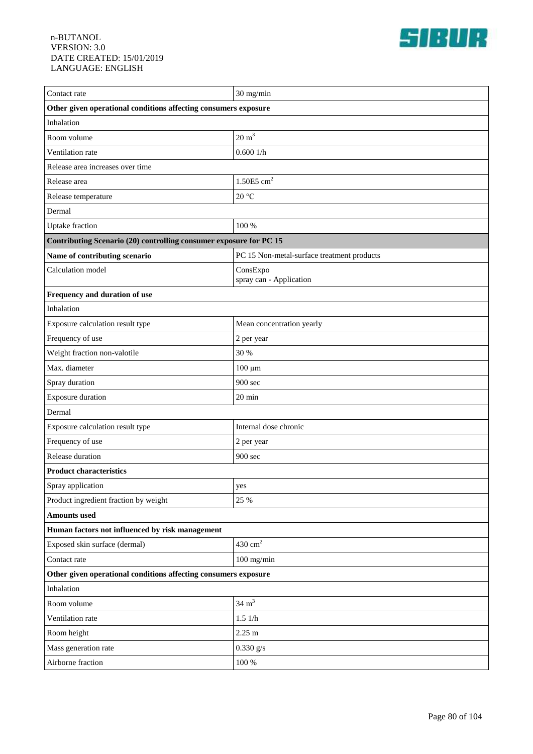| | |
|---|---|
| Contact rate | 30 mg/min |
| **Other given operational conditions affecting consumers exposure** | |
| Inhalation | |
| Room volume | 20 $m^3$ |
| Ventilation rate | 0.600 1/h |
| Release area increases over time | |
| Release area | 1.50E5 $cm^2$ |
| Release temperature | 20 °C |
| Dermal | |
| Uptake fraction | 100 % |
| **Contributing Scenario (20) controlling consumer exposure for PC 15** | |
| **Name of contributing scenario** | PC 15 Non-metal-surface treatment products |
| Calculation model | ConsExpo<br>spray can - Application |
| **Frequency and duration of use** | |
| Inhalation | |
| Exposure calculation result type | Mean concentration yearly |
| Frequency of use | 2 per year |
| Weight fraction non-valotile | 30 % |
| Max. diameter | 100 µm |
| Spray duration | 900 sec |
| Exposure duration | 20 min |
| Dermal | |
| Exposure calculation result type | Internal dose chronic |
| Frequency of use | 2 per year |
| Release duration | 900 sec |
| **Product characteristics** | |
| Spray application | yes |
| Product ingredient fraction by weight | 25 % |
| **Amounts used** | |
| **Human factors not influenced by risk management** | |
| Exposed skin surface (dermal) | 430 $cm^2$ |
| Contact rate | 100 mg/min |
| **Other given operational conditions affecting consumers exposure** | |
| Inhalation | |
| Room volume | 34 $m^3$ |
| Ventilation rate | 1.5 1/h |
| Room height | 2.25 m |
| Mass generation rate | 0.330 g/s |
| Airborne fraction | 100 % |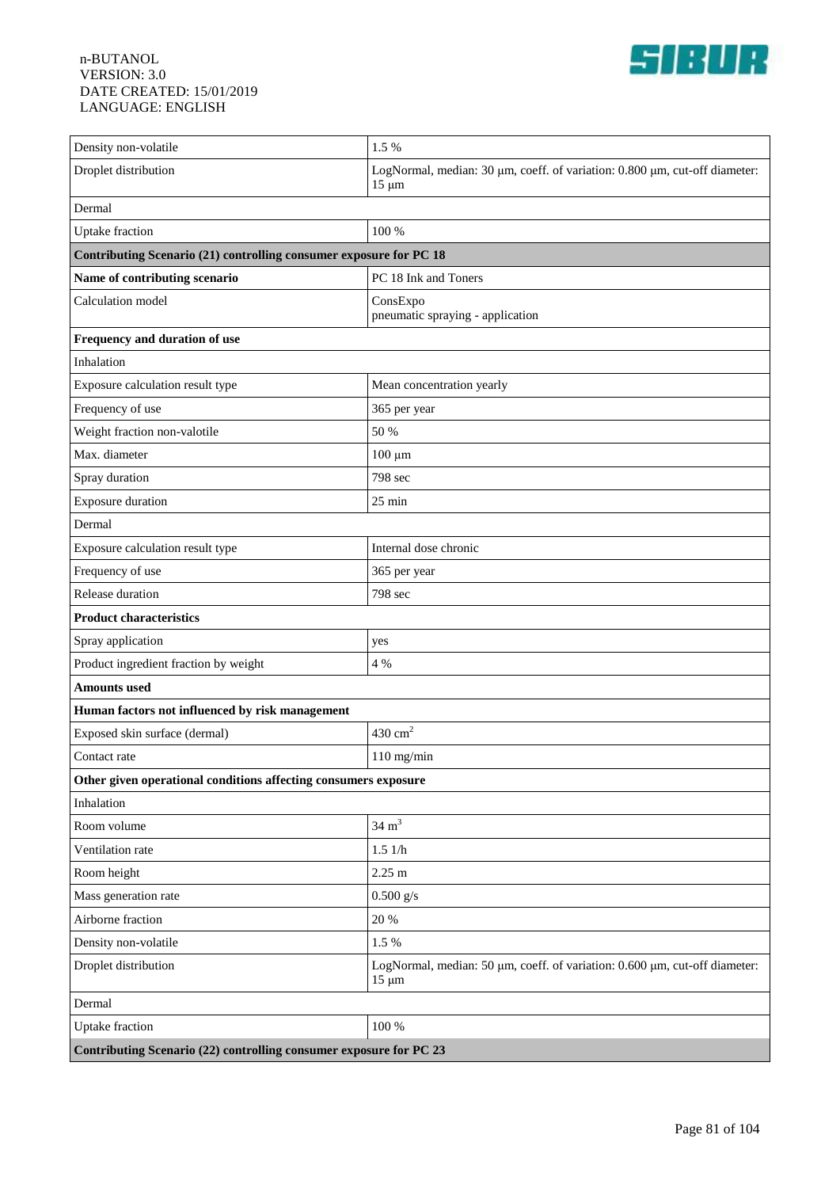| | |
|---|---|
| Density non-volatile | 1.5 % |
| Droplet distribution | LogNormal, median: 30 µm, coeff. of variation: 0.800 µm, cut-off diameter: 15 µm |
| Dermal | |
| Uptake fraction | 100 % |
| **Contributing Scenario (21) controlling consumer exposure for PC 18** | |
| **Name of contributing scenario** | PC 18 Ink and Toners |
| Calculation model | ConsExpo<br>pneumatic spraying - application |
| **Frequency and duration of use** | |
| Inhalation | |
| Exposure calculation result type | Mean concentration yearly |
| Frequency of use | 365 per year |
| Weight fraction non-valotile | 50 % |
| Max. diameter | 100 µm |
| Spray duration | 798 sec |
| Exposure duration | 25 min |
| Dermal | |
| Exposure calculation result type | Internal dose chronic |
| Frequency of use | 365 per year |
| Release duration | 798 sec |
| **Product characteristics** | |
| Spray application | yes |
| Product ingredient fraction by weight | 4 % |
| **Amounts used** | |
| **Human factors not influenced by risk management** | |
| Exposed skin surface (dermal) | 430 $cm^2$ |
| Contact rate | 110 mg/min |
| **Other given operational conditions affecting consumers exposure** | |
| Inhalation | |
| Room volume | 34 $m^3$ |
| Ventilation rate | 1.5 1/h |
| Room height | 2.25 m |
| Mass generation rate | 0.500 g/s |
| Airborne fraction | 20 % |
| Density non-volatile | 1.5 % |
| Droplet distribution | LogNormal, median: 50 µm, coeff. of variation: 0.600 µm, cut-off diameter: 15 µm |
| Dermal | |
| Uptake fraction | 100 % |
| **Contributing Scenario (22) controlling consumer exposure for PC 23** | |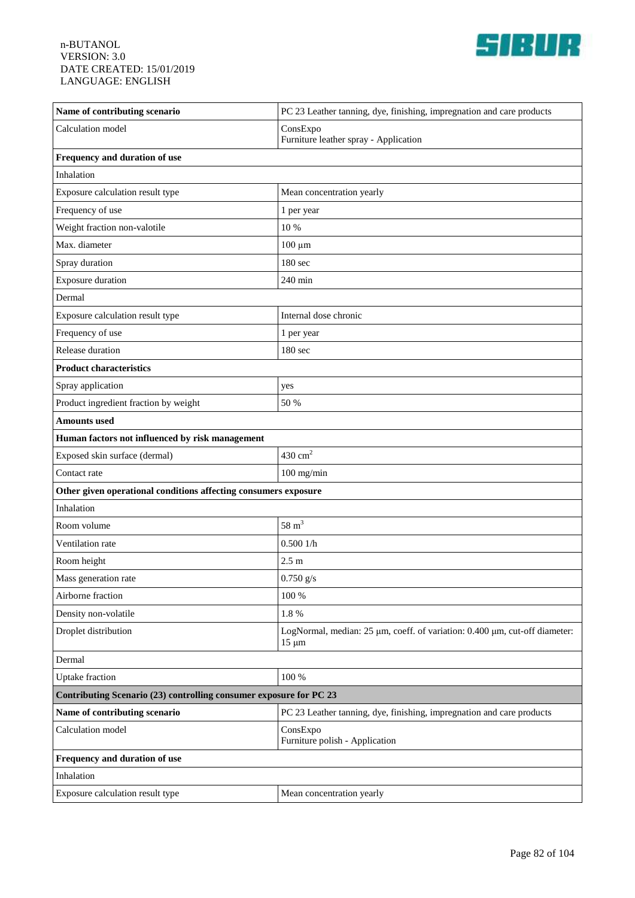| Name of contributing scenario | PC 23 Leather tanning, dye, finishing, impregnation and care products |
|---|---|
| Calculation model | ConsExpo<br>Furniture leather spray - Application |
| **Frequency and duration of use** | |
| Inhalation | |
| Exposure calculation result type | Mean concentration yearly |
| Frequency of use | 1 per year |
| Weight fraction non-valotile | 10 % |
| Max. diameter | 100 µm |
| Spray duration | 180 sec |
| Exposure duration | 240 min |
| Dermal | |
| Exposure calculation result type | Internal dose chronic |
| Frequency of use | 1 per year |
| Release duration | 180 sec |
| **Product characteristics** | |
| Spray application | yes |
| Product ingredient fraction by weight | 50 % |
| **Amounts used** | |
| **Human factors not influenced by risk management** | |
| Exposed skin surface (dermal) | 430 $cm^2$ |
| Contact rate | 100 mg/min |
| **Other given operational conditions affecting consumers exposure** | |
| Inhalation | |
| Room volume | 58 $m^3$ |
| Ventilation rate | 0.500 1/h |
| Room height | 2.5 m |
| Mass generation rate | 0.750 g/s |
| Airborne fraction | 100 % |
| Density non-volatile | 1.8 % |
| Droplet distribution | LogNormal, median: 25 µm, coeff. of variation: 0.400 µm, cut-off diameter: 15 µm |
| Dermal | |
| Uptake fraction | 100 % |

| Contributing Scenario (23) controlling consumer exposure for PC 23 | |
|---|---|
| **Name of contributing scenario** | PC 23 Leather tanning, dye, finishing, impregnation and care products |
| Calculation model | ConsExpo<br>Furniture polish - Application |
| **Frequency and duration of use** | |
| Inhalation | |
| Exposure calculation result type | Mean concentration yearly |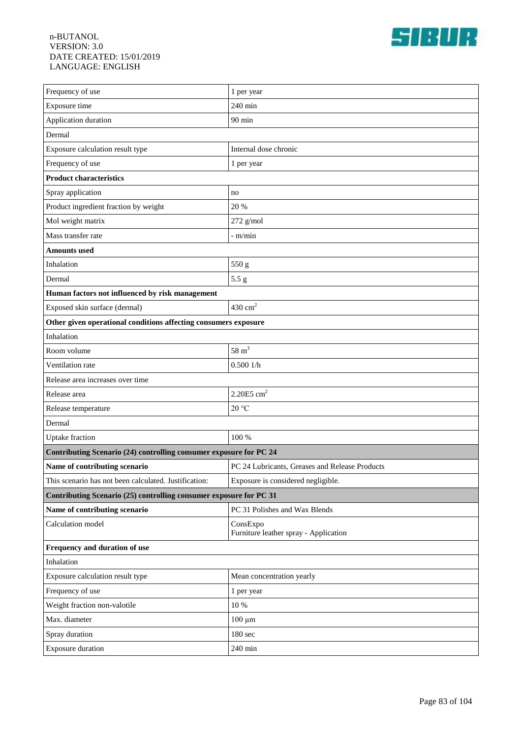| Frequency of use | 1 per year |
|---|---|
| Exposure time | 240 min |
| Application duration | 90 min |
| Dermal | |
| Exposure calculation result type | Internal dose chronic |
| Frequency of use | 1 per year |
| **Product characteristics** | |
| Spray application | no |
| Product ingredient fraction by weight | 20 % |
| Mol weight matrix | 272 g/mol |
| Mass transfer rate | - m/min |
| **Amounts used** | |
| Inhalation | 550 g |
| Dermal | 5.5 g |
| **Human factors not influenced by risk management** | |
| Exposed skin surface (dermal) | 430 $cm^2$ |
| **Other given operational conditions affecting consumers exposure** | |
| Inhalation | |
| Room volume | 58 $m^3$ |
| Ventilation rate | 0.500 1/h |
| Release area increases over time | |
| Release area | 2.20E5 $cm^2$ |
| Release temperature | 20 °C |
| Dermal | |
| Uptake fraction | 100 % |
| **Contributing Scenario (24) controlling consumer exposure for PC 24** | |
| **Name of contributing scenario** | PC 24 Lubricants, Greases and Release Products |
| This scenario has not been calculated. Justification: | Exposure is considered negligible. |
| **Contributing Scenario (25) controlling consumer exposure for PC 31** | |
| **Name of contributing scenario** | PC 31 Polishes and Wax Blends |
| Calculation model | ConsExpo<br>Furniture leather spray - Application |
| **Frequency and duration of use** | |
| Inhalation | |
| Exposure calculation result type | Mean concentration yearly |
| Frequency of use | 1 per year |
| Weight fraction non-valotile | 10 % |
| Max. diameter | 100 µm |
| Spray duration | 180 sec |
| Exposure duration | 240 min |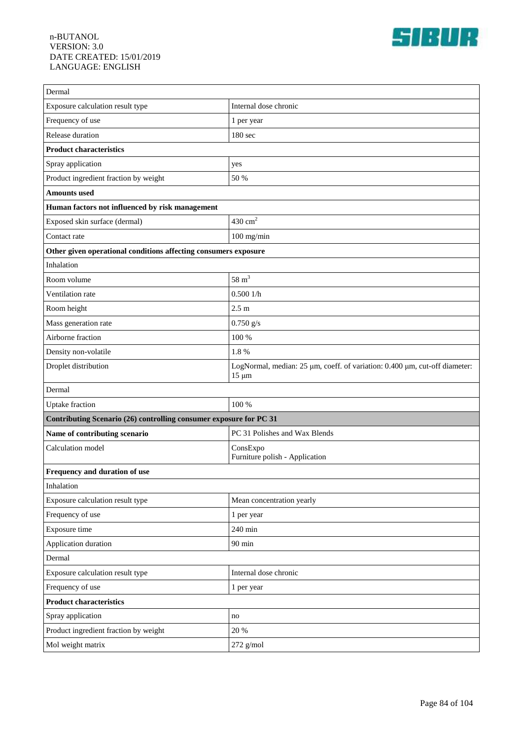| Dermal | |
|---|---|
| Exposure calculation result type | Internal dose chronic |
| Frequency of use | 1 per year |
| Release duration | 180 sec |
| **Product characteristics** | |
| Spray application | yes |
| Product ingredient fraction by weight | 50 % |
| **Amounts used** | |
| **Human factors not influenced by risk management** | |
| Exposed skin surface (dermal) | 430 $cm^2$ |
| Contact rate | 100 mg/min |
| **Other given operational conditions affecting consumers exposure** | |
| Inhalation | |
| Room volume | 58 $m^3$ |
| Ventilation rate | 0.500 1/h |
| Room height | 2.5 m |
| Mass generation rate | 0.750 g/s |
| Airborne fraction | 100 % |
| Density non-volatile | 1.8 % |
| Droplet distribution | LogNormal, median: 25 µm, coeff. of variation: 0.400 µm, cut-off diameter: 15 µm |
| Dermal | |
| Uptake fraction | 100 % |
| **Contributing Scenario (26) controlling consumer exposure for PC 31** | |
| **Name of contributing scenario** | PC 31 Polishes and Wax Blends |
| Calculation model | ConsExpo<br>Furniture polish - Application |
| **Frequency and duration of use** | |
| Inhalation | |
| Exposure calculation result type | Mean concentration yearly |
| Frequency of use | 1 per year |
| Exposure time | 240 min |
| Application duration | 90 min |
| Dermal | |
| Exposure calculation result type | Internal dose chronic |
| Frequency of use | 1 per year |
| **Product characteristics** | |
| Spray application | no |
| Product ingredient fraction by weight | 20 % |
| Mol weight matrix | 272 g/mol |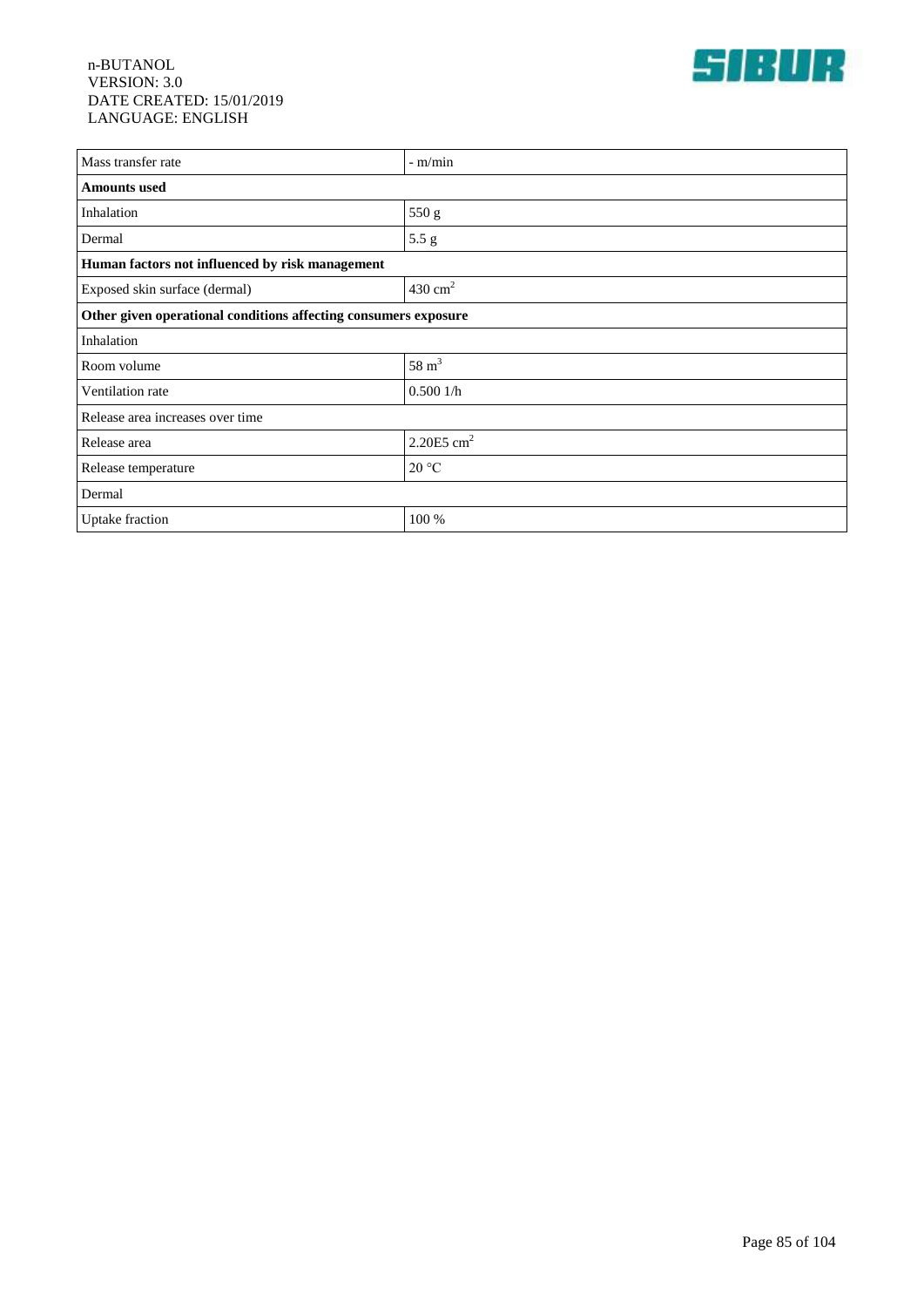| Mass transfer rate | - m/min |
|---|---|
| **Amounts used** | |
| Inhalation | 550 g |
| Dermal | 5.5 g |
| **Human factors not influenced by risk management** | |
| Exposed skin surface (dermal) | 430 $cm^2$ |
| **Other given operational conditions affecting consumers exposure** | |
| Inhalation | |
| Room volume | 58 $m^3$ |
| Ventilation rate | 0.500 1/h |
| Release area increases over time | |
| Release area | 2.20E5 $cm^2$ |
| Release temperature | 20 °C |
| Dermal | |
| Uptake fraction | 100 % |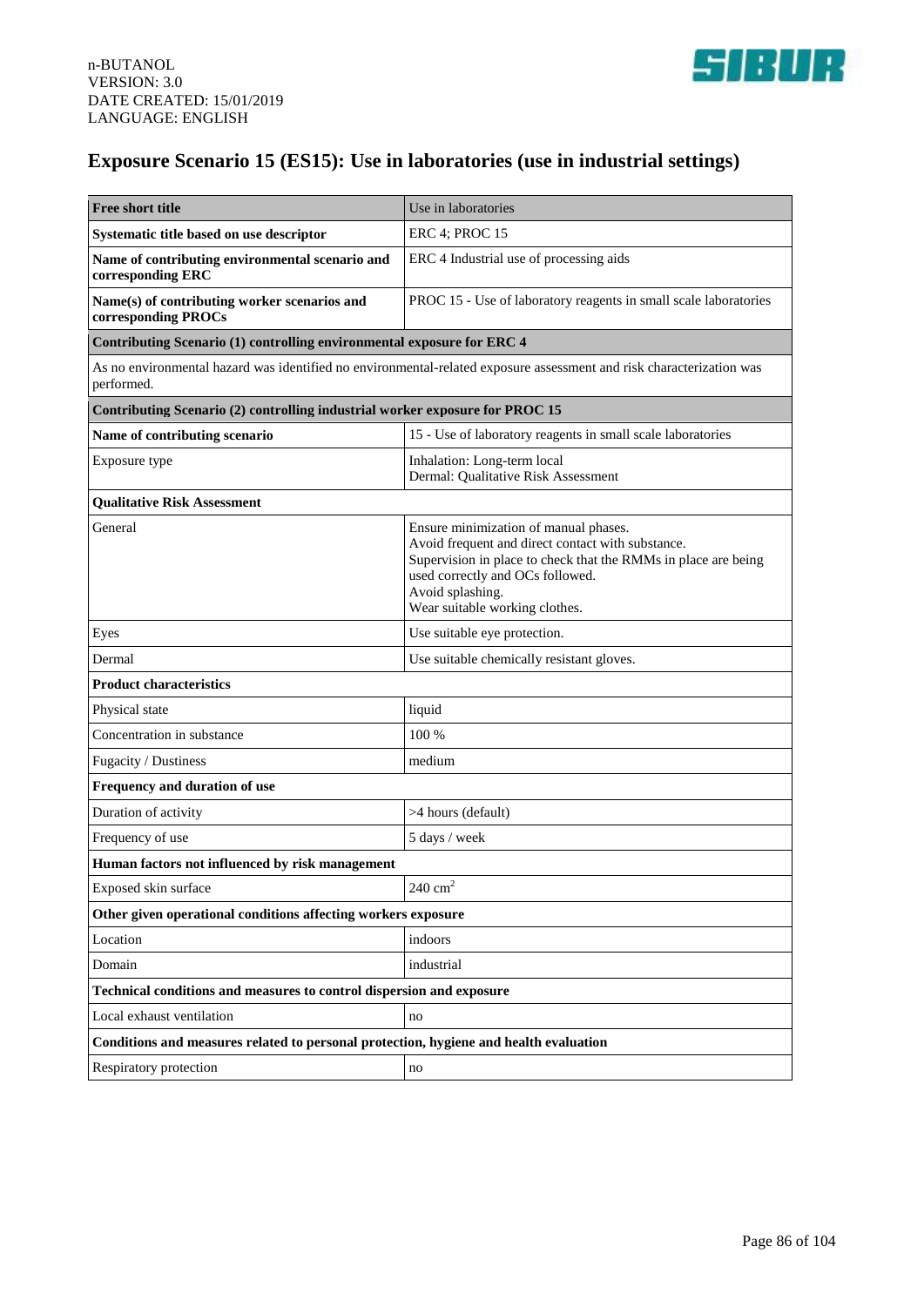# Exposure Scenario 15 (ES15): Use in laboratories (use in industrial settings)

| **Free short title** | Use in laboratories |
|---|---|
| **Systematic title based on use descriptor** | ERC 4; PROC 15 |
| **Name of contributing environmental scenario and corresponding ERC** | ERC 4 Industrial use of processing aids |
| **Name(s) of contributing worker scenarios and corresponding PROCs** | PROC 15 - Use of laboratory reagents in small scale laboratories |
| **Contributing Scenario (1) controlling environmental exposure for ERC 4** | |
| As no environmental hazard was identified no environmental-related exposure assessment and risk characterization was performed. | |
| **Contributing Scenario (2) controlling industrial worker exposure for PROC 15** | |
| **Name of contributing scenario** | 15 - Use of laboratory reagents in small scale laboratories |
| Exposure type | Inhalation: Long-term local<br>Dermal: Qualitative Risk Assessment |
| **Qualitative Risk Assessment** | |
| General | Ensure minimization of manual phases.<br>Avoid frequent and direct contact with substance.<br>Supervision in place to check that the RMMs in place are being used correctly and OCs followed.<br>Avoid splashing.<br>Wear suitable working clothes. |
| Eyes | Use suitable eye protection. |
| Dermal | Use suitable chemically resistant gloves. |
| **Product characteristics** | |
| Physical state | liquid |
| Concentration in substance | 100 % |
| Fugacity / Dustiness | medium |
| **Frequency and duration of use** | |
| Duration of activity | >4 hours (default) |
| Frequency of use | 5 days / week |
| **Human factors not influenced by risk management** | |
| Exposed skin surface | 240 $cm^2$ |
| **Other given operational conditions affecting workers exposure** | |
| Location | indoors |
| Domain | industrial |
| **Technical conditions and measures to control dispersion and exposure** | |
| Local exhaust ventilation | no |
| **Conditions and measures related to personal protection, hygiene and health evaluation** | |
| Respiratory protection | no |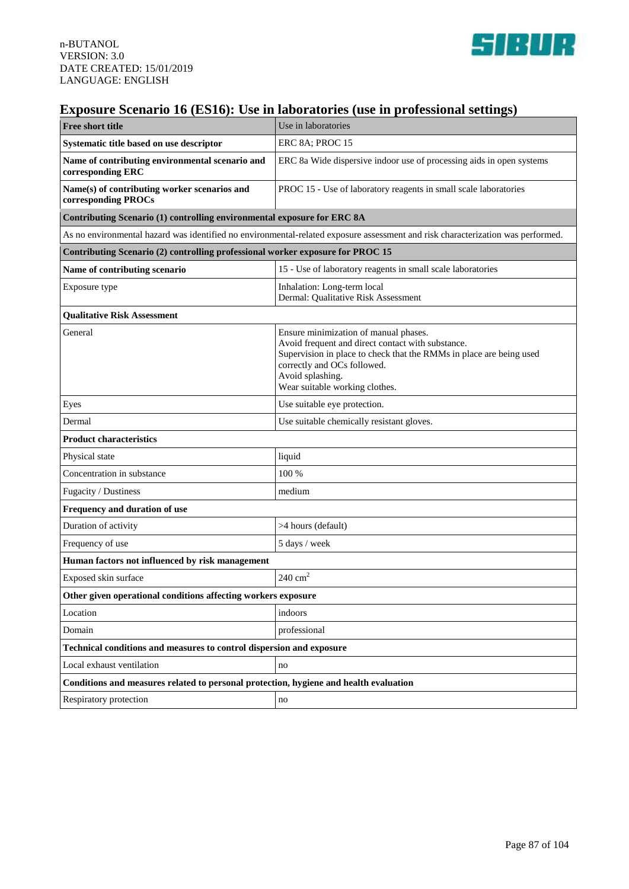## Exposure Scenario 16 (ES16): Use in laboratories (use in professional settings)

| **Free short title** | Use in laboratories |
|---|---|
| **Systematic title based on use descriptor** | ERC 8A; PROC 15 |
| **Name of contributing environmental scenario and corresponding ERC** | ERC 8a Wide dispersive indoor use of processing aids in open systems |
| **Name(s) of contributing worker scenarios and corresponding PROCs** | PROC 15 - Use of laboratory reagents in small scale laboratories |
| **Contributing Scenario (1) controlling environmental exposure for ERC 8A** | |
| As no environmental hazard was identified no environmental-related exposure assessment and risk characterization was performed. | |
| **Contributing Scenario (2) controlling professional worker exposure for PROC 15** | |
| **Name of contributing scenario** | 15 - Use of laboratory reagents in small scale laboratories |
| Exposure type | Inhalation: Long-term local<br>Dermal: Qualitative Risk Assessment |
| **Qualitative Risk Assessment** | |
| General | Ensure minimization of manual phases.<br>Avoid frequent and direct contact with substance.<br>Supervision in place to check that the RMMs in place are being used correctly and OCs followed.<br>Avoid splashing.<br>Wear suitable working clothes. |
| Eyes | Use suitable eye protection. |
| Dermal | Use suitable chemically resistant gloves. |
| **Product characteristics** | |
| Physical state | liquid |
| Concentration in substance | 100 % |
| Fugacity / Dustiness | medium |
| **Frequency and duration of use** | |
| Duration of activity | >4 hours (default) |
| Frequency of use | 5 days / week |
| **Human factors not influenced by risk management** | |
| Exposed skin surface | 240 $cm^2$ |
| **Other given operational conditions affecting workers exposure** | |
| Location | indoors |
| Domain | professional |
| **Technical conditions and measures to control dispersion and exposure** | |
| Local exhaust ventilation | no |
| **Conditions and measures related to personal protection, hygiene and health evaluation** | |
| Respiratory protection | no |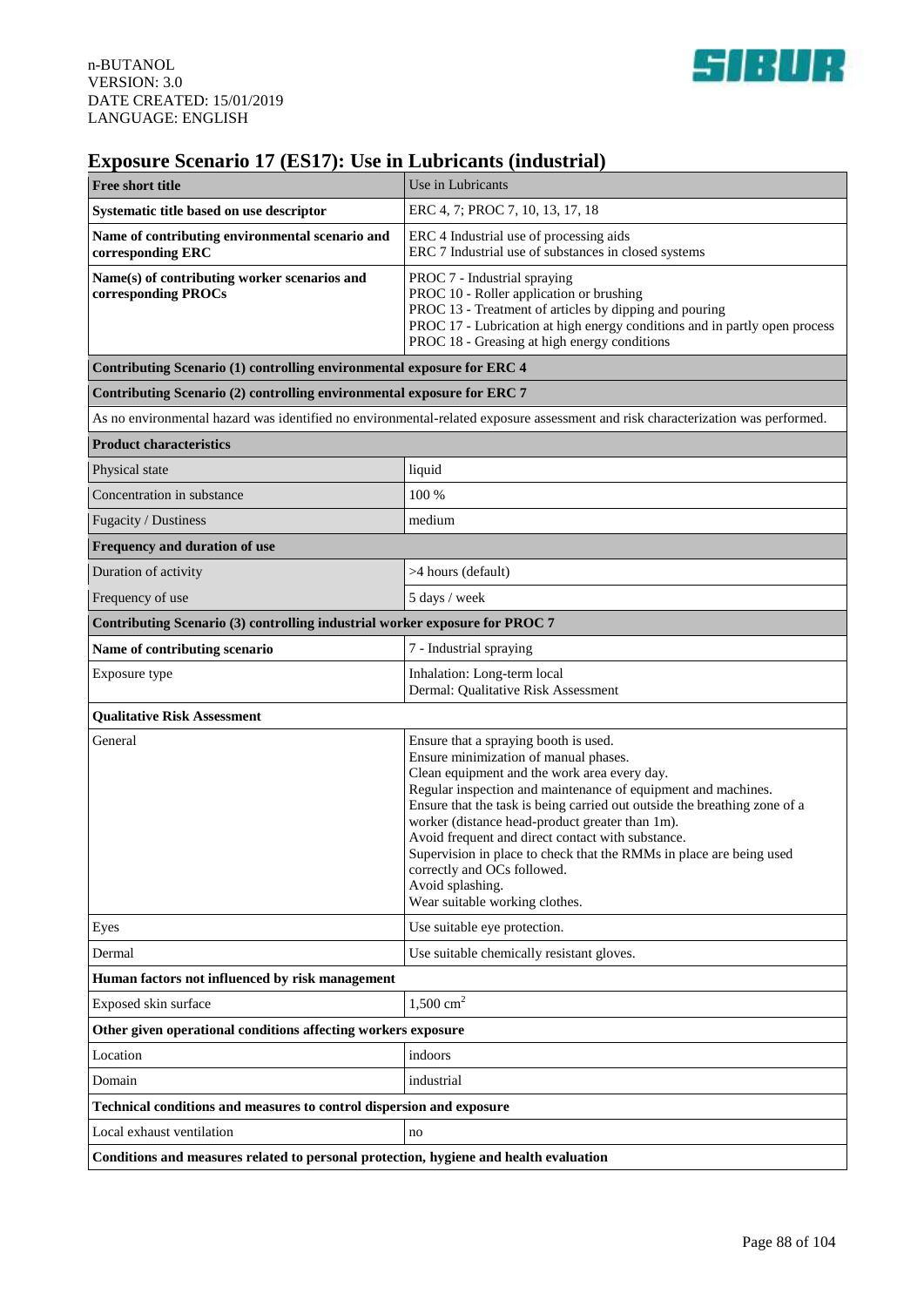## Exposure Scenario 17 (ES17): Use in Lubricants (industrial)

| **Free short title** | Use in Lubricants |
|---|---|
| **Systematic title based on use descriptor** | ERC 4, 7; PROC 7, 10, 13, 17, 18 |
| **Name of contributing environmental scenario and corresponding ERC** | ERC 4 Industrial use of processing aids<br>ERC 7 Industrial use of substances in closed systems |
| **Name(s) of contributing worker scenarios and corresponding PROCs** | PROC 7 - Industrial spraying<br>PROC 10 - Roller application or brushing<br>PROC 13 - Treatment of articles by dipping and pouring<br>PROC 17 - Lubrication at high energy conditions and in partly open process<br>PROC 18 - Greasing at high energy conditions |
| **Contributing Scenario (1) controlling environmental exposure for ERC 4** | |
| **Contributing Scenario (2) controlling environmental exposure for ERC 7** | |
| As no environmental hazard was identified no environmental-related exposure assessment and risk characterization was performed. | |
| **Product characteristics** | |
| Physical state | liquid |
| Concentration in substance | 100 % |
| Fugacity / Dustiness | medium |
| **Frequency and duration of use** | |
| Duration of activity | >4 hours (default) |
| Frequency of use | 5 days / week |
| **Contributing Scenario (3) controlling industrial worker exposure for PROC 7** | |
| **Name of contributing scenario** | 7 - Industrial spraying |
| Exposure type | Inhalation: Long-term local<br>Dermal: Qualitative Risk Assessment |
| **Qualitative Risk Assessment** | |
| General | Ensure that a spraying booth is used.<br>Ensure minimization of manual phases.<br>Clean equipment and the work area every day.<br>Regular inspection and maintenance of equipment and machines.<br>Ensure that the task is being carried out outside the breathing zone of a worker (distance head-product greater than 1m).<br>Avoid frequent and direct contact with substance.<br>Supervision in place to check that the RMMs in place are being used correctly and OCs followed.<br>Avoid splashing.<br>Wear suitable working clothes. |
| Eyes | Use suitable eye protection. |
| Dermal | Use suitable chemically resistant gloves. |
| **Human factors not influenced by risk management** | |
| Exposed skin surface | 1,500 $cm^2$ |
| **Other given operational conditions affecting workers exposure** | |
| Location | indoors |
| Domain | industrial |
| **Technical conditions and measures to control dispersion and exposure** | |
| Local exhaust ventilation | no |
| **Conditions and measures related to personal protection, hygiene and health evaluation** | |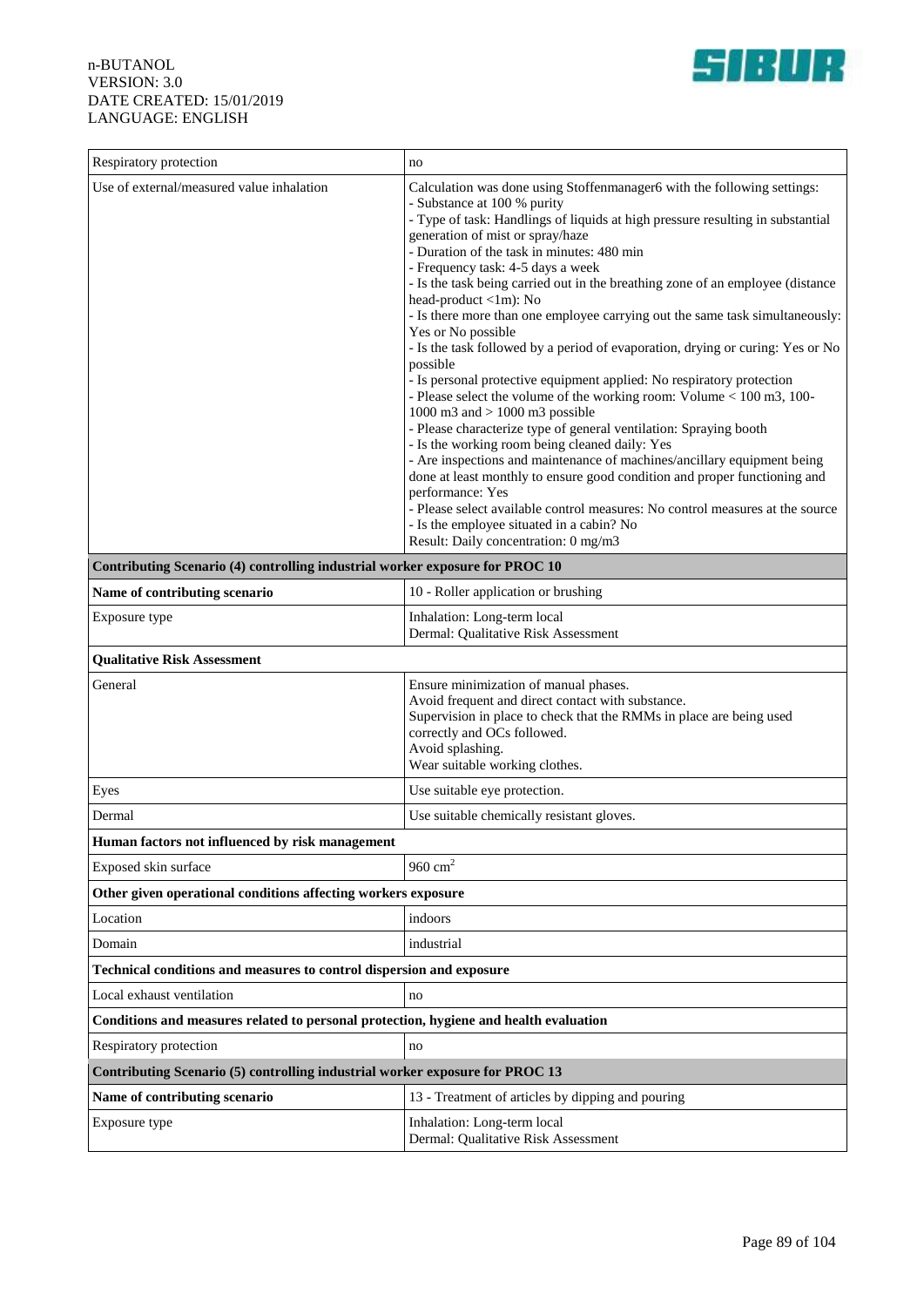| | |
|---|---|
| Respiratory protection | no |
| Use of external/measured value inhalation | Calculation was done using Stoffenmanager6 with the following settings:<br>- Substance at 100 % purity<br>- Type of task: Handlings of liquids at high pressure resulting in substantial generation of mist or spray/haze<br>- Duration of the task in minutes: 480 min<br>- Frequency task: 4-5 days a week<br>- Is the task being carried out in the breathing zone of an employee (distance head-product <1m): No<br>- Is there more than one employee carrying out the same task simultaneously: Yes or No possible<br>- Is the task followed by a period of evaporation, drying or curing: Yes or No possible<br>- Is personal protective equipment applied: No respiratory protection<br>- Please select the volume of the working room: Volume < 100 m3, 100-1000 m3 and > 1000 m3 possible<br>- Please characterize type of general ventilation: Spraying booth<br>- Is the working room being cleaned daily: Yes<br>- Are inspections and maintenance of machines/ancillary equipment being done at least monthly to ensure good condition and proper functioning and performance: Yes<br>- Please select available control measures: No control measures at the source<br>- Is the employee situated in a cabin? No<br>Result: Daily concentration: 0 mg/m3 |
| **Contributing Scenario (4) controlling industrial worker exposure for PROC 10** | |
| **Name of contributing scenario** | 10 - Roller application or brushing |
| Exposure type | Inhalation: Long-term local<br>Dermal: Qualitative Risk Assessment |
| **Qualitative Risk Assessment** | |
| General | Ensure minimization of manual phases.<br>Avoid frequent and direct contact with substance.<br>Supervision in place to check that the RMMs in place are being used correctly and OCs followed.<br>Avoid splashing.<br>Wear suitable working clothes. |
| Eyes | Use suitable eye protection. |
| Dermal | Use suitable chemically resistant gloves. |
| **Human factors not influenced by risk management** | |
| Exposed skin surface | 960 $cm^2$ |
| **Other given operational conditions affecting workers exposure** | |
| Location | indoors |
| Domain | industrial |
| **Technical conditions and measures to control dispersion and exposure** | |
| Local exhaust ventilation | no |
| **Conditions and measures related to personal protection, hygiene and health evaluation** | |
| Respiratory protection | no |
| **Contributing Scenario (5) controlling industrial worker exposure for PROC 13** | |
| **Name of contributing scenario** | 13 - Treatment of articles by dipping and pouring |
| Exposure type | Inhalation: Long-term local<br>Dermal: Qualitative Risk Assessment |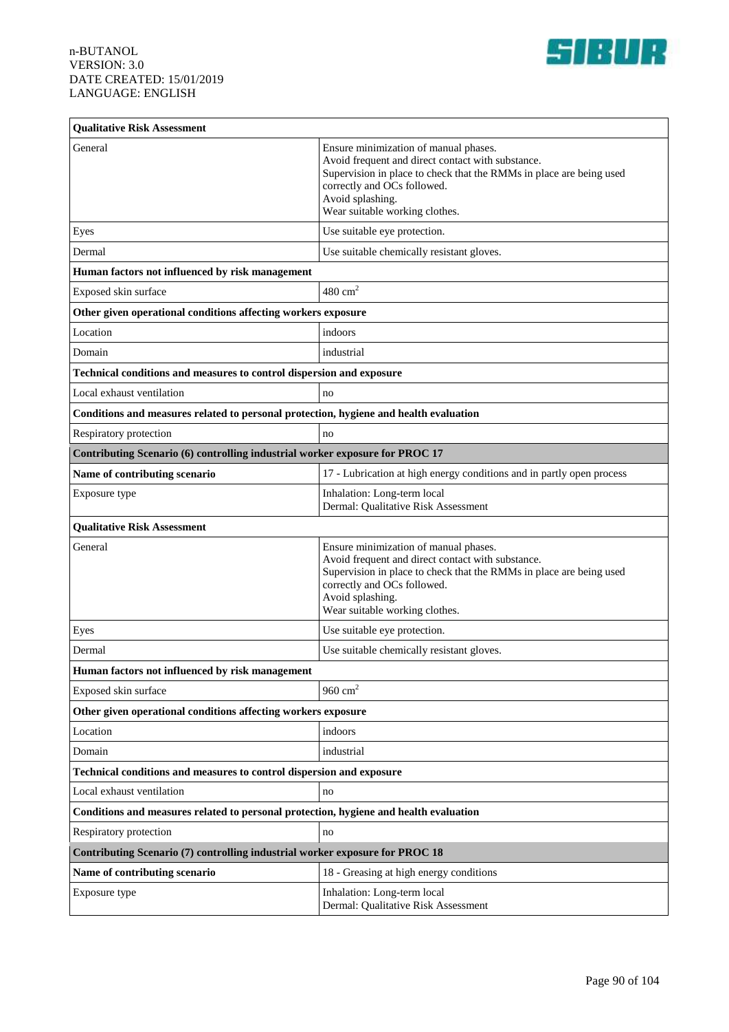| Qualitative Risk Assessment | |
|---|---|
| General | Ensure minimization of manual phases.<br>Avoid frequent and direct contact with substance.<br>Supervision in place to check that the RMMs in place are being used correctly and OCs followed.<br>Avoid splashing.<br>Wear suitable working clothes. |
| Eyes | Use suitable eye protection. |
| Dermal | Use suitable chemically resistant gloves. |
| **Human factors not influenced by risk management** | |
| Exposed skin surface | 480 $cm^2$ |
| **Other given operational conditions affecting workers exposure** | |
| Location | indoors |
| Domain | industrial |
| **Technical conditions and measures to control dispersion and exposure** | |
| Local exhaust ventilation | no |
| **Conditions and measures related to personal protection, hygiene and health evaluation** | |
| Respiratory protection | no |
| **Contributing Scenario (6) controlling industrial worker exposure for PROC 17** | |
| **Name of contributing scenario** | 17 - Lubrication at high energy conditions and in partly open process |
| Exposure type | Inhalation: Long-term local<br>Dermal: Qualitative Risk Assessment |
| **Qualitative Risk Assessment** | |
| General | Ensure minimization of manual phases.<br>Avoid frequent and direct contact with substance.<br>Supervision in place to check that the RMMs in place are being used correctly and OCs followed.<br>Avoid splashing.<br>Wear suitable working clothes. |
| Eyes | Use suitable eye protection. |
| Dermal | Use suitable chemically resistant gloves. |
| **Human factors not influenced by risk management** | |
| Exposed skin surface | 960 $cm^2$ |
| **Other given operational conditions affecting workers exposure** | |
| Location | indoors |
| Domain | industrial |
| **Technical conditions and measures to control dispersion and exposure** | |
| Local exhaust ventilation | no |
| **Conditions and measures related to personal protection, hygiene and health evaluation** | |
| Respiratory protection | no |
| **Contributing Scenario (7) controlling industrial worker exposure for PROC 18** | |
| **Name of contributing scenario** | 18 - Greasing at high energy conditions |
| Exposure type | Inhalation: Long-term local<br>Dermal: Qualitative Risk Assessment |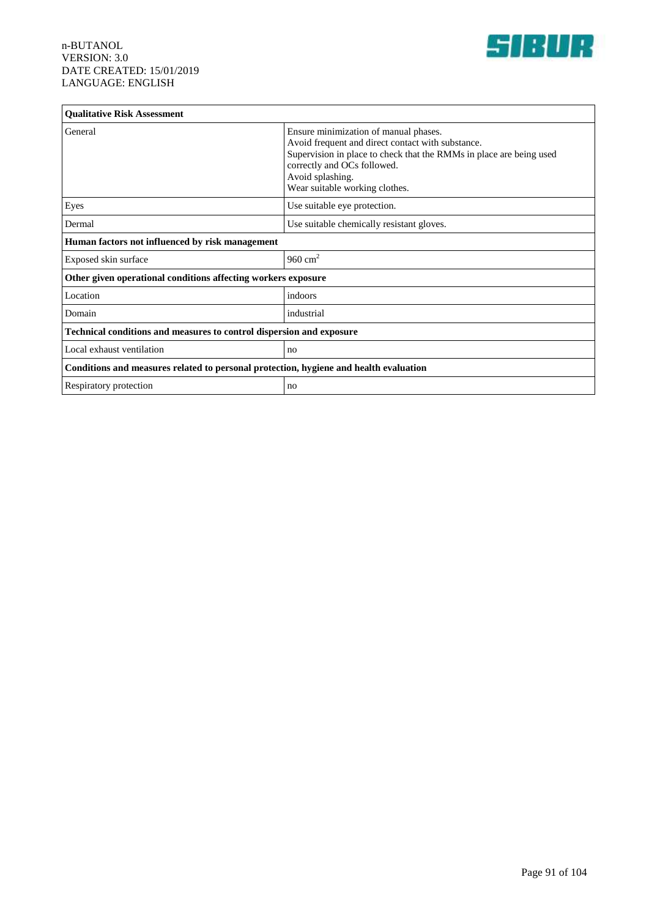| Qualitative Risk Assessment | |
|---|---|
| General | Ensure minimization of manual phases.<br>Avoid frequent and direct contact with substance.<br>Supervision in place to check that the RMMs in place are being used correctly and OCs followed.<br>Avoid splashing.<br>Wear suitable working clothes. |
| Eyes | Use suitable eye protection. |
| Dermal | Use suitable chemically resistant gloves. |
| **Human factors not influenced by risk management** | |
| Exposed skin surface | 960 $cm^2$ |
| **Other given operational conditions affecting workers exposure** | |
| Location | indoors |
| Domain | industrial |
| **Technical conditions and measures to control dispersion and exposure** | |
| Local exhaust ventilation | no |
| **Conditions and measures related to personal protection, hygiene and health evaluation** | |
| Respiratory protection | no |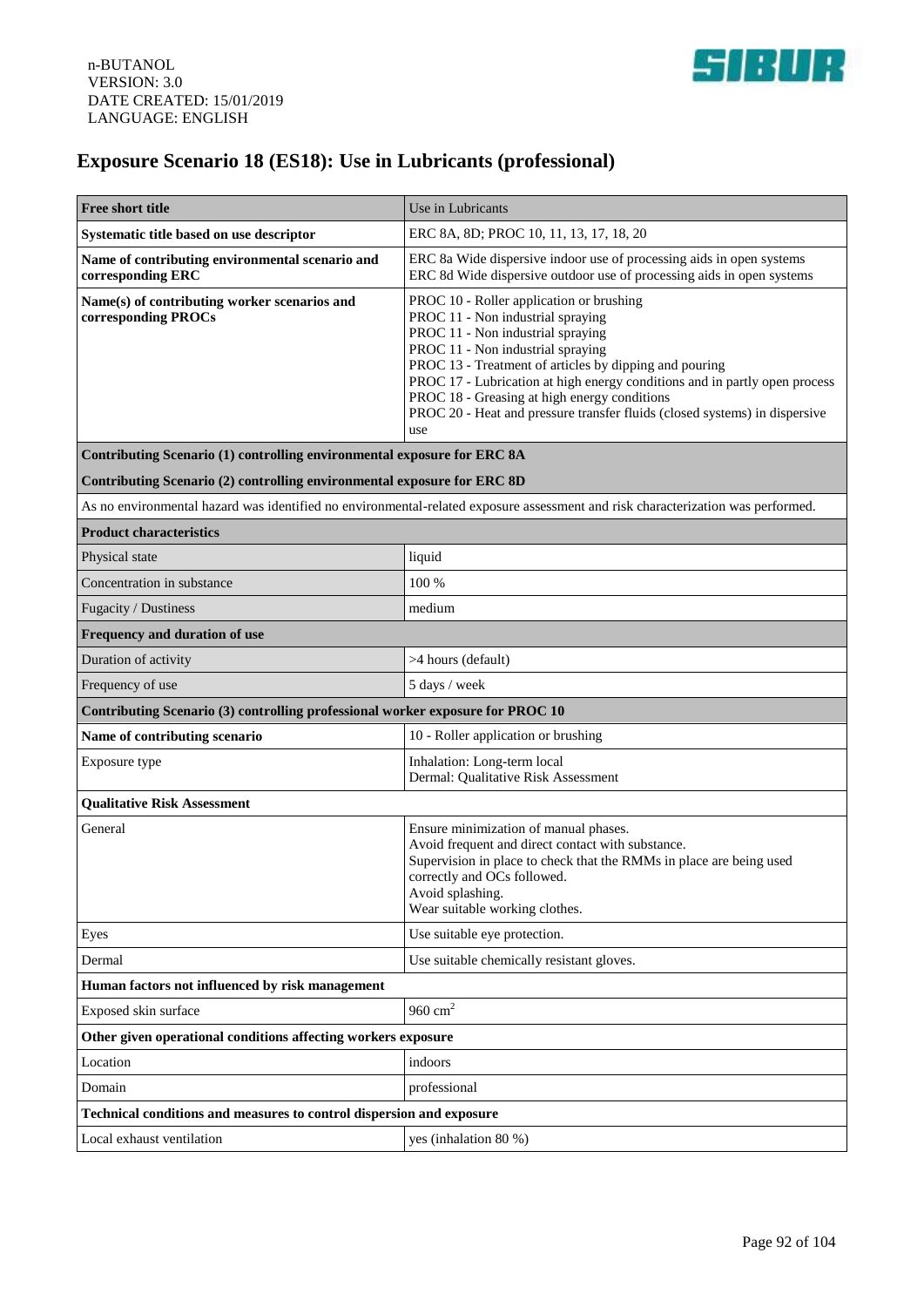# Exposure Scenario 18 (ES18): Use in Lubricants (professional)

| **Free short title** | Use in Lubricants |
|---|---|
| **Systematic title based on use descriptor** | ERC 8A, 8D; PROC 10, 11, 13, 17, 18, 20 |
| **Name of contributing environmental scenario and corresponding ERC** | ERC 8a Wide dispersive indoor use of processing aids in open systems<br>ERC 8d Wide dispersive outdoor use of processing aids in open systems |
| **Name(s) of contributing worker scenarios and corresponding PROCs** | PROC 10 - Roller application or brushing<br>PROC 11 - Non industrial spraying<br>PROC 11 - Non industrial spraying<br>PROC 11 - Non industrial spraying<br>PROC 13 - Treatment of articles by dipping and pouring<br>PROC 17 - Lubrication at high energy conditions and in partly open process<br>PROC 18 - Greasing at high energy conditions<br>PROC 20 - Heat and pressure transfer fluids (closed systems) in dispersive use |
| **Contributing Scenario (1) controlling environmental exposure for ERC 8A** | |
| **Contributing Scenario (2) controlling environmental exposure for ERC 8D** | |
| As no environmental hazard was identified no environmental-related exposure assessment and risk characterization was performed. | |
| **Product characteristics** | |
| Physical state | liquid |
| Concentration in substance | 100 % |
| Fugacity / Dustiness | medium |
| **Frequency and duration of use** | |
| Duration of activity | >4 hours (default) |
| Frequency of use | 5 days / week |
| **Contributing Scenario (3) controlling professional worker exposure for PROC 10** | |
| **Name of contributing scenario** | 10 - Roller application or brushing |
| Exposure type | Inhalation: Long-term local<br>Dermal: Qualitative Risk Assessment |
| **Qualitative Risk Assessment** | |
| General | Ensure minimization of manual phases.<br>Avoid frequent and direct contact with substance.<br>Supervision in place to check that the RMMs in place are being used correctly and OCs followed.<br>Avoid splashing.<br>Wear suitable working clothes. |
| Eyes | Use suitable eye protection. |
| Dermal | Use suitable chemically resistant gloves. |
| **Human factors not influenced by risk management** | |
| Exposed skin surface | 960 $cm^2$ |
| **Other given operational conditions affecting workers exposure** | |
| Location | indoors |
| Domain | professional |
| **Technical conditions and measures to control dispersion and exposure** | |
| Local exhaust ventilation | yes (inhalation 80 %) |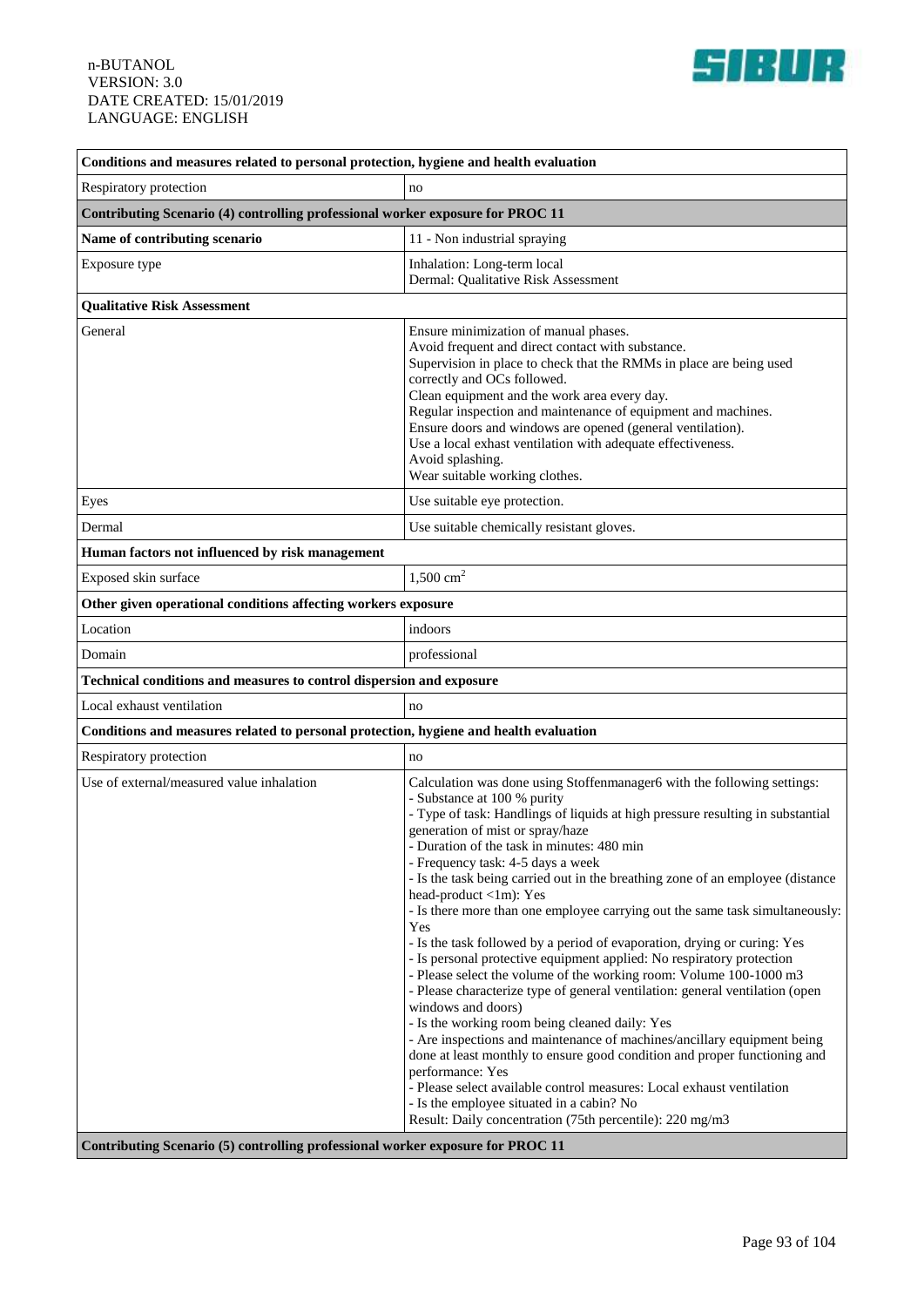| Conditions and measures related to personal protection, hygiene and health evaluation | |
|---|---|
| Respiratory protection | no |
| **Contributing Scenario (4) controlling professional worker exposure for PROC 11** | |
| **Name of contributing scenario** | 11 - Non industrial spraying |
| Exposure type | Inhalation: Long-term local<br>Dermal: Qualitative Risk Assessment |
| **Qualitative Risk Assessment** | |
| General | Ensure minimization of manual phases.<br>Avoid frequent and direct contact with substance.<br>Supervision in place to check that the RMMs in place are being used correctly and OCs followed.<br>Clean equipment and the work area every day.<br>Regular inspection and maintenance of equipment and machines.<br>Ensure doors and windows are opened (general ventilation).<br>Use a local exhast ventilation with adequate effectiveness.<br>Avoid splashing.<br>Wear suitable working clothes. |
| Eyes | Use suitable eye protection. |
| Dermal | Use suitable chemically resistant gloves. |
| **Human factors not influenced by risk management** | |
| Exposed skin surface | 1,500 $cm^2$ |
| **Other given operational conditions affecting workers exposure** | |
| Location | indoors |
| Domain | professional |
| **Technical conditions and measures to control dispersion and exposure** | |
| Local exhaust ventilation | no |
| **Conditions and measures related to personal protection, hygiene and health evaluation** | |
| Respiratory protection | no |
| Use of external/measured value inhalation | Calculation was done using Stoffenmanager6 with the following settings:<br>- Substance at 100 % purity<br>- Type of task: Handlings of liquids at high pressure resulting in substantial generation of mist or spray/haze<br>- Duration of the task in minutes: 480 min<br>- Frequency task: 4-5 days a week<br>- Is the task being carried out in the breathing zone of an employee (distance head-product <1m): Yes<br>- Is there more than one employee carrying out the same task simultaneously: Yes<br>- Is the task followed by a period of evaporation, drying or curing: Yes<br>- Is personal protective equipment applied: No respiratory protection<br>- Please select the volume of the working room: Volume 100-1000 m3<br>- Please characterize type of general ventilation: general ventilation (open windows and doors)<br>- Is the working room being cleaned daily: Yes<br>- Are inspections and maintenance of machines/ancillary equipment being done at least monthly to ensure good condition and proper functioning and performance: Yes<br>- Please select available control measures: Local exhaust ventilation<br>- Is the employee situated in a cabin? No<br>Result: Daily concentration (75th percentile): 220 mg/m3 |
| **Contributing Scenario (5) controlling professional worker exposure for PROC 11** | |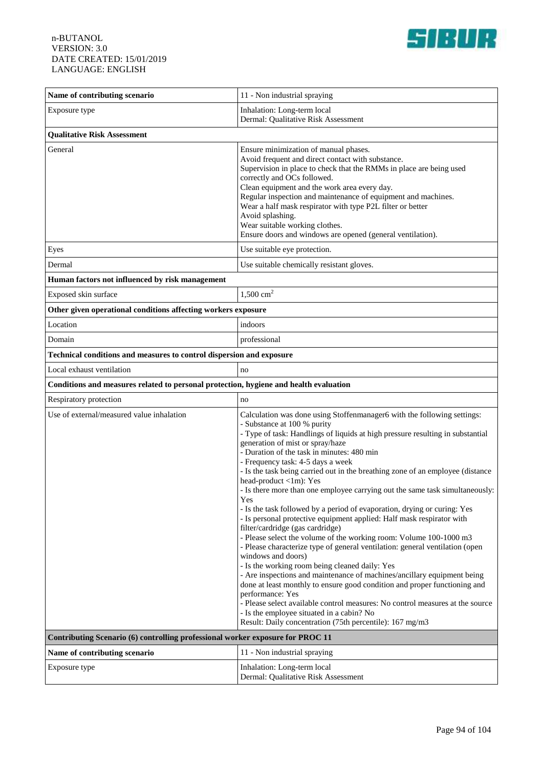| Name of contributing scenario | 11 - Non industrial spraying |
|---|---|
| Exposure type | Inhalation: Long-term local<br>Dermal: Qualitative Risk Assessment |
| **Qualitative Risk Assessment** | |
| General | Ensure minimization of manual phases.<br>Avoid frequent and direct contact with substance.<br>Supervision in place to check that the RMMs in place are being used correctly and OCs followed.<br>Clean equipment and the work area every day.<br>Regular inspection and maintenance of equipment and machines.<br>Wear a half mask respirator with type P2L filter or better<br>Avoid splashing.<br>Wear suitable working clothes.<br>Ensure doors and windows are opened (general ventilation). |
| Eyes | Use suitable eye protection. |
| Dermal | Use suitable chemically resistant gloves. |
| **Human factors not influenced by risk management** | |
| Exposed skin surface | 1,500 $cm^2$ |
| **Other given operational conditions affecting workers exposure** | |
| Location | indoors |
| Domain | professional |
| **Technical conditions and measures to control dispersion and exposure** | |
| Local exhaust ventilation | no |
| **Conditions and measures related to personal protection, hygiene and health evaluation** | |
| Respiratory protection | no |
| Use of external/measured value inhalation | Calculation was done using Stoffenmanager6 with the following settings:<br>- Substance at 100 % purity<br>- Type of task: Handlings of liquids at high pressure resulting in substantial generation of mist or spray/haze<br>- Duration of the task in minutes: 480 min<br>- Frequency task: 4-5 days a week<br>- Is the task being carried out in the breathing zone of an employee (distance head-product <1m): Yes<br>- Is there more than one employee carrying out the same task simultaneously: Yes<br>- Is the task followed by a period of evaporation, drying or curing: Yes<br>- Is personal protective equipment applied: Half mask respirator with filter/cardridge (gas cardridge)<br>- Please select the volume of the working room: Volume 100-1000 m3<br>- Please characterize type of general ventilation: general ventilation (open windows and doors)<br>- Is the working room being cleaned daily: Yes<br>- Are inspections and maintenance of machines/ancillary equipment being done at least monthly to ensure good condition and proper functioning and performance: Yes<br>- Please select available control measures: No control measures at the source<br>- Is the employee situated in a cabin? No<br>Result: Daily concentration (75th percentile): 167 mg/m3 |
| **Contributing Scenario (6) controlling professional worker exposure for PROC 11** | |
| **Name of contributing scenario** | 11 - Non industrial spraying |
| Exposure type | Inhalation: Long-term local<br>Dermal: Qualitative Risk Assessment |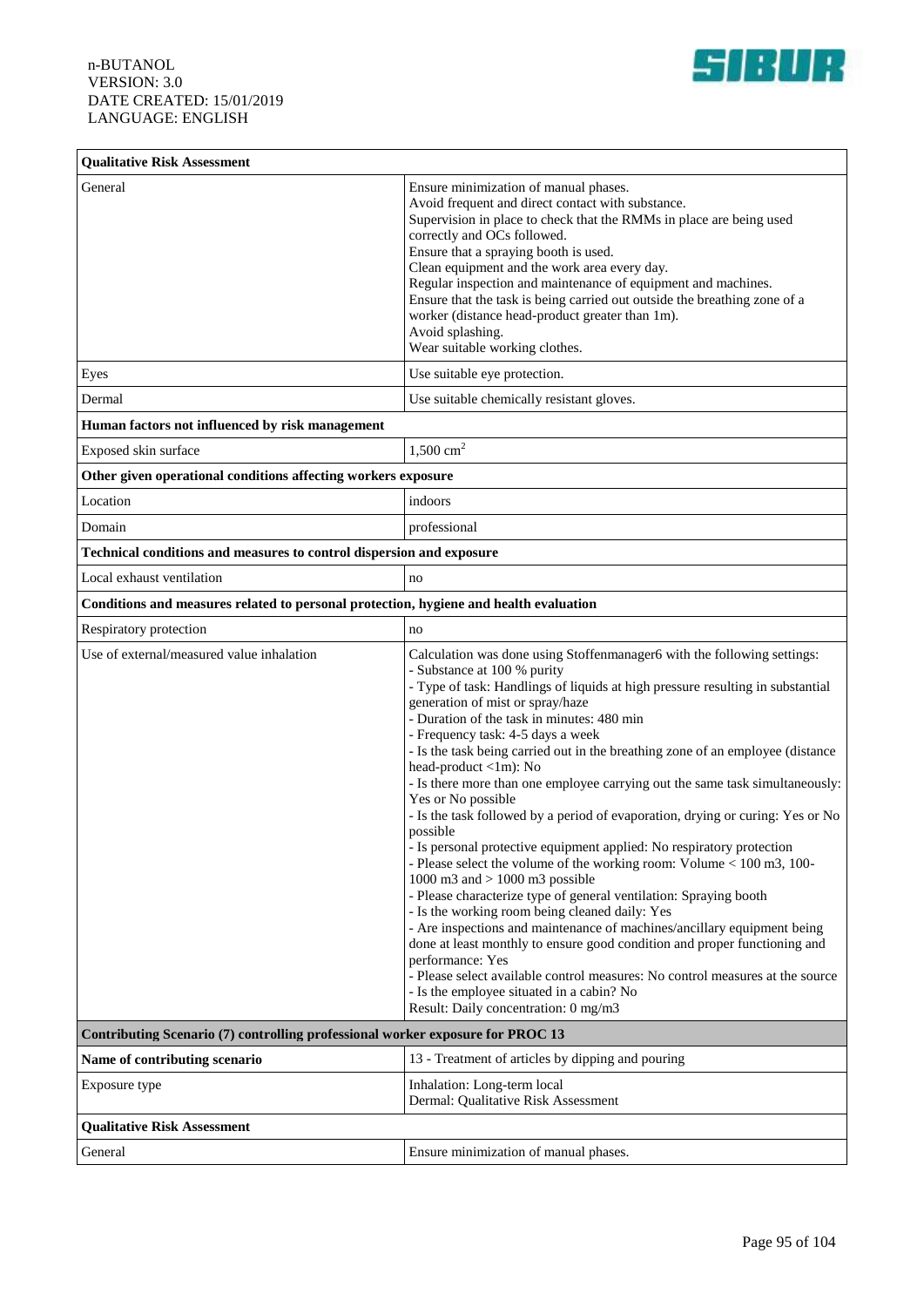| Qualitative Risk Assessment | |
|---|---|
| General | Ensure minimization of manual phases.<br>Avoid frequent and direct contact with substance.<br>Supervision in place to check that the RMMs in place are being used correctly and OCs followed.<br>Ensure that a spraying booth is used.<br>Clean equipment and the work area every day.<br>Regular inspection and maintenance of equipment and machines.<br>Ensure that the task is being carried out outside the breathing zone of a worker (distance head-product greater than 1m).<br>Avoid splashing.<br>Wear suitable working clothes. |
| Eyes | Use suitable eye protection. |
| Dermal | Use suitable chemically resistant gloves. |
| **Human factors not influenced by risk management** | |
| Exposed skin surface | 1,500 $cm^2$ |
| **Other given operational conditions affecting workers exposure** | |
| Location | indoors |
| Domain | professional |
| **Technical conditions and measures to control dispersion and exposure** | |
| Local exhaust ventilation | no |
| **Conditions and measures related to personal protection, hygiene and health evaluation** | |
| Respiratory protection | no |
| Use of external/measured value inhalation | Calculation was done using Stoffenmanager6 with the following settings:<br>- Substance at 100 % purity<br>- Type of task: Handlings of liquids at high pressure resulting in substantial generation of mist or spray/haze<br>- Duration of the task in minutes: 480 min<br>- Frequency task: 4-5 days a week<br>- Is the task being carried out in the breathing zone of an employee (distance head-product <1m): No<br>- Is there more than one employee carrying out the same task simultaneously: Yes or No possible<br>- Is the task followed by a period of evaporation, drying or curing: Yes or No possible<br>- Is personal protective equipment applied: No respiratory protection<br>- Please select the volume of the working room: Volume < 100 m3, 100-1000 m3 and > 1000 m3 possible<br>- Please characterize type of general ventilation: Spraying booth<br>- Is the working room being cleaned daily: Yes<br>- Are inspections and maintenance of machines/ancillary equipment being done at least monthly to ensure good condition and proper functioning and performance: Yes<br>- Please select available control measures: No control measures at the source<br>- Is the employee situated in a cabin? No<br>Result: Daily concentration: 0 mg/m3 |
| **Contributing Scenario (7) controlling professional worker exposure for PROC 13** | |
| **Name of contributing scenario** | 13 - Treatment of articles by dipping and pouring |
| Exposure type | Inhalation: Long-term local<br>Dermal: Qualitative Risk Assessment |
| **Qualitative Risk Assessment** | |
| General | Ensure minimization of manual phases. |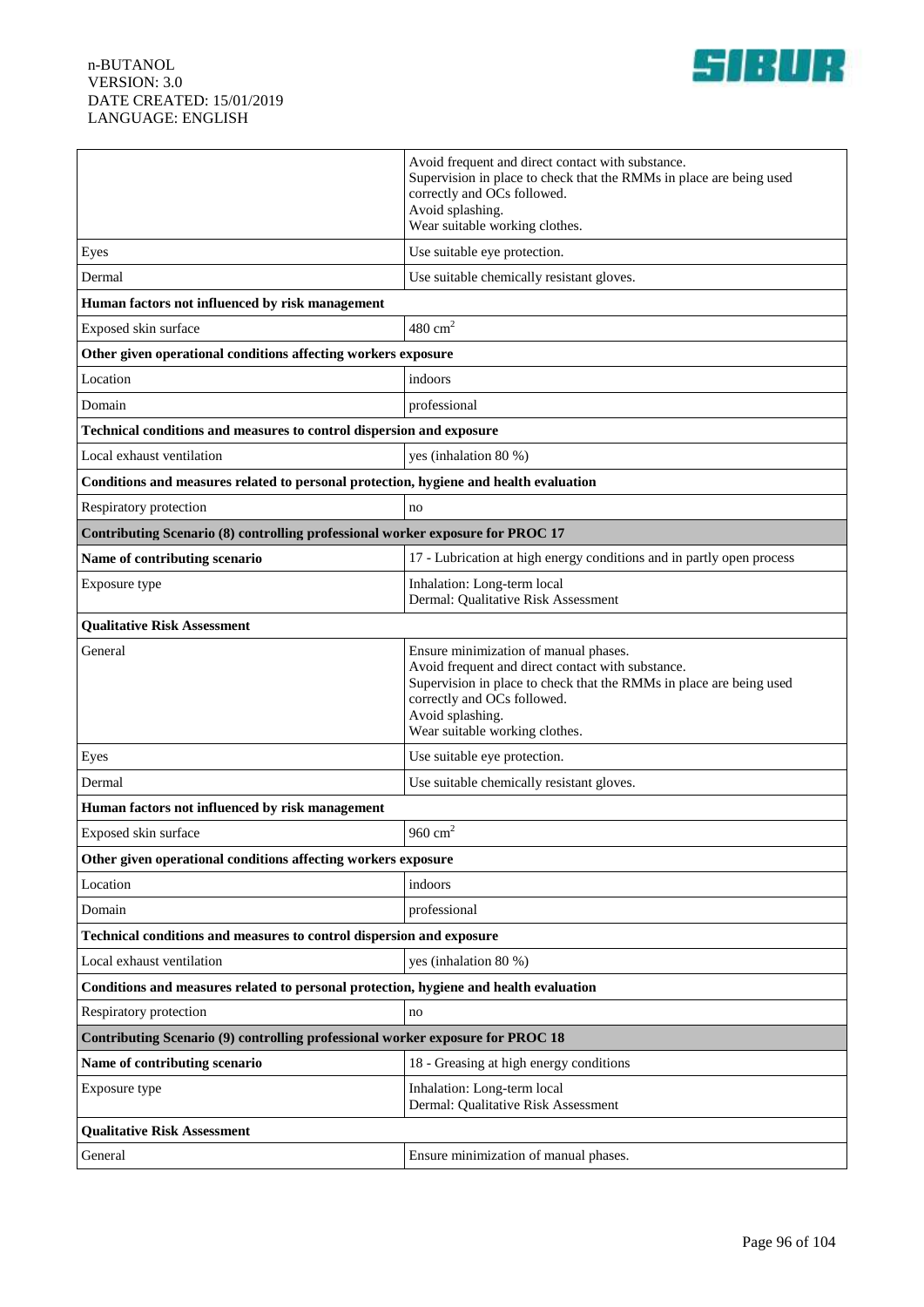| | |
|---|---|
| | Avoid frequent and direct contact with substance.<br>Supervision in place to check that the RMMs in place are being used correctly and OCs followed.<br>Avoid splashing.<br>Wear suitable working clothes. |
| Eyes | Use suitable eye protection. |
| Dermal | Use suitable chemically resistant gloves. |
| **Human factors not influenced by risk management** | |
| Exposed skin surface | 480 $cm^2$ |
| **Other given operational conditions affecting workers exposure** | |
| Location | indoors |
| Domain | professional |
| **Technical conditions and measures to control dispersion and exposure** | |
| Local exhaust ventilation | yes (inhalation 80 %) |
| **Conditions and measures related to personal protection, hygiene and health evaluation** | |
| Respiratory protection | no |
| **Contributing Scenario (8) controlling professional worker exposure for PROC 17** | |
| **Name of contributing scenario** | 17 - Lubrication at high energy conditions and in partly open process |
| Exposure type | Inhalation: Long-term local<br>Dermal: Qualitative Risk Assessment |
| **Qualitative Risk Assessment** | |
| General | Ensure minimization of manual phases.<br>Avoid frequent and direct contact with substance.<br>Supervision in place to check that the RMMs in place are being used correctly and OCs followed.<br>Avoid splashing.<br>Wear suitable working clothes. |
| Eyes | Use suitable eye protection. |
| Dermal | Use suitable chemically resistant gloves. |
| **Human factors not influenced by risk management** | |
| Exposed skin surface | 960 $cm^2$ |
| **Other given operational conditions affecting workers exposure** | |
| Location | indoors |
| Domain | professional |
| **Technical conditions and measures to control dispersion and exposure** | |
| Local exhaust ventilation | yes (inhalation 80 %) |
| **Conditions and measures related to personal protection, hygiene and health evaluation** | |
| Respiratory protection | no |
| **Contributing Scenario (9) controlling professional worker exposure for PROC 18** | |
| **Name of contributing scenario** | 18 - Greasing at high energy conditions |
| Exposure type | Inhalation: Long-term local<br>Dermal: Qualitative Risk Assessment |
| **Qualitative Risk Assessment** | |
| General | Ensure minimization of manual phases. |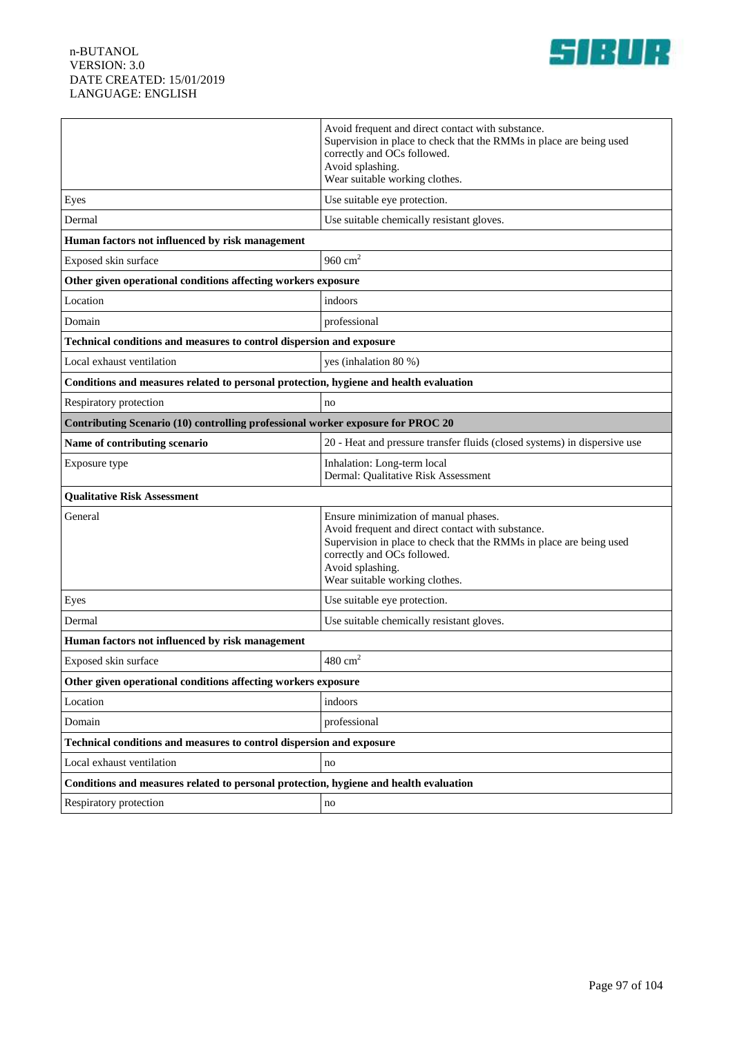| | |
|---|---|
| | Avoid frequent and direct contact with substance.<br>Supervision in place to check that the RMMs in place are being used correctly and OCs followed.<br>Avoid splashing.<br>Wear suitable working clothes. |
| Eyes | Use suitable eye protection. |
| Dermal | Use suitable chemically resistant gloves. |
| **Human factors not influenced by risk management** | |
| Exposed skin surface | 960 $cm^2$ |
| **Other given operational conditions affecting workers exposure** | |
| Location | indoors |
| Domain | professional |
| **Technical conditions and measures to control dispersion and exposure** | |
| Local exhaust ventilation | yes (inhalation 80 %) |
| **Conditions and measures related to personal protection, hygiene and health evaluation** | |
| Respiratory protection | no |
| **Contributing Scenario (10) controlling professional worker exposure for PROC 20** | |
| **Name of contributing scenario** | 20 - Heat and pressure transfer fluids (closed systems) in dispersive use |
| Exposure type | Inhalation: Long-term local<br>Dermal: Qualitative Risk Assessment |
| **Qualitative Risk Assessment** | |
| General | Ensure minimization of manual phases.<br>Avoid frequent and direct contact with substance.<br>Supervision in place to check that the RMMs in place are being used correctly and OCs followed.<br>Avoid splashing.<br>Wear suitable working clothes. |
| Eyes | Use suitable eye protection. |
| Dermal | Use suitable chemically resistant gloves. |
| **Human factors not influenced by risk management** | |
| Exposed skin surface | 480 $cm^2$ |
| **Other given operational conditions affecting workers exposure** | |
| Location | indoors |
| Domain | professional |
| **Technical conditions and measures to control dispersion and exposure** | |
| Local exhaust ventilation | no |
| **Conditions and measures related to personal protection, hygiene and health evaluation** | |
| Respiratory protection | no |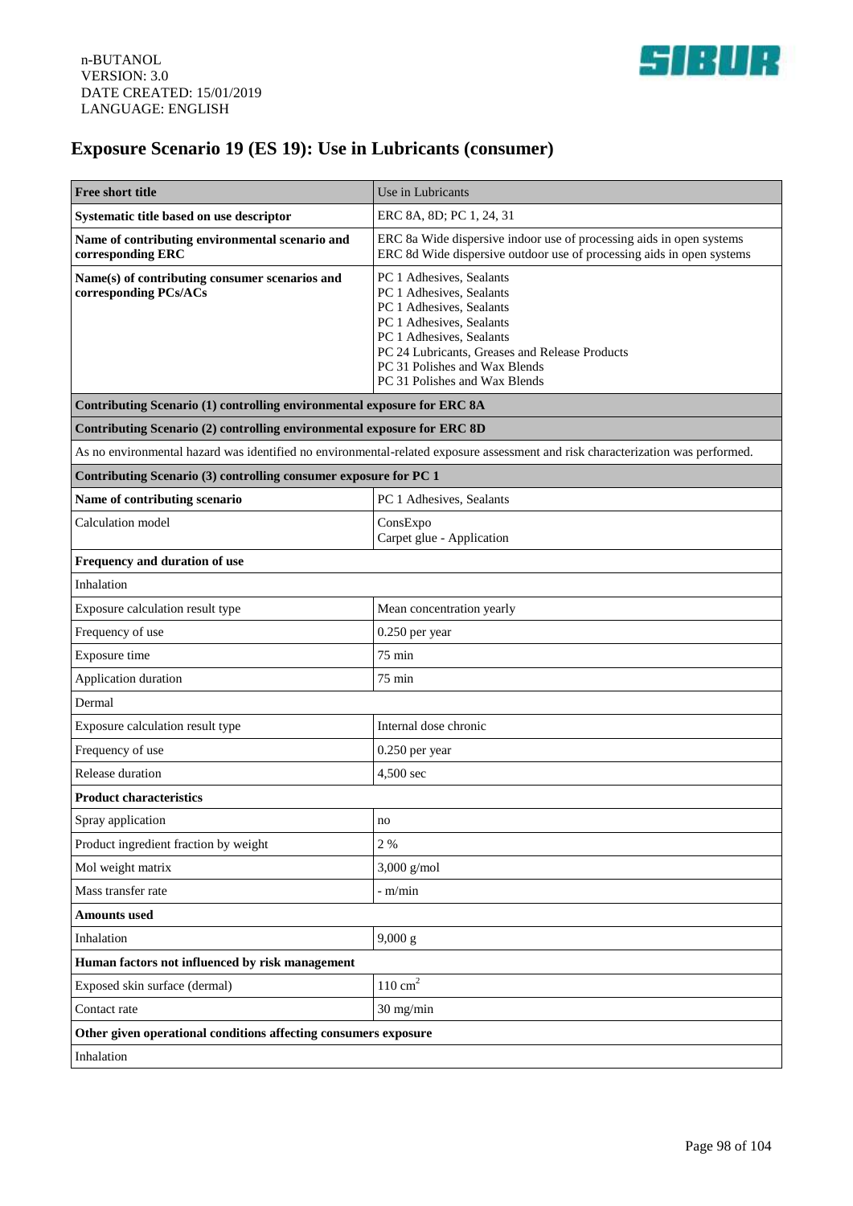## Exposure Scenario 19 (ES 19): Use in Lubricants (consumer)

| **Free short title** | Use in Lubricants |
|---|---|
| **Systematic title based on use descriptor** | ERC 8A, 8D; PC 1, 24, 31 |
| **Name of contributing environmental scenario and corresponding ERC** | ERC 8a Wide dispersive indoor use of processing aids in open systems<br>ERC 8d Wide dispersive outdoor use of processing aids in open systems |
| **Name(s) of contributing consumer scenarios and corresponding PCs/ACs** | PC 1 Adhesives, Sealants<br>PC 1 Adhesives, Sealants<br>PC 1 Adhesives, Sealants<br>PC 1 Adhesives, Sealants<br>PC 1 Adhesives, Sealants<br>PC 24 Lubricants, Greases and Release Products<br>PC 31 Polishes and Wax Blends<br>PC 31 Polishes and Wax Blends |
| **Contributing Scenario (1) controlling environmental exposure for ERC 8A** | |
| **Contributing Scenario (2) controlling environmental exposure for ERC 8D** | |
| As no environmental hazard was identified no environmental-related exposure assessment and risk characterization was performed. | |
| **Contributing Scenario (3) controlling consumer exposure for PC 1** | |
| **Name of contributing scenario** | PC 1 Adhesives, Sealants |
| Calculation model | ConsExpo<br>Carpet glue - Application |
| **Frequency and duration of use** | |
| Inhalation | |
| Exposure calculation result type | Mean concentration yearly |
| Frequency of use | 0.250 per year |
| Exposure time | 75 min |
| Application duration | 75 min |
| Dermal | |
| Exposure calculation result type | Internal dose chronic |
| Frequency of use | 0.250 per year |
| Release duration | 4,500 sec |
| **Product characteristics** | |
| Spray application | no |
| Product ingredient fraction by weight | 2 % |
| Mol weight matrix | 3,000 g/mol |
| Mass transfer rate | - m/min |
| **Amounts used** | |
| Inhalation | 9,000 g |
| **Human factors not influenced by risk management** | |
| Exposed skin surface (dermal) | 110 $cm^2$ |
| Contact rate | 30 mg/min |
| **Other given operational conditions affecting consumers exposure** | |
| Inhalation | |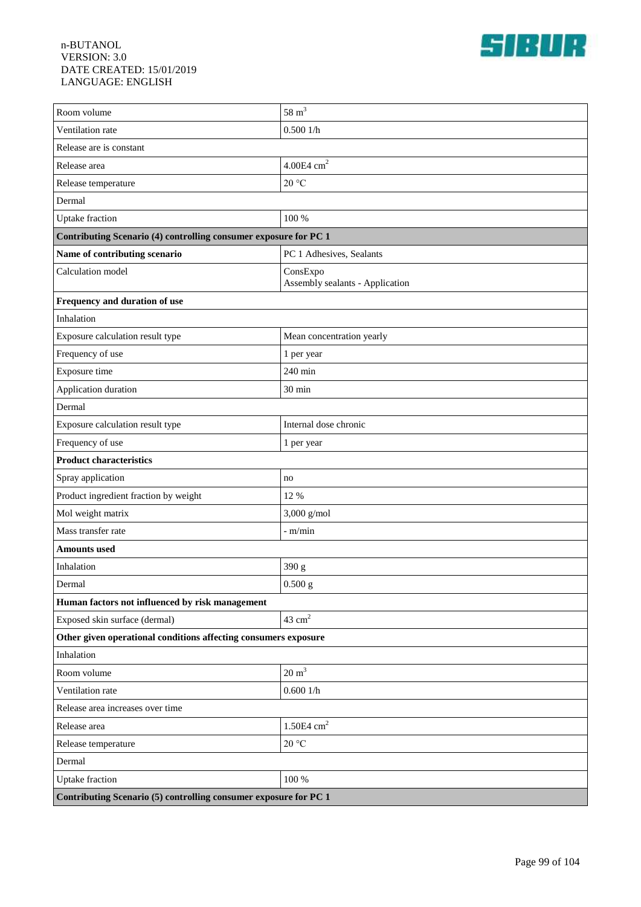| | |
|---|---|
| Room volume | 58 $m^3$ |
| Ventilation rate | 0.500 1/h |
| Release are is constant | |
| Release area | 4.00E4 $cm^2$ |
| Release temperature | 20 °C |
| Dermal | |
| Uptake fraction | 100 % |
| **Contributing Scenario (4) controlling consumer exposure for PC 1** | |
| **Name of contributing scenario** | PC 1 Adhesives, Sealants |
| Calculation model | ConsExpo<br>Assembly sealants - Application |
| **Frequency and duration of use** | |
| Inhalation | |
| Exposure calculation result type | Mean concentration yearly |
| Frequency of use | 1 per year |
| Exposure time | 240 min |
| Application duration | 30 min |
| Dermal | |
| Exposure calculation result type | Internal dose chronic |
| Frequency of use | 1 per year |
| **Product characteristics** | |
| Spray application | no |
| Product ingredient fraction by weight | 12 % |
| Mol weight matrix | 3,000 g/mol |
| Mass transfer rate | - m/min |
| **Amounts used** | |
| Inhalation | 390 g |
| Dermal | 0.500 g |
| **Human factors not influenced by risk management** | |
| Exposed skin surface (dermal) | 43 $cm^2$ |
| **Other given operational conditions affecting consumers exposure** | |
| Inhalation | |
| Room volume | 20 $m^3$ |
| Ventilation rate | 0.600 1/h |
| Release area increases over time | |
| Release area | 1.50E4 $cm^2$ |
| Release temperature | 20 °C |
| Dermal | |
| Uptake fraction | 100 % |
| **Contributing Scenario (5) controlling consumer exposure for PC 1** | |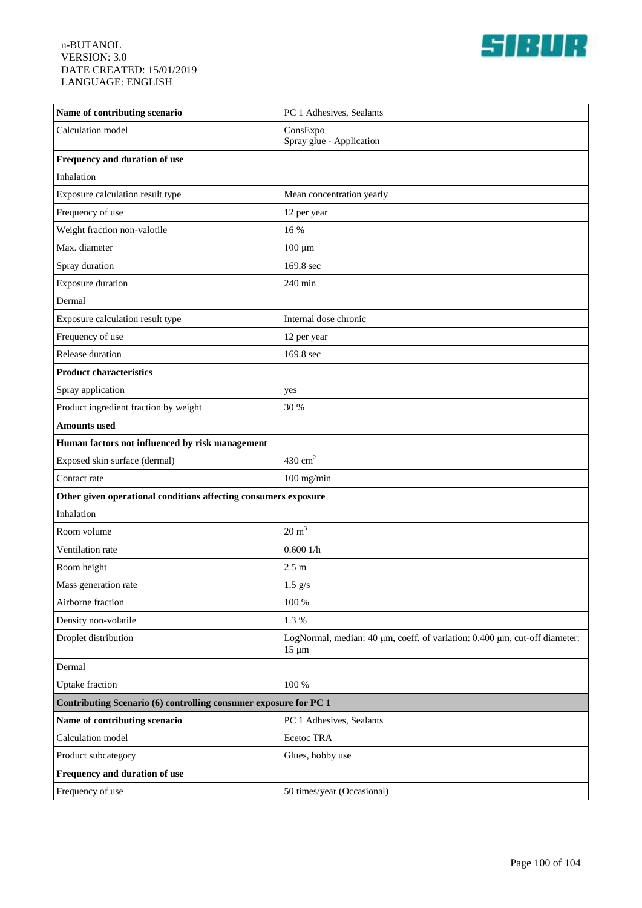| Name of contributing scenario | PC 1 Adhesives, Sealants |
|---|---|
| Calculation model | ConsExpo<br>Spray glue - Application |
| **Frequency and duration of use** | |
| Inhalation | |
| Exposure calculation result type | Mean concentration yearly |
| Frequency of use | 12 per year |
| Weight fraction non-valotile | 16 % |
| Max. diameter | 100 µm |
| Spray duration | 169.8 sec |
| Exposure duration | 240 min |
| Dermal | |
| Exposure calculation result type | Internal dose chronic |
| Frequency of use | 12 per year |
| Release duration | 169.8 sec |
| **Product characteristics** | |
| Spray application | yes |
| Product ingredient fraction by weight | 30 % |
| **Amounts used** | |
| **Human factors not influenced by risk management** | |
| Exposed skin surface (dermal) | 430 $cm^2$ |
| Contact rate | 100 mg/min |
| **Other given operational conditions affecting consumers exposure** | |
| Inhalation | |
| Room volume | 20 $m^3$ |
| Ventilation rate | 0.600 1/h |
| Room height | 2.5 m |
| Mass generation rate | 1.5 g/s |
| Airborne fraction | 100 % |
| Density non-volatile | 1.3 % |
| Droplet distribution | LogNormal, median: 40 µm, coeff. of variation: 0.400 µm, cut-off diameter: 15 µm |
| Dermal | |
| Uptake fraction | 100 % |
| **Contributing Scenario (6) controlling consumer exposure for PC 1** | |
| **Name of contributing scenario** | PC 1 Adhesives, Sealants |
| Calculation model | Ecetoc TRA |
| Product subcategory | Glues, hobby use |
| **Frequency and duration of use** | |
| Frequency of use | 50 times/year (Occasional) |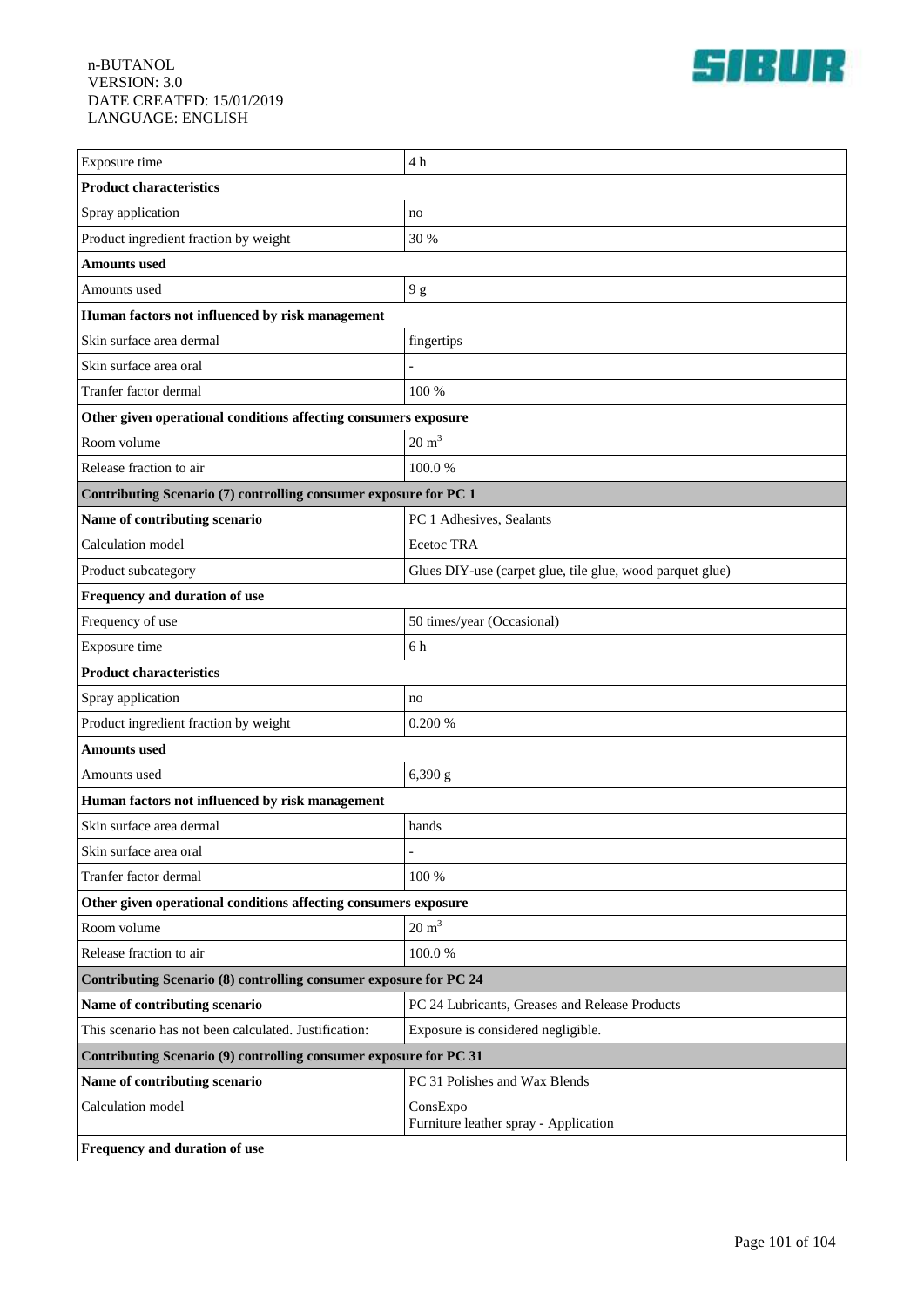| | |
|---|---|
| Exposure time | 4 h |
| **Product characteristics** | |
| Spray application | no |
| Product ingredient fraction by weight | 30 % |
| **Amounts used** | |
| Amounts used | 9 g |
| **Human factors not influenced by risk management** | |
| Skin surface area dermal | fingertips |
| Skin surface area oral | - |
| Tranfer factor dermal | 100 % |
| **Other given operational conditions affecting consumers exposure** | |
| Room volume | 20 $m^3$ |
| Release fraction to air | 100.0 % |
| **Contributing Scenario (7) controlling consumer exposure for PC 1** | |
| **Name of contributing scenario** | PC 1 Adhesives, Sealants |
| Calculation model | Ecetoc TRA |
| Product subcategory | Glues DIY-use (carpet glue, tile glue, wood parquet glue) |
| **Frequency and duration of use** | |
| Frequency of use | 50 times/year (Occasional) |
| Exposure time | 6 h |
| **Product characteristics** | |
| Spray application | no |
| Product ingredient fraction by weight | 0.200 % |
| **Amounts used** | |
| Amounts used | 6,390 g |
| **Human factors not influenced by risk management** | |
| Skin surface area dermal | hands |
| Skin surface area oral | - |
| Tranfer factor dermal | 100 % |
| **Other given operational conditions affecting consumers exposure** | |
| Room volume | 20 $m^3$ |
| Release fraction to air | 100.0 % |
| **Contributing Scenario (8) controlling consumer exposure for PC 24** | |
| **Name of contributing scenario** | PC 24 Lubricants, Greases and Release Products |
| This scenario has not been calculated. Justification: | Exposure is considered negligible. |
| **Contributing Scenario (9) controlling consumer exposure for PC 31** | |
| **Name of contributing scenario** | PC 31 Polishes and Wax Blends |
| Calculation model | ConsExpo<br>Furniture leather spray - Application |
| **Frequency and duration of use** | |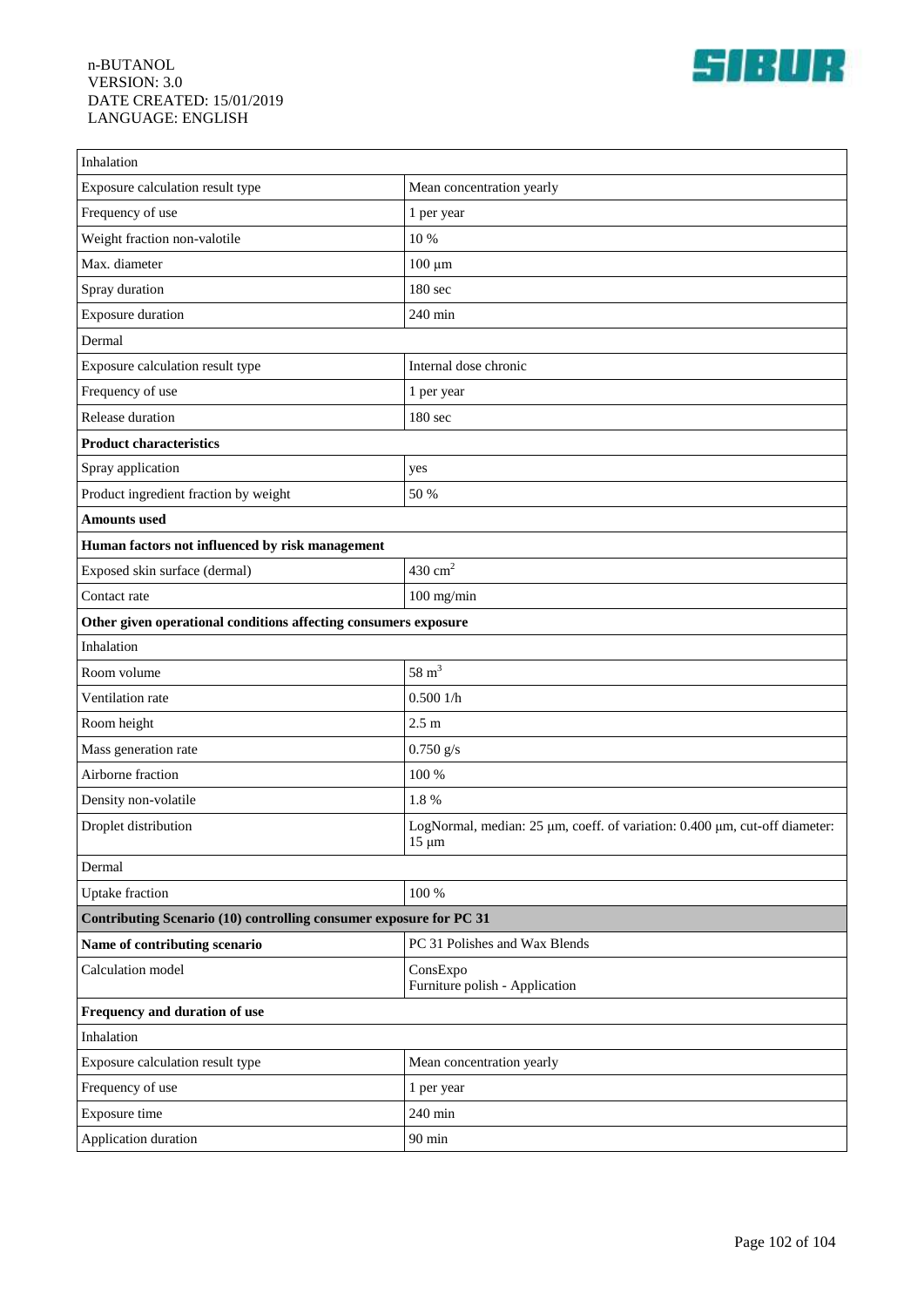| Inhalation | |
|---|---|
| Exposure calculation result type | Mean concentration yearly |
| Frequency of use | 1 per year |
| Weight fraction non-valotile | 10 % |
| Max. diameter | 100 µm |
| Spray duration | 180 sec |
| Exposure duration | 240 min |
| Dermal | |
| Exposure calculation result type | Internal dose chronic |
| Frequency of use | 1 per year |
| Release duration | 180 sec |
| **Product characteristics** | |
| Spray application | yes |
| Product ingredient fraction by weight | 50 % |
| **Amounts used** | |
| **Human factors not influenced by risk management** | |
| Exposed skin surface (dermal) | 430 $cm^2$ |
| Contact rate | 100 mg/min |
| **Other given operational conditions affecting consumers exposure** | |
| Inhalation | |
| Room volume | 58 $m^3$ |
| Ventilation rate | 0.500 1/h |
| Room height | 2.5 m |
| Mass generation rate | 0.750 g/s |
| Airborne fraction | 100 % |
| Density non-volatile | 1.8 % |
| Droplet distribution | LogNormal, median: 25 µm, coeff. of variation: 0.400 µm, cut-off diameter: 15 µm |
| Dermal | |
| Uptake fraction | 100 % |
| **Contributing Scenario (10) controlling consumer exposure for PC 31** | |
| **Name of contributing scenario** | PC 31 Polishes and Wax Blends |
| Calculation model | ConsExpo<br>Furniture polish - Application |
| **Frequency and duration of use** | |
| Inhalation | |
| Exposure calculation result type | Mean concentration yearly |
| Frequency of use | 1 per year |
| Exposure time | 240 min |
| Application duration | 90 min |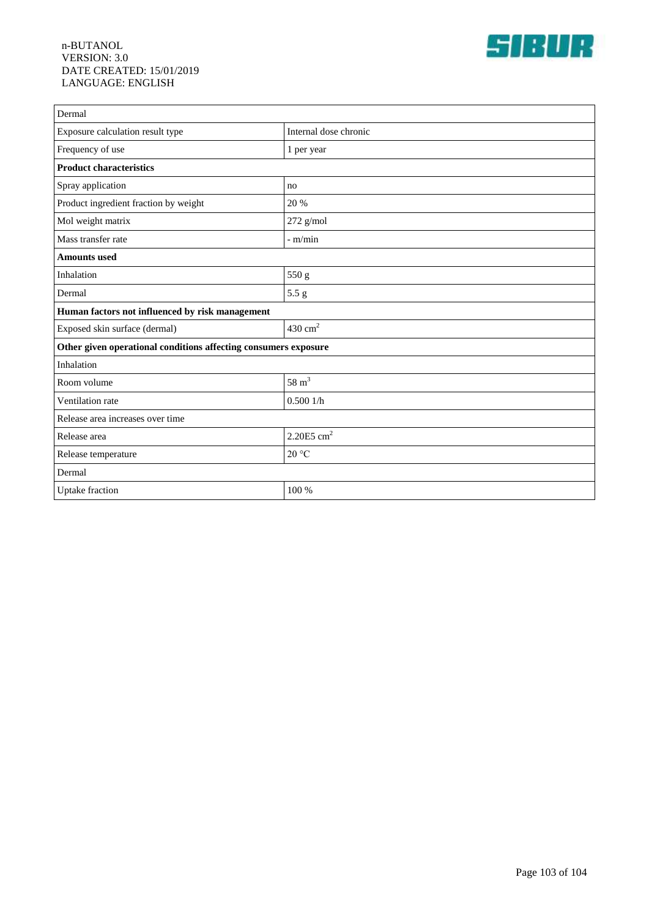| Dermal | |
|---|---|
| Exposure calculation result type | Internal dose chronic |
| Frequency of use | 1 per year |
| **Product characteristics** | |
| Spray application | no |
| Product ingredient fraction by weight | 20 % |
| Mol weight matrix | 272 g/mol |
| Mass transfer rate | - m/min |
| **Amounts used** | |
| Inhalation | 550 g |
| Dermal | 5.5 g |
| **Human factors not influenced by risk management** | |
| Exposed skin surface (dermal) | 430 $cm^2$ |
| **Other given operational conditions affecting consumers exposure** | |
| Inhalation | |
| Room volume | 58 $m^3$ |
| Ventilation rate | 0.500 1/h |
| Release area increases over time | |
| Release area | 2.20E5 $cm^2$ |
| Release temperature | 20 °C |
| Dermal | |
| Uptake fraction | 100 % |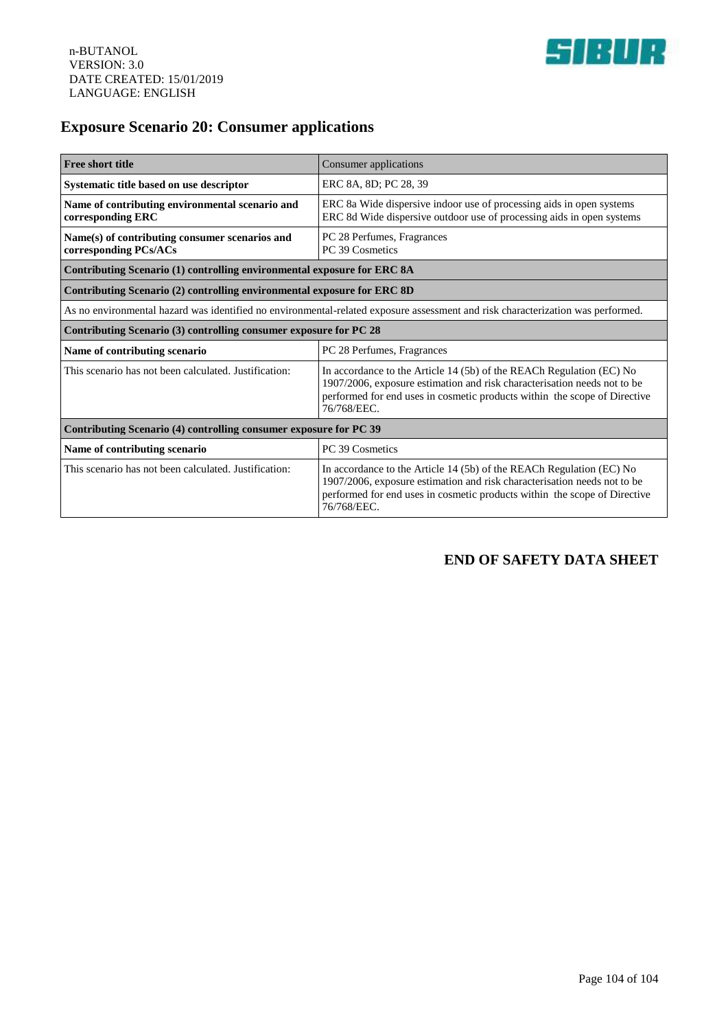# Exposure Scenario 20: Consumer applications

| | |
|---|---|
| **Free short title** | Consumer applications |
| **Systematic title based on use descriptor** | ERC 8A, 8D; PC 28, 39 |
| **Name of contributing environmental scenario and corresponding ERC** | ERC 8a Wide dispersive indoor use of processing aids in open systems<br>ERC 8d Wide dispersive outdoor use of processing aids in open systems |
| **Name(s) of contributing consumer scenarios and corresponding PCs/ACs** | PC 28 Perfumes, Fragrances<br>PC 39 Cosmetics |
| **Contributing Scenario (1) controlling environmental exposure for ERC 8A** | |
| **Contributing Scenario (2) controlling environmental exposure for ERC 8D** | |
| As no environmental hazard was identified no environmental-related exposure assessment and risk characterization was performed. | |
| **Contributing Scenario (3) controlling consumer exposure for PC 28** | |
| **Name of contributing scenario** | PC 28 Perfumes, Fragrances |
| This scenario has not been calculated. Justification: | In accordance to the Article 14 (5b) of the REACh Regulation (EC) No 1907/2006, exposure estimation and risk characterisation needs not to be performed for end uses in cosmetic products within the scope of Directive 76/768/EEC. |
| **Contributing Scenario (4) controlling consumer exposure for PC 39** | |
| **Name of contributing scenario** | PC 39 Cosmetics |
| This scenario has not been calculated. Justification: | In accordance to the Article 14 (5b) of the REACh Regulation (EC) No 1907/2006, exposure estimation and risk characterisation needs not to be performed for end uses in cosmetic products within the scope of Directive 76/768/EEC. |

**END OF SAFETY DATA SHEET**